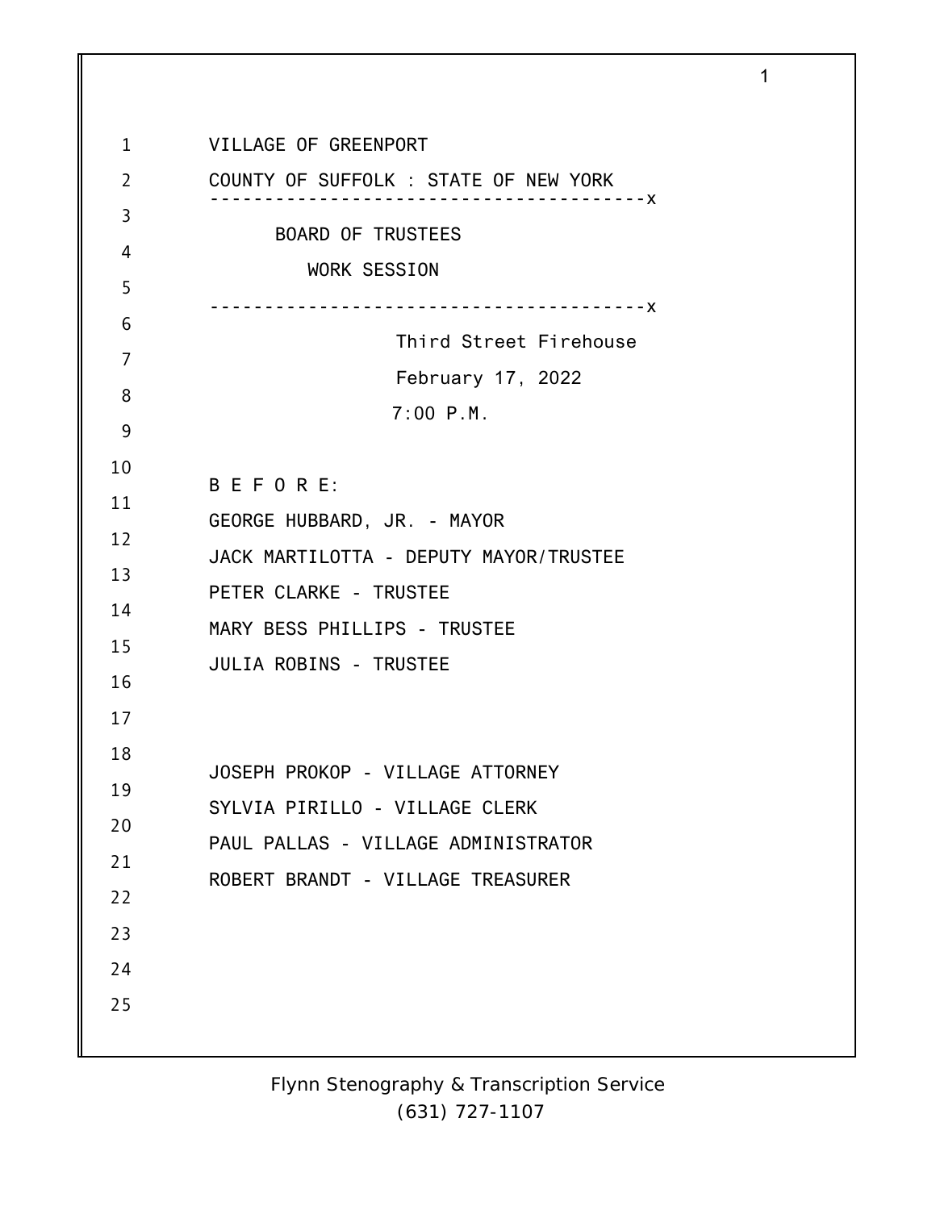VILLAGE OF GREENPORT

COUNTY OF SUFFOLK : STATE OF NEW YORK

----------------------------------------x

BOARD OF TRUSTEES

WORK SESSION

----------------------------------------x

Third Street Firehouse

February 17, 2022

7:00 P.M.

B E F O R E:

GEORGE HUBBARD, JR. - MAYOR

JACK MARTILOTTA - DEPUTY MAYOR/TRUSTEE

PETER CLARKE - TRUSTEE

MARY BESS PHILLIPS - TRUSTEE

JULIA ROBINS - TRUSTEE

JOSEPH PROKOP - VILLAGE ATTORNEY

SYLVIA PIRILLO - VILLAGE CLERK

PAUL PALLAS - VILLAGE ADMINISTRATOR

ROBERT BRANDT - VILLAGE TREASURER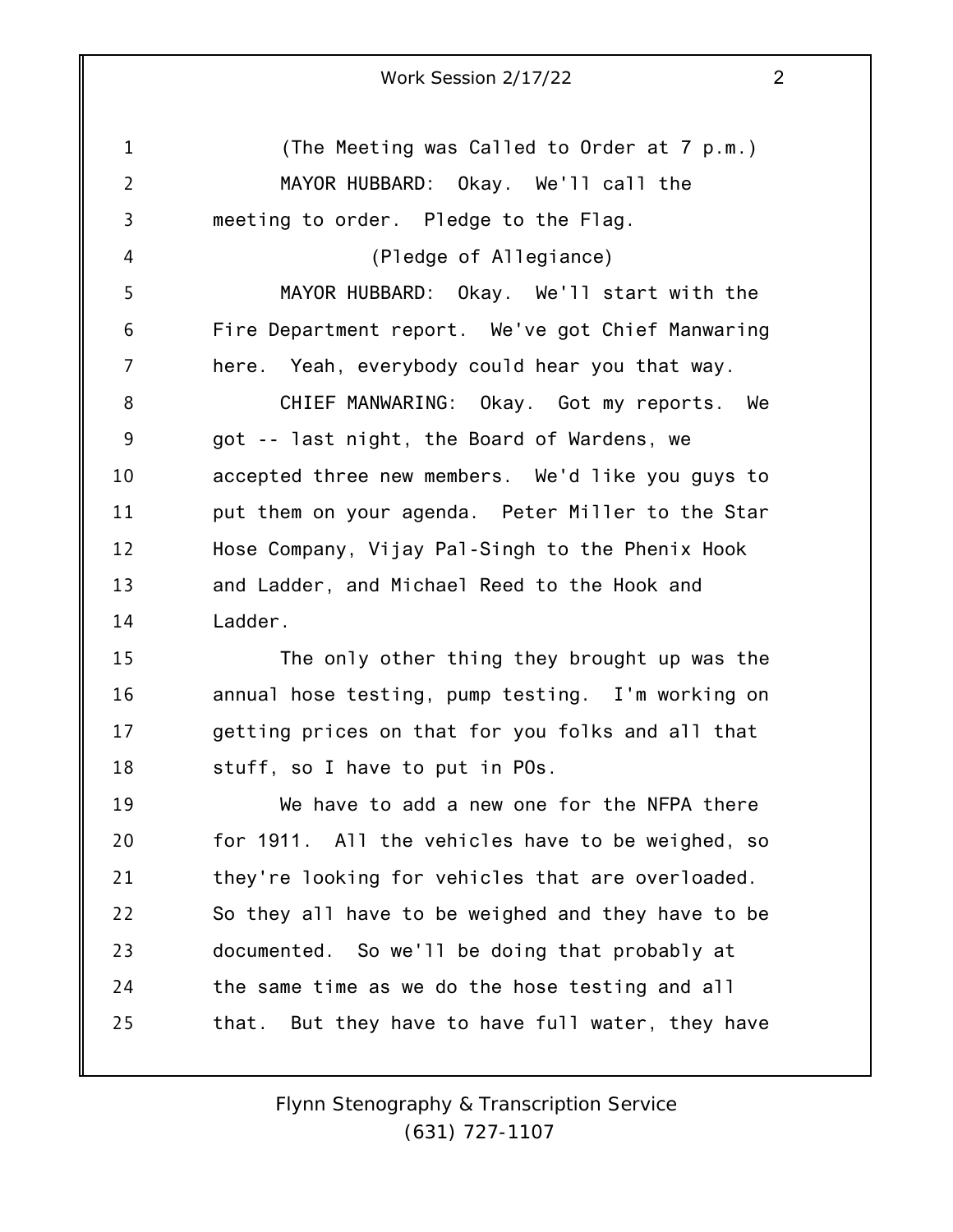(The Meeting was Called to Order at 7 p.m.)

MAYOR HUBBARD: Okay. We'll call the meeting to order. Pledge to the Flag.

(Pledge of Allegiance)

MAYOR HUBBARD: Okay. We'll start with the Fire Department report. We've got Chief Manwaring here. Yeah, everybody could hear you that way.

CHIEF MANWARING: Okay. Got my reports. We got -- last night, the Board of Wardens, we accepted three new members. We'd like you guys to put them on your agenda. Peter Miller to the Star Hose Company, Vijay Pal-Singh to the Phenix Hook and Ladder, and Michael Reed to the Hook and Ladder.

The only other thing they brought up was the annual hose testing, pump testing. I'm working on getting prices on that for you folks and all that stuff, so I have to put in POs.

We have to add a new one for the NFPA there for 1911. All the vehicles have to be weighed, so they're looking for vehicles that are overloaded. So they all have to be weighed and they have to be documented. So we'll be doing that probably at the same time as we do the hose testing and all that. But they have to have full water, they have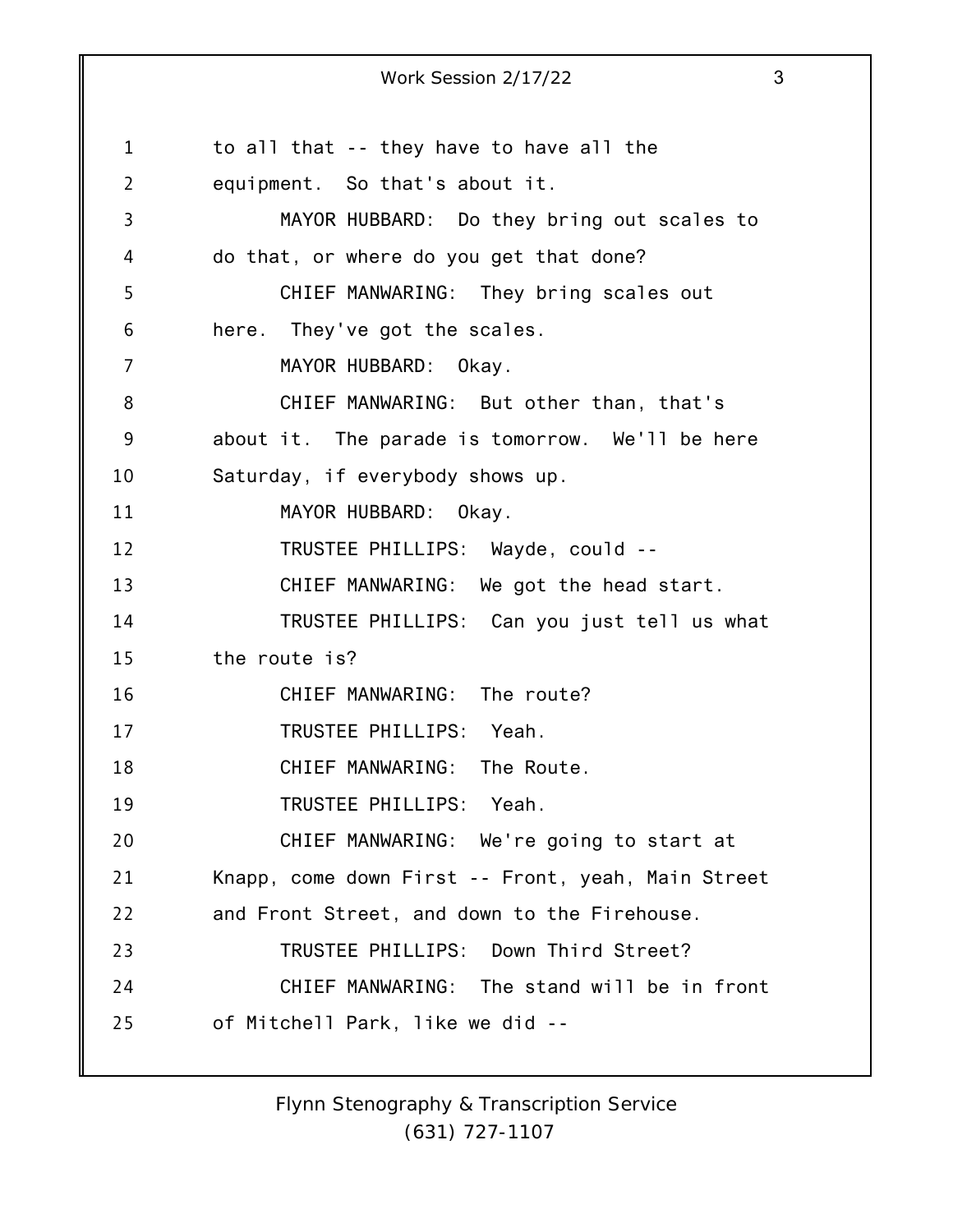to all that -- they have to have all the equipment. So that's about it.

MAYOR HUBBARD: Do they bring out scales to do that, or where do you get that done?

CHIEF MANWARING: They bring scales out here. They've got the scales.

MAYOR HUBBARD: Okay.

CHIEF MANWARING: But other than, that's about it. The parade is tomorrow. We'll be here Saturday, if everybody shows up.

MAYOR HUBBARD: Okay.

TRUSTEE PHILLIPS: Wayde, could --

CHIEF MANWARING: We got the head start.

TRUSTEE PHILLIPS: Can you just tell us what the route is?

CHIEF MANWARING: The route?

TRUSTEE PHILLIPS: Yeah.

CHIEF MANWARING: The Route.

TRUSTEE PHILLIPS: Yeah.

CHIEF MANWARING: We're going to start at Knapp, come down First -- Front, yeah, Main Street and Front Street, and down to the Firehouse.

TRUSTEE PHILLIPS: Down Third Street?

CHIEF MANWARING: The stand will be in front of Mitchell Park, like we did --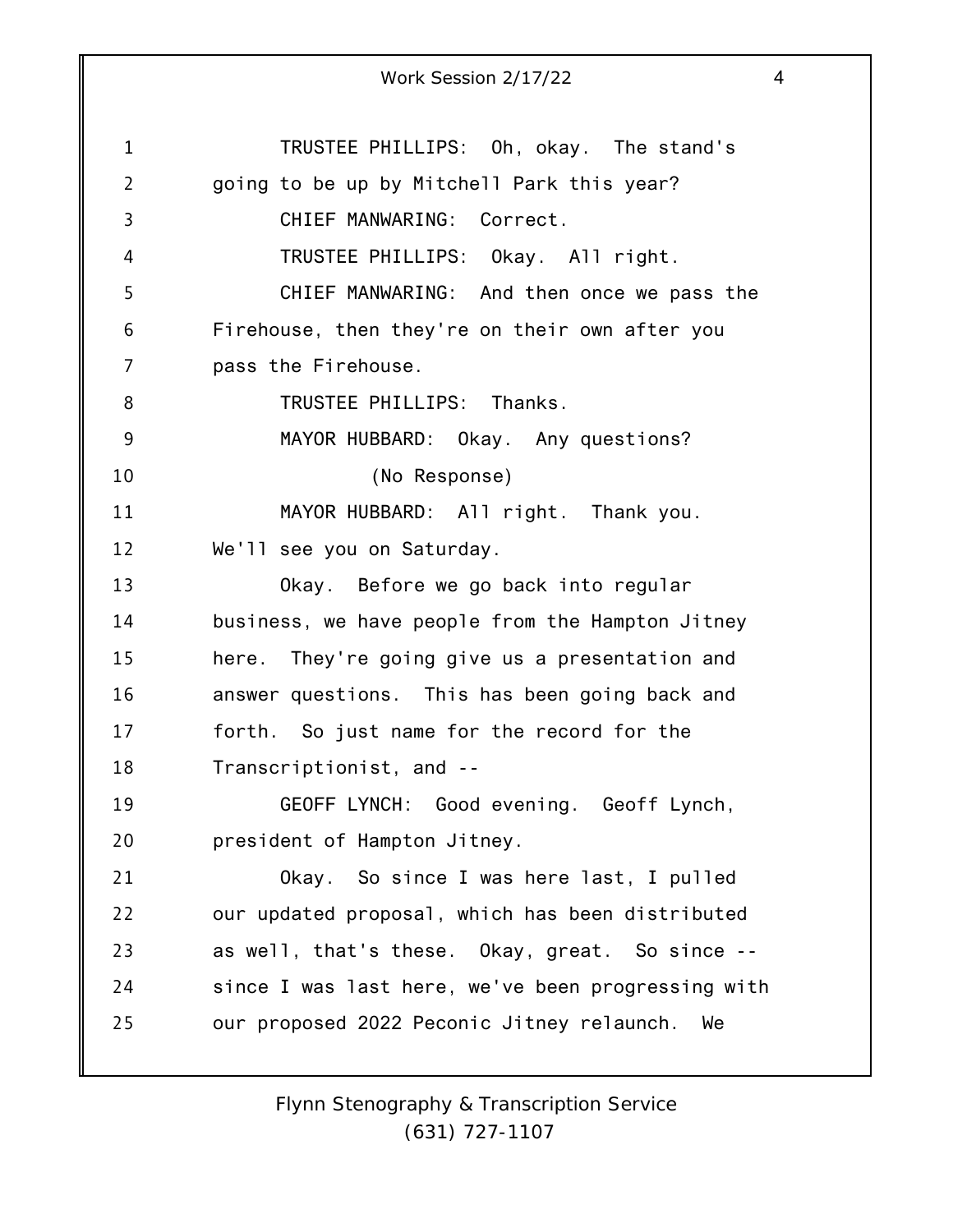TRUSTEE PHILLIPS: Oh, okay. The stand's going to be up by Mitchell Park this year?

CHIEF MANWARING: Correct.

TRUSTEE PHILLIPS: Okay. All right.

CHIEF MANWARING: And then once we pass the Firehouse, then they're on their own after you pass the Firehouse.

TRUSTEE PHILLIPS: Thanks.

MAYOR HUBBARD: Okay. Any questions?

(No Response)

MAYOR HUBBARD: All right. Thank you. We'll see you on Saturday.

Okay. Before we go back into regular business, we have people from the Hampton Jitney here. They're going give us a presentation and answer questions. This has been going back and forth. So just name for the record for the Transcriptionist, and --

GEOFF LYNCH: Good evening. Geoff Lynch, president of Hampton Jitney.

Okay. So since I was here last, I pulled our updated proposal, which has been distributed as well, that's these. Okay, great. So since -- since I was last here, we've been progressing with our proposed 2022 Peconic Jitney relaunch. We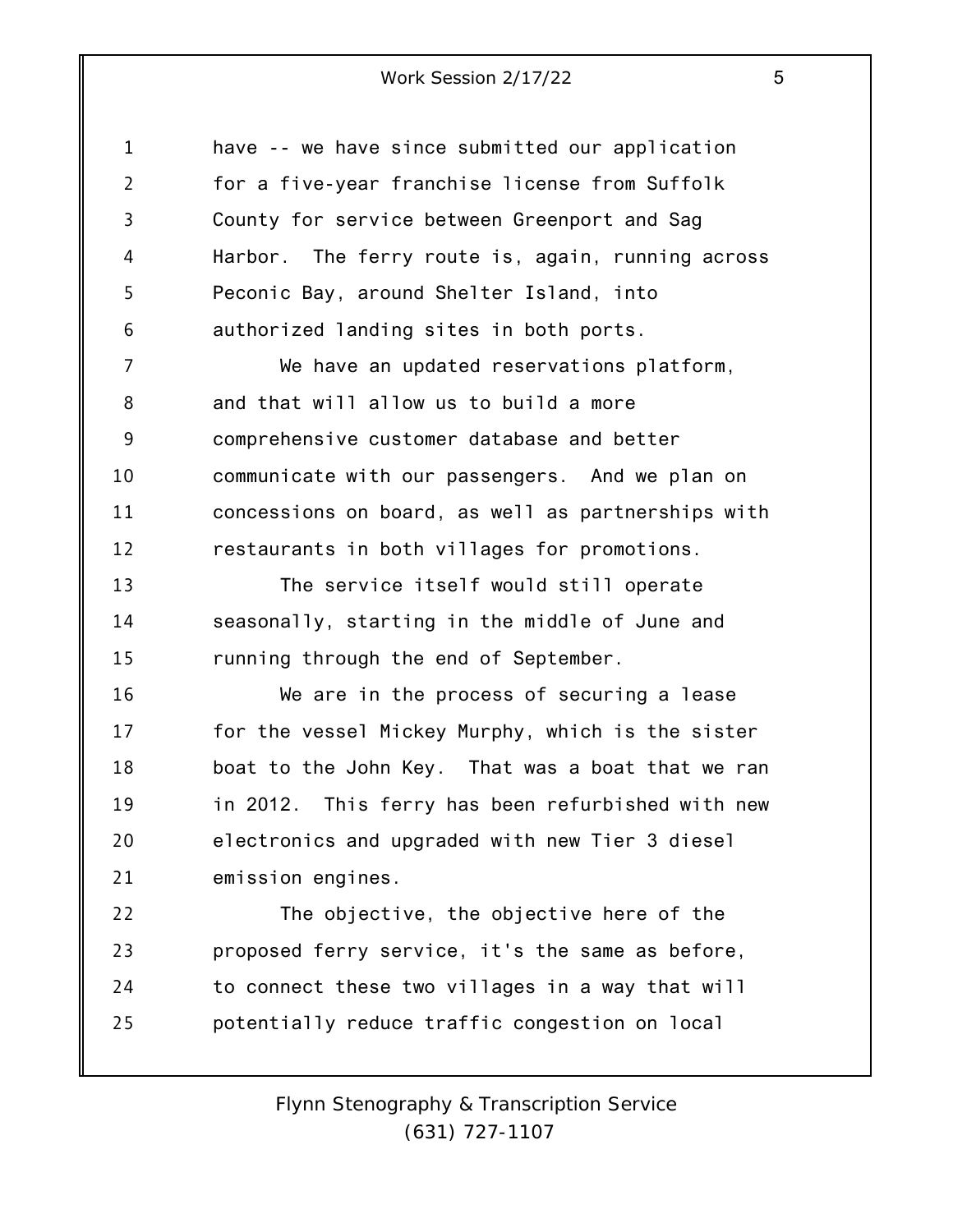have -- we have since submitted our application for a five-year franchise license from Suffolk County for service between Greenport and Sag Harbor. The ferry route is, again, running across Peconic Bay, around Shelter Island, into authorized landing sites in both ports.

We have an updated reservations platform, and that will allow us to build a more comprehensive customer database and better communicate with our passengers. And we plan on concessions on board, as well as partnerships with restaurants in both villages for promotions.

The service itself would still operate seasonally, starting in the middle of June and running through the end of September.

We are in the process of securing a lease for the vessel Mickey Murphy, which is the sister boat to the John Key. That was a boat that we ran in 2012. This ferry has been refurbished with new electronics and upgraded with new Tier 3 diesel emission engines.

The objective, the objective here of the proposed ferry service, it's the same as before, to connect these two villages in a way that will potentially reduce traffic congestion on local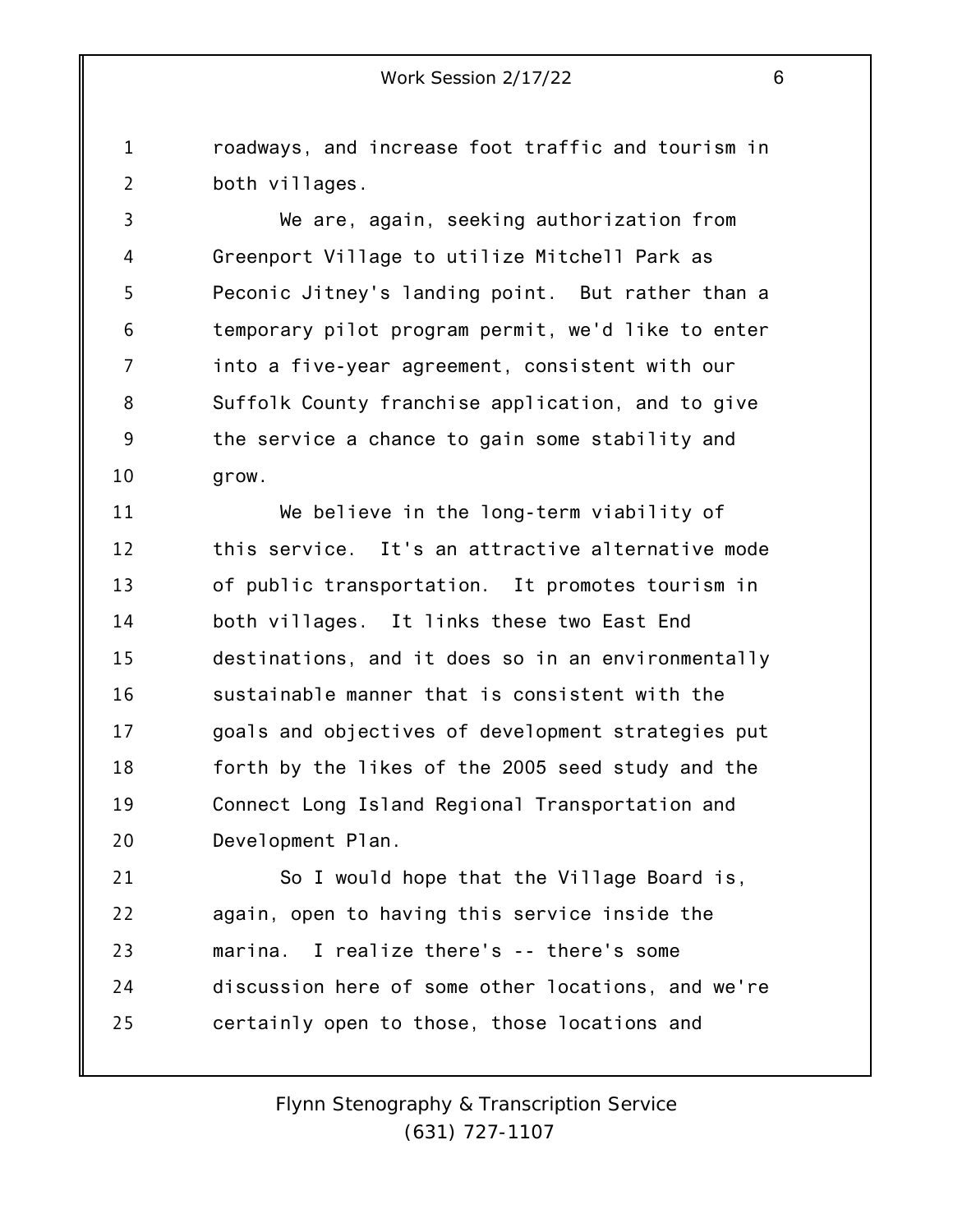roadways, and increase foot traffic and tourism in both villages.

We are, again, seeking authorization from Greenport Village to utilize Mitchell Park as Peconic Jitney's landing point. But rather than a temporary pilot program permit, we'd like to enter into a five-year agreement, consistent with our Suffolk County franchise application, and to give the service a chance to gain some stability and grow.

We believe in the long-term viability of this service. It's an attractive alternative mode of public transportation. It promotes tourism in both villages. It links these two East End destinations, and it does so in an environmentally sustainable manner that is consistent with the goals and objectives of development strategies put forth by the likes of the 2005 seed study and the Connect Long Island Regional Transportation and Development Plan.

So I would hope that the Village Board is, again, open to having this service inside the marina. I realize there's -- there's some discussion here of some other locations, and we're certainly open to those, those locations and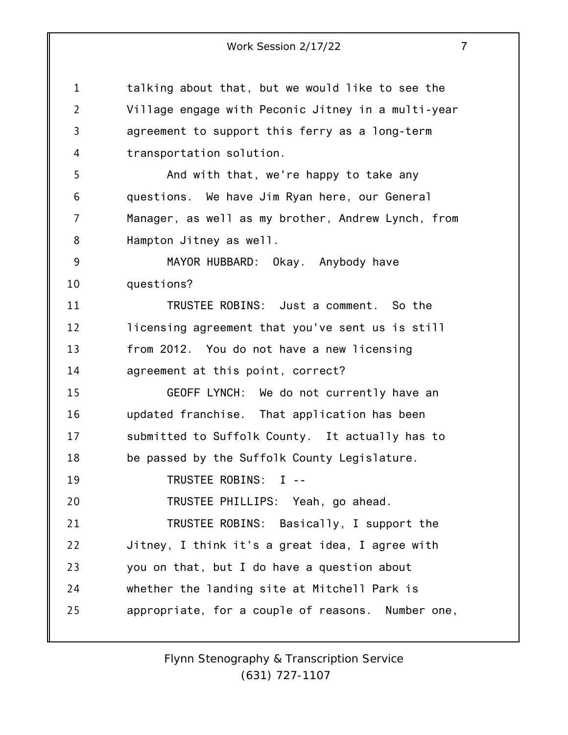talking about that, but we would like to see the Village engage with Peconic Jitney in a multi-year agreement to support this ferry as a long-term transportation solution.

And with that, we're happy to take any questions. We have Jim Ryan here, our General Manager, as well as my brother, Andrew Lynch, from Hampton Jitney as well.

MAYOR HUBBARD: Okay. Anybody have questions?

TRUSTEE ROBINS: Just a comment. So the licensing agreement that you've sent us is still from 2012. You do not have a new licensing agreement at this point, correct?

GEOFF LYNCH: We do not currently have an updated franchise. That application has been submitted to Suffolk County. It actually has to be passed by the Suffolk County Legislature.

TRUSTEE ROBINS: I --

TRUSTEE PHILLIPS: Yeah, go ahead.

TRUSTEE ROBINS: Basically, I support the Jitney, I think it's a great idea, I agree with you on that, but I do have a question about whether the landing site at Mitchell Park is appropriate, for a couple of reasons. Number one,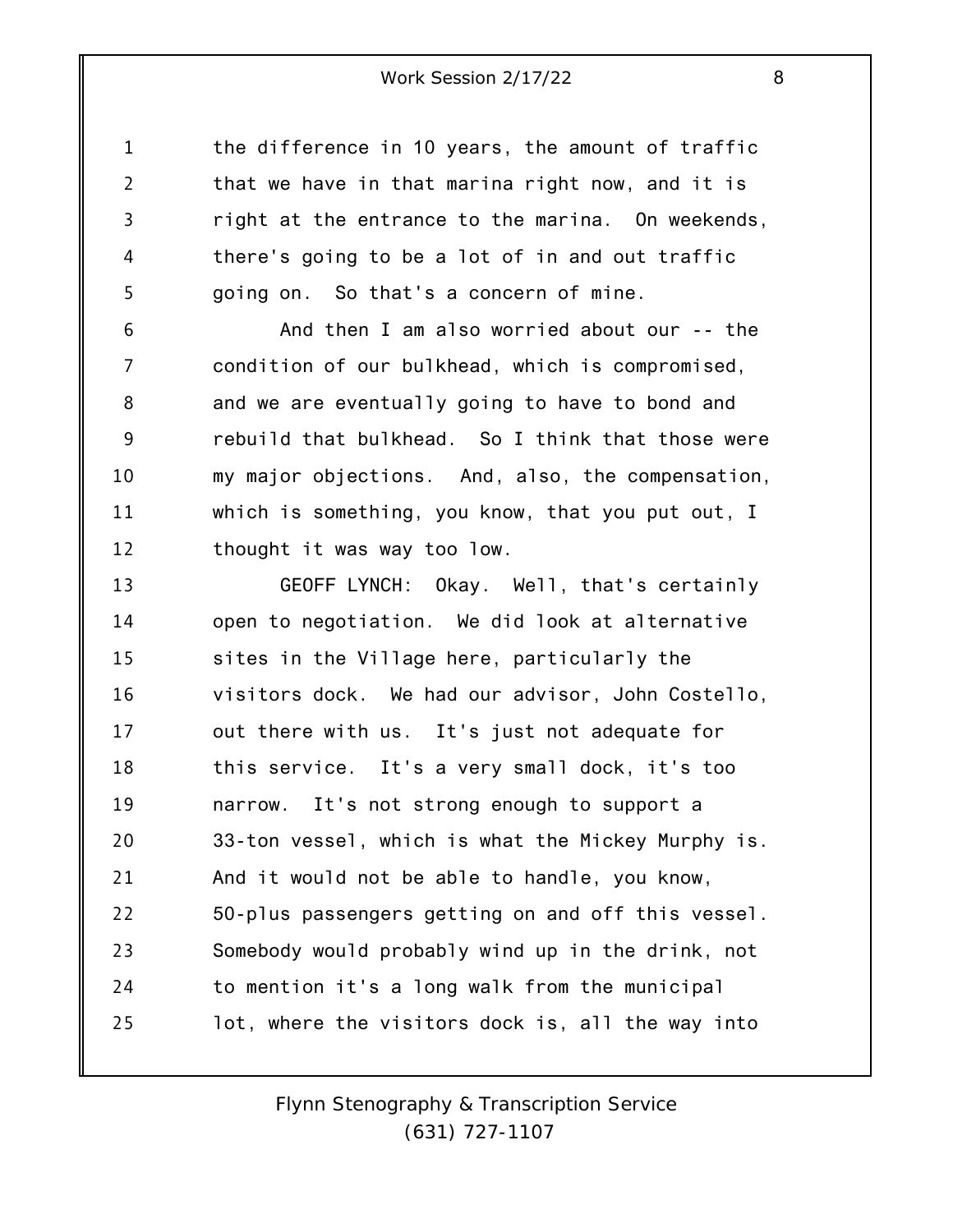the difference in 10 years, the amount of traffic that we have in that marina right now, and it is right at the entrance to the marina. On weekends, there's going to be a lot of in and out traffic going on. So that's a concern of mine.

And then I am also worried about our -- the condition of our bulkhead, which is compromised, and we are eventually going to have to bond and rebuild that bulkhead. So I think that those were my major objections. And, also, the compensation, which is something, you know, that you put out, I thought it was way too low.

GEOFF LYNCH: Okay. Well, that's certainly open to negotiation. We did look at alternative sites in the Village here, particularly the visitors dock. We had our advisor, John Costello, out there with us. It's just not adequate for this service. It's a very small dock, it's too narrow. It's not strong enough to support a 33-ton vessel, which is what the Mickey Murphy is. And it would not be able to handle, you know, 50-plus passengers getting on and off this vessel. Somebody would probably wind up in the drink, not to mention it's a long walk from the municipal lot, where the visitors dock is, all the way into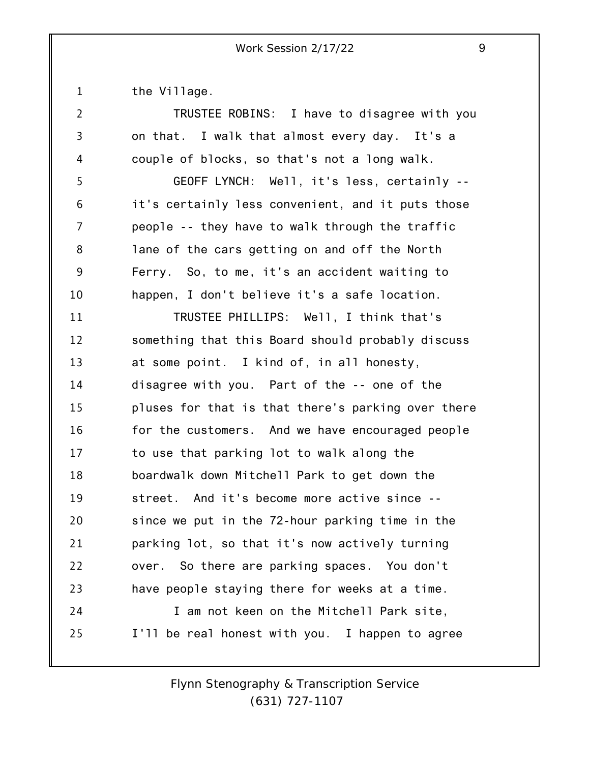the Village.

TRUSTEE ROBINS: I have to disagree with you on that. I walk that almost every day. It's a couple of blocks, so that's not a long walk.

GEOFF LYNCH: Well, it's less, certainly -- it's certainly less convenient, and it puts those people -- they have to walk through the traffic lane of the cars getting on and off the North Ferry. So, to me, it's an accident waiting to happen, I don't believe it's a safe location.

TRUSTEE PHILLIPS: Well, I think that's something that this Board should probably discuss at some point. I kind of, in all honesty, disagree with you. Part of the -- one of the pluses for that is that there's parking over there for the customers. And we have encouraged people to use that parking lot to walk along the boardwalk down Mitchell Park to get down the street. And it's become more active since -- since we put in the 72-hour parking time in the parking lot, so that it's now actively turning over. So there are parking spaces. You don't have people staying there for weeks at a time.

I am not keen on the Mitchell Park site, I'll be real honest with you. I happen to agree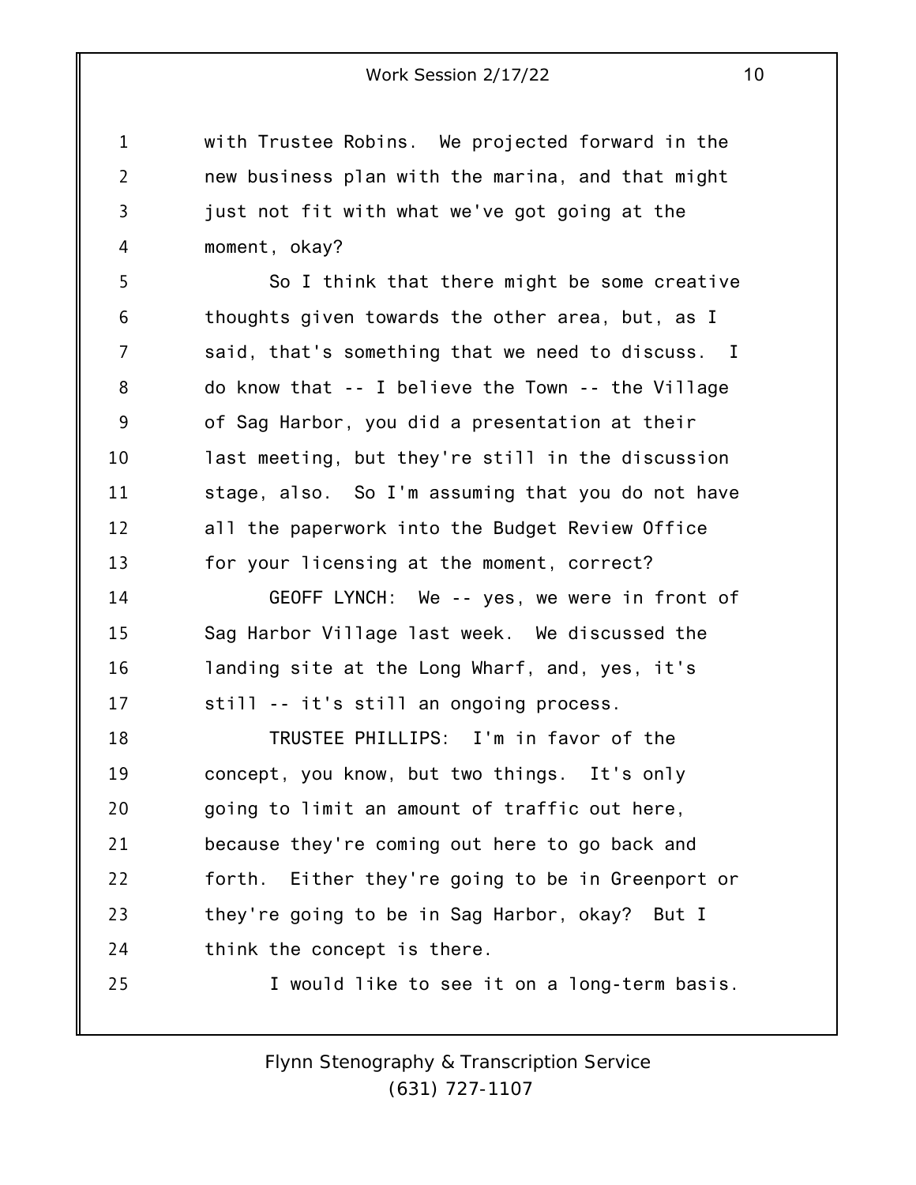with Trustee Robins. We projected forward in the new business plan with the marina, and that might just not fit with what we've got going at the moment, okay?

So I think that there might be some creative thoughts given towards the other area, but, as I said, that's something that we need to discuss. I do know that -- I believe the Town -- the Village of Sag Harbor, you did a presentation at their last meeting, but they're still in the discussion stage, also. So I'm assuming that you do not have all the paperwork into the Budget Review Office for your licensing at the moment, correct?

GEOFF LYNCH: We -- yes, we were in front of Sag Harbor Village last week. We discussed the landing site at the Long Wharf, and, yes, it's still -- it's still an ongoing process.

TRUSTEE PHILLIPS: I'm in favor of the concept, you know, but two things. It's only going to limit an amount of traffic out here, because they're coming out here to go back and forth. Either they're going to be in Greenport or they're going to be in Sag Harbor, okay? But I think the concept is there.

I would like to see it on a long-term basis.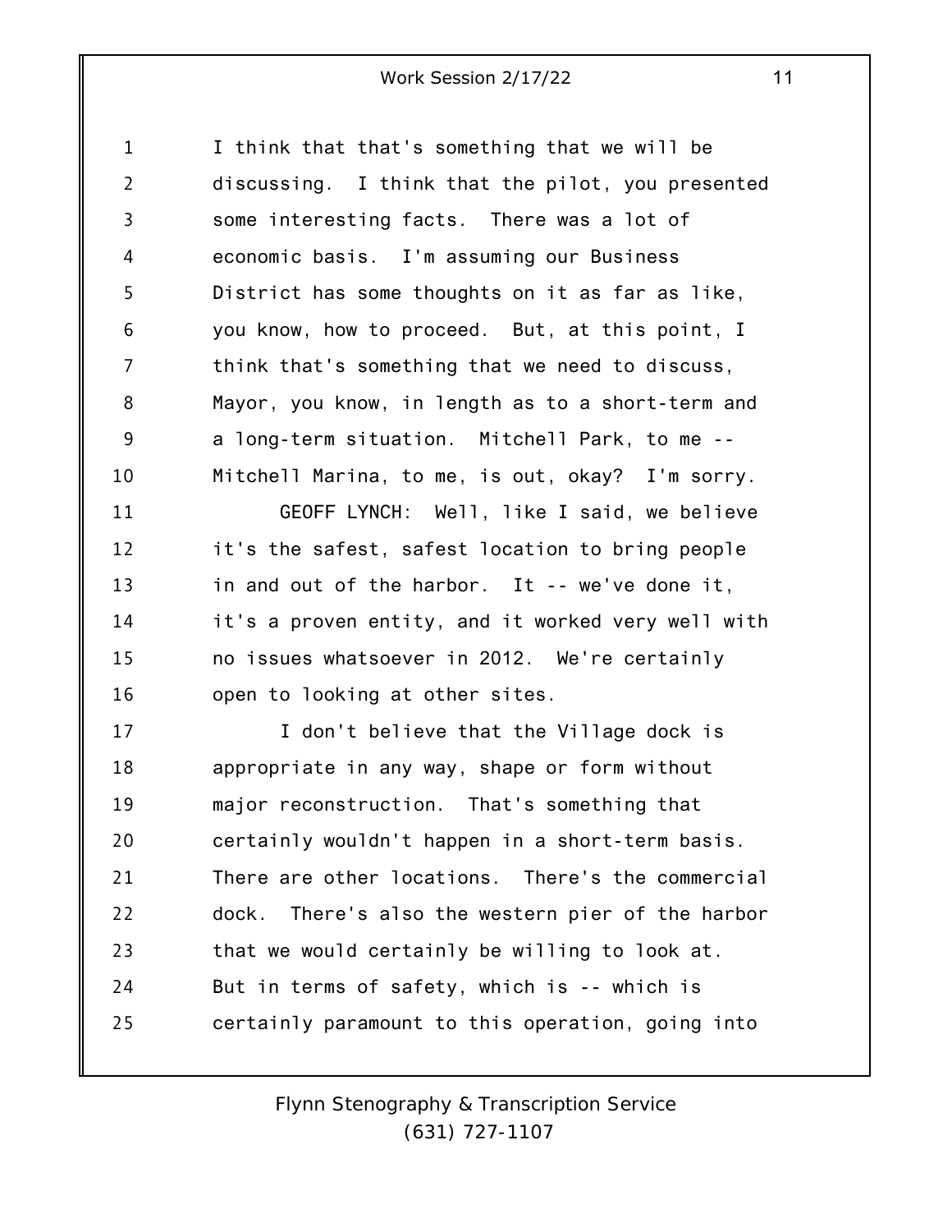I think that that's something that we will be discussing. I think that the pilot, you presented some interesting facts. There was a lot of economic basis. I'm assuming our Business District has some thoughts on it as far as like, you know, how to proceed. But, at this point, I think that's something that we need to discuss, Mayor, you know, in length as to a short-term and a long-term situation. Mitchell Park, to me -- Mitchell Marina, to me, is out, okay? I'm sorry.

GEOFF LYNCH: Well, like I said, we believe it's the safest, safest location to bring people in and out of the harbor. It -- we've done it, it's a proven entity, and it worked very well with no issues whatsoever in 2012. We're certainly open to looking at other sites.

I don't believe that the Village dock is appropriate in any way, shape or form without major reconstruction. That's something that certainly wouldn't happen in a short-term basis. There are other locations. There's the commercial dock. There's also the western pier of the harbor that we would certainly be willing to look at. But in terms of safety, which is -- which is certainly paramount to this operation, going into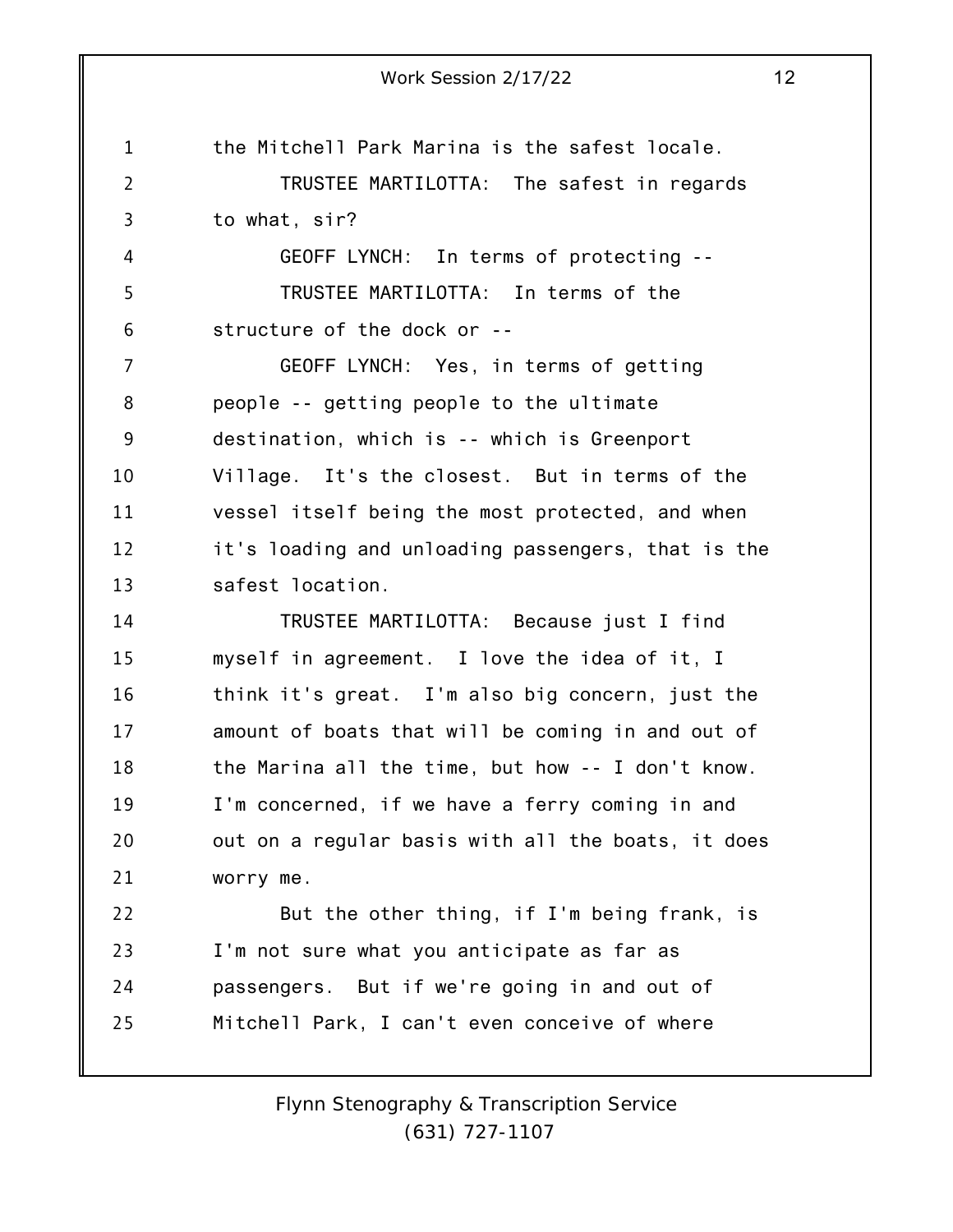the Mitchell Park Marina is the safest locale.

TRUSTEE MARTILOTTA: The safest in regards to what, sir?

GEOFF LYNCH: In terms of protecting --

TRUSTEE MARTILOTTA: In terms of the structure of the dock or --

GEOFF LYNCH: Yes, in terms of getting people -- getting people to the ultimate destination, which is -- which is Greenport Village. It's the closest. But in terms of the vessel itself being the most protected, and when it's loading and unloading passengers, that is the safest location.

TRUSTEE MARTILOTTA: Because just I find myself in agreement. I love the idea of it, I think it's great. I'm also big concern, just the amount of boats that will be coming in and out of the Marina all the time, but how -- I don't know. I'm concerned, if we have a ferry coming in and out on a regular basis with all the boats, it does worry me.

But the other thing, if I'm being frank, is I'm not sure what you anticipate as far as passengers. But if we're going in and out of Mitchell Park, I can't even conceive of where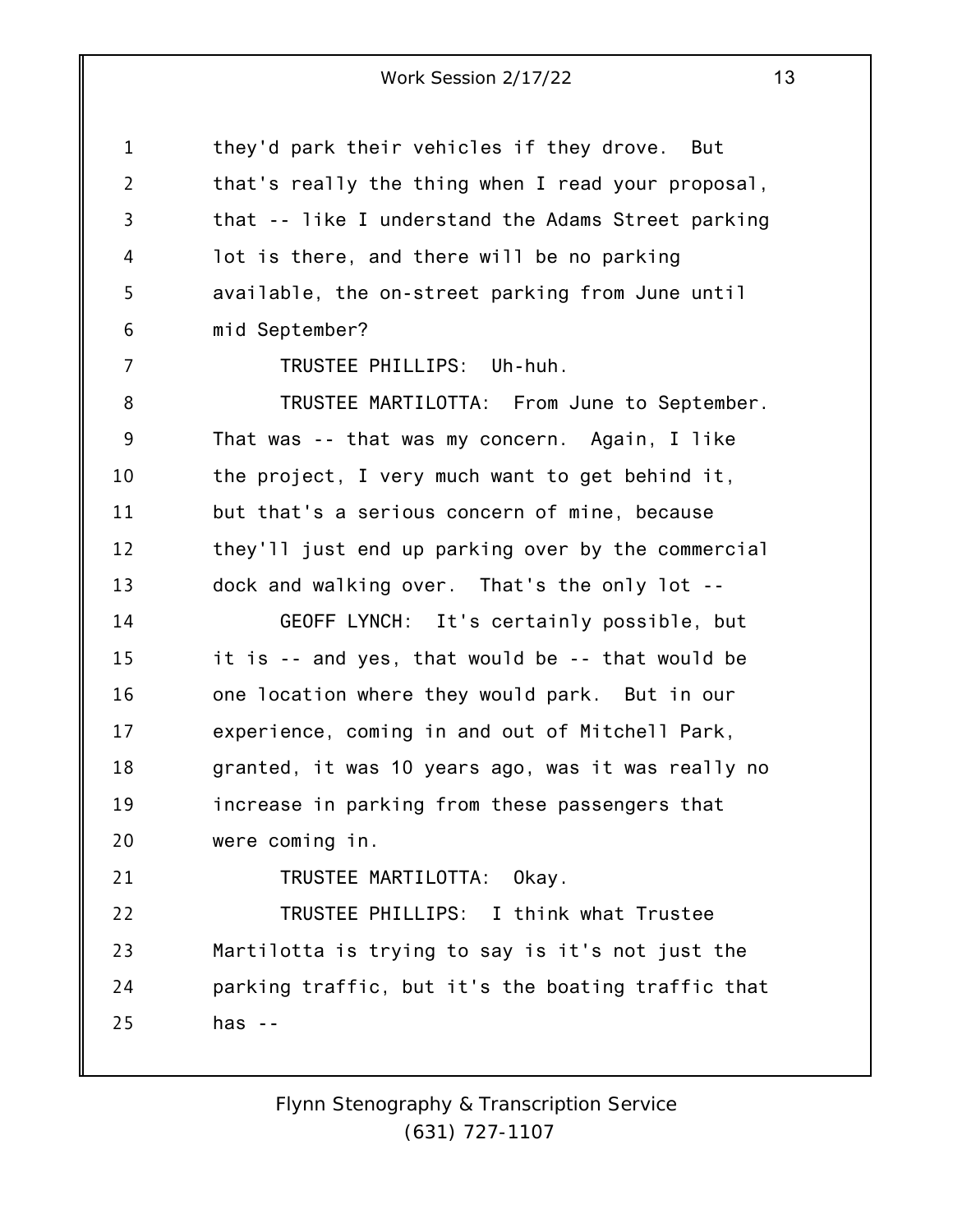they'd park their vehicles if they drove. But that's really the thing when I read your proposal, that -- like I understand the Adams Street parking lot is there, and there will be no parking available, the on-street parking from June until mid September?

TRUSTEE PHILLIPS: Uh-huh.

TRUSTEE MARTILOTTA: From June to September. That was -- that was my concern. Again, I like the project, I very much want to get behind it, but that's a serious concern of mine, because they'll just end up parking over by the commercial dock and walking over. That's the only lot --

GEOFF LYNCH: It's certainly possible, but it is -- and yes, that would be -- that would be one location where they would park. But in our experience, coming in and out of Mitchell Park, granted, it was 10 years ago, was it was really no increase in parking from these passengers that were coming in.

TRUSTEE MARTILOTTA: Okay.

TRUSTEE PHILLIPS: I think what Trustee Martilotta is trying to say is it's not just the parking traffic, but it's the boating traffic that has --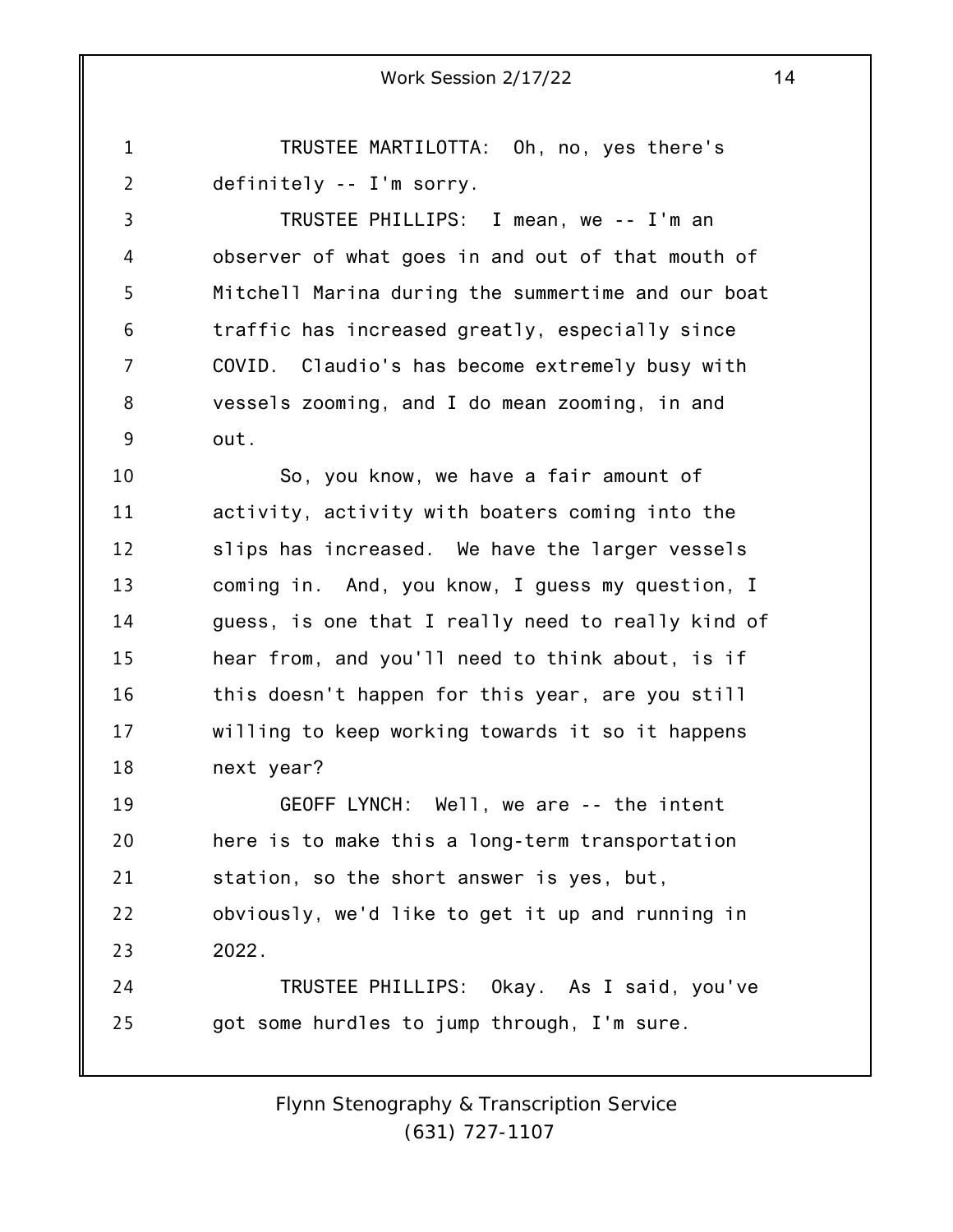TRUSTEE MARTILOTTA: Oh, no, yes there's definitely -- I'm sorry.

TRUSTEE PHILLIPS: I mean, we -- I'm an observer of what goes in and out of that mouth of Mitchell Marina during the summertime and our boat traffic has increased greatly, especially since COVID. Claudio's has become extremely busy with vessels zooming, and I do mean zooming, in and out.

So, you know, we have a fair amount of activity, activity with boaters coming into the slips has increased. We have the larger vessels coming in. And, you know, I guess my question, I guess, is one that I really need to really kind of hear from, and you'll need to think about, is if this doesn't happen for this year, are you still willing to keep working towards it so it happens next year?

GEOFF LYNCH: Well, we are -- the intent here is to make this a long-term transportation station, so the short answer is yes, but, obviously, we'd like to get it up and running in 2022.

TRUSTEE PHILLIPS: Okay. As I said, you've got some hurdles to jump through, I'm sure.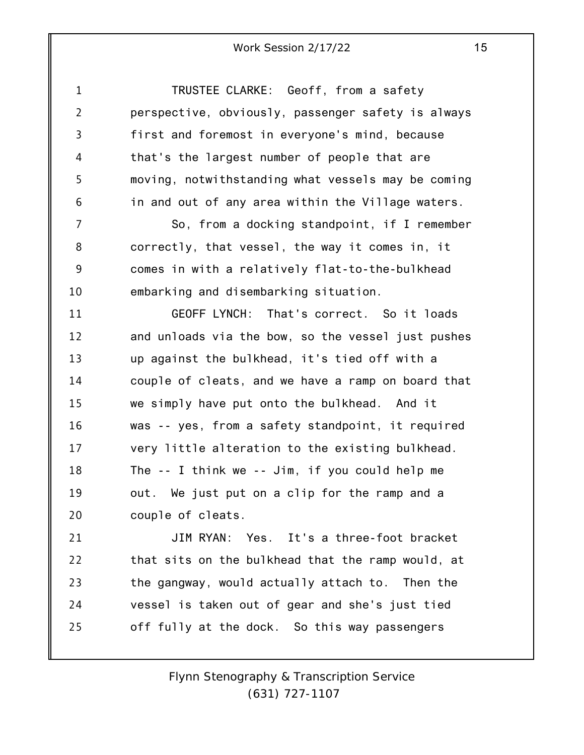TRUSTEE CLARKE: Geoff, from a safety perspective, obviously, passenger safety is always first and foremost in everyone's mind, because that's the largest number of people that are moving, notwithstanding what vessels may be coming in and out of any area within the Village waters.

So, from a docking standpoint, if I remember correctly, that vessel, the way it comes in, it comes in with a relatively flat-to-the-bulkhead embarking and disembarking situation.

GEOFF LYNCH: That's correct. So it loads and unloads via the bow, so the vessel just pushes up against the bulkhead, it's tied off with a couple of cleats, and we have a ramp on board that we simply have put onto the bulkhead. And it was -- yes, from a safety standpoint, it required very little alteration to the existing bulkhead. The -- I think we -- Jim, if you could help me out. We just put on a clip for the ramp and a couple of cleats.

JIM RYAN: Yes. It's a three-foot bracket that sits on the bulkhead that the ramp would, at the gangway, would actually attach to. Then the vessel is taken out of gear and she's just tied off fully at the dock. So this way passengers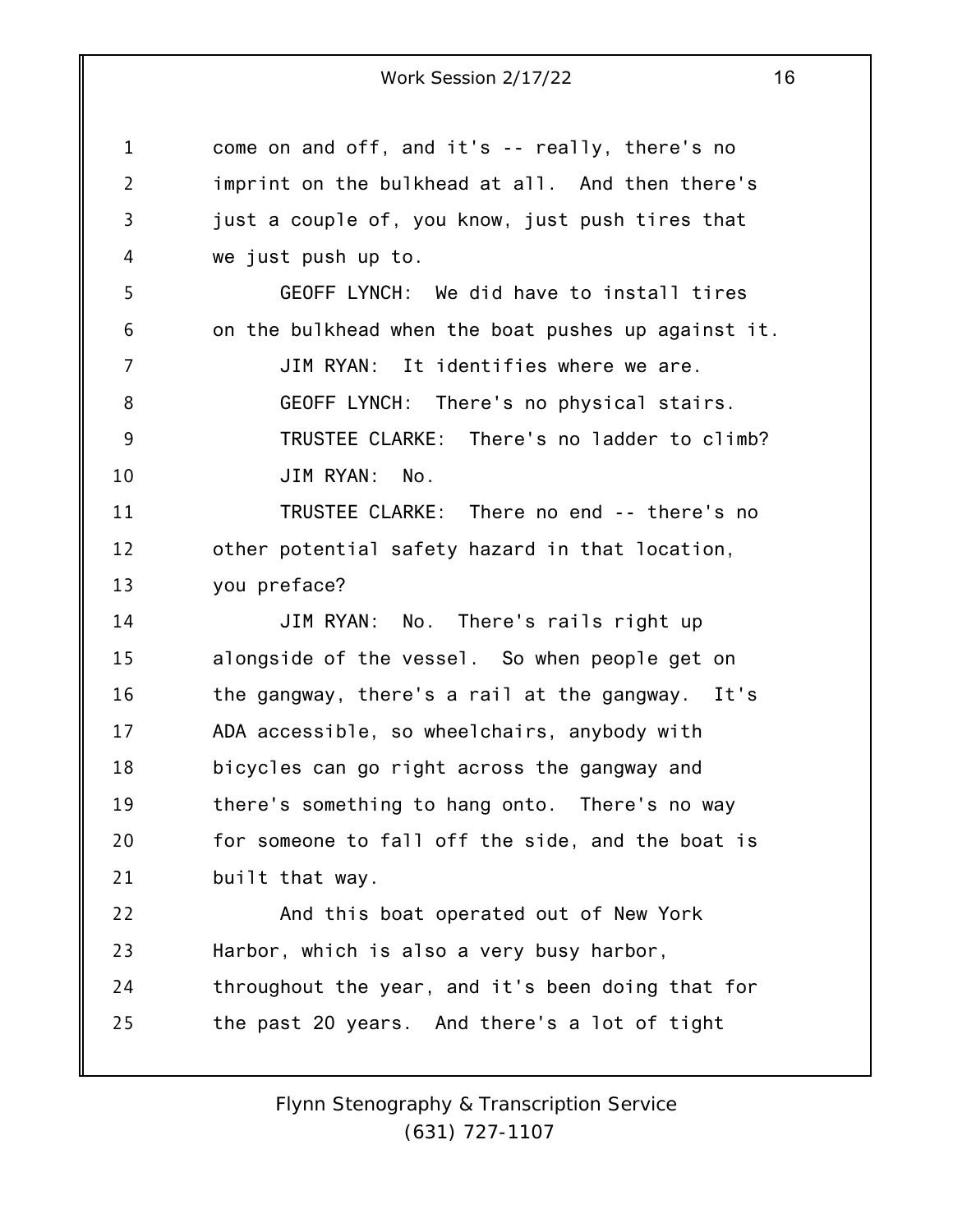come on and off, and it's -- really, there's no imprint on the bulkhead at all. And then there's just a couple of, you know, just push tires that we just push up to.

GEOFF LYNCH: We did have to install tires on the bulkhead when the boat pushes up against it.

JIM RYAN: It identifies where we are.

GEOFF LYNCH: There's no physical stairs.

TRUSTEE CLARKE: There's no ladder to climb?

JIM RYAN: No.

TRUSTEE CLARKE: There no end -- there's no other potential safety hazard in that location, you preface?

JIM RYAN: No. There's rails right up alongside of the vessel. So when people get on the gangway, there's a rail at the gangway. It's ADA accessible, so wheelchairs, anybody with bicycles can go right across the gangway and there's something to hang onto. There's no way for someone to fall off the side, and the boat is built that way.

And this boat operated out of New York Harbor, which is also a very busy harbor, throughout the year, and it's been doing that for the past 20 years. And there's a lot of tight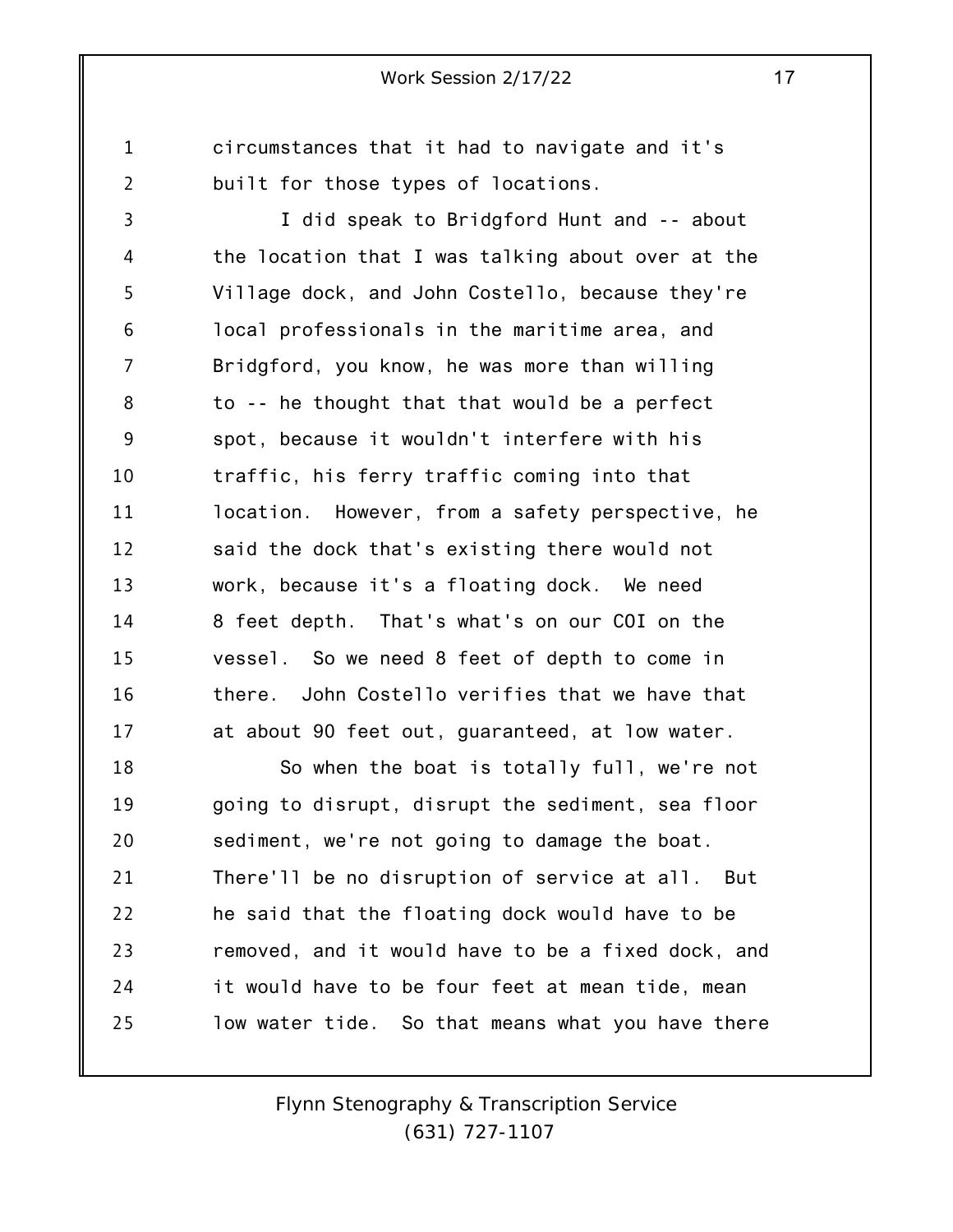circumstances that it had to navigate and it's built for those types of locations.

I did speak to Bridgford Hunt and -- about the location that I was talking about over at the Village dock, and John Costello, because they're local professionals in the maritime area, and Bridgford, you know, he was more than willing to -- he thought that that would be a perfect spot, because it wouldn't interfere with his traffic, his ferry traffic coming into that location. However, from a safety perspective, he said the dock that's existing there would not work, because it's a floating dock. We need 8 feet depth. That's what's on our COI on the vessel. So we need 8 feet of depth to come in there. John Costello verifies that we have that at about 90 feet out, guaranteed, at low water.

So when the boat is totally full, we're not going to disrupt, disrupt the sediment, sea floor sediment, we're not going to damage the boat. There'll be no disruption of service at all. But he said that the floating dock would have to be removed, and it would have to be a fixed dock, and it would have to be four feet at mean tide, mean low water tide. So that means what you have there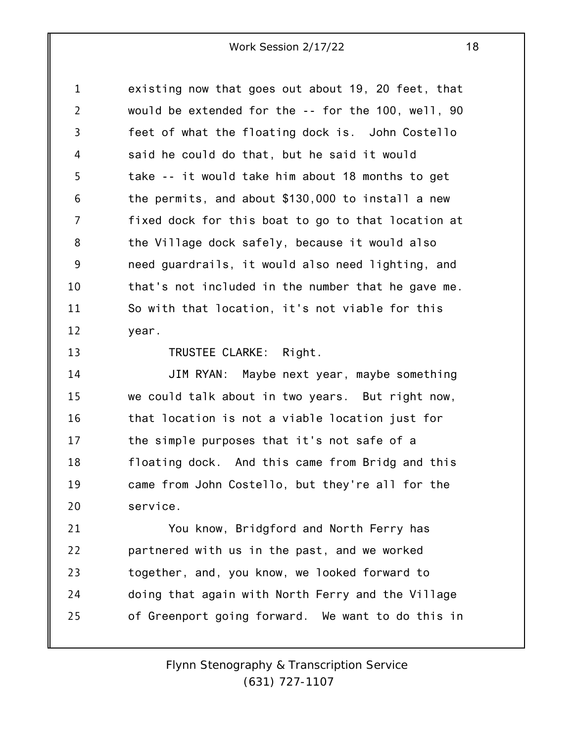existing now that goes out about 19, 20 feet, that would be extended for the -- for the 100, well, 90 feet of what the floating dock is. John Costello said he could do that, but he said it would take -- it would take him about 18 months to get the permits, and about $130,000 to install a new fixed dock for this boat to go to that location at the Village dock safely, because it would also need guardrails, it would also need lighting, and that's not included in the number that he gave me. So with that location, it's not viable for this year.

TRUSTEE CLARKE: Right.

JIM RYAN: Maybe next year, maybe something we could talk about in two years. But right now, that location is not a viable location just for the simple purposes that it's not safe of a floating dock. And this came from Bridg and this came from John Costello, but they're all for the service.

You know, Bridgford and North Ferry has partnered with us in the past, and we worked together, and, you know, we looked forward to doing that again with North Ferry and the Village of Greenport going forward. We want to do this in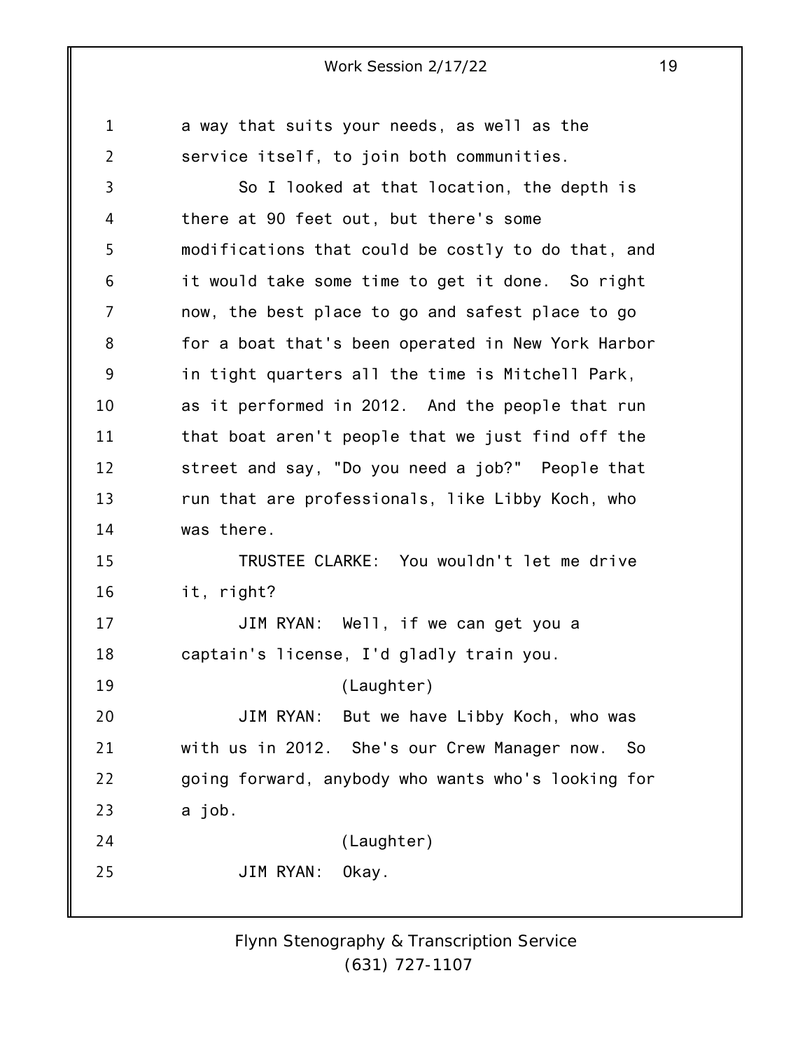a way that suits your needs, as well as the service itself, to join both communities.

So I looked at that location, the depth is there at 90 feet out, but there's some modifications that could be costly to do that, and it would take some time to get it done. So right now, the best place to go and safest place to go for a boat that's been operated in New York Harbor in tight quarters all the time is Mitchell Park, as it performed in 2012. And the people that run that boat aren't people that we just find off the street and say, "Do you need a job?" People that run that are professionals, like Libby Koch, who was there.

TRUSTEE CLARKE: You wouldn't let me drive it, right?

JIM RYAN: Well, if we can get you a captain's license, I'd gladly train you.

(Laughter)

JIM RYAN: But we have Libby Koch, who was with us in 2012. She's our Crew Manager now. So going forward, anybody who wants who's looking for a job.

(Laughter)

JIM RYAN: Okay.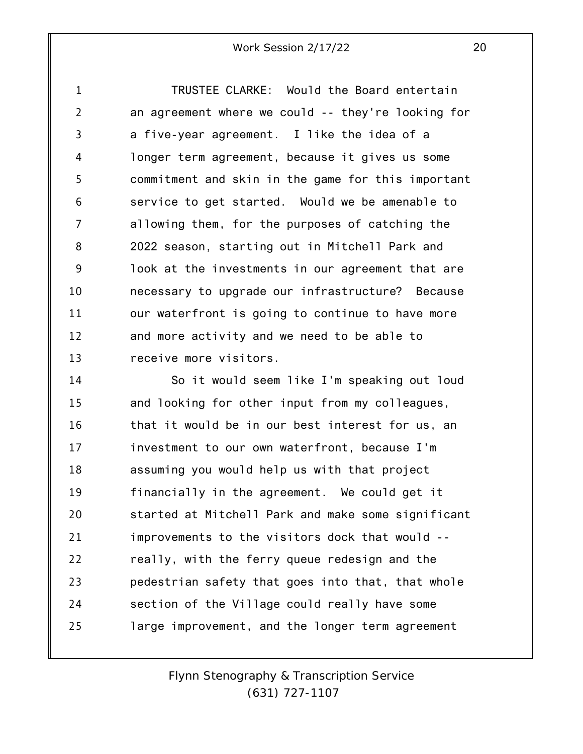TRUSTEE CLARKE: Would the Board entertain an agreement where we could -- they're looking for a five-year agreement. I like the idea of a longer term agreement, because it gives us some commitment and skin in the game for this important service to get started. Would we be amenable to allowing them, for the purposes of catching the 2022 season, starting out in Mitchell Park and look at the investments in our agreement that are necessary to upgrade our infrastructure? Because our waterfront is going to continue to have more and more activity and we need to be able to receive more visitors.

So it would seem like I'm speaking out loud and looking for other input from my colleagues, that it would be in our best interest for us, an investment to our own waterfront, because I'm assuming you would help us with that project financially in the agreement. We could get it started at Mitchell Park and make some significant improvements to the visitors dock that would -- really, with the ferry queue redesign and the pedestrian safety that goes into that, that whole section of the Village could really have some large improvement, and the longer term agreement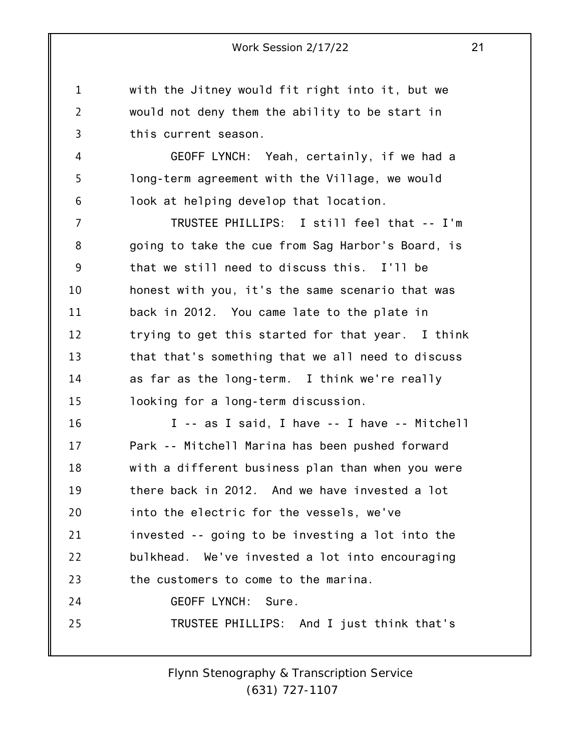with the Jitney would fit right into it, but we would not deny them the ability to be start in this current season.

GEOFF LYNCH: Yeah, certainly, if we had a long-term agreement with the Village, we would look at helping develop that location.

TRUSTEE PHILLIPS: I still feel that -- I'm going to take the cue from Sag Harbor's Board, is that we still need to discuss this. I'll be honest with you, it's the same scenario that was back in 2012. You came late to the plate in trying to get this started for that year. I think that that's something that we all need to discuss as far as the long-term. I think we're really looking for a long-term discussion.

I -- as I said, I have -- I have -- Mitchell Park -- Mitchell Marina has been pushed forward with a different business plan than when you were there back in 2012. And we have invested a lot into the electric for the vessels, we've invested -- going to be investing a lot into the bulkhead. We've invested a lot into encouraging the customers to come to the marina.

GEOFF LYNCH: Sure.

TRUSTEE PHILLIPS: And I just think that's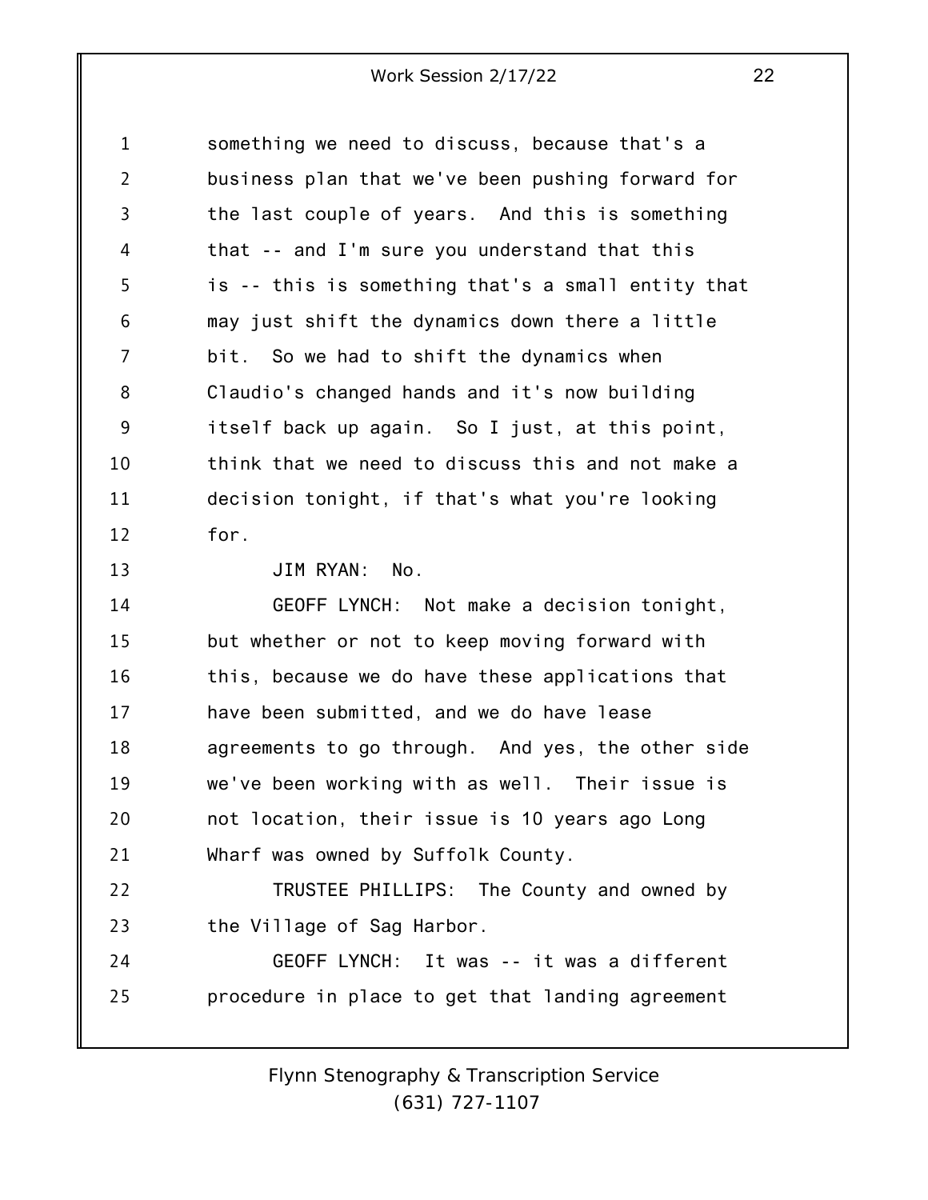something we need to discuss, because that's a business plan that we've been pushing forward for the last couple of years. And this is something that -- and I'm sure you understand that this is -- this is something that's a small entity that may just shift the dynamics down there a little bit. So we had to shift the dynamics when Claudio's changed hands and it's now building itself back up again. So I just, at this point, think that we need to discuss this and not make a decision tonight, if that's what you're looking for.

JIM RYAN: No.

GEOFF LYNCH: Not make a decision tonight, but whether or not to keep moving forward with this, because we do have these applications that have been submitted, and we do have lease agreements to go through. And yes, the other side we've been working with as well. Their issue is not location, their issue is 10 years ago Long Wharf was owned by Suffolk County.

TRUSTEE PHILLIPS: The County and owned by the Village of Sag Harbor.

GEOFF LYNCH: It was -- it was a different procedure in place to get that landing agreement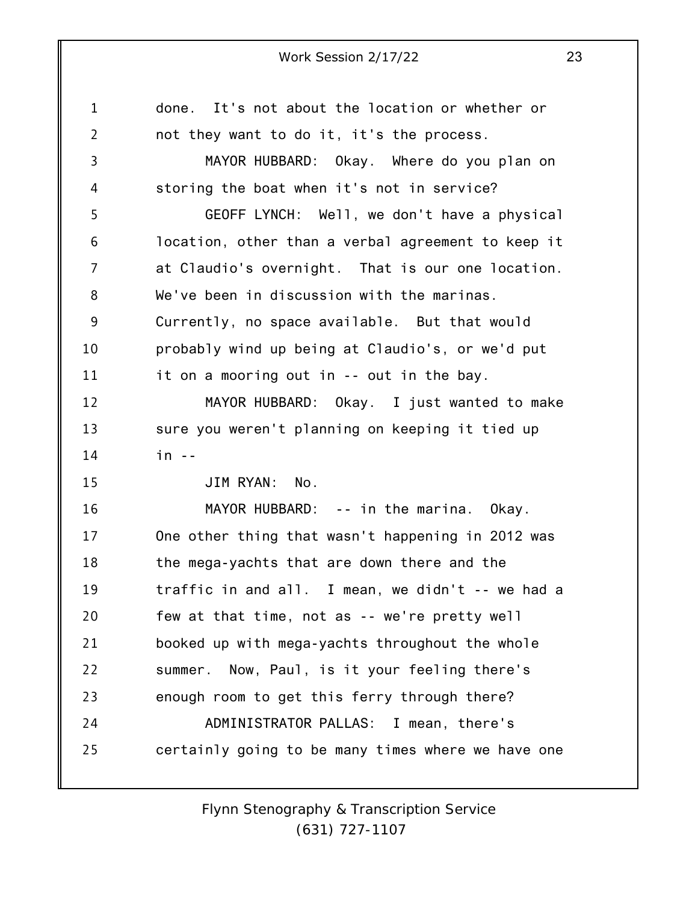done. It's not about the location or whether or not they want to do it, it's the process.

MAYOR HUBBARD: Okay. Where do you plan on storing the boat when it's not in service?

GEOFF LYNCH: Well, we don't have a physical location, other than a verbal agreement to keep it at Claudio's overnight. That is our one location. We've been in discussion with the marinas. Currently, no space available. But that would probably wind up being at Claudio's, or we'd put it on a mooring out in -- out in the bay.

MAYOR HUBBARD: Okay. I just wanted to make sure you weren't planning on keeping it tied up in --

JIM RYAN: No.

MAYOR HUBBARD: -- in the marina. Okay. One other thing that wasn't happening in 2012 was the mega-yachts that are down there and the traffic in and all. I mean, we didn't -- we had a few at that time, not as -- we're pretty well booked up with mega-yachts throughout the whole summer. Now, Paul, is it your feeling there's enough room to get this ferry through there?

ADMINISTRATOR PALLAS: I mean, there's certainly going to be many times where we have one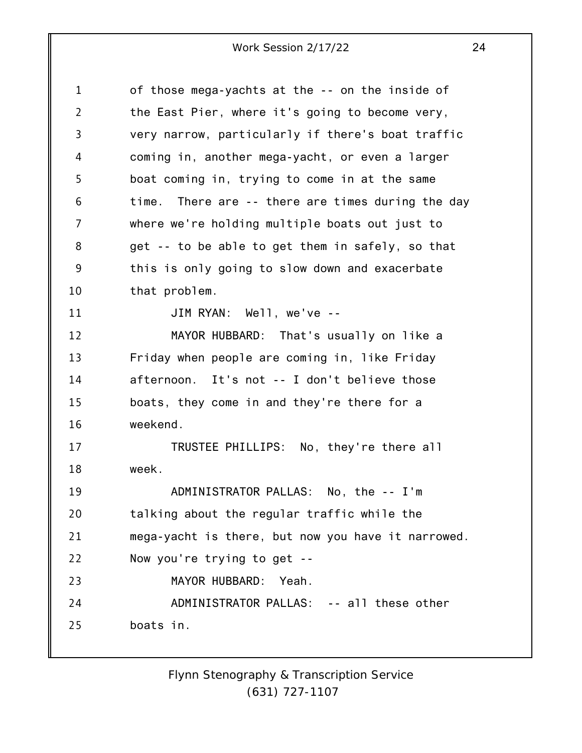of those mega-yachts at the -- on the inside of the East Pier, where it's going to become very, very narrow, particularly if there's boat traffic coming in, another mega-yacht, or even a larger boat coming in, trying to come in at the same time. There are -- there are times during the day where we're holding multiple boats out just to get -- to be able to get them in safely, so that this is only going to slow down and exacerbate that problem.

JIM RYAN: Well, we've --

MAYOR HUBBARD: That's usually on like a Friday when people are coming in, like Friday afternoon. It's not -- I don't believe those boats, they come in and they're there for a weekend.

TRUSTEE PHILLIPS: No, they're there all week.

ADMINISTRATOR PALLAS: No, the -- I'm talking about the regular traffic while the mega-yacht is there, but now you have it narrowed. Now you're trying to get --

MAYOR HUBBARD: Yeah.

ADMINISTRATOR PALLAS: -- all these other boats in.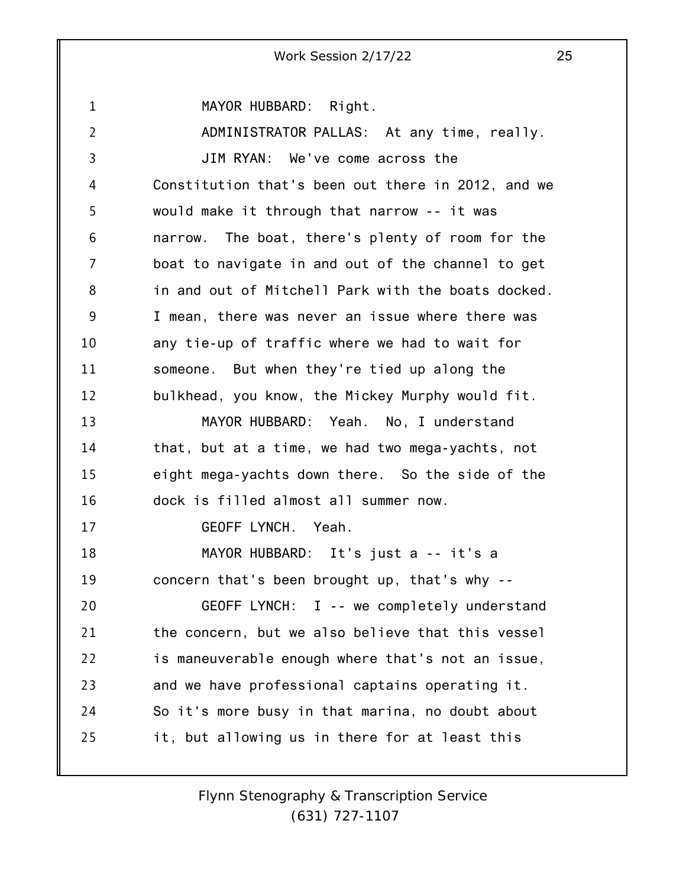MAYOR HUBBARD: Right.

ADMINISTRATOR PALLAS: At any time, really.

JIM RYAN: We've come across the Constitution that's been out there in 2012, and we would make it through that narrow -- it was narrow. The boat, there's plenty of room for the boat to navigate in and out of the channel to get in and out of Mitchell Park with the boats docked. I mean, there was never an issue where there was any tie-up of traffic where we had to wait for someone. But when they're tied up along the bulkhead, you know, the Mickey Murphy would fit.

MAYOR HUBBARD: Yeah. No, I understand that, but at a time, we had two mega-yachts, not eight mega-yachts down there. So the side of the dock is filled almost all summer now.

GEOFF LYNCH. Yeah.

MAYOR HUBBARD: It's just a -- it's a concern that's been brought up, that's why --

GEOFF LYNCH: I -- we completely understand the concern, but we also believe that this vessel is maneuverable enough where that's not an issue, and we have professional captains operating it. So it's more busy in that marina, no doubt about it, but allowing us in there for at least this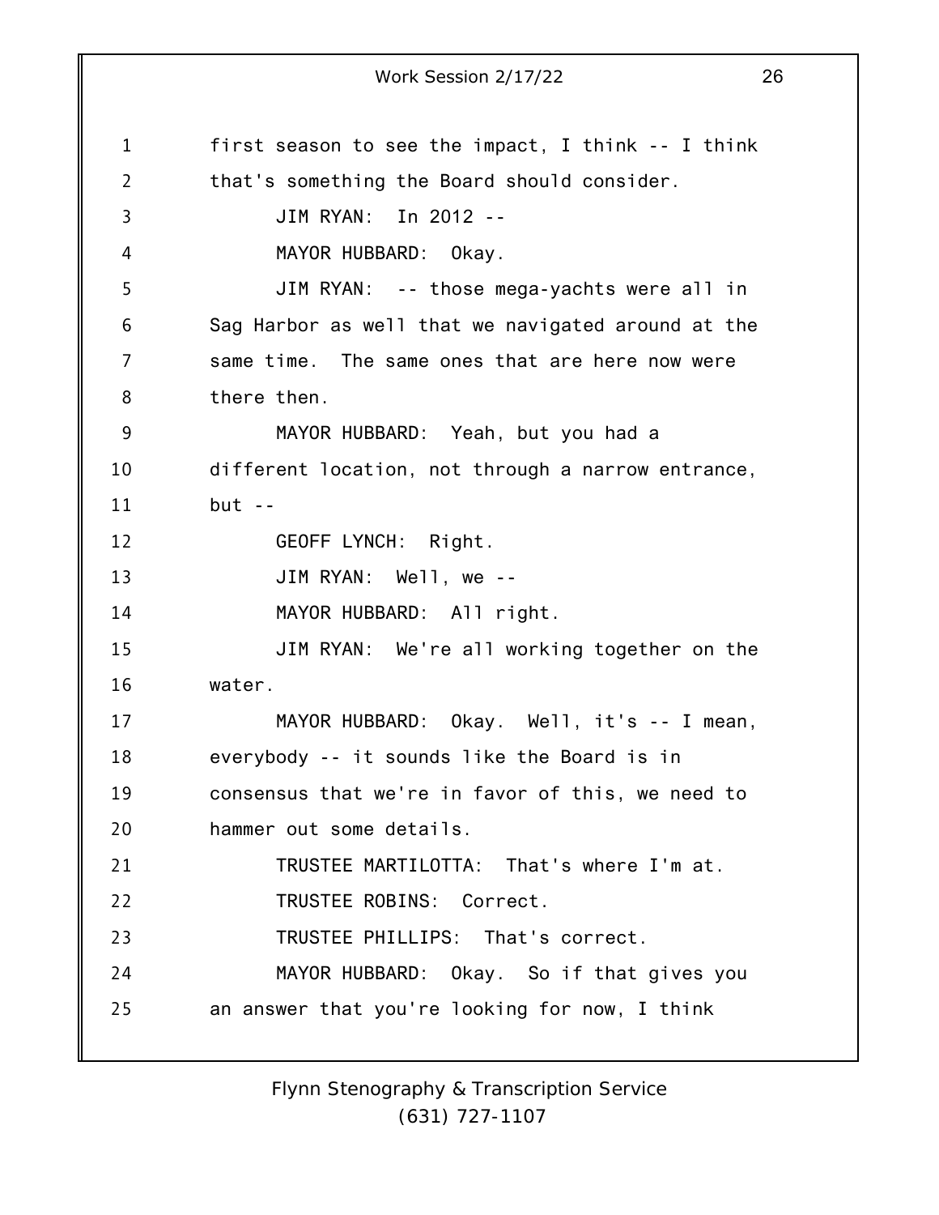first season to see the impact, I think -- I think that's something the Board should consider.

JIM RYAN: In 2012 --

MAYOR HUBBARD: Okay.

JIM RYAN: -- those mega-yachts were all in Sag Harbor as well that we navigated around at the same time. The same ones that are here now were there then.

MAYOR HUBBARD: Yeah, but you had a different location, not through a narrow entrance, but --

GEOFF LYNCH: Right.

JIM RYAN: Well, we --

MAYOR HUBBARD: All right.

JIM RYAN: We're all working together on the water.

MAYOR HUBBARD: Okay. Well, it's -- I mean, everybody -- it sounds like the Board is in consensus that we're in favor of this, we need to hammer out some details.

TRUSTEE MARTILOTTA: That's where I'm at.

TRUSTEE ROBINS: Correct.

TRUSTEE PHILLIPS: That's correct.

MAYOR HUBBARD: Okay. So if that gives you an answer that you're looking for now, I think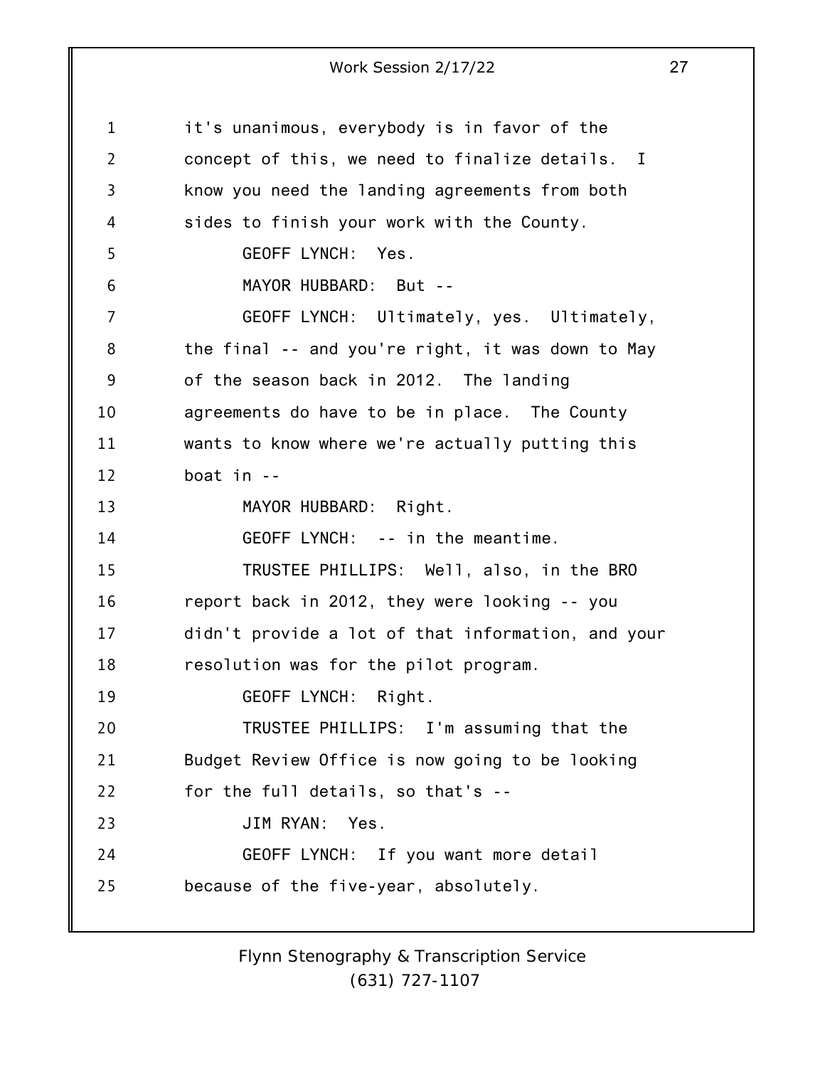it's unanimous, everybody is in favor of the concept of this, we need to finalize details. I know you need the landing agreements from both sides to finish your work with the County.

GEOFF LYNCH: Yes.

MAYOR HUBBARD: But --

GEOFF LYNCH: Ultimately, yes. Ultimately, the final -- and you're right, it was down to May of the season back in 2012. The landing agreements do have to be in place. The County wants to know where we're actually putting this boat in --

MAYOR HUBBARD: Right.

GEOFF LYNCH: -- in the meantime.

TRUSTEE PHILLIPS: Well, also, in the BRO report back in 2012, they were looking -- you didn't provide a lot of that information, and your resolution was for the pilot program.

GEOFF LYNCH: Right.

TRUSTEE PHILLIPS: I'm assuming that the Budget Review Office is now going to be looking for the full details, so that's --

JIM RYAN: Yes.

GEOFF LYNCH: If you want more detail because of the five-year, absolutely.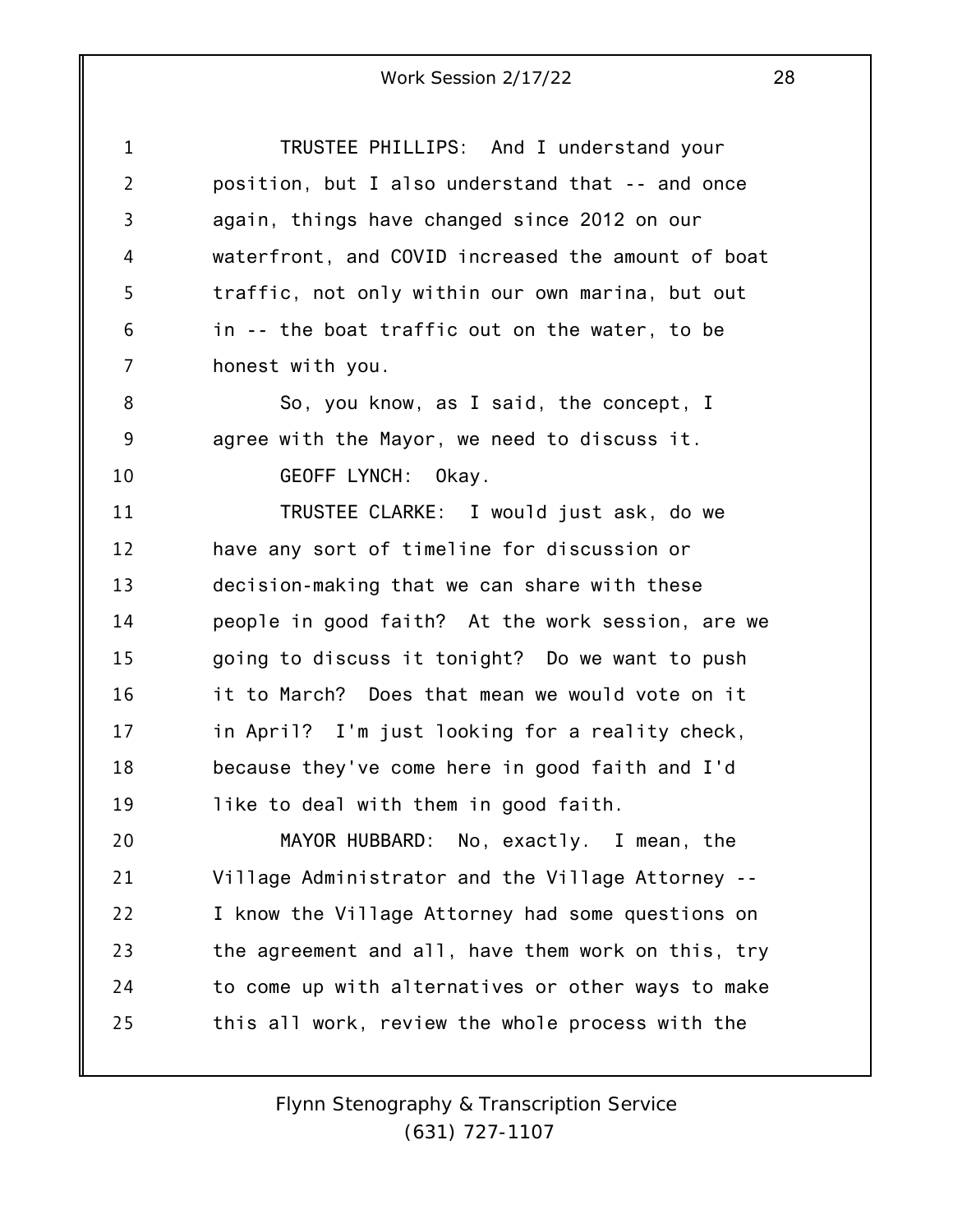TRUSTEE PHILLIPS: And I understand your position, but I also understand that -- and once again, things have changed since 2012 on our waterfront, and COVID increased the amount of boat traffic, not only within our own marina, but out in -- the boat traffic out on the water, to be honest with you.

So, you know, as I said, the concept, I agree with the Mayor, we need to discuss it.

GEOFF LYNCH: Okay.

TRUSTEE CLARKE: I would just ask, do we have any sort of timeline for discussion or decision-making that we can share with these people in good faith? At the work session, are we going to discuss it tonight? Do we want to push it to March? Does that mean we would vote on it in April? I'm just looking for a reality check, because they've come here in good faith and I'd like to deal with them in good faith.

MAYOR HUBBARD: No, exactly. I mean, the Village Administrator and the Village Attorney -- I know the Village Attorney had some questions on the agreement and all, have them work on this, try to come up with alternatives or other ways to make this all work, review the whole process with the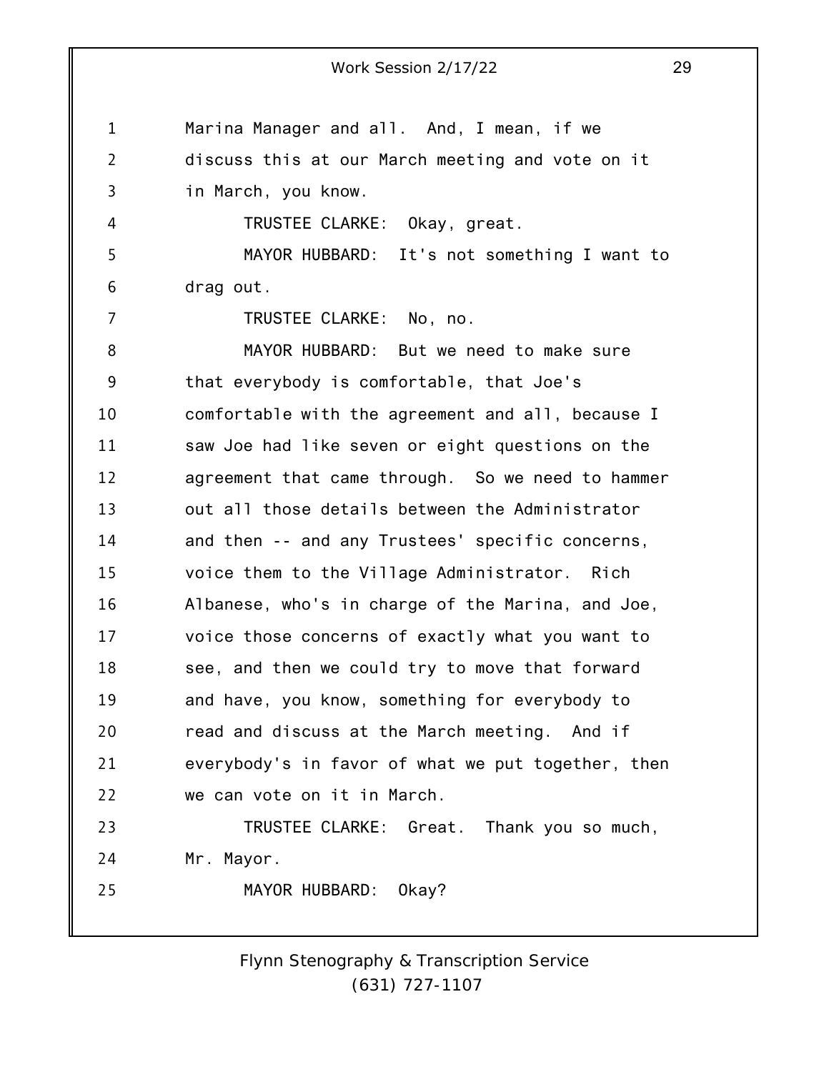Marina Manager and all. And, I mean, if we discuss this at our March meeting and vote on it in March, you know.

TRUSTEE CLARKE: Okay, great.

MAYOR HUBBARD: It's not something I want to drag out.

TRUSTEE CLARKE: No, no.

MAYOR HUBBARD: But we need to make sure that everybody is comfortable, that Joe's comfortable with the agreement and all, because I saw Joe had like seven or eight questions on the agreement that came through. So we need to hammer out all those details between the Administrator and then -- and any Trustees' specific concerns, voice them to the Village Administrator. Rich Albanese, who's in charge of the Marina, and Joe, voice those concerns of exactly what you want to see, and then we could try to move that forward and have, you know, something for everybody to read and discuss at the March meeting. And if everybody's in favor of what we put together, then we can vote on it in March.

TRUSTEE CLARKE: Great. Thank you so much, Mr. Mayor.

MAYOR HUBBARD: Okay?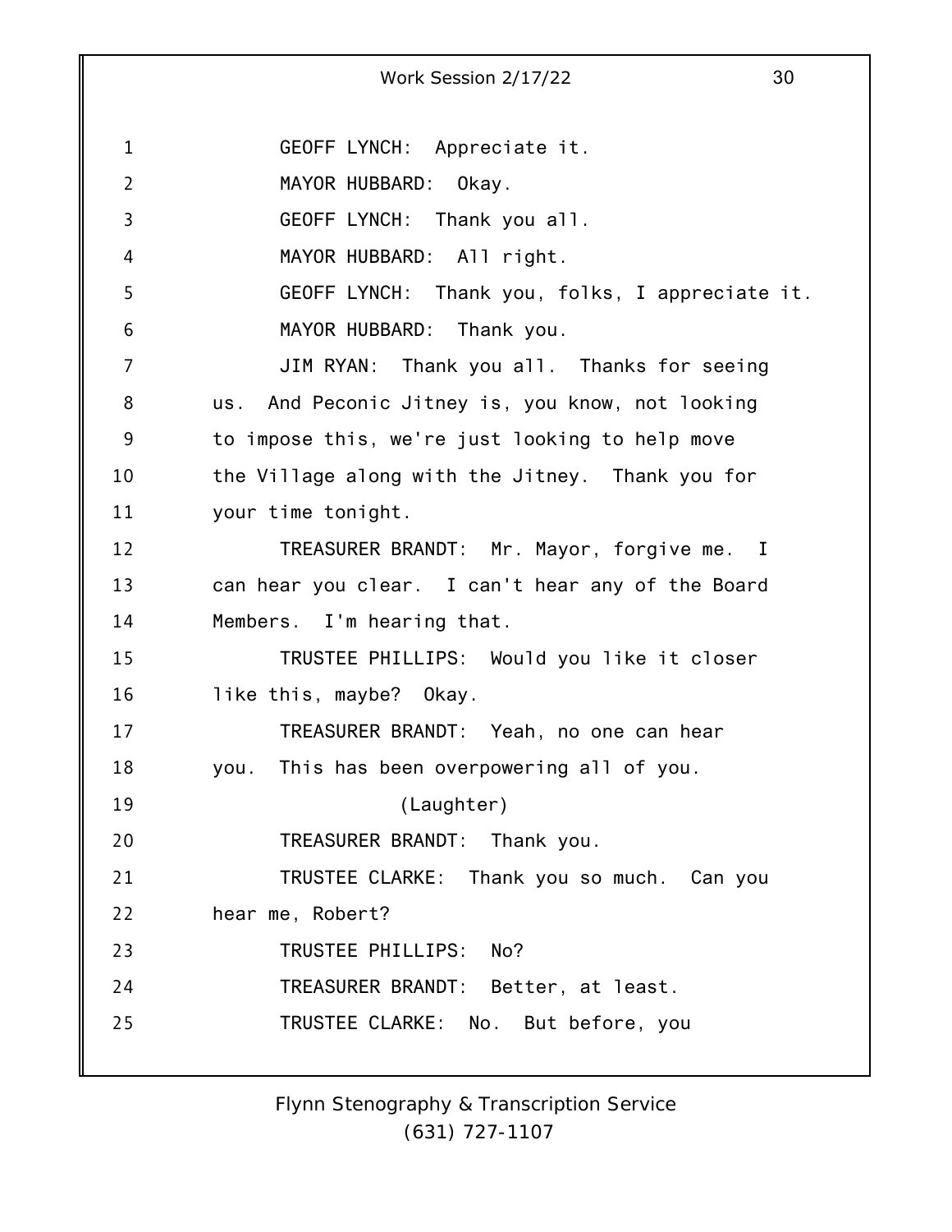GEOFF LYNCH: Appreciate it.

MAYOR HUBBARD: Okay.

GEOFF LYNCH: Thank you all.

MAYOR HUBBARD: All right.

GEOFF LYNCH: Thank you, folks, I appreciate it.

MAYOR HUBBARD: Thank you.

JIM RYAN: Thank you all. Thanks for seeing us. And Peconic Jitney is, you know, not looking to impose this, we're just looking to help move the Village along with the Jitney. Thank you for your time tonight.

TREASURER BRANDT: Mr. Mayor, forgive me. I can hear you clear. I can't hear any of the Board Members. I'm hearing that.

TRUSTEE PHILLIPS: Would you like it closer like this, maybe? Okay.

TREASURER BRANDT: Yeah, no one can hear you. This has been overpowering all of you.

(Laughter)

TREASURER BRANDT: Thank you.

TRUSTEE CLARKE: Thank you so much. Can you hear me, Robert?

TRUSTEE PHILLIPS: No?

TREASURER BRANDT: Better, at least.

TRUSTEE CLARKE: No. But before, you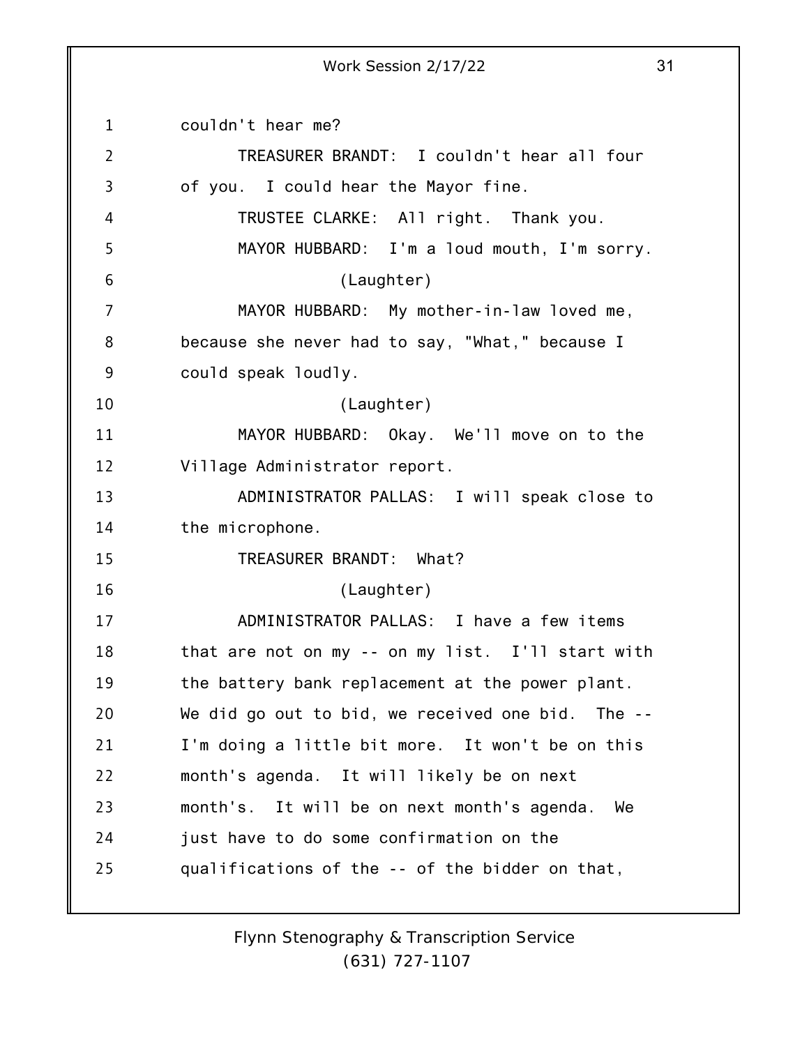couldn't hear me?

TREASURER BRANDT: I couldn't hear all four of you. I could hear the Mayor fine.

TRUSTEE CLARKE: All right. Thank you.

MAYOR HUBBARD: I'm a loud mouth, I'm sorry.

(Laughter)

MAYOR HUBBARD: My mother-in-law loved me, because she never had to say, "What," because I could speak loudly.

(Laughter)

MAYOR HUBBARD: Okay. We'll move on to the Village Administrator report.

ADMINISTRATOR PALLAS: I will speak close to the microphone.

TREASURER BRANDT: What?

(Laughter)

ADMINISTRATOR PALLAS: I have a few items that are not on my -- on my list. I'll start with the battery bank replacement at the power plant. We did go out to bid, we received one bid. The -- I'm doing a little bit more. It won't be on this month's agenda. It will likely be on next month's. It will be on next month's agenda. We just have to do some confirmation on the qualifications of the -- of the bidder on that,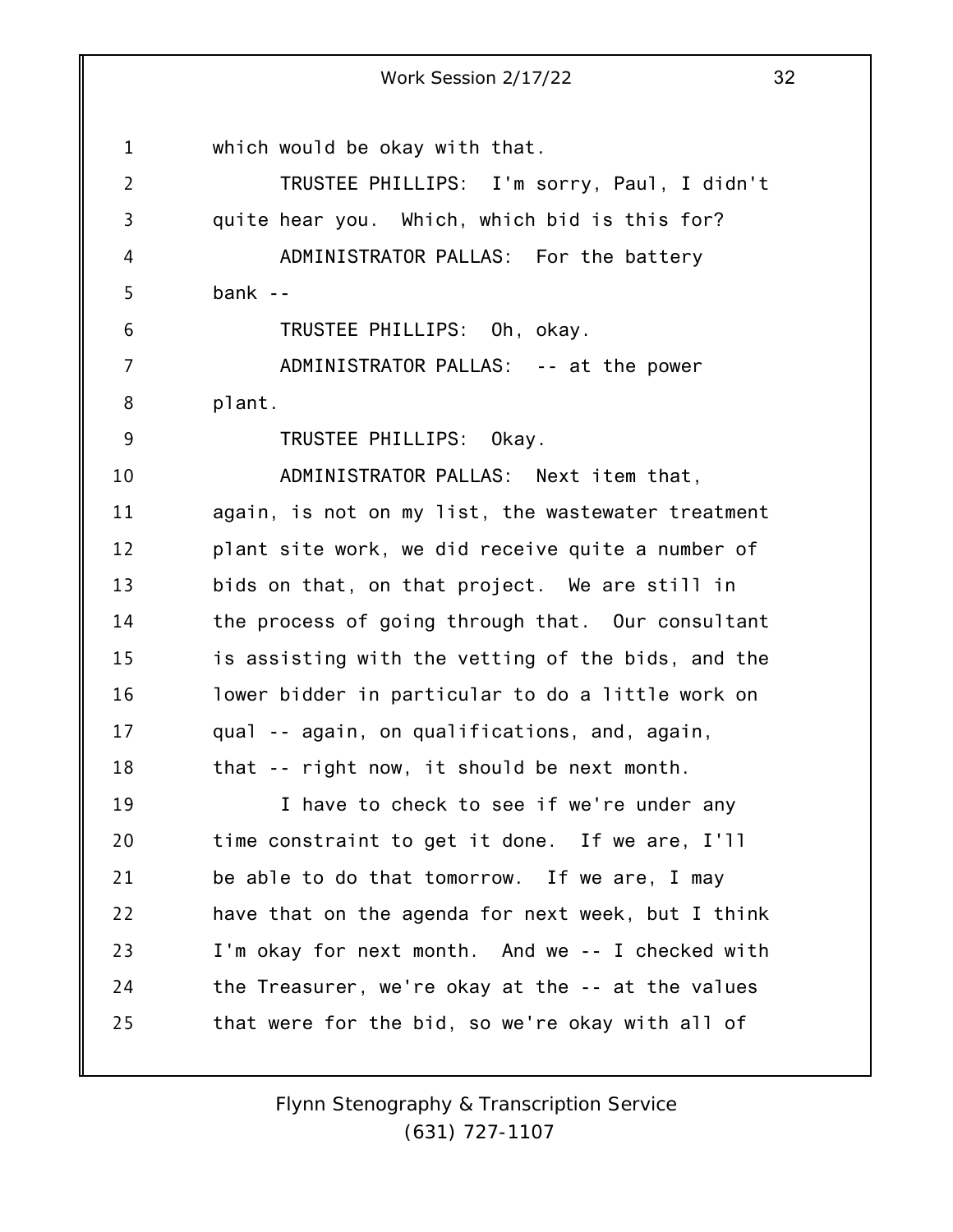which would be okay with that.

TRUSTEE PHILLIPS: I'm sorry, Paul, I didn't quite hear you. Which, which bid is this for?

ADMINISTRATOR PALLAS: For the battery bank --

TRUSTEE PHILLIPS: Oh, okay.

ADMINISTRATOR PALLAS: -- at the power plant.

TRUSTEE PHILLIPS: Okay.

ADMINISTRATOR PALLAS: Next item that, again, is not on my list, the wastewater treatment plant site work, we did receive quite a number of bids on that, on that project. We are still in the process of going through that. Our consultant is assisting with the vetting of the bids, and the lower bidder in particular to do a little work on qual -- again, on qualifications, and, again, that -- right now, it should be next month.

I have to check to see if we're under any time constraint to get it done. If we are, I'll be able to do that tomorrow. If we are, I may have that on the agenda for next week, but I think I'm okay for next month. And we -- I checked with the Treasurer, we're okay at the -- at the values that were for the bid, so we're okay with all of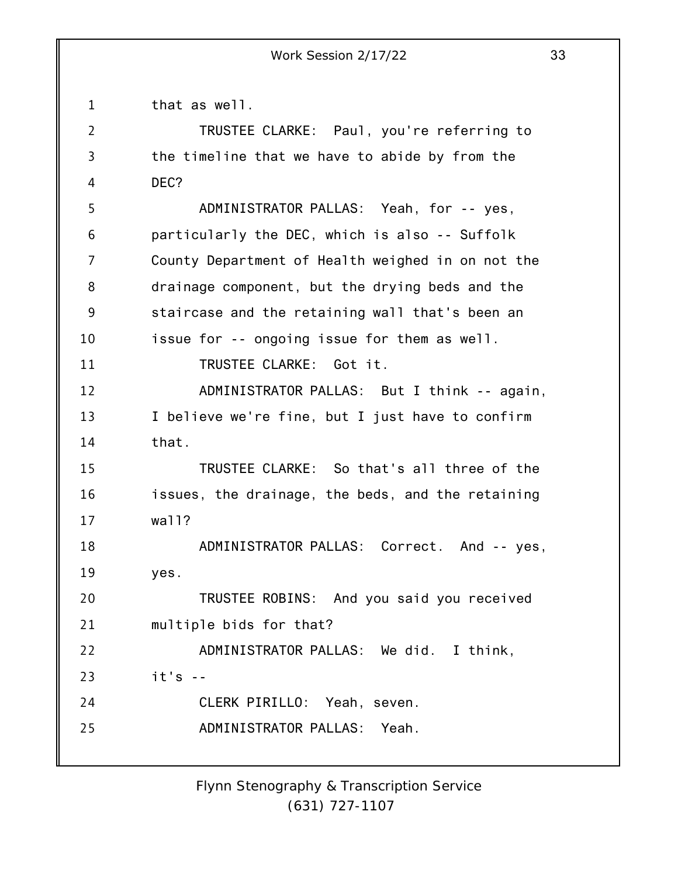that as well.

TRUSTEE CLARKE: Paul, you're referring to the timeline that we have to abide by from the DEC?

ADMINISTRATOR PALLAS: Yeah, for -- yes, particularly the DEC, which is also -- Suffolk County Department of Health weighed in on not the drainage component, but the drying beds and the staircase and the retaining wall that's been an issue for -- ongoing issue for them as well.

TRUSTEE CLARKE: Got it.

ADMINISTRATOR PALLAS: But I think -- again, I believe we're fine, but I just have to confirm that.

TRUSTEE CLARKE: So that's all three of the issues, the drainage, the beds, and the retaining wall?

ADMINISTRATOR PALLAS: Correct. And -- yes, yes.

TRUSTEE ROBINS: And you said you received multiple bids for that?

ADMINISTRATOR PALLAS: We did. I think, it's --

CLERK PIRILLO: Yeah, seven.

ADMINISTRATOR PALLAS: Yeah.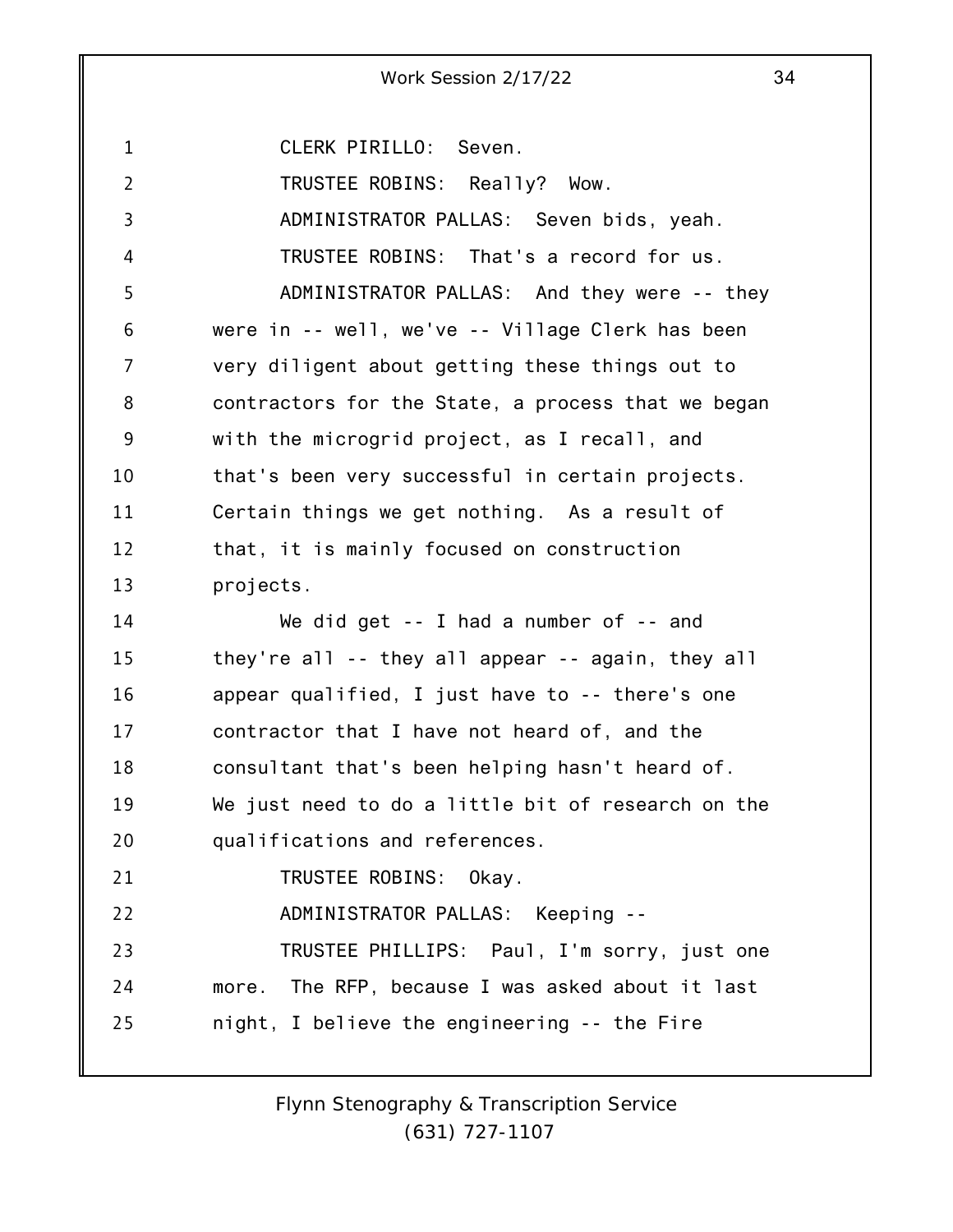CLERK PIRILLO: Seven.

TRUSTEE ROBINS: Really? Wow.

ADMINISTRATOR PALLAS: Seven bids, yeah.

TRUSTEE ROBINS: That's a record for us.

ADMINISTRATOR PALLAS: And they were -- they were in -- well, we've -- Village Clerk has been very diligent about getting these things out to contractors for the State, a process that we began with the microgrid project, as I recall, and that's been very successful in certain projects. Certain things we get nothing. As a result of that, it is mainly focused on construction projects.

We did get -- I had a number of -- and they're all -- they all appear -- again, they all appear qualified, I just have to -- there's one contractor that I have not heard of, and the consultant that's been helping hasn't heard of. We just need to do a little bit of research on the qualifications and references.

TRUSTEE ROBINS: Okay.

ADMINISTRATOR PALLAS: Keeping --

TRUSTEE PHILLIPS: Paul, I'm sorry, just one more. The RFP, because I was asked about it last night, I believe the engineering -- the Fire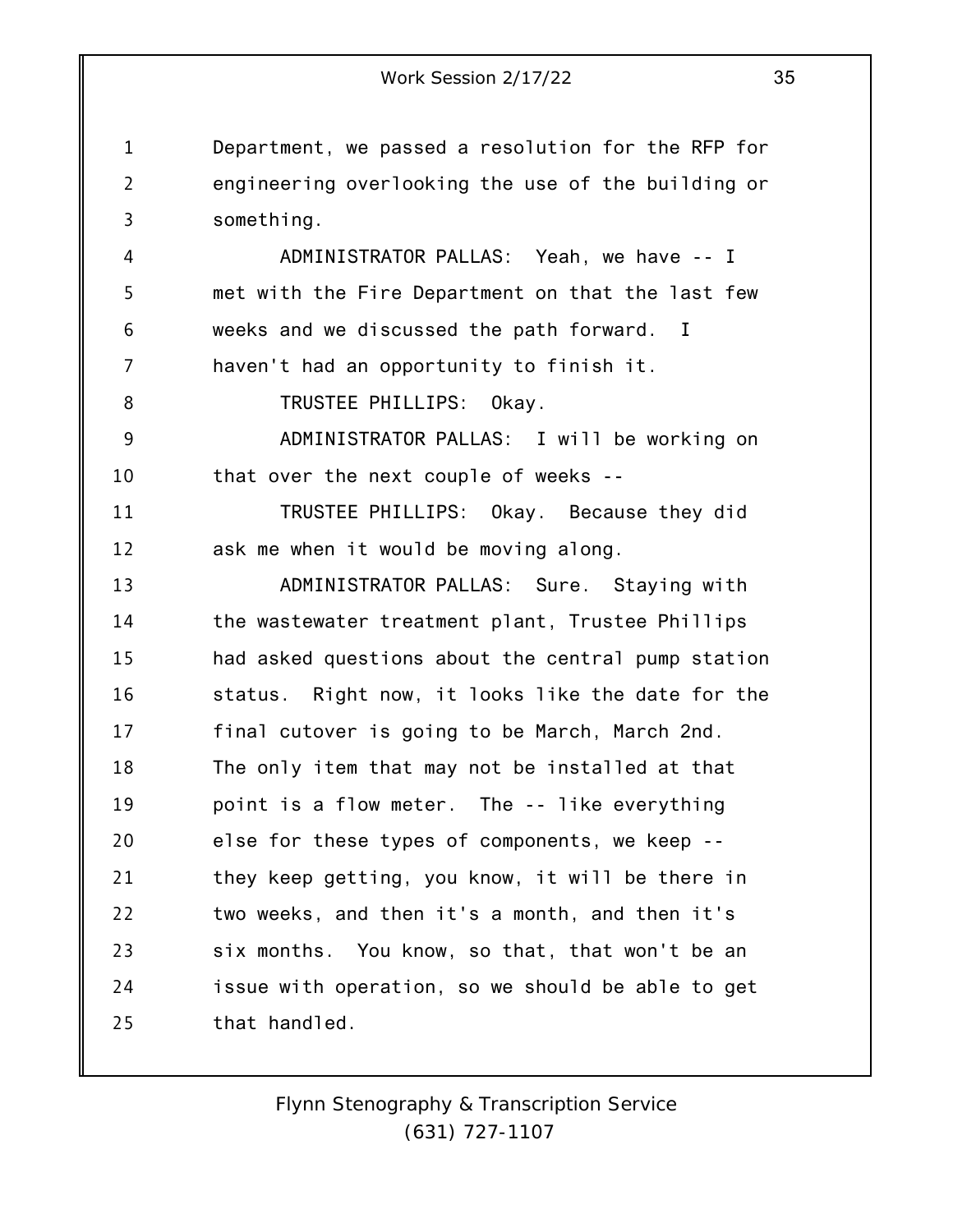Department, we passed a resolution for the RFP for engineering overlooking the use of the building or something.

ADMINISTRATOR PALLAS: Yeah, we have -- I met with the Fire Department on that the last few weeks and we discussed the path forward. I haven't had an opportunity to finish it.

TRUSTEE PHILLIPS: Okay.

ADMINISTRATOR PALLAS: I will be working on that over the next couple of weeks --

TRUSTEE PHILLIPS: Okay. Because they did ask me when it would be moving along.

ADMINISTRATOR PALLAS: Sure. Staying with the wastewater treatment plant, Trustee Phillips had asked questions about the central pump station status. Right now, it looks like the date for the final cutover is going to be March, March 2nd. The only item that may not be installed at that point is a flow meter. The -- like everything else for these types of components, we keep -- they keep getting, you know, it will be there in two weeks, and then it's a month, and then it's six months. You know, so that, that won't be an issue with operation, so we should be able to get that handled.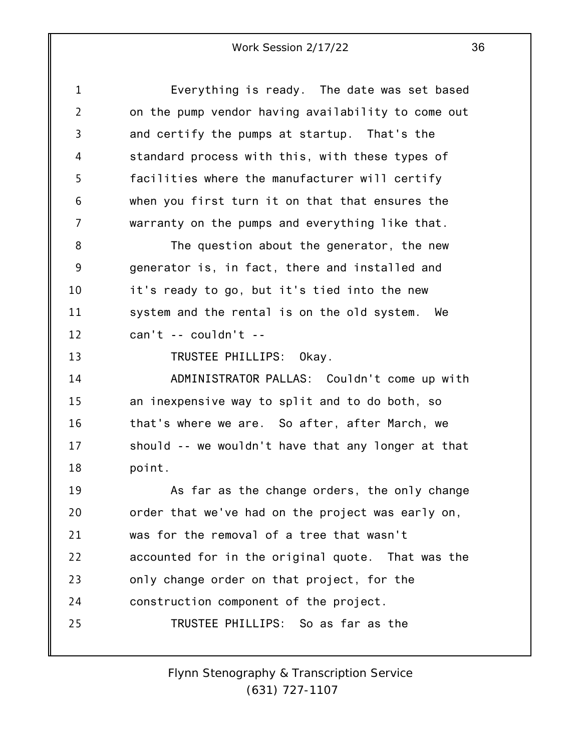Everything is ready. The date was set based on the pump vendor having availability to come out and certify the pumps at startup. That's the standard process with this, with these types of facilities where the manufacturer will certify when you first turn it on that that ensures the warranty on the pumps and everything like that.

The question about the generator, the new generator is, in fact, there and installed and it's ready to go, but it's tied into the new system and the rental is on the old system. We can't -- couldn't --

TRUSTEE PHILLIPS: Okay.

ADMINISTRATOR PALLAS: Couldn't come up with an inexpensive way to split and to do both, so that's where we are. So after, after March, we should -- we wouldn't have that any longer at that point.

As far as the change orders, the only change order that we've had on the project was early on, was for the removal of a tree that wasn't accounted for in the original quote. That was the only change order on that project, for the construction component of the project.

TRUSTEE PHILLIPS: So as far as the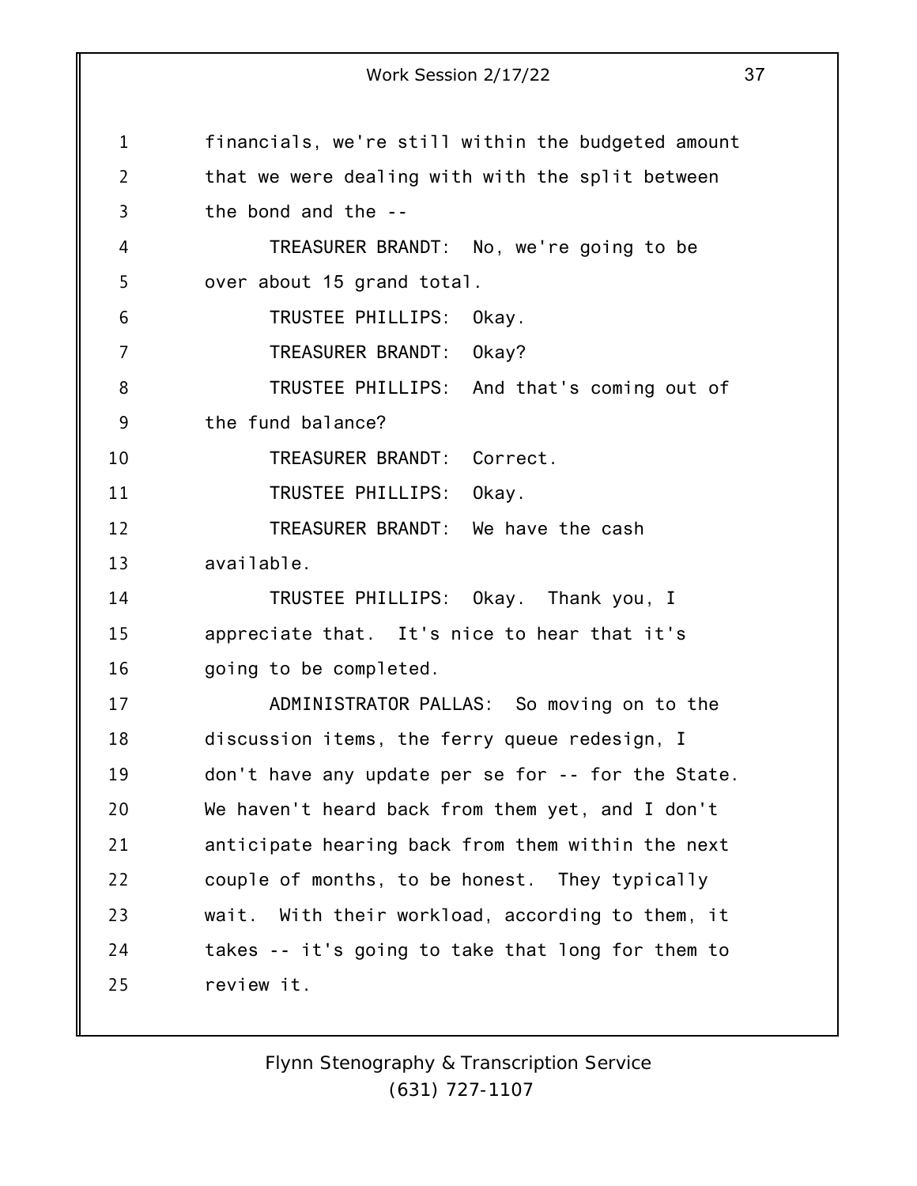financials, we're still within the budgeted amount that we were dealing with with the split between the bond and the --

TREASURER BRANDT: No, we're going to be over about 15 grand total.

TRUSTEE PHILLIPS: Okay.

TREASURER BRANDT: Okay?

TRUSTEE PHILLIPS: And that's coming out of the fund balance?

TREASURER BRANDT: Correct.

TRUSTEE PHILLIPS: Okay.

TREASURER BRANDT: We have the cash available.

TRUSTEE PHILLIPS: Okay. Thank you, I appreciate that. It's nice to hear that it's going to be completed.

ADMINISTRATOR PALLAS: So moving on to the discussion items, the ferry queue redesign, I don't have any update per se for -- for the State. We haven't heard back from them yet, and I don't anticipate hearing back from them within the next couple of months, to be honest. They typically wait. With their workload, according to them, it takes -- it's going to take that long for them to review it.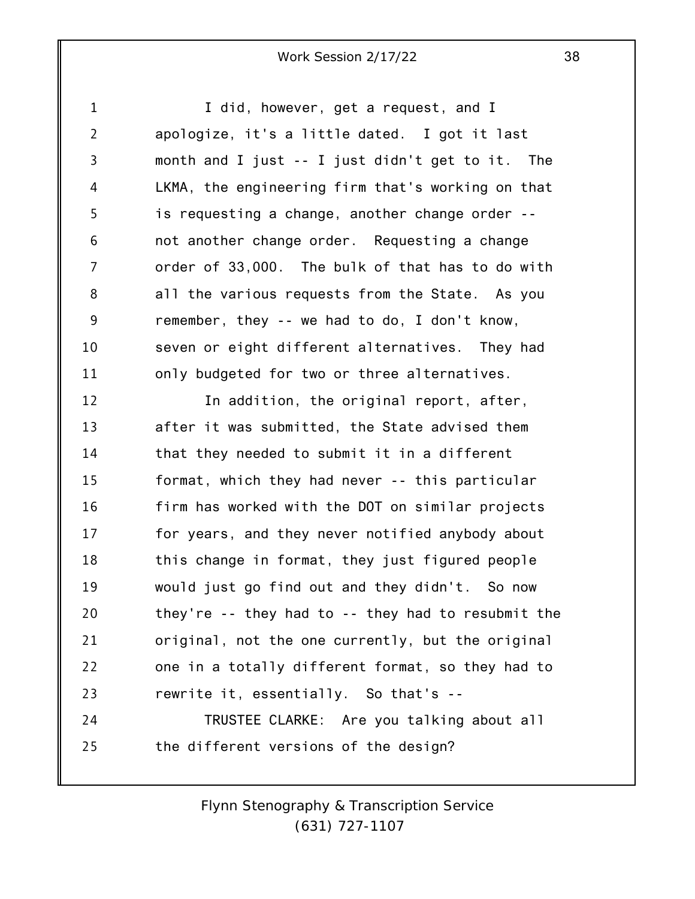I did, however, get a request, and I apologize, it's a little dated. I got it last month and I just -- I just didn't get to it. The LKMA, the engineering firm that's working on that is requesting a change, another change order -- not another change order. Requesting a change order of 33,000. The bulk of that has to do with all the various requests from the State. As you remember, they -- we had to do, I don't know, seven or eight different alternatives. They had only budgeted for two or three alternatives.

In addition, the original report, after, after it was submitted, the State advised them that they needed to submit it in a different format, which they had never -- this particular firm has worked with the DOT on similar projects for years, and they never notified anybody about this change in format, they just figured people would just go find out and they didn't. So now they're -- they had to -- they had to resubmit the original, not the one currently, but the original one in a totally different format, so they had to rewrite it, essentially. So that's --

TRUSTEE CLARKE: Are you talking about all the different versions of the design?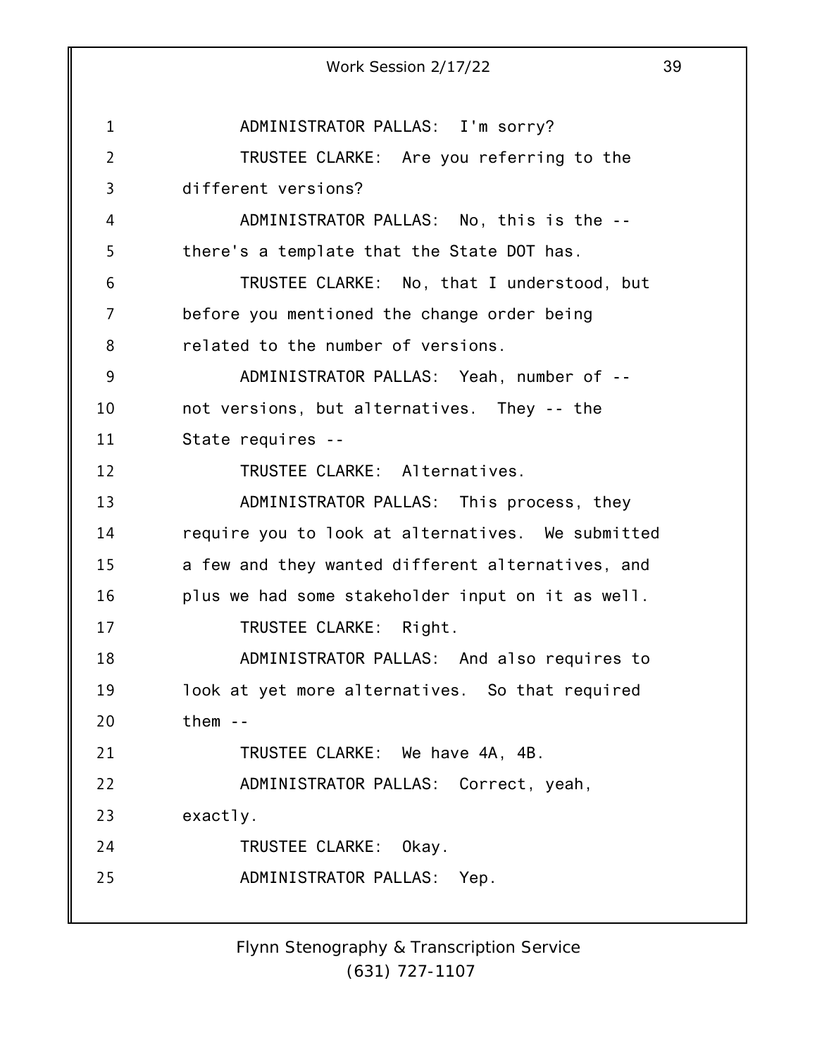ADMINISTRATOR PALLAS: I'm sorry?

TRUSTEE CLARKE: Are you referring to the different versions?

ADMINISTRATOR PALLAS: No, this is the -- there's a template that the State DOT has.

TRUSTEE CLARKE: No, that I understood, but before you mentioned the change order being related to the number of versions.

ADMINISTRATOR PALLAS: Yeah, number of -- not versions, but alternatives. They -- the State requires --

TRUSTEE CLARKE: Alternatives.

ADMINISTRATOR PALLAS: This process, they require you to look at alternatives. We submitted a few and they wanted different alternatives, and plus we had some stakeholder input on it as well.

TRUSTEE CLARKE: Right.

ADMINISTRATOR PALLAS: And also requires to look at yet more alternatives. So that required them --

TRUSTEE CLARKE: We have 4A, 4B.

ADMINISTRATOR PALLAS: Correct, yeah, exactly.

TRUSTEE CLARKE: Okay.

ADMINISTRATOR PALLAS: Yep.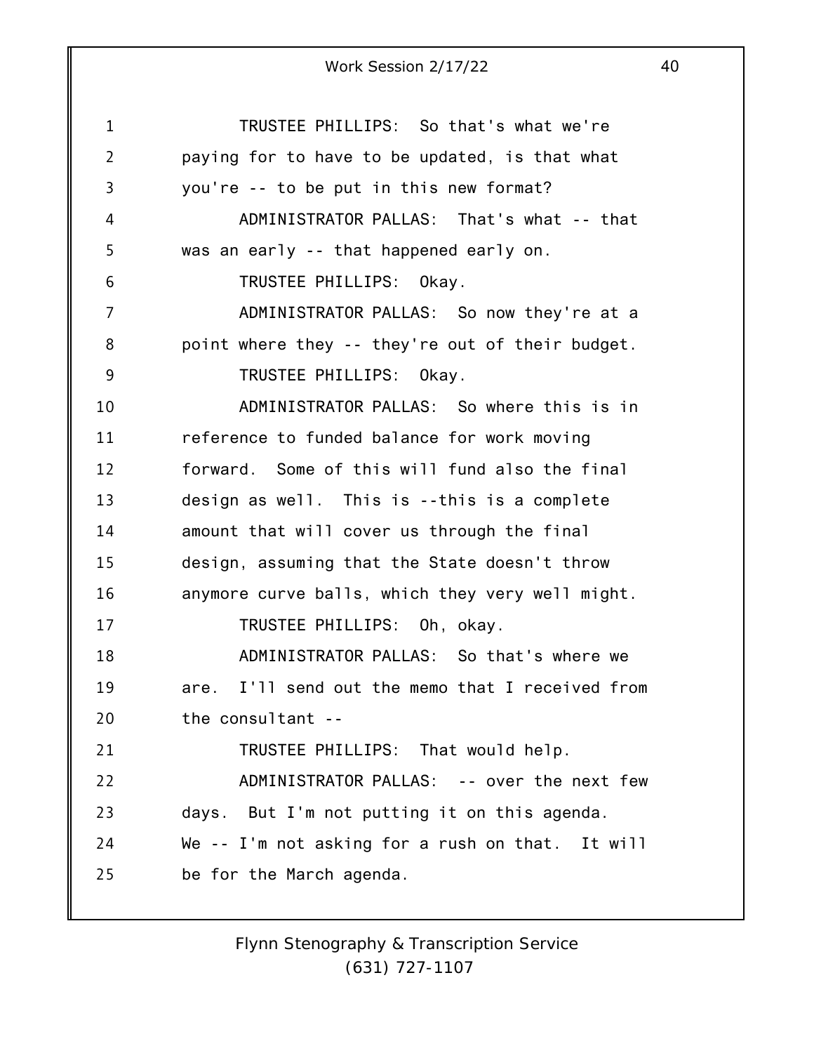TRUSTEE PHILLIPS: So that's what we're paying for to have to be updated, is that what you're -- to be put in this new format?

ADMINISTRATOR PALLAS: That's what -- that was an early -- that happened early on.

TRUSTEE PHILLIPS: Okay.

ADMINISTRATOR PALLAS: So now they're at a point where they -- they're out of their budget.

TRUSTEE PHILLIPS: Okay.

ADMINISTRATOR PALLAS: So where this is in reference to funded balance for work moving forward. Some of this will fund also the final design as well. This is --this is a complete amount that will cover us through the final design, assuming that the State doesn't throw anymore curve balls, which they very well might.

TRUSTEE PHILLIPS: Oh, okay.

ADMINISTRATOR PALLAS: So that's where we are. I'll send out the memo that I received from the consultant --

TRUSTEE PHILLIPS: That would help.

ADMINISTRATOR PALLAS: -- over the next few days. But I'm not putting it on this agenda. We -- I'm not asking for a rush on that. It will be for the March agenda.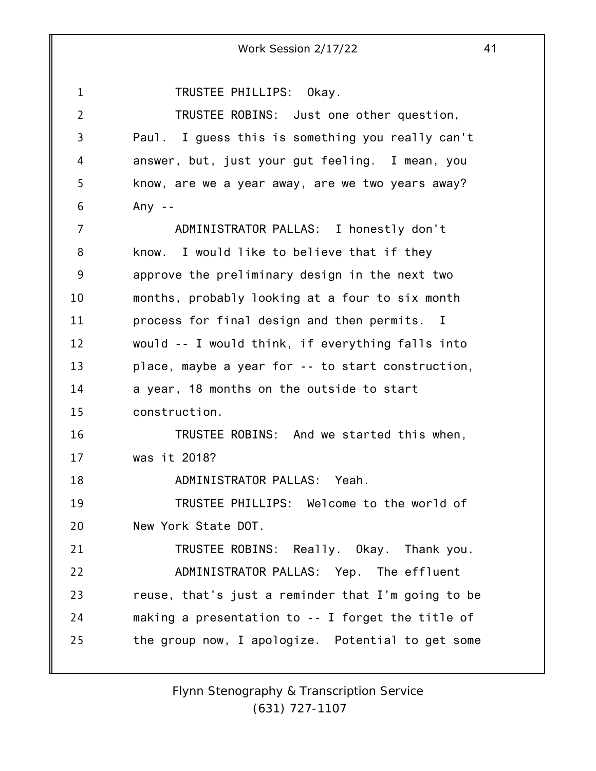TRUSTEE PHILLIPS: Okay.

TRUSTEE ROBINS: Just one other question, Paul. I guess this is something you really can't answer, but, just your gut feeling. I mean, you know, are we a year away, are we two years away? Any --

ADMINISTRATOR PALLAS: I honestly don't know. I would like to believe that if they approve the preliminary design in the next two months, probably looking at a four to six month process for final design and then permits. I would -- I would think, if everything falls into place, maybe a year for -- to start construction, a year, 18 months on the outside to start construction.

TRUSTEE ROBINS: And we started this when, was it 2018?

ADMINISTRATOR PALLAS: Yeah.

TRUSTEE PHILLIPS: Welcome to the world of New York State DOT.

TRUSTEE ROBINS: Really. Okay. Thank you.

ADMINISTRATOR PALLAS: Yep. The effluent reuse, that's just a reminder that I'm going to be making a presentation to -- I forget the title of the group now, I apologize. Potential to get some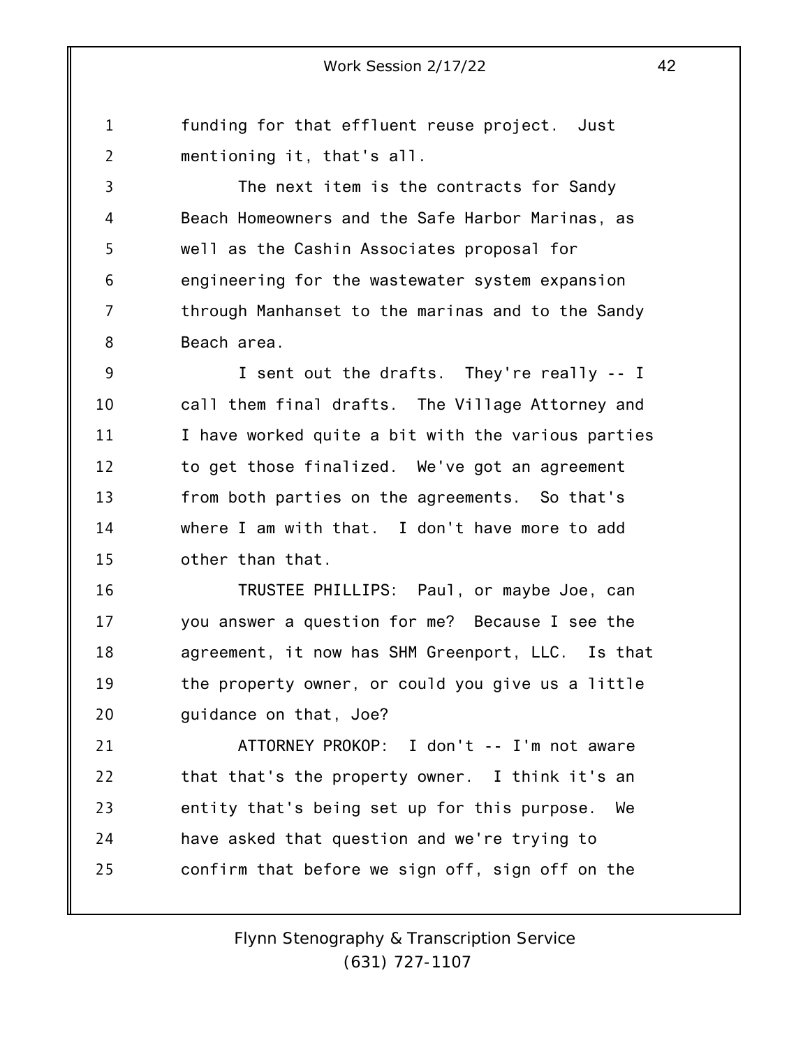funding for that effluent reuse project. Just mentioning it, that's all.

The next item is the contracts for Sandy Beach Homeowners and the Safe Harbor Marinas, as well as the Cashin Associates proposal for engineering for the wastewater system expansion through Manhanset to the marinas and to the Sandy Beach area.

I sent out the drafts. They're really -- I call them final drafts. The Village Attorney and I have worked quite a bit with the various parties to get those finalized. We've got an agreement from both parties on the agreements. So that's where I am with that. I don't have more to add other than that.

TRUSTEE PHILLIPS: Paul, or maybe Joe, can you answer a question for me? Because I see the agreement, it now has SHM Greenport, LLC. Is that the property owner, or could you give us a little guidance on that, Joe?

ATTORNEY PROKOP: I don't -- I'm not aware that that's the property owner. I think it's an entity that's being set up for this purpose. We have asked that question and we're trying to confirm that before we sign off, sign off on the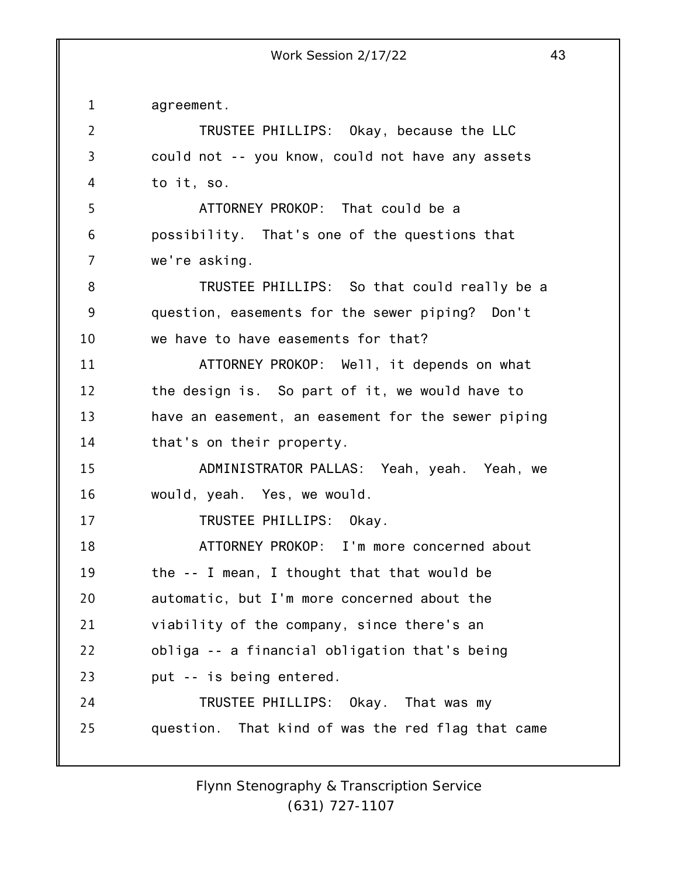agreement.

TRUSTEE PHILLIPS: Okay, because the LLC could not -- you know, could not have any assets to it, so.

ATTORNEY PROKOP: That could be a possibility. That's one of the questions that we're asking.

TRUSTEE PHILLIPS: So that could really be a question, easements for the sewer piping? Don't we have to have easements for that?

ATTORNEY PROKOP: Well, it depends on what the design is. So part of it, we would have to have an easement, an easement for the sewer piping that's on their property.

ADMINISTRATOR PALLAS: Yeah, yeah. Yeah, we would, yeah. Yes, we would.

TRUSTEE PHILLIPS: Okay.

ATTORNEY PROKOP: I'm more concerned about the -- I mean, I thought that that would be automatic, but I'm more concerned about the viability of the company, since there's an obliga -- a financial obligation that's being put -- is being entered.

TRUSTEE PHILLIPS: Okay. That was my question. That kind of was the red flag that came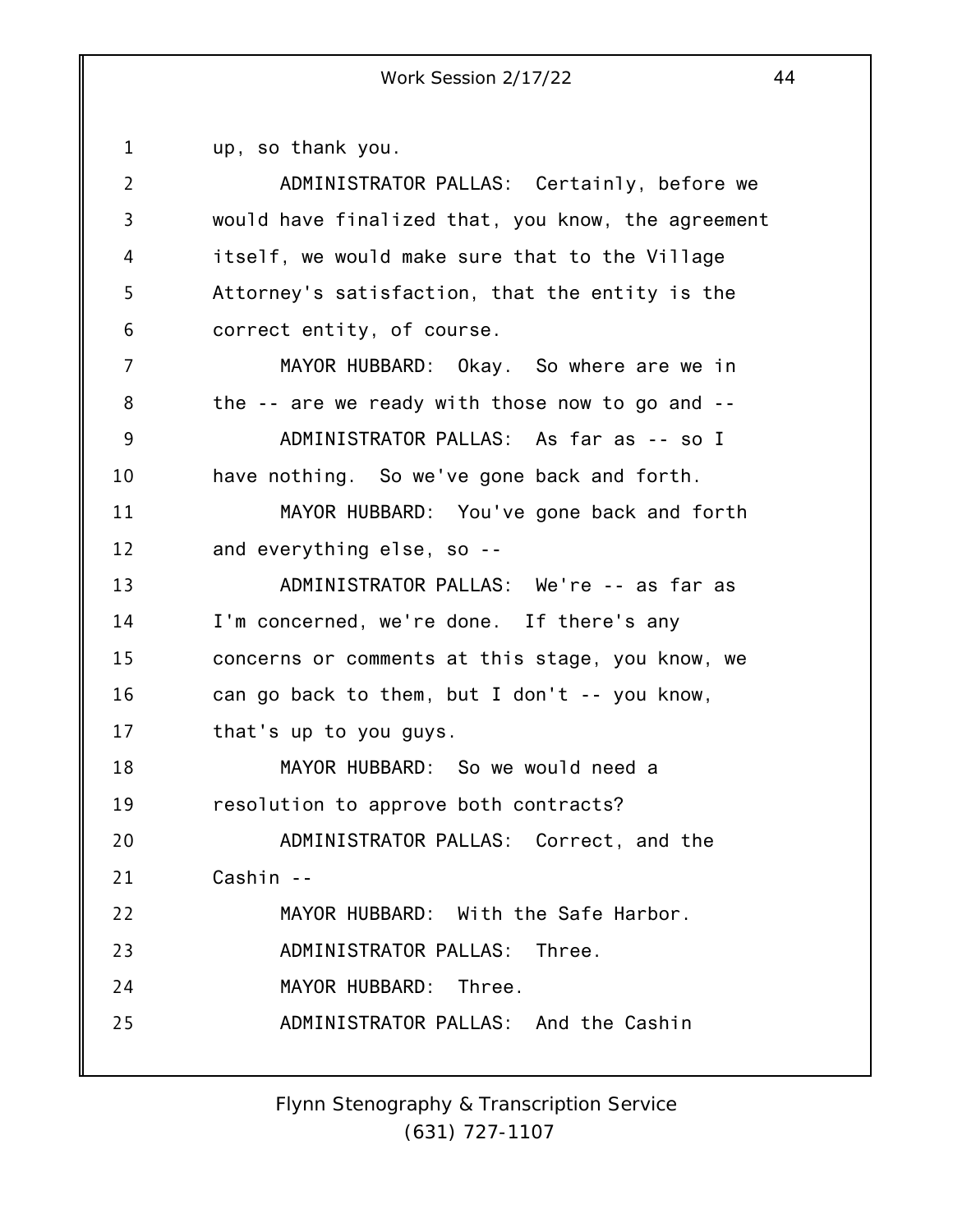up, so thank you.

ADMINISTRATOR PALLAS: Certainly, before we would have finalized that, you know, the agreement itself, we would make sure that to the Village Attorney's satisfaction, that the entity is the correct entity, of course.

MAYOR HUBBARD: Okay. So where are we in the -- are we ready with those now to go and --

ADMINISTRATOR PALLAS: As far as -- so I have nothing. So we've gone back and forth.

MAYOR HUBBARD: You've gone back and forth and everything else, so --

ADMINISTRATOR PALLAS: We're -- as far as I'm concerned, we're done. If there's any concerns or comments at this stage, you know, we can go back to them, but I don't -- you know, that's up to you guys.

MAYOR HUBBARD: So we would need a resolution to approve both contracts?

ADMINISTRATOR PALLAS: Correct, and the Cashin --

MAYOR HUBBARD: With the Safe Harbor.

ADMINISTRATOR PALLAS: Three.

MAYOR HUBBARD: Three.

ADMINISTRATOR PALLAS: And the Cashin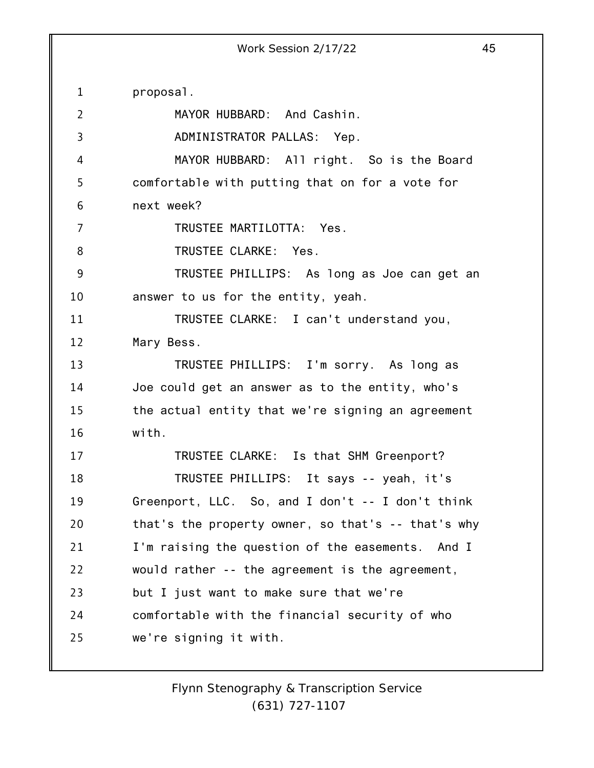proposal.

MAYOR HUBBARD: And Cashin.

ADMINISTRATOR PALLAS: Yep.

MAYOR HUBBARD: All right. So is the Board comfortable with putting that on for a vote for next week?

TRUSTEE MARTILOTTA: Yes.

TRUSTEE CLARKE: Yes.

TRUSTEE PHILLIPS: As long as Joe can get an answer to us for the entity, yeah.

TRUSTEE CLARKE: I can't understand you, Mary Bess.

TRUSTEE PHILLIPS: I'm sorry. As long as Joe could get an answer as to the entity, who's the actual entity that we're signing an agreement with.

TRUSTEE CLARKE: Is that SHM Greenport?

TRUSTEE PHILLIPS: It says -- yeah, it's Greenport, LLC. So, and I don't -- I don't think that's the property owner, so that's -- that's why I'm raising the question of the easements. And I would rather -- the agreement is the agreement, but I just want to make sure that we're comfortable with the financial security of who we're signing it with.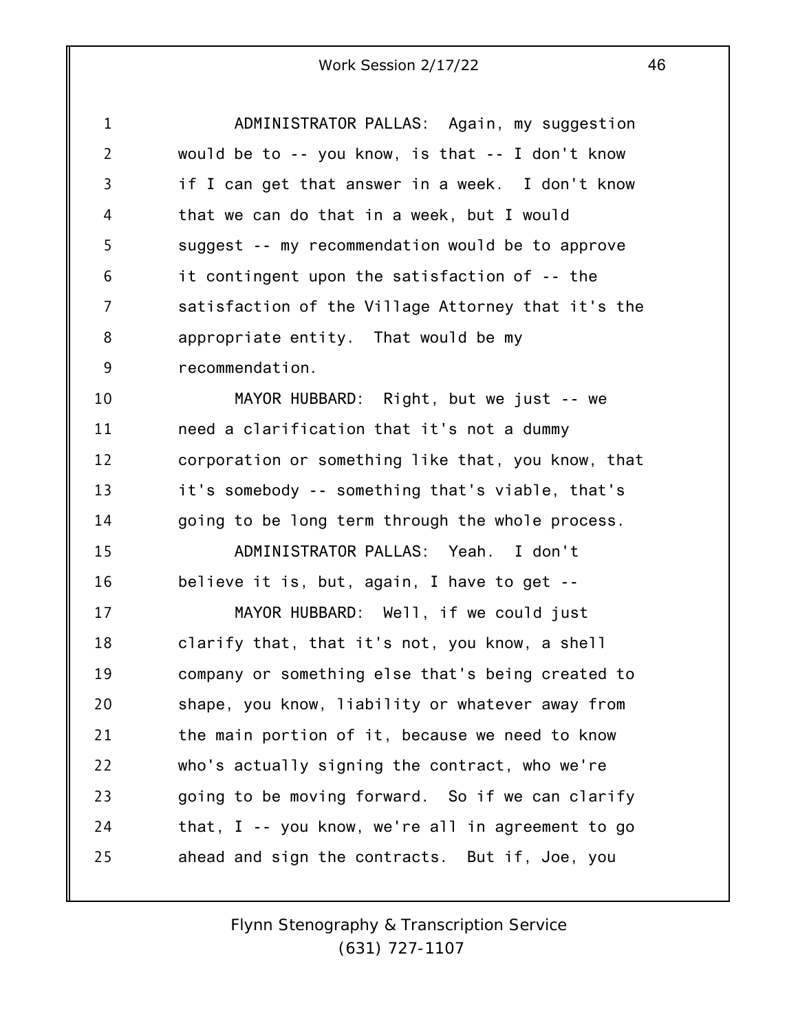ADMINISTRATOR PALLAS: Again, my suggestion would be to -- you know, is that -- I don't know if I can get that answer in a week. I don't know that we can do that in a week, but I would suggest -- my recommendation would be to approve it contingent upon the satisfaction of -- the satisfaction of the Village Attorney that it's the appropriate entity. That would be my recommendation.

MAYOR HUBBARD: Right, but we just -- we need a clarification that it's not a dummy corporation or something like that, you know, that it's somebody -- something that's viable, that's going to be long term through the whole process.

ADMINISTRATOR PALLAS: Yeah. I don't believe it is, but, again, I have to get --

MAYOR HUBBARD: Well, if we could just clarify that, that it's not, you know, a shell company or something else that's being created to shape, you know, liability or whatever away from the main portion of it, because we need to know who's actually signing the contract, who we're going to be moving forward. So if we can clarify that, I -- you know, we're all in agreement to go ahead and sign the contracts. But if, Joe, you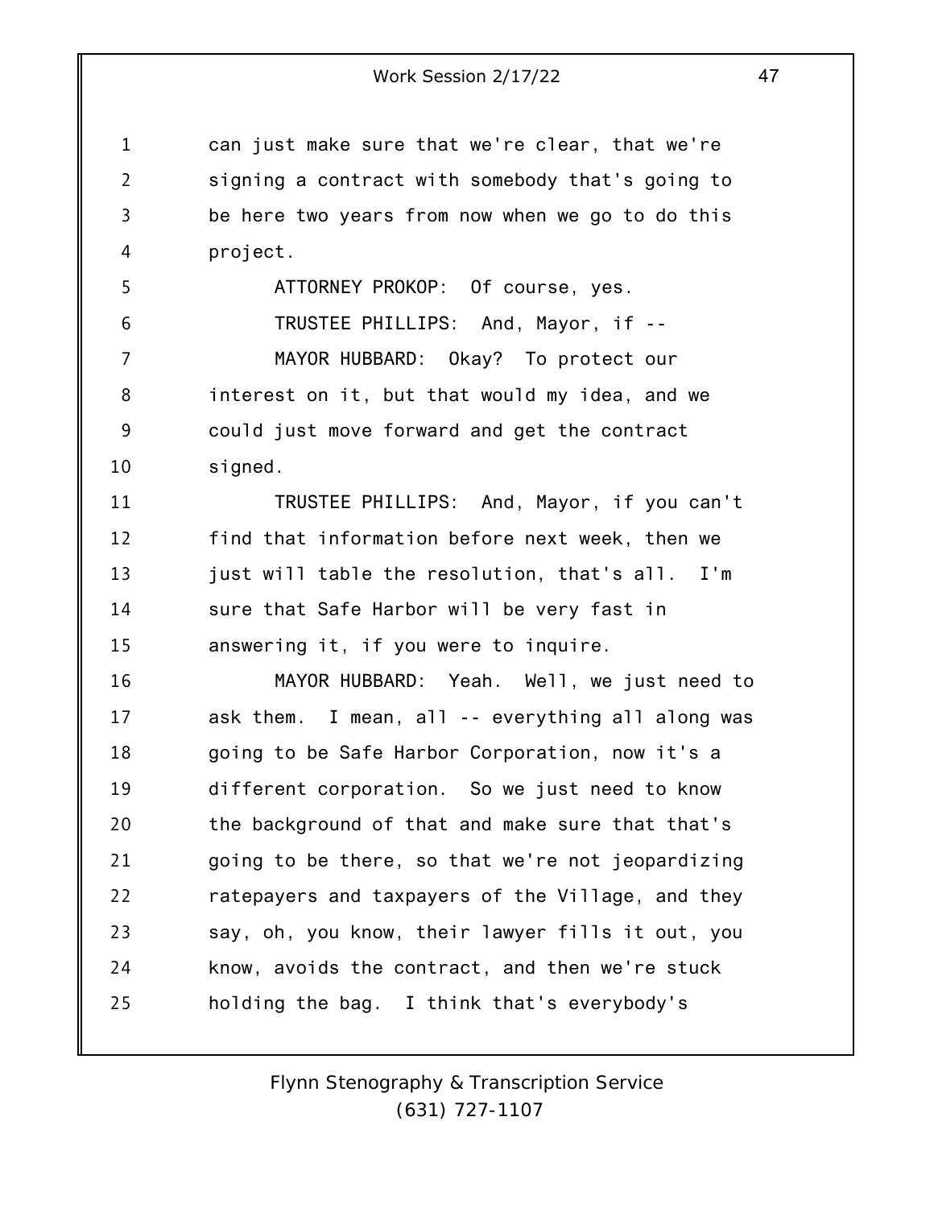can just make sure that we're clear, that we're signing a contract with somebody that's going to be here two years from now when we go to do this project.

ATTORNEY PROKOP: Of course, yes.

TRUSTEE PHILLIPS: And, Mayor, if --

MAYOR HUBBARD: Okay? To protect our interest on it, but that would my idea, and we could just move forward and get the contract signed.

TRUSTEE PHILLIPS: And, Mayor, if you can't find that information before next week, then we just will table the resolution, that's all. I'm sure that Safe Harbor will be very fast in answering it, if you were to inquire.

MAYOR HUBBARD: Yeah. Well, we just need to ask them. I mean, all -- everything all along was going to be Safe Harbor Corporation, now it's a different corporation. So we just need to know the background of that and make sure that that's going to be there, so that we're not jeopardizing ratepayers and taxpayers of the Village, and they say, oh, you know, their lawyer fills it out, you know, avoids the contract, and then we're stuck holding the bag. I think that's everybody's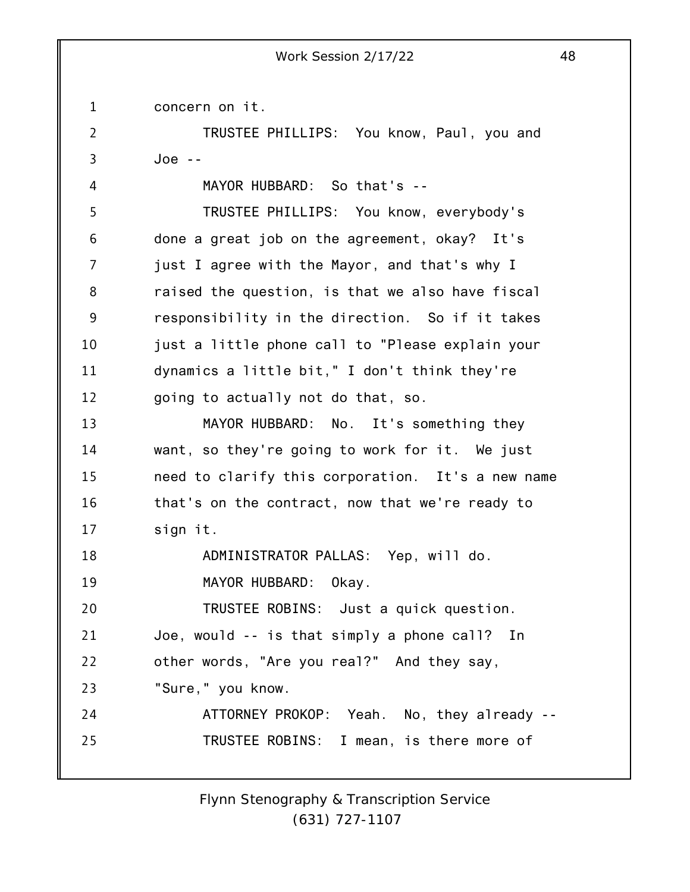concern on it.

TRUSTEE PHILLIPS: You know, Paul, you and Joe --

MAYOR HUBBARD: So that's --

TRUSTEE PHILLIPS: You know, everybody's done a great job on the agreement, okay? It's just I agree with the Mayor, and that's why I raised the question, is that we also have fiscal responsibility in the direction. So if it takes just a little phone call to "Please explain your dynamics a little bit," I don't think they're going to actually not do that, so.

MAYOR HUBBARD: No. It's something they want, so they're going to work for it. We just need to clarify this corporation. It's a new name that's on the contract, now that we're ready to sign it.

ADMINISTRATOR PALLAS: Yep, will do.

MAYOR HUBBARD: Okay.

TRUSTEE ROBINS: Just a quick question. Joe, would -- is that simply a phone call? In other words, "Are you real?" And they say, "Sure," you know.

ATTORNEY PROKOP: Yeah. No, they already --

TRUSTEE ROBINS: I mean, is there more of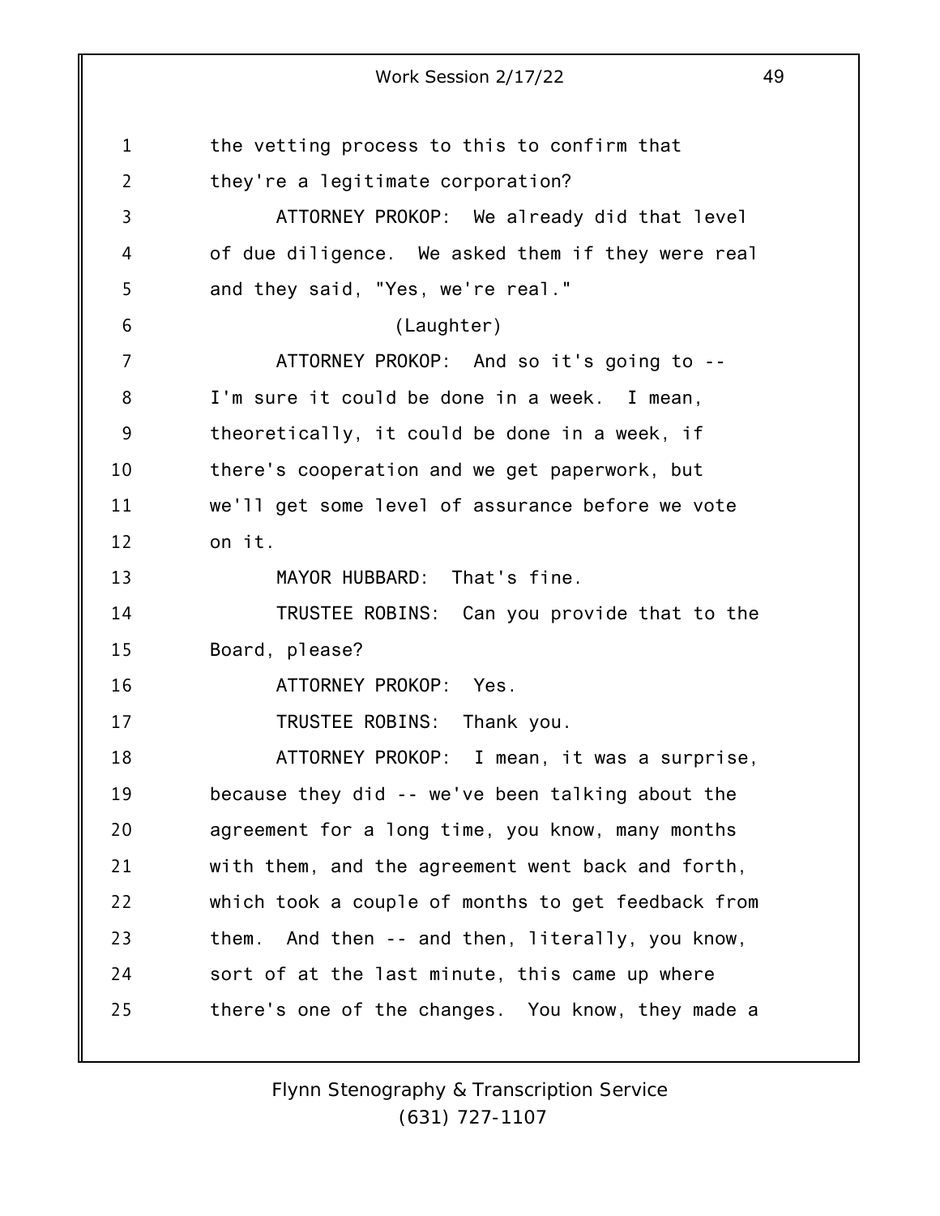the vetting process to this to confirm that they're a legitimate corporation?

ATTORNEY PROKOP: We already did that level of due diligence. We asked them if they were real and they said, "Yes, we're real."

(Laughter)

ATTORNEY PROKOP: And so it's going to -- I'm sure it could be done in a week. I mean, theoretically, it could be done in a week, if there's cooperation and we get paperwork, but we'll get some level of assurance before we vote on it.

MAYOR HUBBARD: That's fine.

TRUSTEE ROBINS: Can you provide that to the Board, please?

ATTORNEY PROKOP: Yes.

TRUSTEE ROBINS: Thank you.

ATTORNEY PROKOP: I mean, it was a surprise, because they did -- we've been talking about the agreement for a long time, you know, many months with them, and the agreement went back and forth, which took a couple of months to get feedback from them. And then -- and then, literally, you know, sort of at the last minute, this came up where there's one of the changes. You know, they made a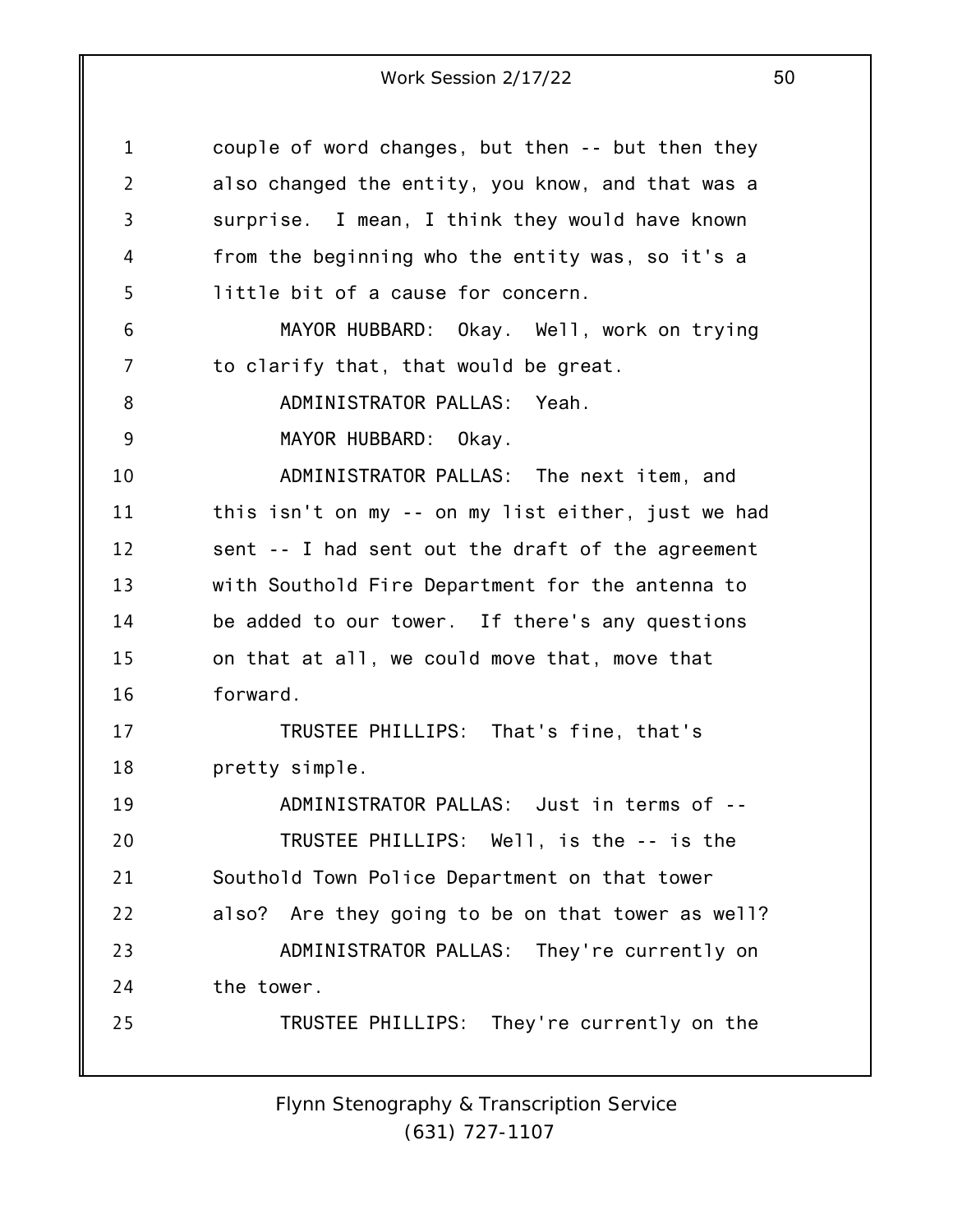couple of word changes, but then -- but then they also changed the entity, you know, and that was a surprise. I mean, I think they would have known from the beginning who the entity was, so it's a little bit of a cause for concern.

MAYOR HUBBARD: Okay. Well, work on trying to clarify that, that would be great.

ADMINISTRATOR PALLAS: Yeah.

MAYOR HUBBARD: Okay.

ADMINISTRATOR PALLAS: The next item, and this isn't on my -- on my list either, just we had sent -- I had sent out the draft of the agreement with Southold Fire Department for the antenna to be added to our tower. If there's any questions on that at all, we could move that, move that forward.

TRUSTEE PHILLIPS: That's fine, that's pretty simple.

ADMINISTRATOR PALLAS: Just in terms of --

TRUSTEE PHILLIPS: Well, is the -- is the Southold Town Police Department on that tower also? Are they going to be on that tower as well?

ADMINISTRATOR PALLAS: They're currently on the tower.

TRUSTEE PHILLIPS: They're currently on the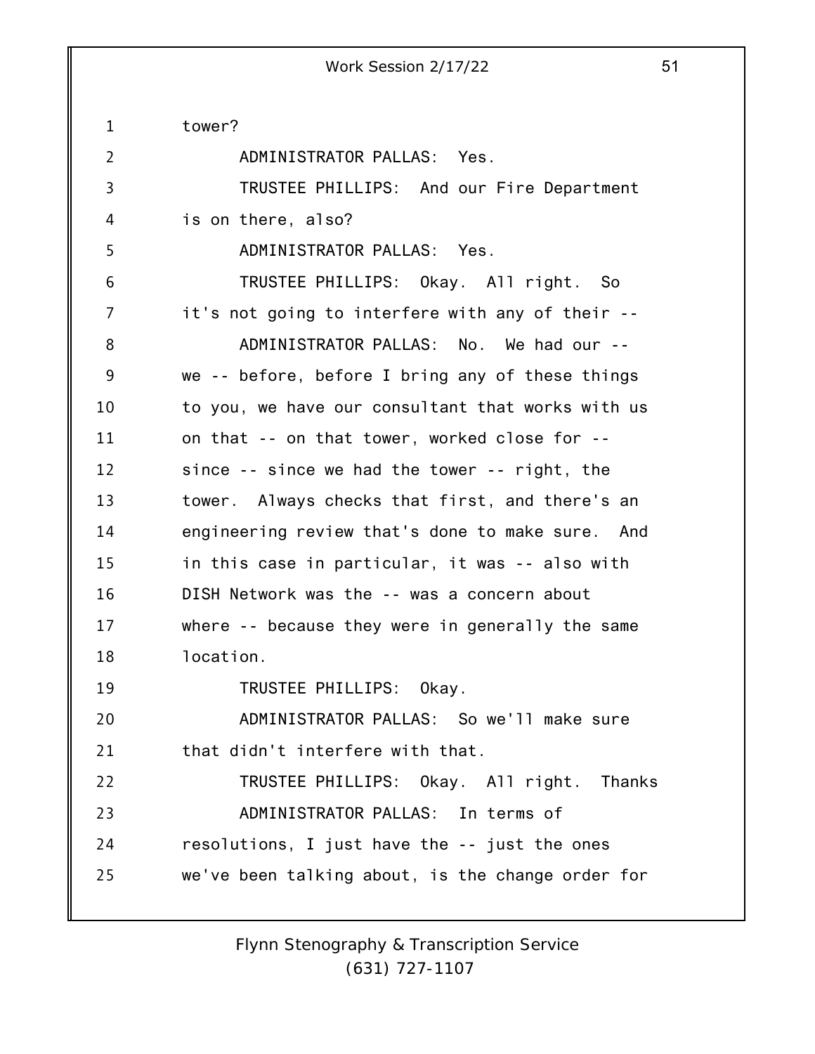tower?

ADMINISTRATOR PALLAS: Yes.

TRUSTEE PHILLIPS: And our Fire Department is on there, also?

ADMINISTRATOR PALLAS: Yes.

TRUSTEE PHILLIPS: Okay. All right. So it's not going to interfere with any of their --

ADMINISTRATOR PALLAS: No. We had our -- we -- before, before I bring any of these things to you, we have our consultant that works with us on that -- on that tower, worked close for -- since -- since we had the tower -- right, the tower. Always checks that first, and there's an engineering review that's done to make sure. And in this case in particular, it was -- also with DISH Network was the -- was a concern about where -- because they were in generally the same location.

TRUSTEE PHILLIPS: Okay.

ADMINISTRATOR PALLAS: So we'll make sure that didn't interfere with that.

TRUSTEE PHILLIPS: Okay. All right. Thanks

ADMINISTRATOR PALLAS: In terms of resolutions, I just have the -- just the ones we've been talking about, is the change order for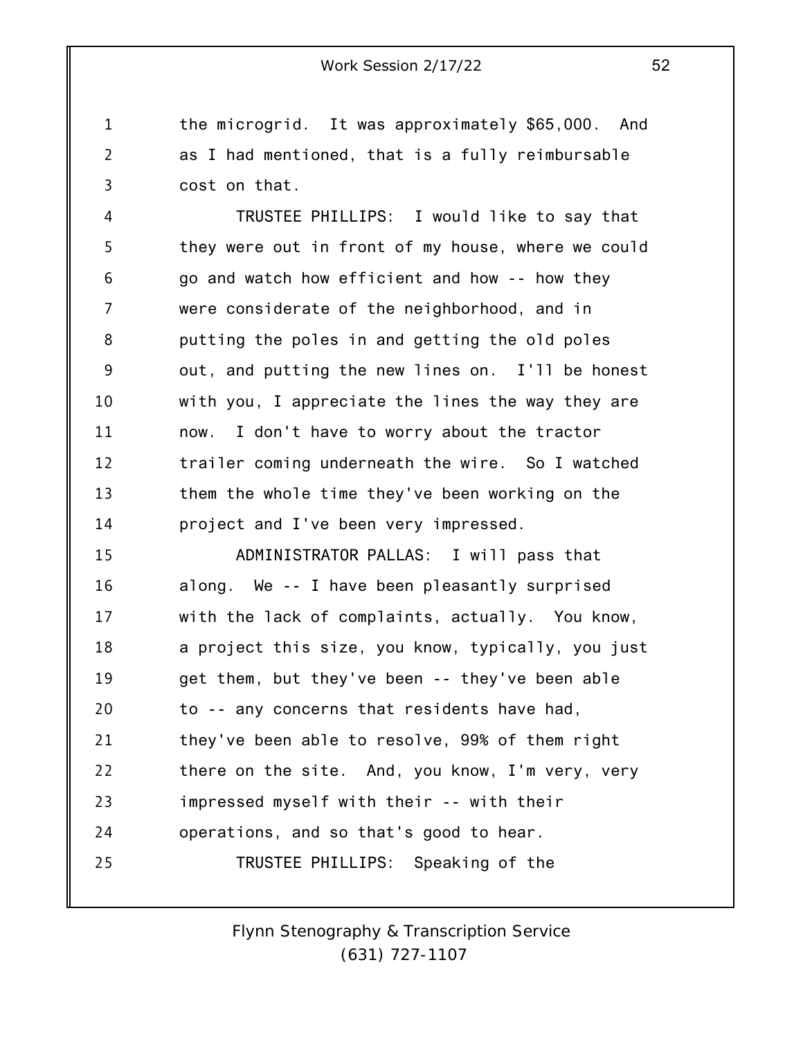the microgrid. It was approximately $65,000. And as I had mentioned, that is a fully reimbursable cost on that.

TRUSTEE PHILLIPS: I would like to say that they were out in front of my house, where we could go and watch how efficient and how -- how they were considerate of the neighborhood, and in putting the poles in and getting the old poles out, and putting the new lines on. I'll be honest with you, I appreciate the lines the way they are now. I don't have to worry about the tractor trailer coming underneath the wire. So I watched them the whole time they've been working on the project and I've been very impressed.

ADMINISTRATOR PALLAS: I will pass that along. We -- I have been pleasantly surprised with the lack of complaints, actually. You know, a project this size, you know, typically, you just get them, but they've been -- they've been able to -- any concerns that residents have had, they've been able to resolve, 99% of them right there on the site. And, you know, I'm very, very impressed myself with their -- with their operations, and so that's good to hear.

TRUSTEE PHILLIPS: Speaking of the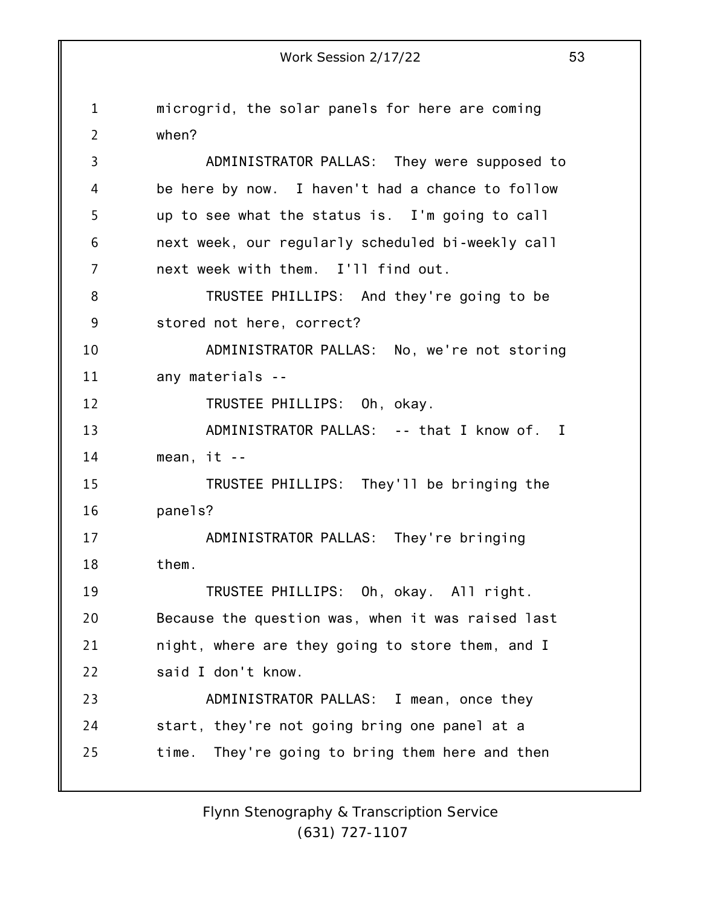microgrid, the solar panels for here are coming when?

ADMINISTRATOR PALLAS: They were supposed to be here by now. I haven't had a chance to follow up to see what the status is. I'm going to call next week, our regularly scheduled bi-weekly call next week with them. I'll find out.

TRUSTEE PHILLIPS: And they're going to be stored not here, correct?

ADMINISTRATOR PALLAS: No, we're not storing any materials --

TRUSTEE PHILLIPS: Oh, okay.

ADMINISTRATOR PALLAS: -- that I know of. I mean, it --

TRUSTEE PHILLIPS: They'll be bringing the panels?

ADMINISTRATOR PALLAS: They're bringing them.

TRUSTEE PHILLIPS: Oh, okay. All right. Because the question was, when it was raised last night, where are they going to store them, and I said I don't know.

ADMINISTRATOR PALLAS: I mean, once they start, they're not going bring one panel at a time. They're going to bring them here and then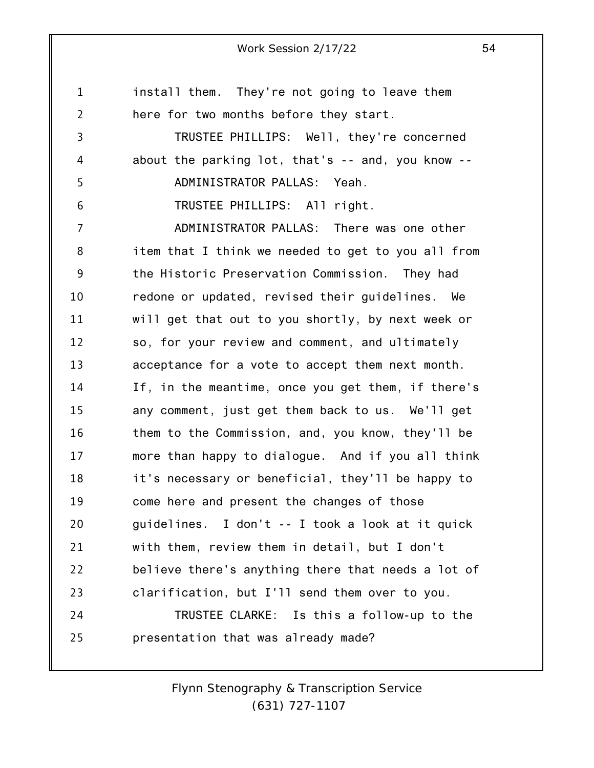install them. They're not going to leave them here for two months before they start.

TRUSTEE PHILLIPS: Well, they're concerned about the parking lot, that's -- and, you know --

ADMINISTRATOR PALLAS: Yeah.

TRUSTEE PHILLIPS: All right.

ADMINISTRATOR PALLAS: There was one other item that I think we needed to get to you all from the Historic Preservation Commission. They had redone or updated, revised their guidelines. We will get that out to you shortly, by next week or so, for your review and comment, and ultimately acceptance for a vote to accept them next month. If, in the meantime, once you get them, if there's any comment, just get them back to us. We'll get them to the Commission, and, you know, they'll be more than happy to dialogue. And if you all think it's necessary or beneficial, they'll be happy to come here and present the changes of those guidelines. I don't -- I took a look at it quick with them, review them in detail, but I don't believe there's anything there that needs a lot of clarification, but I'll send them over to you.

TRUSTEE CLARKE: Is this a follow-up to the presentation that was already made?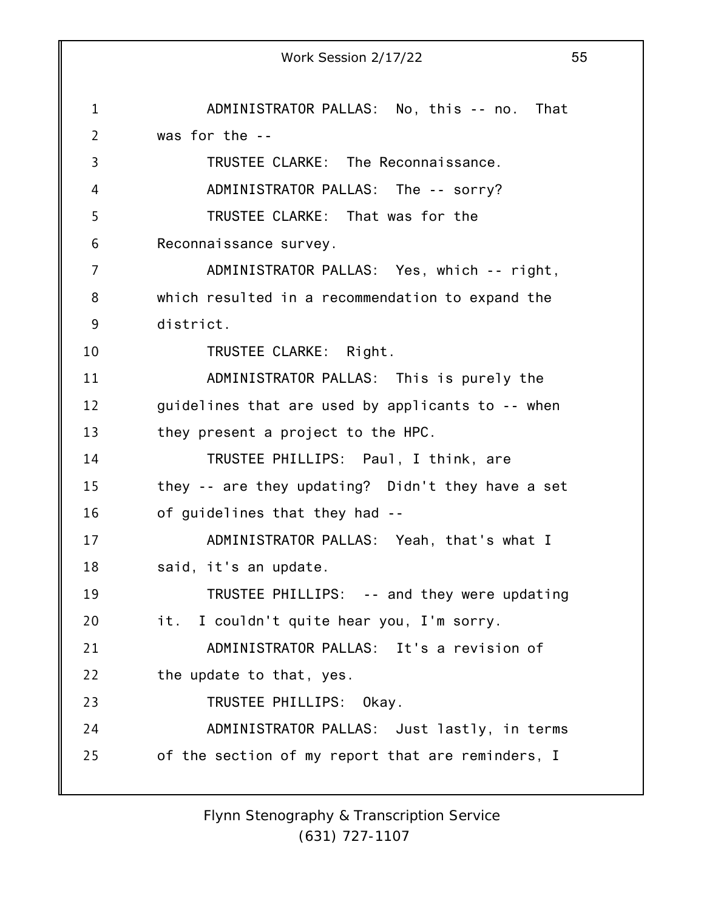ADMINISTRATOR PALLAS: No, this -- no. That was for the --

TRUSTEE CLARKE: The Reconnaissance.

ADMINISTRATOR PALLAS: The -- sorry?

TRUSTEE CLARKE: That was for the Reconnaissance survey.

ADMINISTRATOR PALLAS: Yes, which -- right, which resulted in a recommendation to expand the district.

TRUSTEE CLARKE: Right.

ADMINISTRATOR PALLAS: This is purely the guidelines that are used by applicants to -- when they present a project to the HPC.

TRUSTEE PHILLIPS: Paul, I think, are they -- are they updating? Didn't they have a set of guidelines that they had --

ADMINISTRATOR PALLAS: Yeah, that's what I said, it's an update.

TRUSTEE PHILLIPS: -- and they were updating it. I couldn't quite hear you, I'm sorry.

ADMINISTRATOR PALLAS: It's a revision of the update to that, yes.

TRUSTEE PHILLIPS: Okay.

ADMINISTRATOR PALLAS: Just lastly, in terms of the section of my report that are reminders, I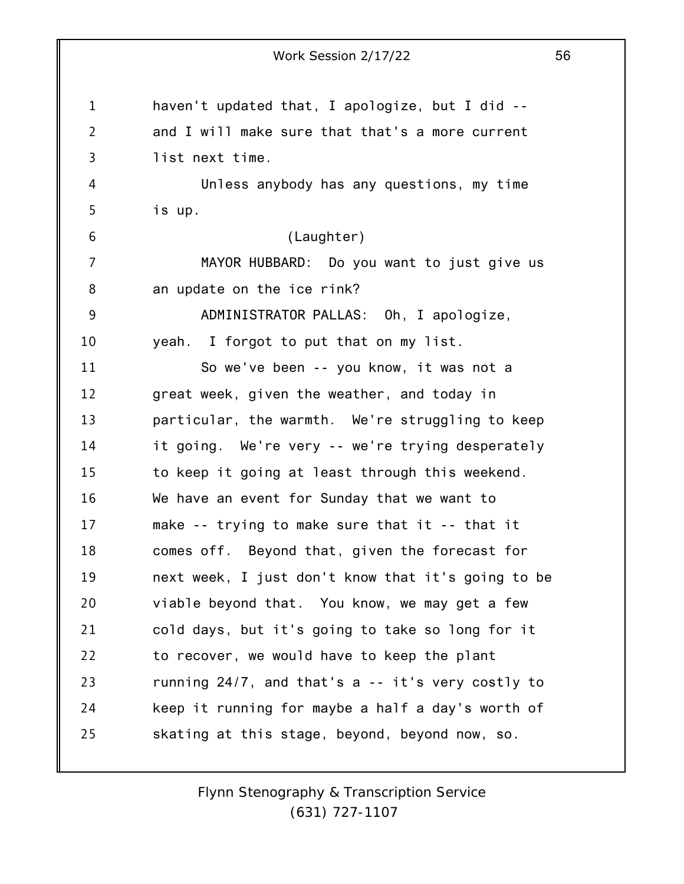haven't updated that, I apologize, but I did -- and I will make sure that that's a more current list next time.

Unless anybody has any questions, my time is up.

(Laughter)

MAYOR HUBBARD: Do you want to just give us an update on the ice rink?

ADMINISTRATOR PALLAS: Oh, I apologize, yeah. I forgot to put that on my list.

So we've been -- you know, it was not a great week, given the weather, and today in particular, the warmth. We're struggling to keep it going. We're very -- we're trying desperately to keep it going at least through this weekend. We have an event for Sunday that we want to make -- trying to make sure that it -- that it comes off. Beyond that, given the forecast for next week, I just don't know that it's going to be viable beyond that. You know, we may get a few cold days, but it's going to take so long for it to recover, we would have to keep the plant running 24/7, and that's a -- it's very costly to keep it running for maybe a half a day's worth of skating at this stage, beyond, beyond now, so.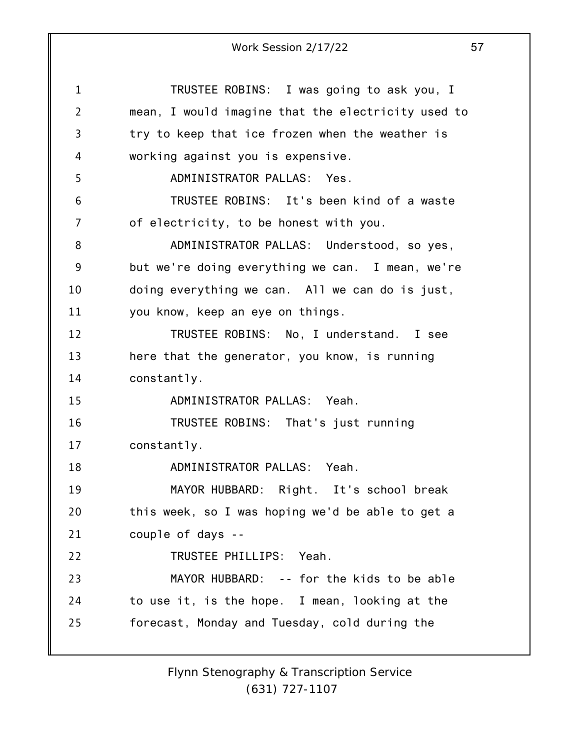TRUSTEE ROBINS: I was going to ask you, I mean, I would imagine that the electricity used to try to keep that ice frozen when the weather is working against you is expensive.

ADMINISTRATOR PALLAS: Yes.

TRUSTEE ROBINS: It's been kind of a waste of electricity, to be honest with you.

ADMINISTRATOR PALLAS: Understood, so yes, but we're doing everything we can. I mean, we're doing everything we can. All we can do is just, you know, keep an eye on things.

TRUSTEE ROBINS: No, I understand. I see here that the generator, you know, is running constantly.

ADMINISTRATOR PALLAS: Yeah.

TRUSTEE ROBINS: That's just running constantly.

ADMINISTRATOR PALLAS: Yeah.

MAYOR HUBBARD: Right. It's school break this week, so I was hoping we'd be able to get a couple of days --

TRUSTEE PHILLIPS: Yeah.

MAYOR HUBBARD: -- for the kids to be able to use it, is the hope. I mean, looking at the forecast, Monday and Tuesday, cold during the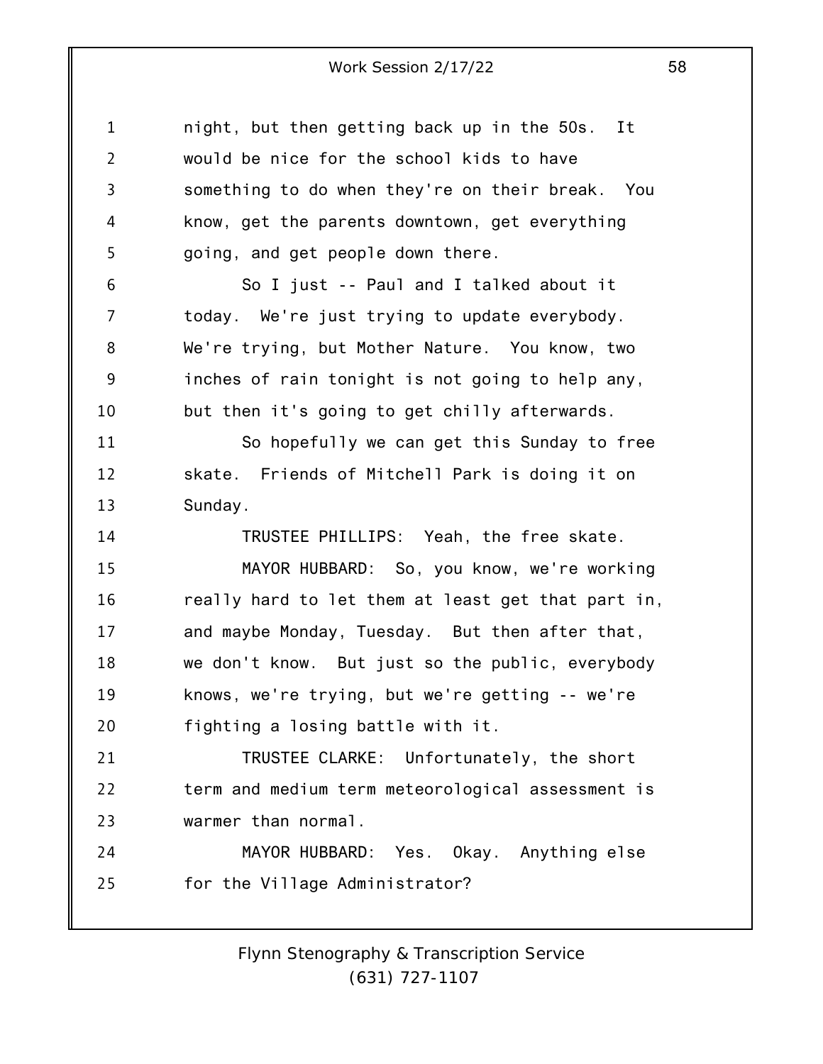night, but then getting back up in the 50s. It would be nice for the school kids to have something to do when they're on their break. You know, get the parents downtown, get everything going, and get people down there.

So I just -- Paul and I talked about it today. We're just trying to update everybody. We're trying, but Mother Nature. You know, two inches of rain tonight is not going to help any, but then it's going to get chilly afterwards.

So hopefully we can get this Sunday to free skate. Friends of Mitchell Park is doing it on Sunday.

TRUSTEE PHILLIPS: Yeah, the free skate.

MAYOR HUBBARD: So, you know, we're working really hard to let them at least get that part in, and maybe Monday, Tuesday. But then after that, we don't know. But just so the public, everybody knows, we're trying, but we're getting -- we're fighting a losing battle with it.

TRUSTEE CLARKE: Unfortunately, the short term and medium term meteorological assessment is warmer than normal.

MAYOR HUBBARD: Yes. Okay. Anything else for the Village Administrator?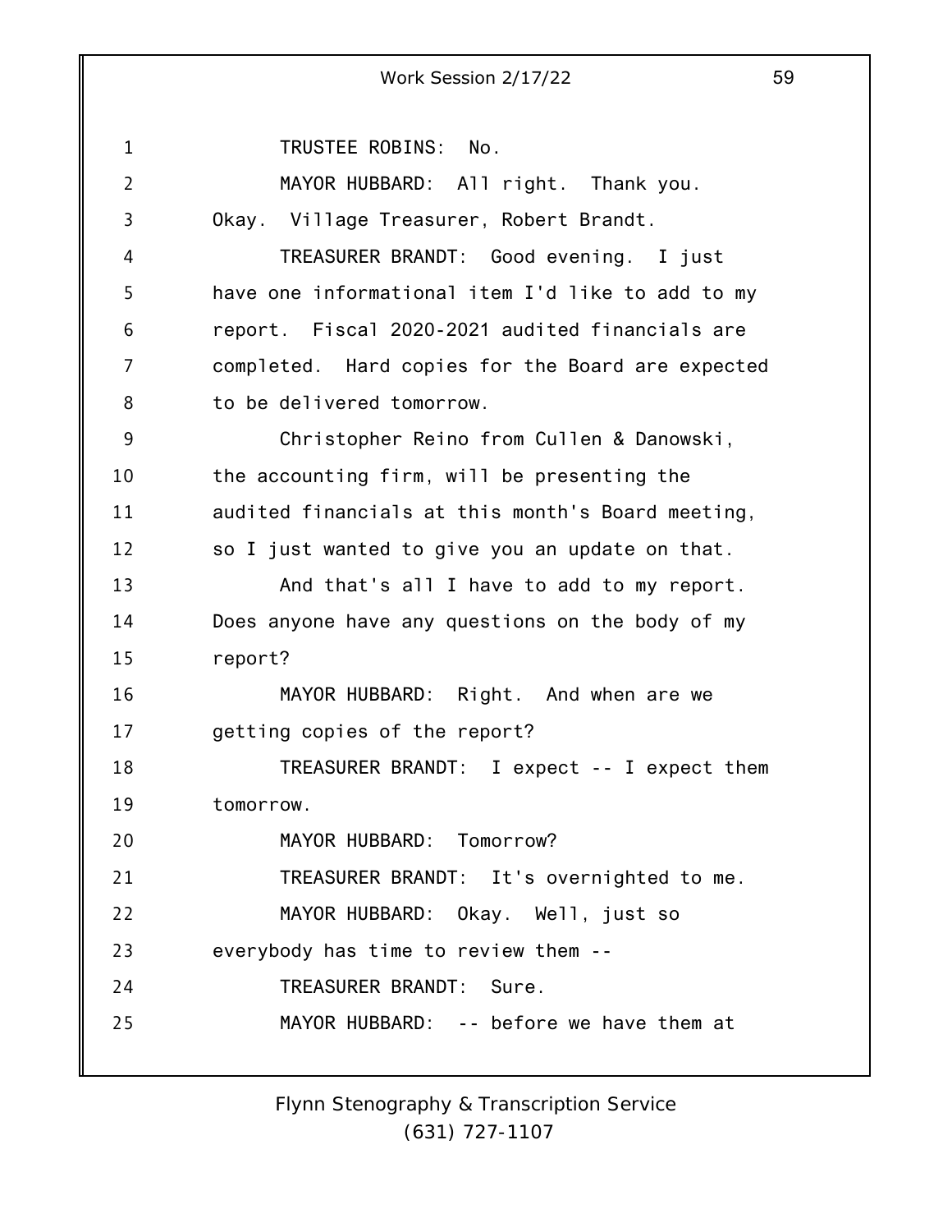TRUSTEE ROBINS: No.

MAYOR HUBBARD: All right. Thank you. Okay. Village Treasurer, Robert Brandt.

TREASURER BRANDT: Good evening. I just have one informational item I'd like to add to my report. Fiscal 2020-2021 audited financials are completed. Hard copies for the Board are expected to be delivered tomorrow.

Christopher Reino from Cullen & Danowski, the accounting firm, will be presenting the audited financials at this month's Board meeting, so I just wanted to give you an update on that.

And that's all I have to add to my report. Does anyone have any questions on the body of my report?

MAYOR HUBBARD: Right. And when are we getting copies of the report?

TREASURER BRANDT: I expect -- I expect them tomorrow.

MAYOR HUBBARD: Tomorrow?

TREASURER BRANDT: It's overnighted to me.

MAYOR HUBBARD: Okay. Well, just so everybody has time to review them --

TREASURER BRANDT: Sure.

MAYOR HUBBARD: -- before we have them at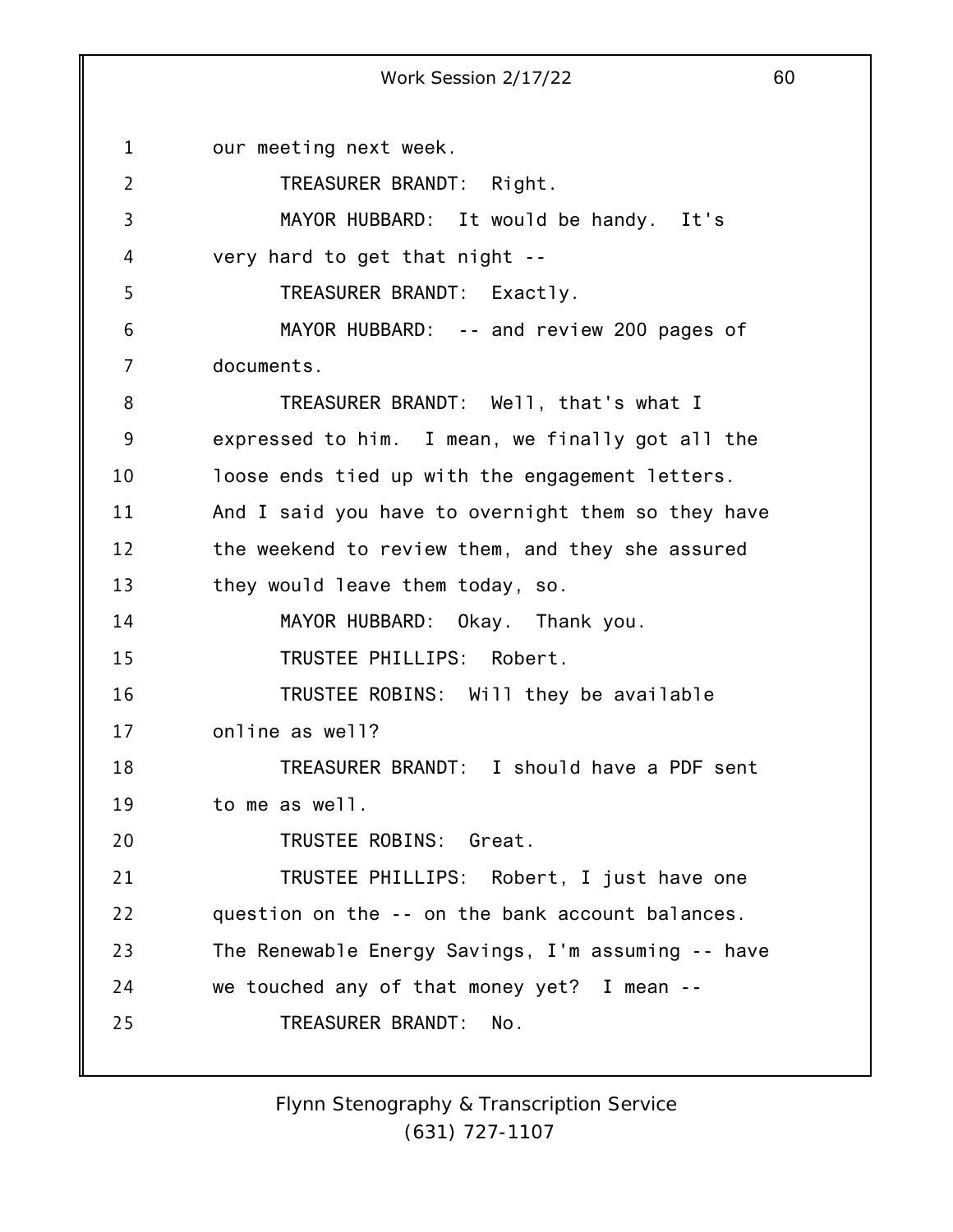our meeting next week.

TREASURER BRANDT: Right.

MAYOR HUBBARD: It would be handy. It's very hard to get that night --

TREASURER BRANDT: Exactly.

MAYOR HUBBARD: -- and review 200 pages of documents.

TREASURER BRANDT: Well, that's what I expressed to him. I mean, we finally got all the loose ends tied up with the engagement letters. And I said you have to overnight them so they have the weekend to review them, and they she assured they would leave them today, so.

MAYOR HUBBARD: Okay. Thank you.

TRUSTEE PHILLIPS: Robert.

TRUSTEE ROBINS: Will they be available online as well?

TREASURER BRANDT: I should have a PDF sent to me as well.

TRUSTEE ROBINS: Great.

TRUSTEE PHILLIPS: Robert, I just have one question on the -- on the bank account balances. The Renewable Energy Savings, I'm assuming -- have we touched any of that money yet? I mean --

TREASURER BRANDT: No.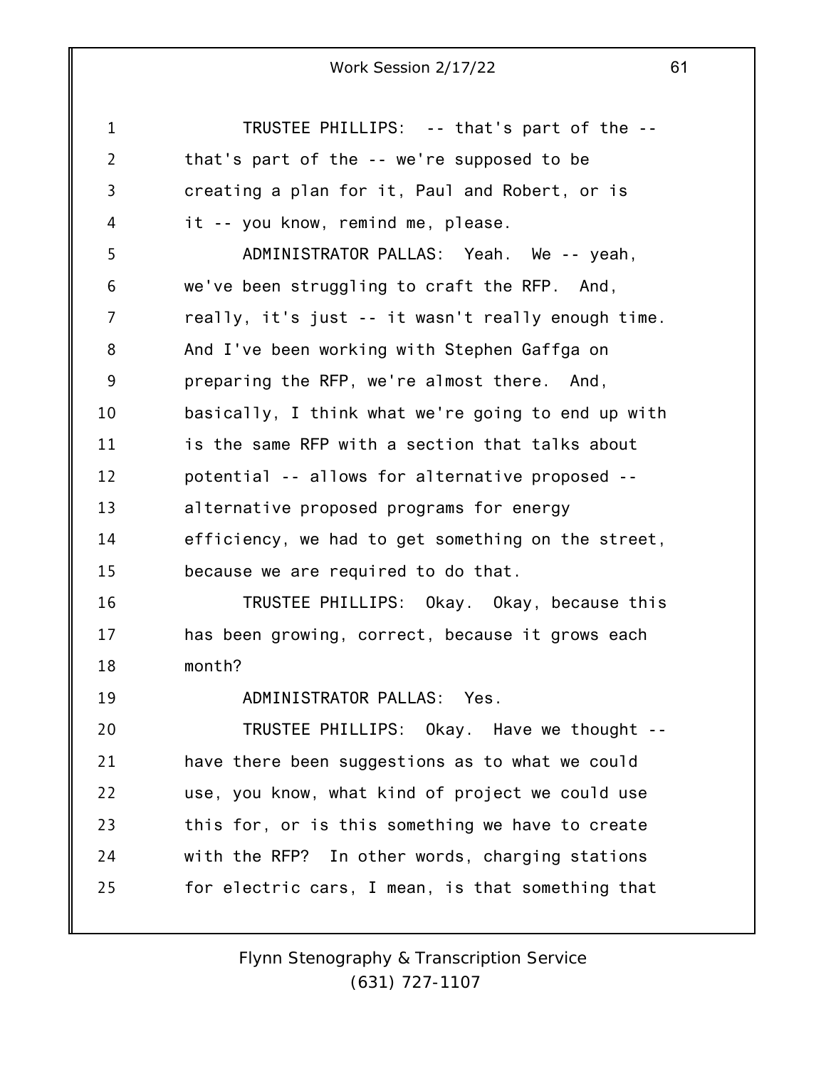TRUSTEE PHILLIPS: -- that's part of the -- that's part of the -- we're supposed to be creating a plan for it, Paul and Robert, or is it -- you know, remind me, please.

ADMINISTRATOR PALLAS: Yeah. We -- yeah, we've been struggling to craft the RFP. And, really, it's just -- it wasn't really enough time. And I've been working with Stephen Gaffga on preparing the RFP, we're almost there. And, basically, I think what we're going to end up with is the same RFP with a section that talks about potential -- allows for alternative proposed -- alternative proposed programs for energy efficiency, we had to get something on the street, because we are required to do that.

TRUSTEE PHILLIPS: Okay. Okay, because this has been growing, correct, because it grows each month?

ADMINISTRATOR PALLAS: Yes.

TRUSTEE PHILLIPS: Okay. Have we thought -- have there been suggestions as to what we could use, you know, what kind of project we could use this for, or is this something we have to create with the RFP? In other words, charging stations for electric cars, I mean, is that something that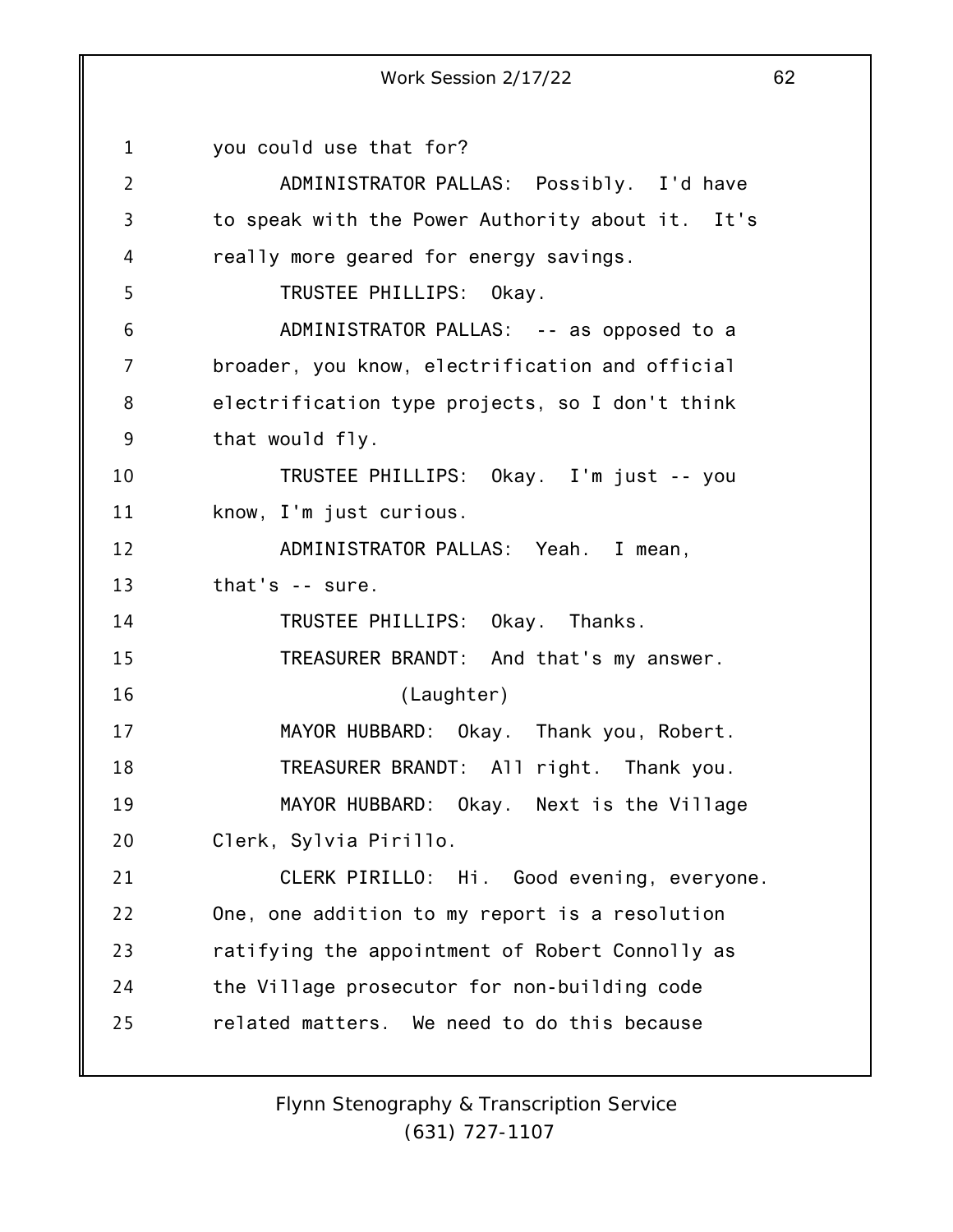you could use that for?

ADMINISTRATOR PALLAS: Possibly. I'd have to speak with the Power Authority about it. It's really more geared for energy savings.

TRUSTEE PHILLIPS: Okay.

ADMINISTRATOR PALLAS: -- as opposed to a broader, you know, electrification and official electrification type projects, so I don't think that would fly.

TRUSTEE PHILLIPS: Okay. I'm just -- you know, I'm just curious.

ADMINISTRATOR PALLAS: Yeah. I mean, that's -- sure.

TRUSTEE PHILLIPS: Okay. Thanks.

TREASURER BRANDT: And that's my answer.

(Laughter)

MAYOR HUBBARD: Okay. Thank you, Robert.

TREASURER BRANDT: All right. Thank you.

MAYOR HUBBARD: Okay. Next is the Village Clerk, Sylvia Pirillo.

CLERK PIRILLO: Hi. Good evening, everyone. One, one addition to my report is a resolution ratifying the appointment of Robert Connolly as the Village prosecutor for non-building code related matters. We need to do this because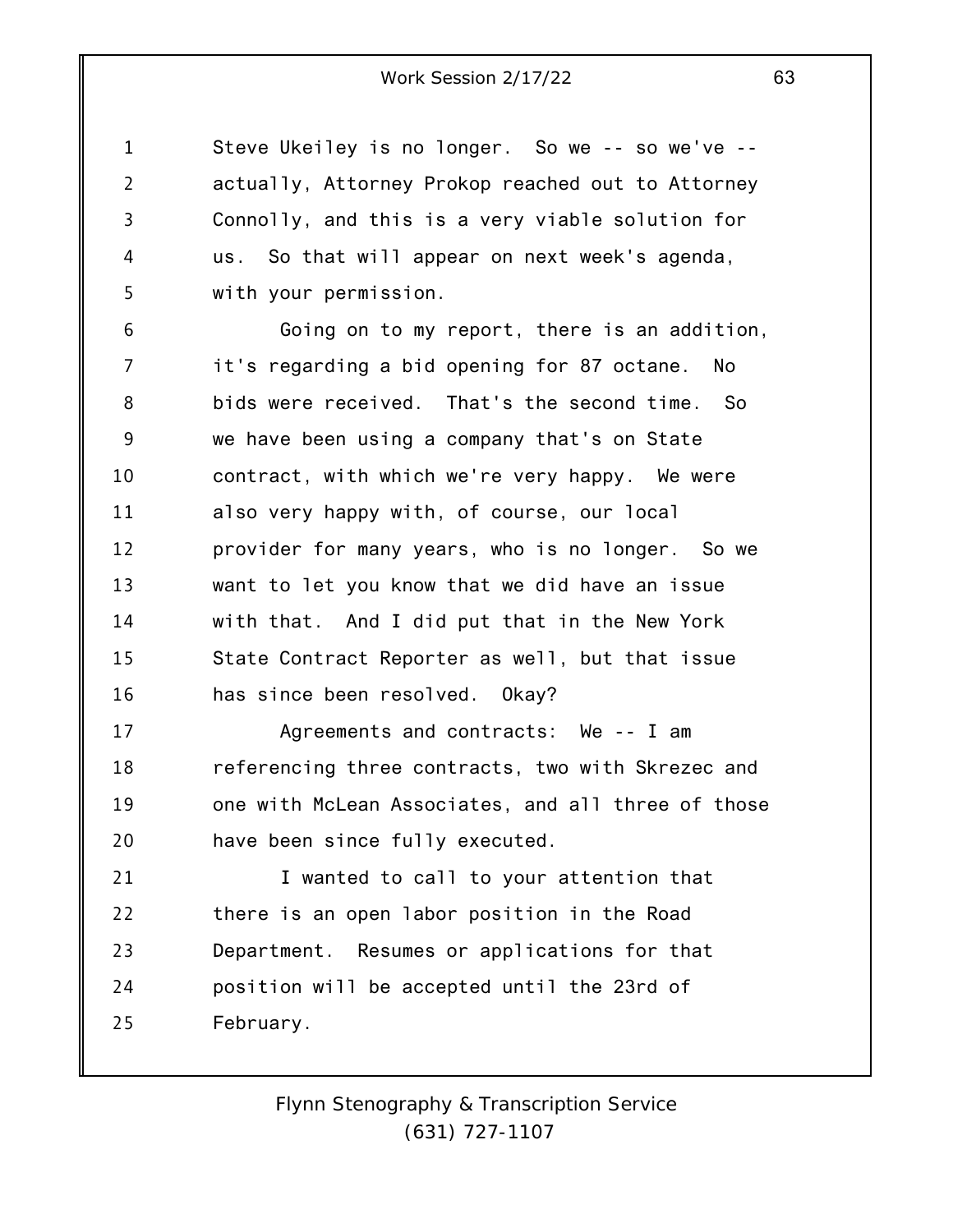Steve Ukeiley is no longer. So we -- so we've -- actually, Attorney Prokop reached out to Attorney Connolly, and this is a very viable solution for us. So that will appear on next week's agenda, with your permission.

Going on to my report, there is an addition, it's regarding a bid opening for 87 octane. No bids were received. That's the second time. So we have been using a company that's on State contract, with which we're very happy. We were also very happy with, of course, our local provider for many years, who is no longer. So we want to let you know that we did have an issue with that. And I did put that in the New York State Contract Reporter as well, but that issue has since been resolved. Okay?

Agreements and contracts: We -- I am referencing three contracts, two with Skrezec and one with McLean Associates, and all three of those have been since fully executed.

I wanted to call to your attention that there is an open labor position in the Road Department. Resumes or applications for that position will be accepted until the 23rd of February.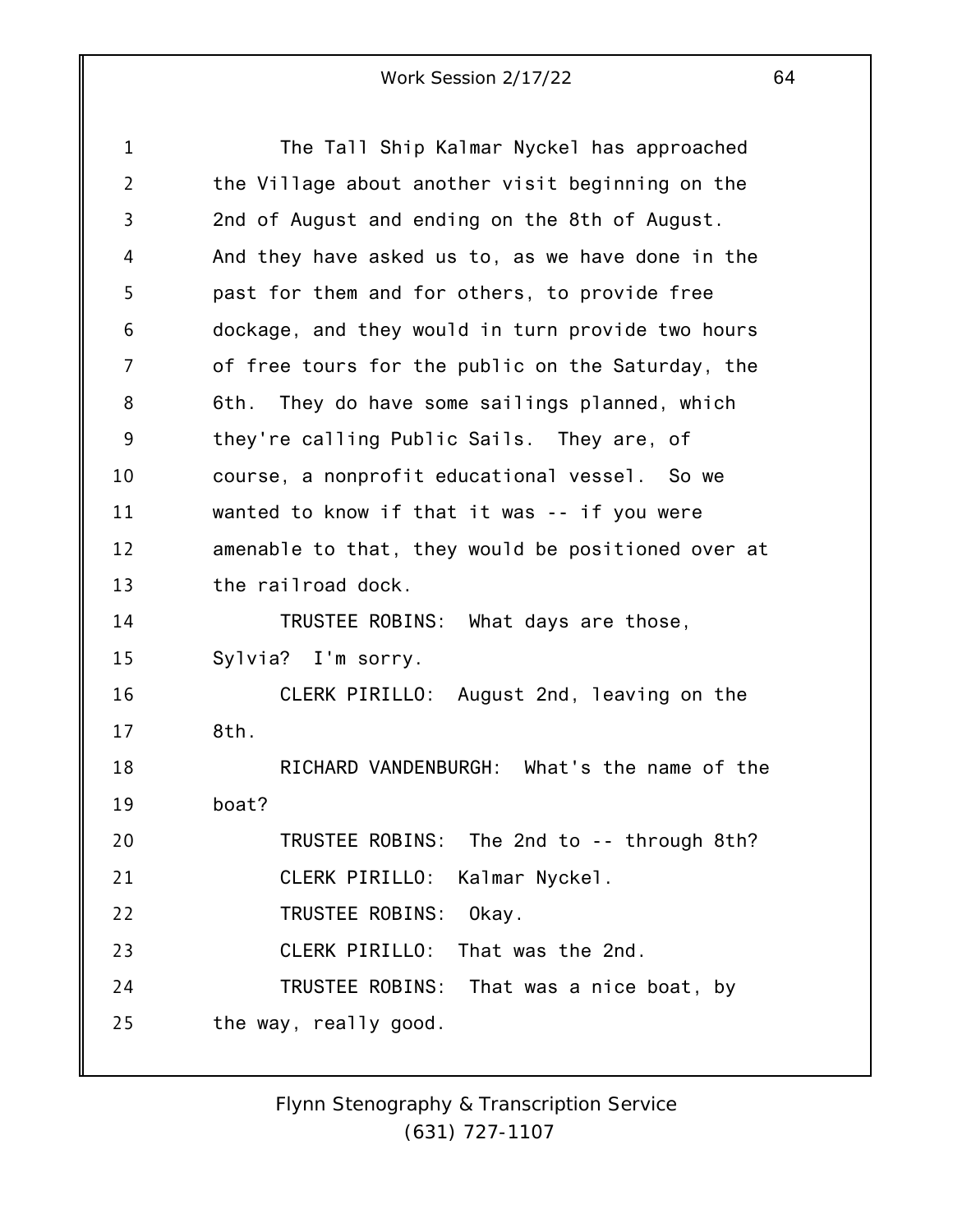The Tall Ship Kalmar Nyckel has approached the Village about another visit beginning on the 2nd of August and ending on the 8th of August. And they have asked us to, as we have done in the past for them and for others, to provide free dockage, and they would in turn provide two hours of free tours for the public on the Saturday, the 6th. They do have some sailings planned, which they're calling Public Sails. They are, of course, a nonprofit educational vessel. So we wanted to know if that it was -- if you were amenable to that, they would be positioned over at the railroad dock.

TRUSTEE ROBINS: What days are those, Sylvia? I'm sorry.

CLERK PIRILLO: August 2nd, leaving on the 8th.

RICHARD VANDENBURGH: What's the name of the boat?

TRUSTEE ROBINS: The 2nd to -- through 8th?

CLERK PIRILLO: Kalmar Nyckel.

TRUSTEE ROBINS: Okay.

CLERK PIRILLO: That was the 2nd.

TRUSTEE ROBINS: That was a nice boat, by the way, really good.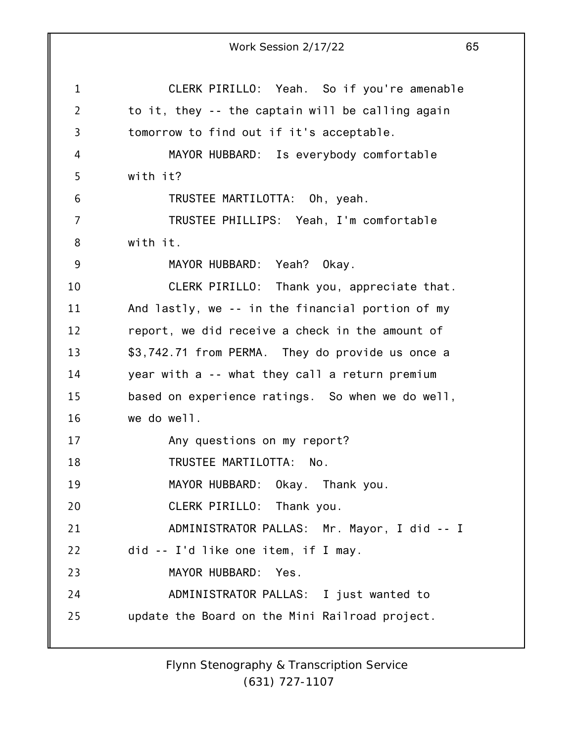CLERK PIRILLO: Yeah. So if you're amenable to it, they -- the captain will be calling again tomorrow to find out if it's acceptable.

MAYOR HUBBARD: Is everybody comfortable with it?

TRUSTEE MARTILOTTA: Oh, yeah.

TRUSTEE PHILLIPS: Yeah, I'm comfortable with it.

MAYOR HUBBARD: Yeah? Okay.

CLERK PIRILLO: Thank you, appreciate that. And lastly, we -- in the financial portion of my report, we did receive a check in the amount of $3,742.71 from PERMA. They do provide us once a year with a -- what they call a return premium based on experience ratings. So when we do well, we do well.

Any questions on my report?

TRUSTEE MARTILOTTA: No.

MAYOR HUBBARD: Okay. Thank you.

CLERK PIRILLO: Thank you.

ADMINISTRATOR PALLAS: Mr. Mayor, I did -- I did -- I'd like one item, if I may.

MAYOR HUBBARD: Yes.

ADMINISTRATOR PALLAS: I just wanted to update the Board on the Mini Railroad project.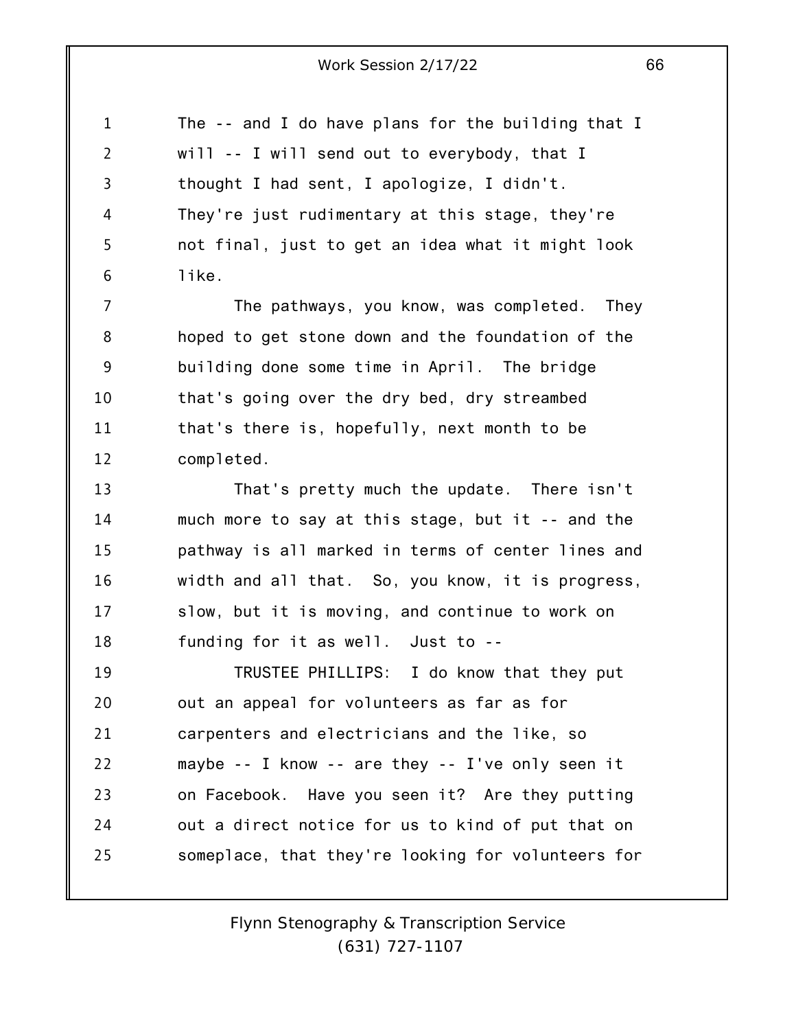The -- and I do have plans for the building that I will -- I will send out to everybody, that I thought I had sent, I apologize, I didn't. They're just rudimentary at this stage, they're not final, just to get an idea what it might look like.

The pathways, you know, was completed. They hoped to get stone down and the foundation of the building done some time in April. The bridge that's going over the dry bed, dry streambed that's there is, hopefully, next month to be completed.

That's pretty much the update. There isn't much more to say at this stage, but it -- and the pathway is all marked in terms of center lines and width and all that. So, you know, it is progress, slow, but it is moving, and continue to work on funding for it as well. Just to --

TRUSTEE PHILLIPS: I do know that they put out an appeal for volunteers as far as for carpenters and electricians and the like, so maybe -- I know -- are they -- I've only seen it on Facebook. Have you seen it? Are they putting out a direct notice for us to kind of put that on someplace, that they're looking for volunteers for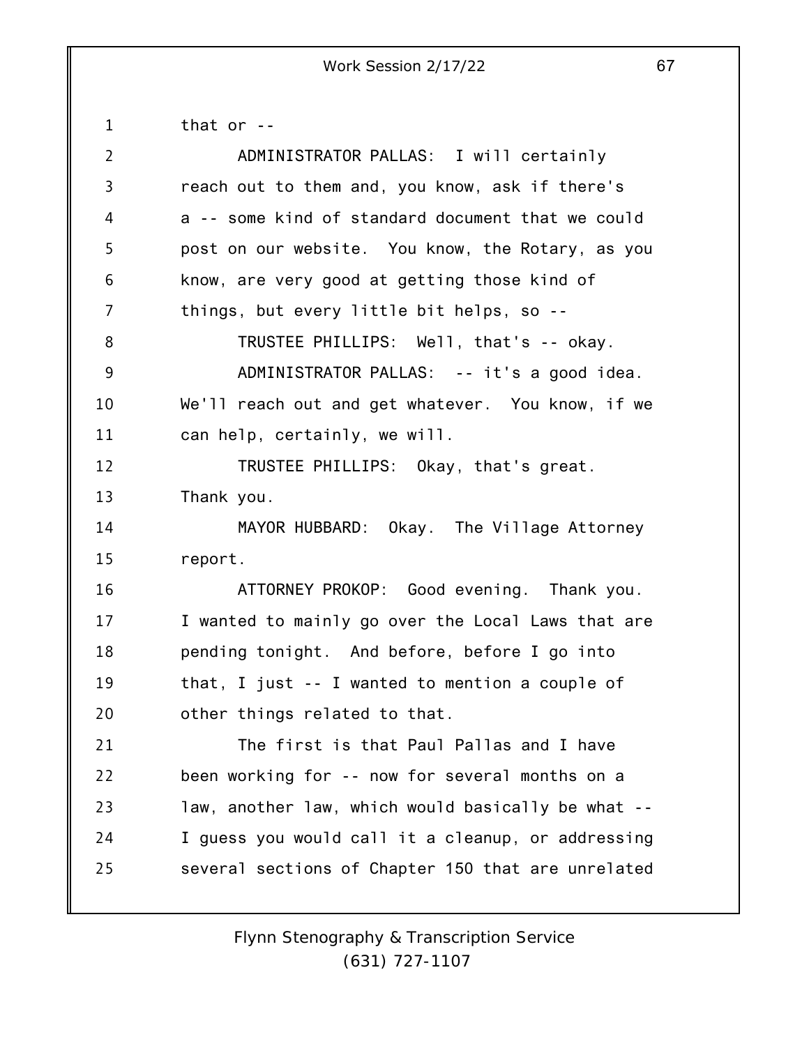that or --

ADMINISTRATOR PALLAS: I will certainly reach out to them and, you know, ask if there's a -- some kind of standard document that we could post on our website. You know, the Rotary, as you know, are very good at getting those kind of things, but every little bit helps, so --

TRUSTEE PHILLIPS: Well, that's -- okay.

ADMINISTRATOR PALLAS: -- it's a good idea. We'll reach out and get whatever. You know, if we can help, certainly, we will.

TRUSTEE PHILLIPS: Okay, that's great. Thank you.

MAYOR HUBBARD: Okay. The Village Attorney report.

ATTORNEY PROKOP: Good evening. Thank you. I wanted to mainly go over the Local Laws that are pending tonight. And before, before I go into that, I just -- I wanted to mention a couple of other things related to that.

The first is that Paul Pallas and I have been working for -- now for several months on a law, another law, which would basically be what -- I guess you would call it a cleanup, or addressing several sections of Chapter 150 that are unrelated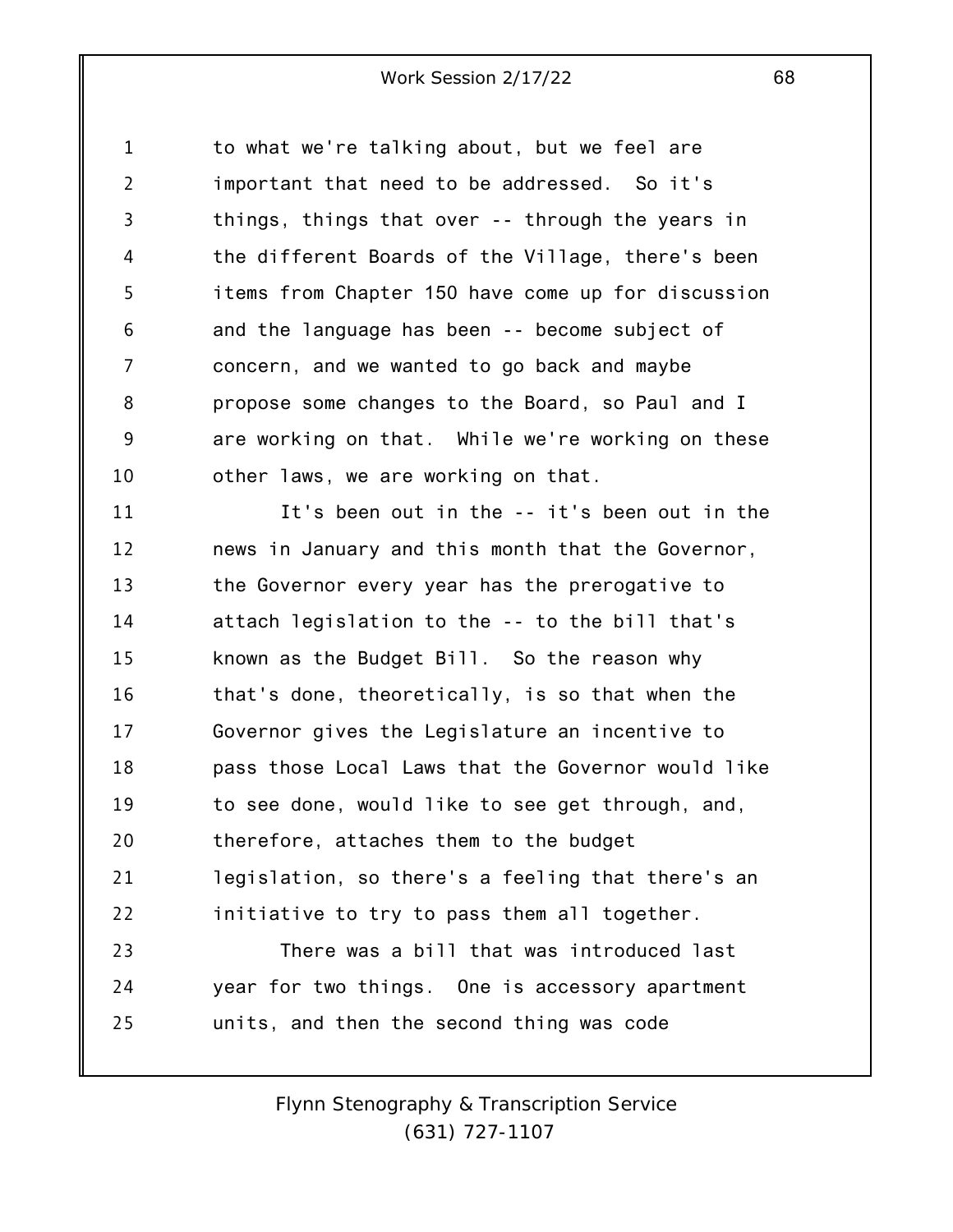to what we're talking about, but we feel are important that need to be addressed. So it's things, things that over -- through the years in the different Boards of the Village, there's been items from Chapter 150 have come up for discussion and the language has been -- become subject of concern, and we wanted to go back and maybe propose some changes to the Board, so Paul and I are working on that. While we're working on these other laws, we are working on that.

It's been out in the -- it's been out in the news in January and this month that the Governor, the Governor every year has the prerogative to attach legislation to the -- to the bill that's known as the Budget Bill. So the reason why that's done, theoretically, is so that when the Governor gives the Legislature an incentive to pass those Local Laws that the Governor would like to see done, would like to see get through, and, therefore, attaches them to the budget legislation, so there's a feeling that there's an initiative to try to pass them all together.

There was a bill that was introduced last year for two things. One is accessory apartment units, and then the second thing was code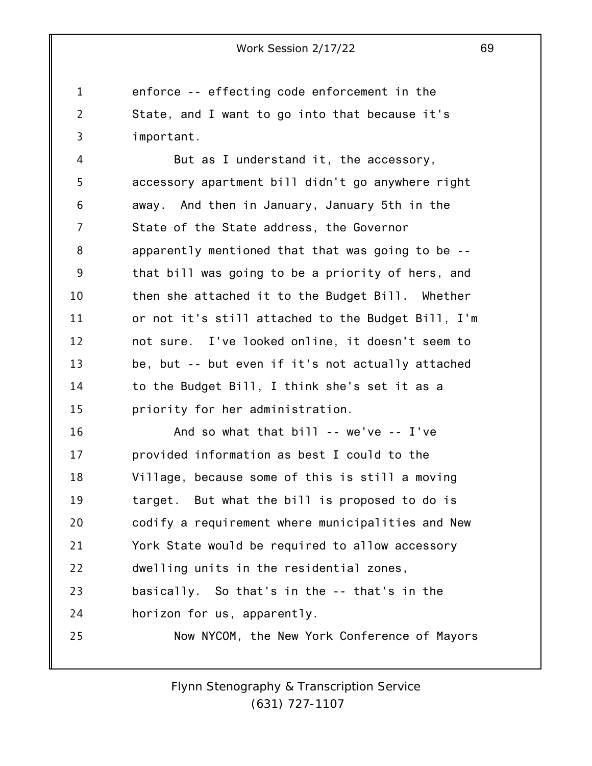enforce -- effecting code enforcement in the State, and I want to go into that because it's important.

But as I understand it, the accessory, accessory apartment bill didn't go anywhere right away. And then in January, January 5th in the State of the State address, the Governor apparently mentioned that that was going to be -- that bill was going to be a priority of hers, and then she attached it to the Budget Bill. Whether or not it's still attached to the Budget Bill, I'm not sure. I've looked online, it doesn't seem to be, but -- but even if it's not actually attached to the Budget Bill, I think she's set it as a priority for her administration.

And so what that bill -- we've -- I've provided information as best I could to the Village, because some of this is still a moving target. But what the bill is proposed to do is codify a requirement where municipalities and New York State would be required to allow accessory dwelling units in the residential zones, basically. So that's in the -- that's in the horizon for us, apparently.

Now NYCOM, the New York Conference of Mayors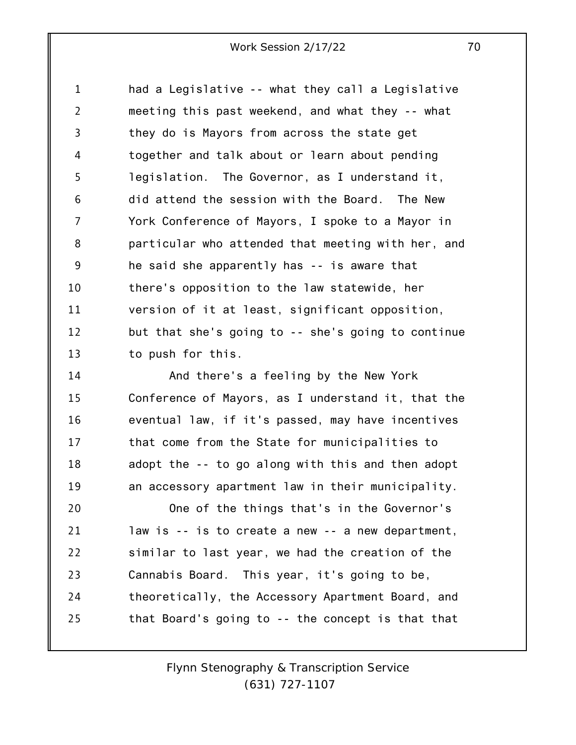had a Legislative -- what they call a Legislative meeting this past weekend, and what they -- what they do is Mayors from across the state get together and talk about or learn about pending legislation. The Governor, as I understand it, did attend the session with the Board. The New York Conference of Mayors, I spoke to a Mayor in particular who attended that meeting with her, and he said she apparently has -- is aware that there's opposition to the law statewide, her version of it at least, significant opposition, but that she's going to -- she's going to continue to push for this.

And there's a feeling by the New York Conference of Mayors, as I understand it, that the eventual law, if it's passed, may have incentives that come from the State for municipalities to adopt the -- to go along with this and then adopt an accessory apartment law in their municipality.

One of the things that's in the Governor's law is -- is to create a new -- a new department, similar to last year, we had the creation of the Cannabis Board. This year, it's going to be, theoretically, the Accessory Apartment Board, and that Board's going to -- the concept is that that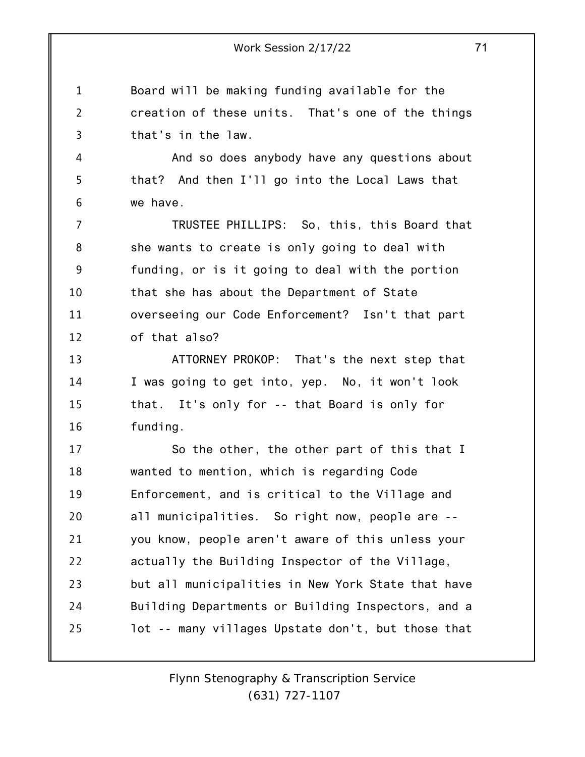Board will be making funding available for the creation of these units. That's one of the things that's in the law.

And so does anybody have any questions about that? And then I'll go into the Local Laws that we have.

TRUSTEE PHILLIPS: So, this, this Board that she wants to create is only going to deal with funding, or is it going to deal with the portion that she has about the Department of State overseeing our Code Enforcement? Isn't that part of that also?

ATTORNEY PROKOP: That's the next step that I was going to get into, yep. No, it won't look that. It's only for -- that Board is only for funding.

So the other, the other part of this that I wanted to mention, which is regarding Code Enforcement, and is critical to the Village and all municipalities. So right now, people are -- you know, people aren't aware of this unless your actually the Building Inspector of the Village, but all municipalities in New York State that have Building Departments or Building Inspectors, and a lot -- many villages Upstate don't, but those that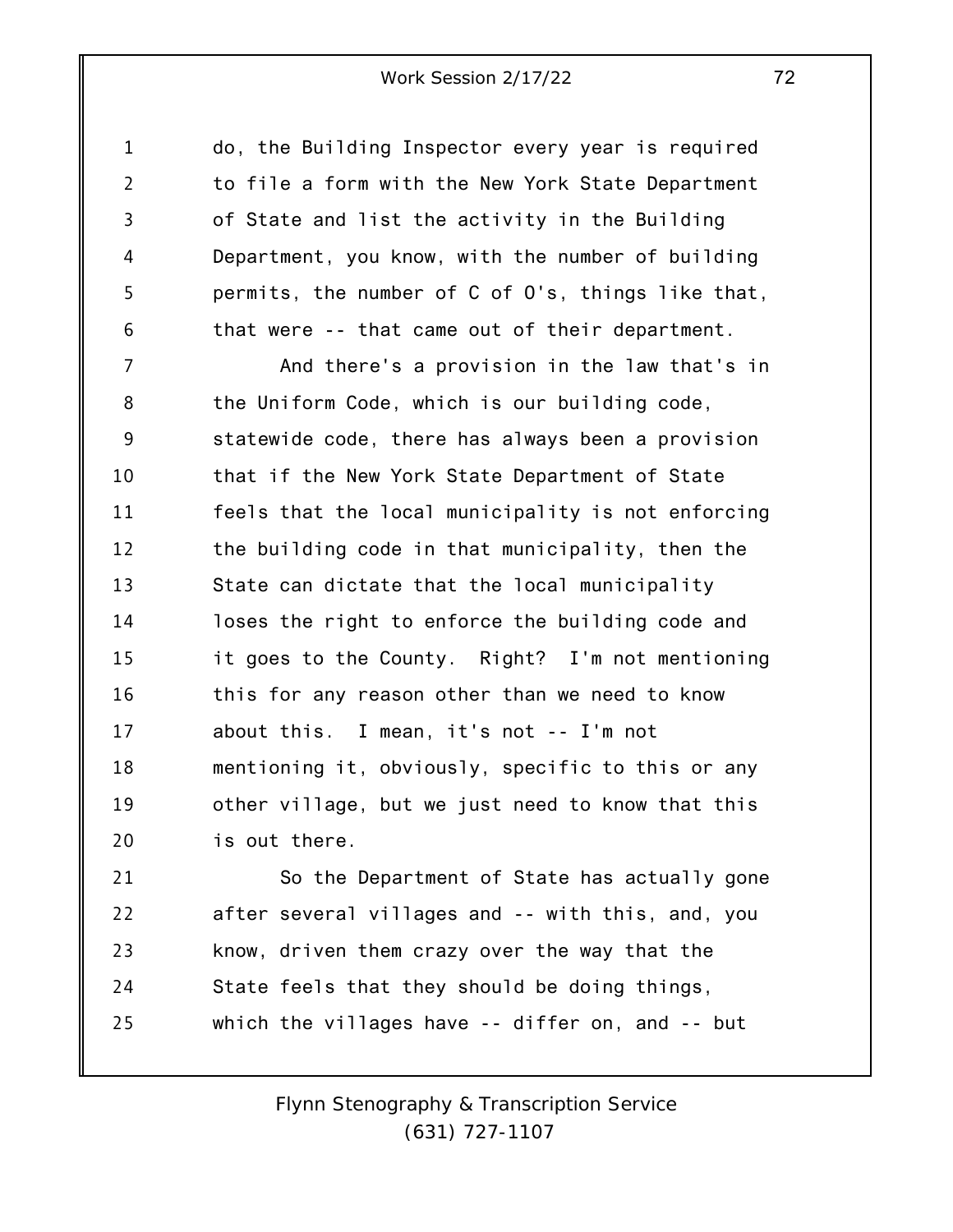do, the Building Inspector every year is required to file a form with the New York State Department of State and list the activity in the Building Department, you know, with the number of building permits, the number of C of O's, things like that, that were -- that came out of their department.

And there's a provision in the law that's in the Uniform Code, which is our building code, statewide code, there has always been a provision that if the New York State Department of State feels that the local municipality is not enforcing the building code in that municipality, then the State can dictate that the local municipality loses the right to enforce the building code and it goes to the County. Right? I'm not mentioning this for any reason other than we need to know about this. I mean, it's not -- I'm not mentioning it, obviously, specific to this or any other village, but we just need to know that this is out there.

So the Department of State has actually gone after several villages and -- with this, and, you know, driven them crazy over the way that the State feels that they should be doing things, which the villages have -- differ on, and -- but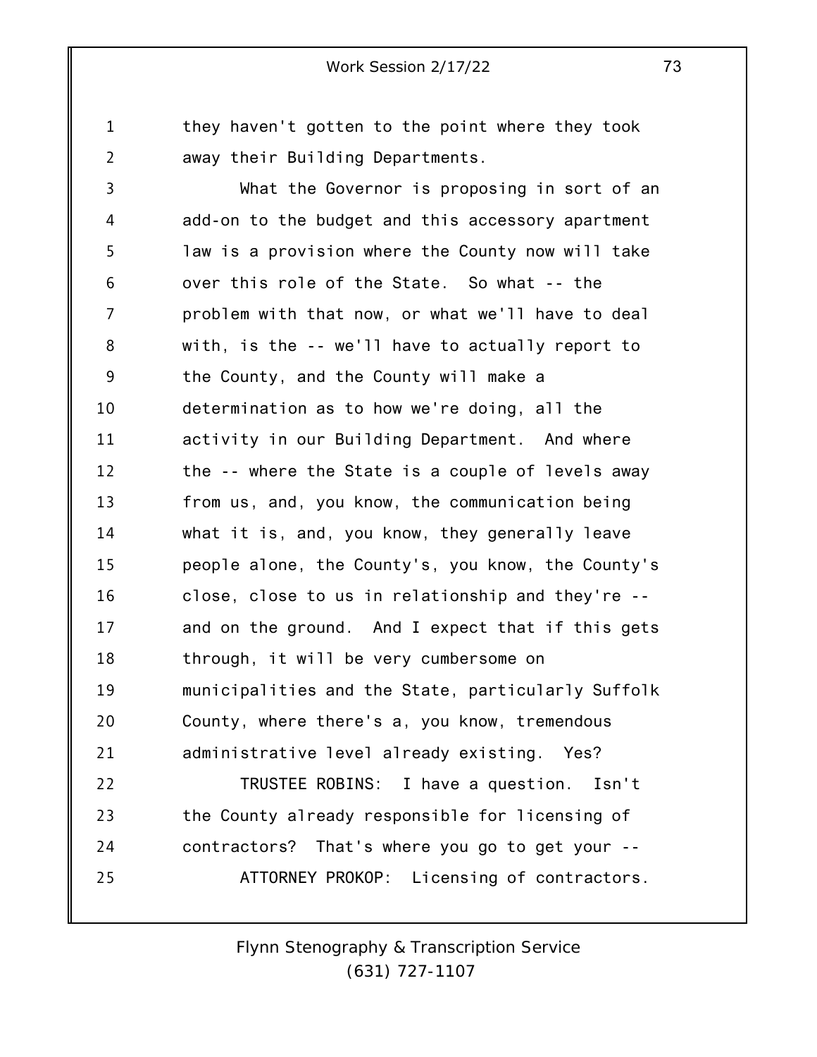they haven't gotten to the point where they took away their Building Departments.

What the Governor is proposing in sort of an add-on to the budget and this accessory apartment law is a provision where the County now will take over this role of the State. So what -- the problem with that now, or what we'll have to deal with, is the -- we'll have to actually report to the County, and the County will make a determination as to how we're doing, all the activity in our Building Department. And where the -- where the State is a couple of levels away from us, and, you know, the communication being what it is, and, you know, they generally leave people alone, the County's, you know, the County's close, close to us in relationship and they're -- and on the ground. And I expect that if this gets through, it will be very cumbersome on municipalities and the State, particularly Suffolk County, where there's a, you know, tremendous administrative level already existing. Yes?

TRUSTEE ROBINS: I have a question. Isn't the County already responsible for licensing of contractors? That's where you go to get your --

ATTORNEY PROKOP: Licensing of contractors.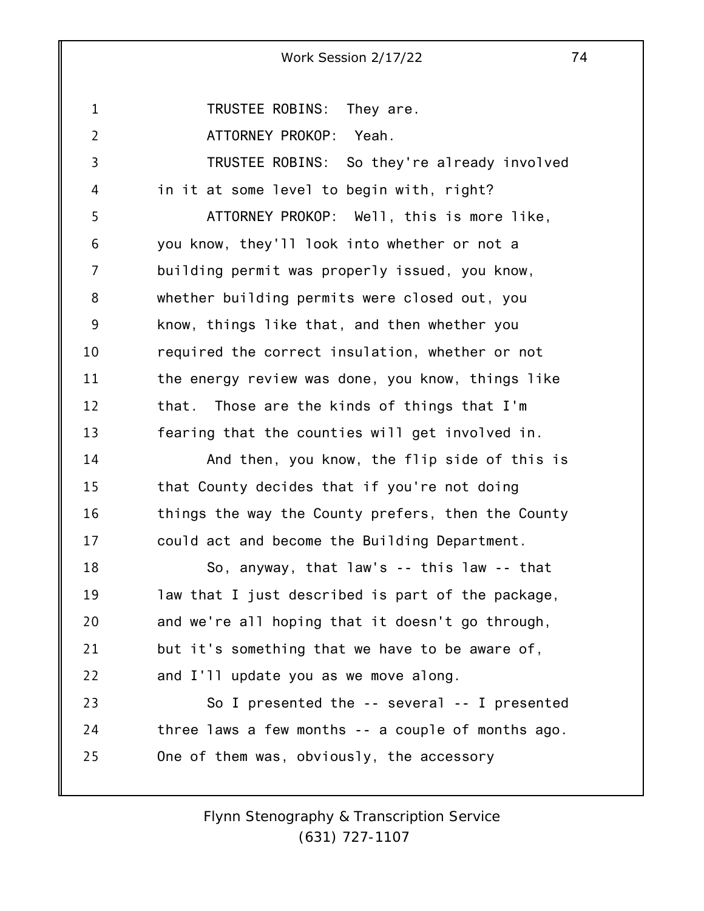TRUSTEE ROBINS: They are.

ATTORNEY PROKOP: Yeah.

TRUSTEE ROBINS: So they're already involved in it at some level to begin with, right?

ATTORNEY PROKOP: Well, this is more like, you know, they'll look into whether or not a building permit was properly issued, you know, whether building permits were closed out, you know, things like that, and then whether you required the correct insulation, whether or not the energy review was done, you know, things like that. Those are the kinds of things that I'm fearing that the counties will get involved in.

And then, you know, the flip side of this is that County decides that if you're not doing things the way the County prefers, then the County could act and become the Building Department.

So, anyway, that law's -- this law -- that law that I just described is part of the package, and we're all hoping that it doesn't go through, but it's something that we have to be aware of, and I'll update you as we move along.

So I presented the -- several -- I presented three laws a few months -- a couple of months ago. One of them was, obviously, the accessory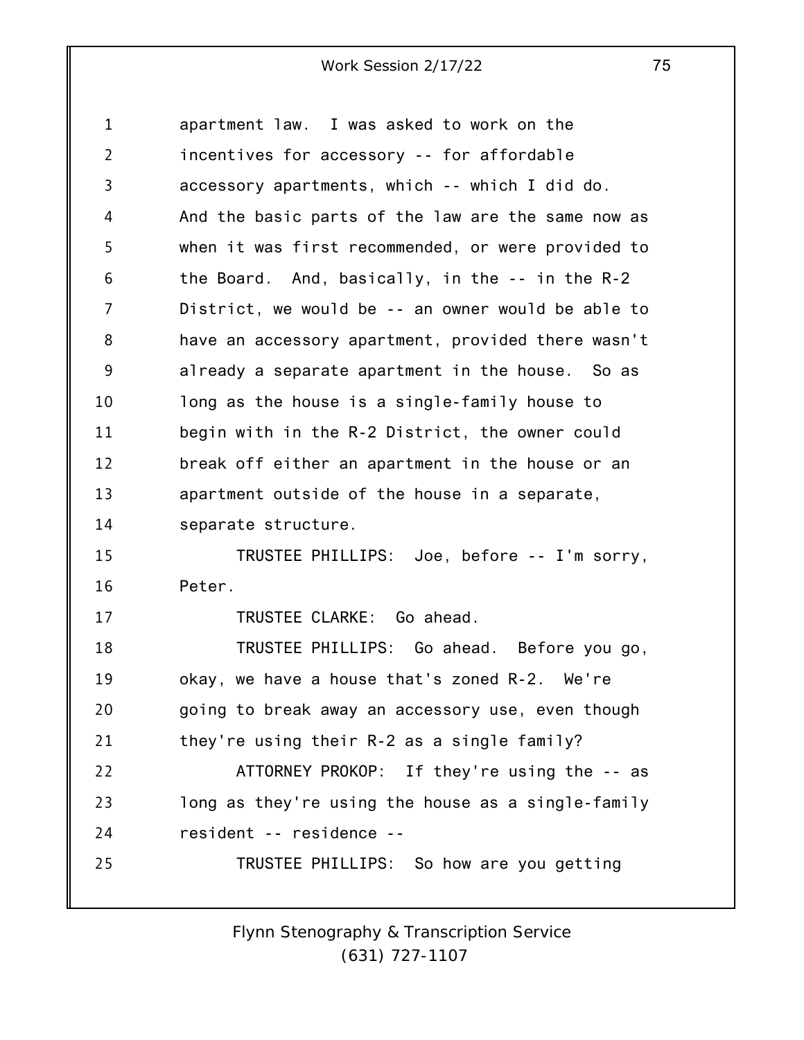apartment law. I was asked to work on the incentives for accessory -- for affordable accessory apartments, which -- which I did do. And the basic parts of the law are the same now as when it was first recommended, or were provided to the Board. And, basically, in the -- in the R-2 District, we would be -- an owner would be able to have an accessory apartment, provided there wasn't already a separate apartment in the house. So as long as the house is a single-family house to begin with in the R-2 District, the owner could break off either an apartment in the house or an apartment outside of the house in a separate, separate structure.

TRUSTEE PHILLIPS: Joe, before -- I'm sorry, Peter.

TRUSTEE CLARKE: Go ahead.

TRUSTEE PHILLIPS: Go ahead. Before you go, okay, we have a house that's zoned R-2. We're going to break away an accessory use, even though they're using their R-2 as a single family?

ATTORNEY PROKOP: If they're using the -- as long as they're using the house as a single-family resident -- residence --

TRUSTEE PHILLIPS: So how are you getting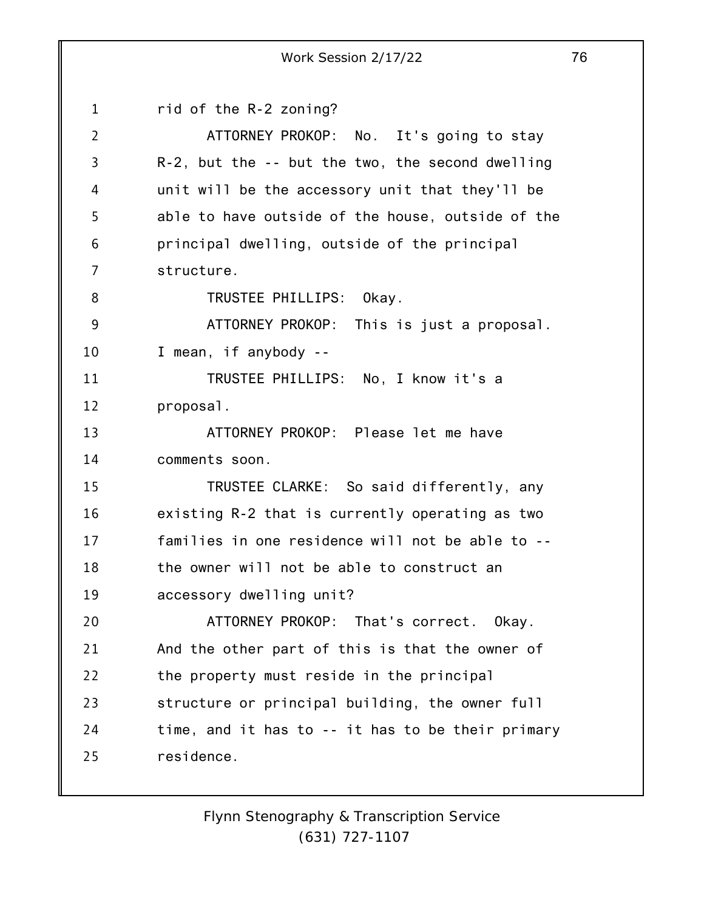rid of the R-2 zoning?

ATTORNEY PROKOP: No. It's going to stay R-2, but the -- but the two, the second dwelling unit will be the accessory unit that they'll be able to have outside of the house, outside of the principal dwelling, outside of the principal structure.

TRUSTEE PHILLIPS: Okay.

ATTORNEY PROKOP: This is just a proposal. I mean, if anybody --

TRUSTEE PHILLIPS: No, I know it's a proposal.

ATTORNEY PROKOP: Please let me have comments soon.

TRUSTEE CLARKE: So said differently, any existing R-2 that is currently operating as two families in one residence will not be able to -- the owner will not be able to construct an accessory dwelling unit?

ATTORNEY PROKOP: That's correct. Okay. And the other part of this is that the owner of the property must reside in the principal structure or principal building, the owner full time, and it has to -- it has to be their primary residence.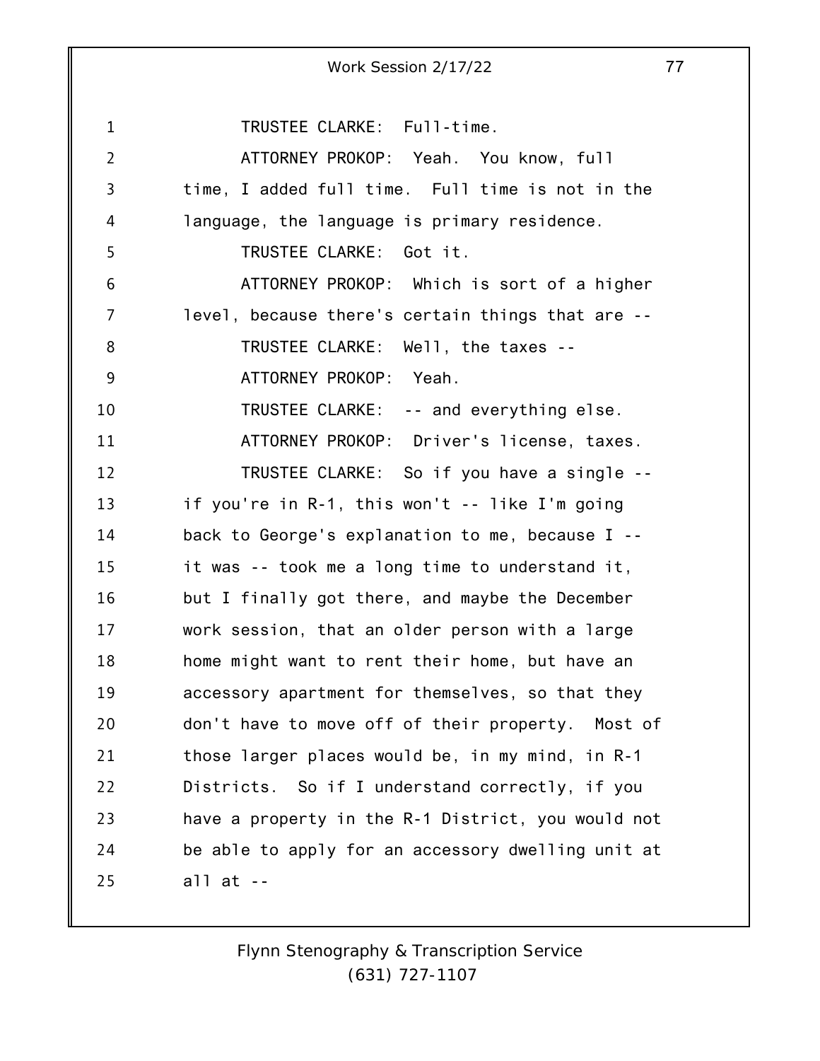TRUSTEE CLARKE: Full-time.

ATTORNEY PROKOP: Yeah. You know, full time, I added full time. Full time is not in the language, the language is primary residence.

TRUSTEE CLARKE: Got it.

ATTORNEY PROKOP: Which is sort of a higher level, because there's certain things that are --

TRUSTEE CLARKE: Well, the taxes --

ATTORNEY PROKOP: Yeah.

TRUSTEE CLARKE: -- and everything else.

ATTORNEY PROKOP: Driver's license, taxes.

TRUSTEE CLARKE: So if you have a single -- if you're in R-1, this won't -- like I'm going back to George's explanation to me, because I -- it was -- took me a long time to understand it, but I finally got there, and maybe the December work session, that an older person with a large home might want to rent their home, but have an accessory apartment for themselves, so that they don't have to move off of their property. Most of those larger places would be, in my mind, in R-1 Districts. So if I understand correctly, if you have a property in the R-1 District, you would not be able to apply for an accessory dwelling unit at all at --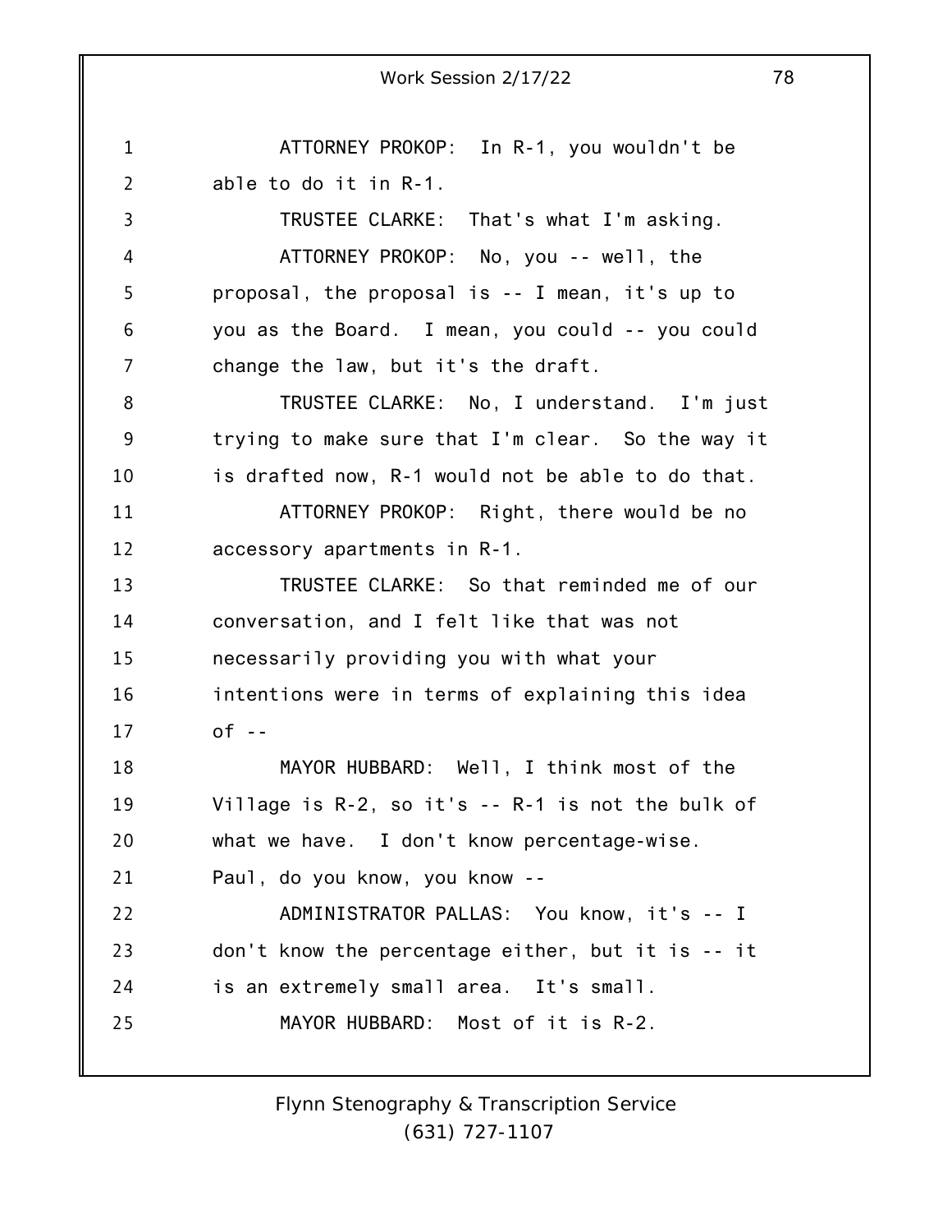ATTORNEY PROKOP: In R-1, you wouldn't be able to do it in R-1.

TRUSTEE CLARKE: That's what I'm asking.

ATTORNEY PROKOP: No, you -- well, the proposal, the proposal is -- I mean, it's up to you as the Board. I mean, you could -- you could change the law, but it's the draft.

TRUSTEE CLARKE: No, I understand. I'm just trying to make sure that I'm clear. So the way it is drafted now, R-1 would not be able to do that.

ATTORNEY PROKOP: Right, there would be no accessory apartments in R-1.

TRUSTEE CLARKE: So that reminded me of our conversation, and I felt like that was not necessarily providing you with what your intentions were in terms of explaining this idea of --

MAYOR HUBBARD: Well, I think most of the Village is R-2, so it's -- R-1 is not the bulk of what we have. I don't know percentage-wise. Paul, do you know, you know --

ADMINISTRATOR PALLAS: You know, it's -- I don't know the percentage either, but it is -- it is an extremely small area. It's small.

MAYOR HUBBARD: Most of it is R-2.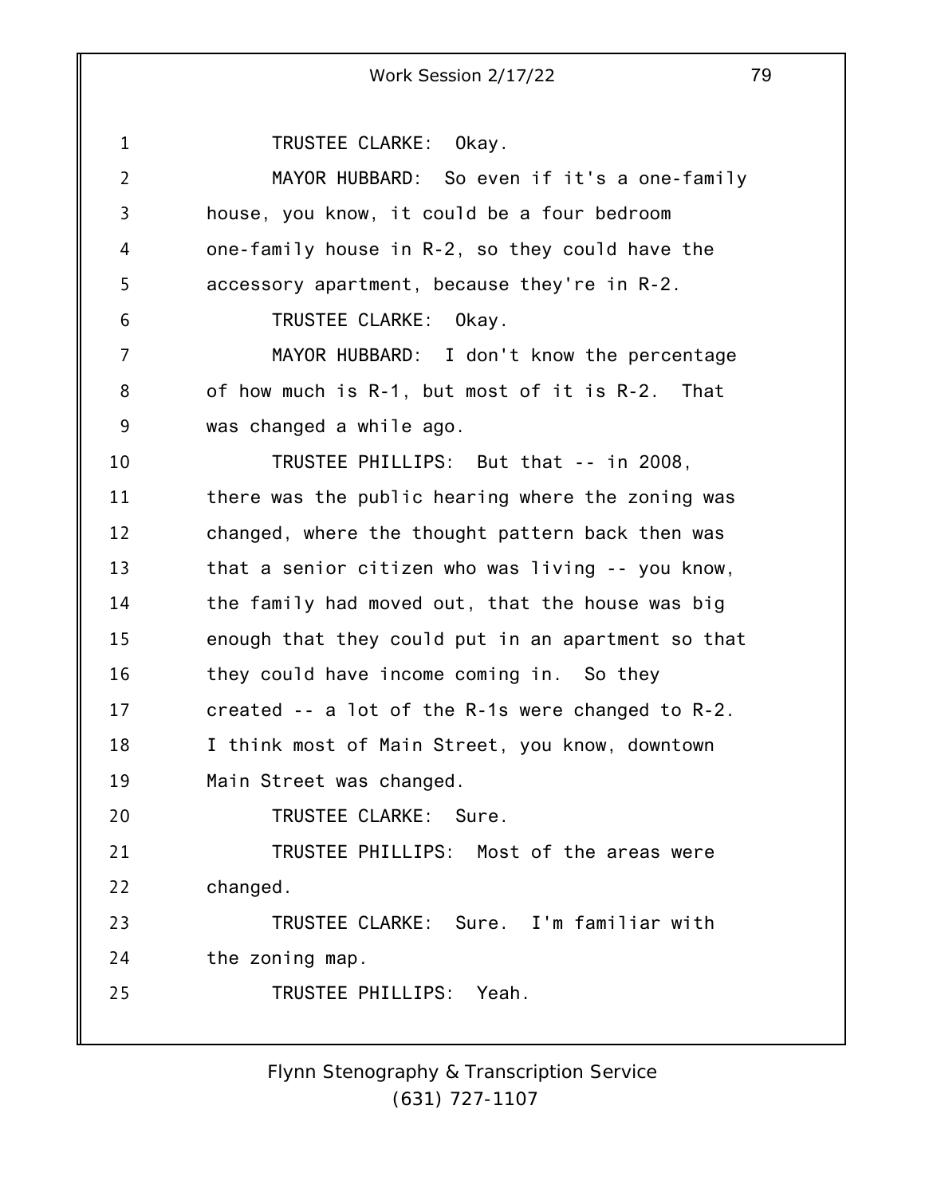TRUSTEE CLARKE: Okay.

MAYOR HUBBARD: So even if it's a one-family house, you know, it could be a four bedroom one-family house in R-2, so they could have the accessory apartment, because they're in R-2.

TRUSTEE CLARKE: Okay.

MAYOR HUBBARD: I don't know the percentage of how much is R-1, but most of it is R-2. That was changed a while ago.

TRUSTEE PHILLIPS: But that -- in 2008, there was the public hearing where the zoning was changed, where the thought pattern back then was that a senior citizen who was living -- you know, the family had moved out, that the house was big enough that they could put in an apartment so that they could have income coming in. So they created -- a lot of the R-1s were changed to R-2. I think most of Main Street, you know, downtown Main Street was changed.

TRUSTEE CLARKE: Sure.

TRUSTEE PHILLIPS: Most of the areas were changed.

TRUSTEE CLARKE: Sure. I'm familiar with the zoning map.

TRUSTEE PHILLIPS: Yeah.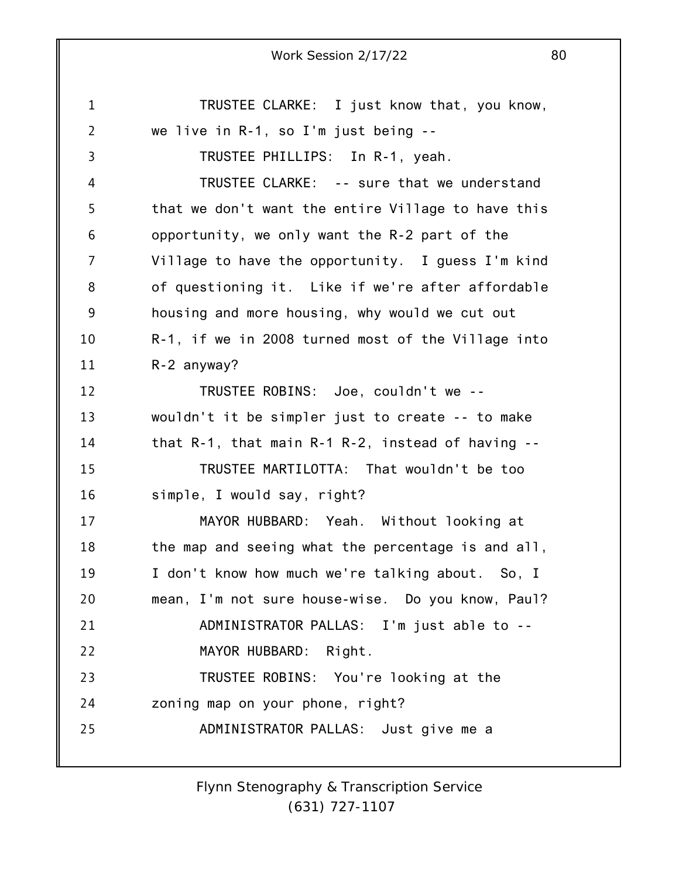TRUSTEE CLARKE: I just know that, you know, we live in R-1, so I'm just being --

TRUSTEE PHILLIPS: In R-1, yeah.

TRUSTEE CLARKE: -- sure that we understand that we don't want the entire Village to have this opportunity, we only want the R-2 part of the Village to have the opportunity. I guess I'm kind of questioning it. Like if we're after affordable housing and more housing, why would we cut out R-1, if we in 2008 turned most of the Village into R-2 anyway?

TRUSTEE ROBINS: Joe, couldn't we -- wouldn't it be simpler just to create -- to make that R-1, that main R-1 R-2, instead of having --

TRUSTEE MARTILOTTA: That wouldn't be too simple, I would say, right?

MAYOR HUBBARD: Yeah. Without looking at the map and seeing what the percentage is and all, I don't know how much we're talking about. So, I mean, I'm not sure house-wise. Do you know, Paul?

ADMINISTRATOR PALLAS: I'm just able to --

MAYOR HUBBARD: Right.

TRUSTEE ROBINS: You're looking at the zoning map on your phone, right?

ADMINISTRATOR PALLAS: Just give me a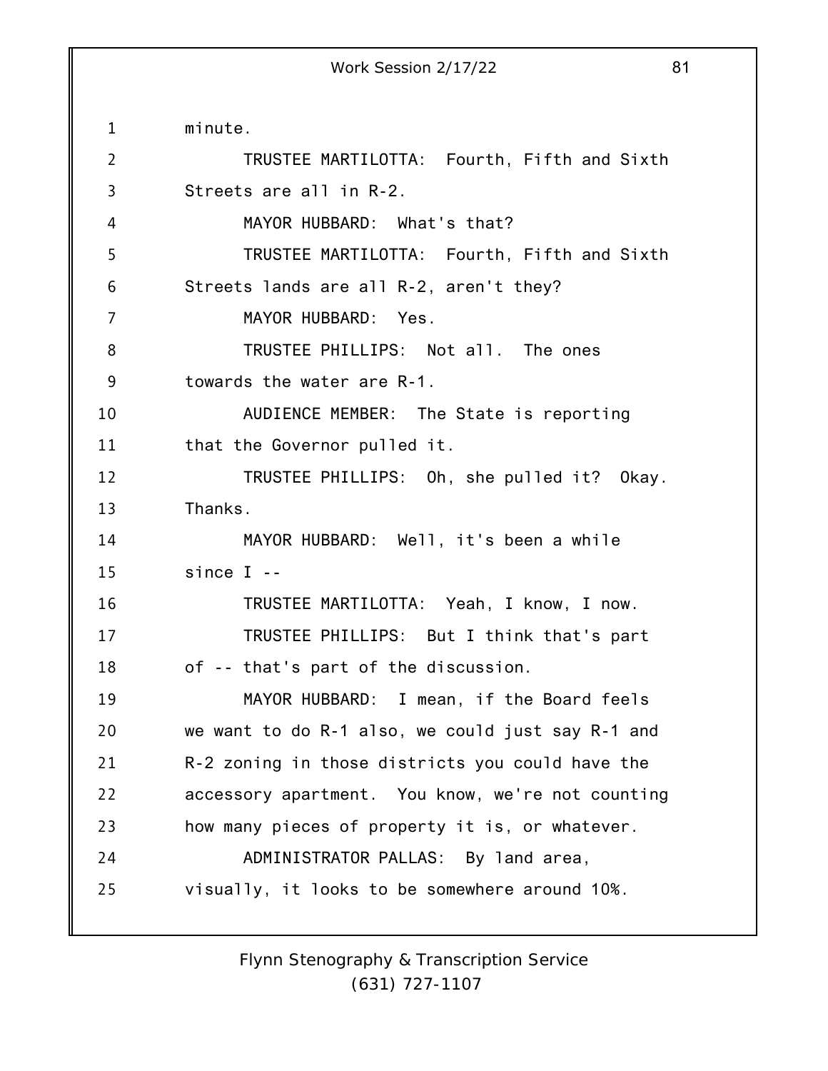minute.

TRUSTEE MARTILOTTA: Fourth, Fifth and Sixth Streets are all in R-2.

MAYOR HUBBARD: What's that?

TRUSTEE MARTILOTTA: Fourth, Fifth and Sixth Streets lands are all R-2, aren't they?

MAYOR HUBBARD: Yes.

TRUSTEE PHILLIPS: Not all. The ones towards the water are R-1.

AUDIENCE MEMBER: The State is reporting that the Governor pulled it.

TRUSTEE PHILLIPS: Oh, she pulled it? Okay. Thanks.

MAYOR HUBBARD: Well, it's been a while since I --

TRUSTEE MARTILOTTA: Yeah, I know, I now.

TRUSTEE PHILLIPS: But I think that's part of -- that's part of the discussion.

MAYOR HUBBARD: I mean, if the Board feels we want to do R-1 also, we could just say R-1 and R-2 zoning in those districts you could have the accessory apartment. You know, we're not counting how many pieces of property it is, or whatever.

ADMINISTRATOR PALLAS: By land area, visually, it looks to be somewhere around 10%.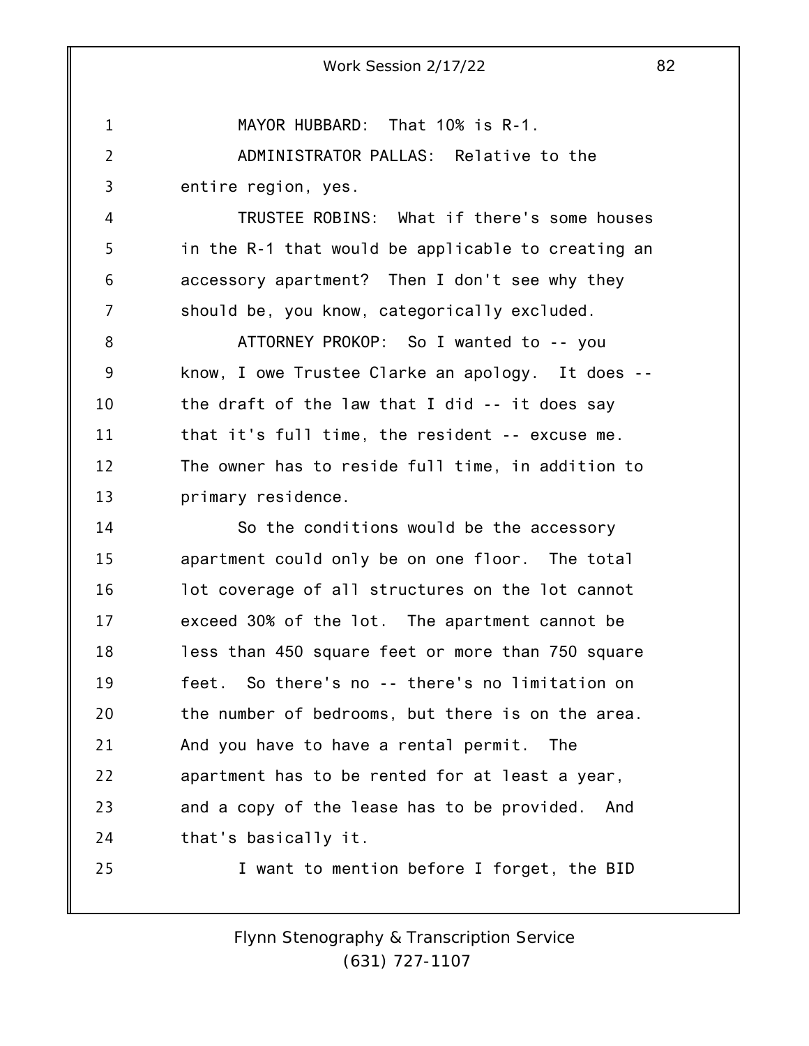MAYOR HUBBARD: That 10% is R-1.

ADMINISTRATOR PALLAS: Relative to the entire region, yes.

TRUSTEE ROBINS: What if there's some houses in the R-1 that would be applicable to creating an accessory apartment? Then I don't see why they should be, you know, categorically excluded.

ATTORNEY PROKOP: So I wanted to -- you know, I owe Trustee Clarke an apology. It does -- the draft of the law that I did -- it does say that it's full time, the resident -- excuse me. The owner has to reside full time, in addition to primary residence.

So the conditions would be the accessory apartment could only be on one floor. The total lot coverage of all structures on the lot cannot exceed 30% of the lot. The apartment cannot be less than 450 square feet or more than 750 square feet. So there's no -- there's no limitation on the number of bedrooms, but there is on the area. And you have to have a rental permit. The apartment has to be rented for at least a year, and a copy of the lease has to be provided. And that's basically it.

I want to mention before I forget, the BID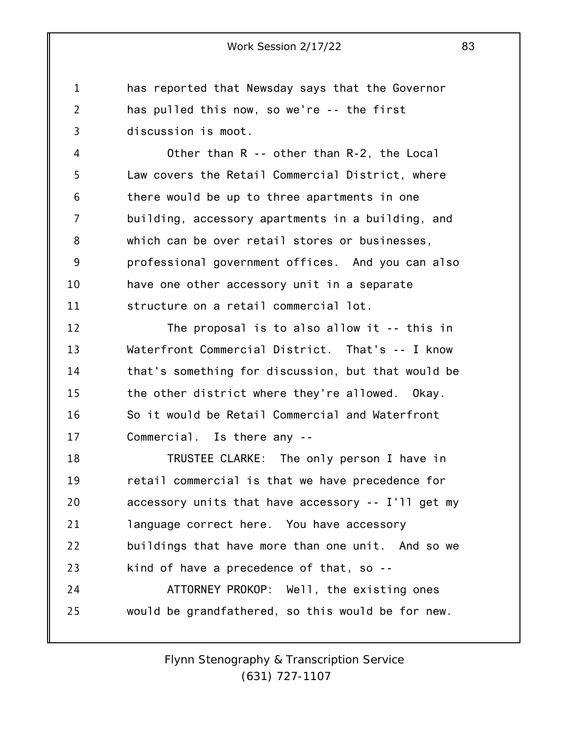has reported that Newsday says that the Governor has pulled this now, so we're -- the first discussion is moot.

Other than R -- other than R-2, the Local Law covers the Retail Commercial District, where there would be up to three apartments in one building, accessory apartments in a building, and which can be over retail stores or businesses, professional government offices. And you can also have one other accessory unit in a separate structure on a retail commercial lot.

The proposal is to also allow it -- this in Waterfront Commercial District. That's -- I know that's something for discussion, but that would be the other district where they're allowed. Okay. So it would be Retail Commercial and Waterfront Commercial. Is there any --

TRUSTEE CLARKE: The only person I have in retail commercial is that we have precedence for accessory units that have accessory -- I'll get my language correct here. You have accessory buildings that have more than one unit. And so we kind of have a precedence of that, so --

ATTORNEY PROKOP: Well, the existing ones would be grandfathered, so this would be for new.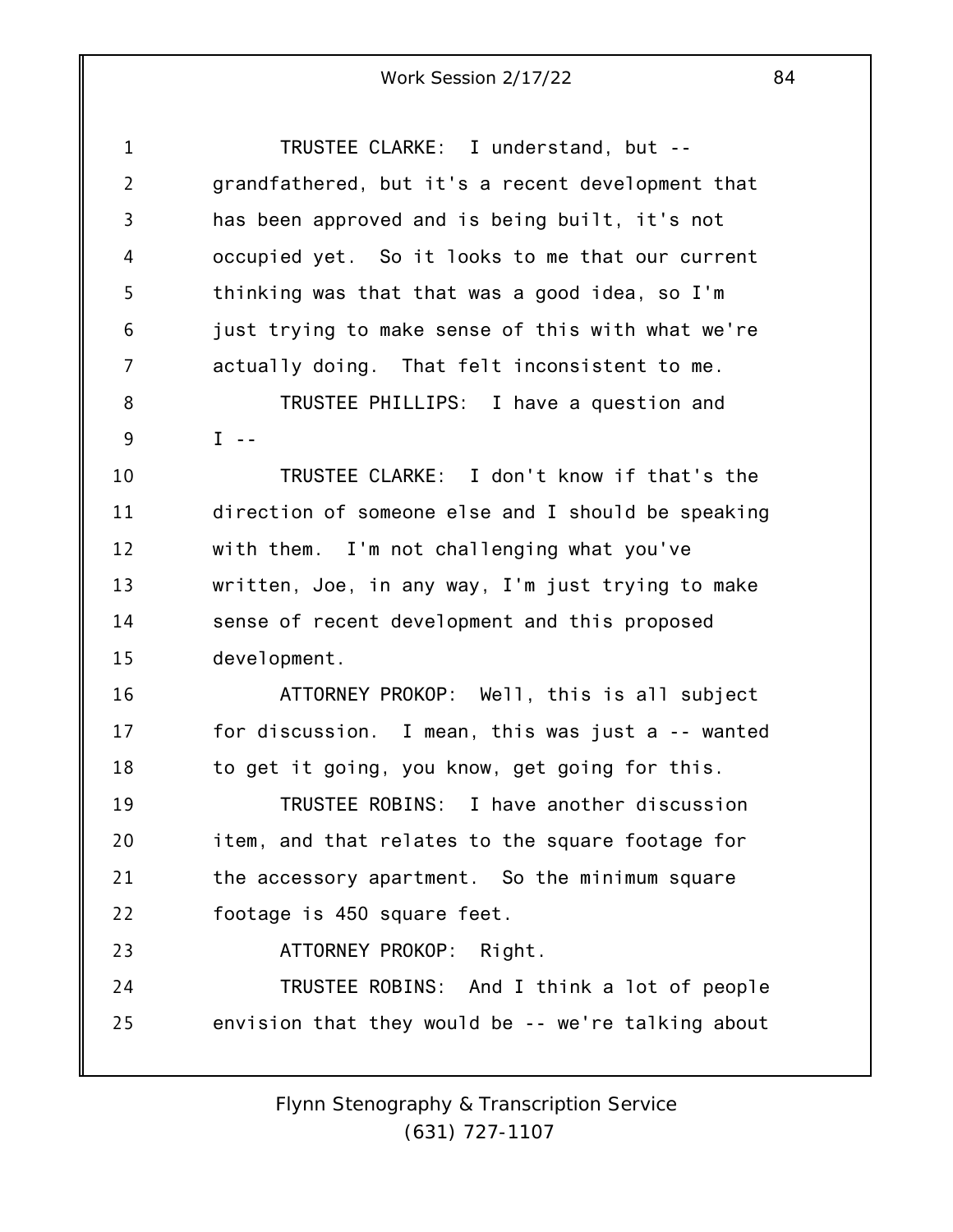TRUSTEE CLARKE: I understand, but -- grandfathered, but it's a recent development that has been approved and is being built, it's not occupied yet. So it looks to me that our current thinking was that that was a good idea, so I'm just trying to make sense of this with what we're actually doing. That felt inconsistent to me.

TRUSTEE PHILLIPS: I have a question and I --

TRUSTEE CLARKE: I don't know if that's the direction of someone else and I should be speaking with them. I'm not challenging what you've written, Joe, in any way, I'm just trying to make sense of recent development and this proposed development.

ATTORNEY PROKOP: Well, this is all subject for discussion. I mean, this was just a -- wanted to get it going, you know, get going for this.

TRUSTEE ROBINS: I have another discussion item, and that relates to the square footage for the accessory apartment. So the minimum square footage is 450 square feet.

ATTORNEY PROKOP: Right.

TRUSTEE ROBINS: And I think a lot of people envision that they would be -- we're talking about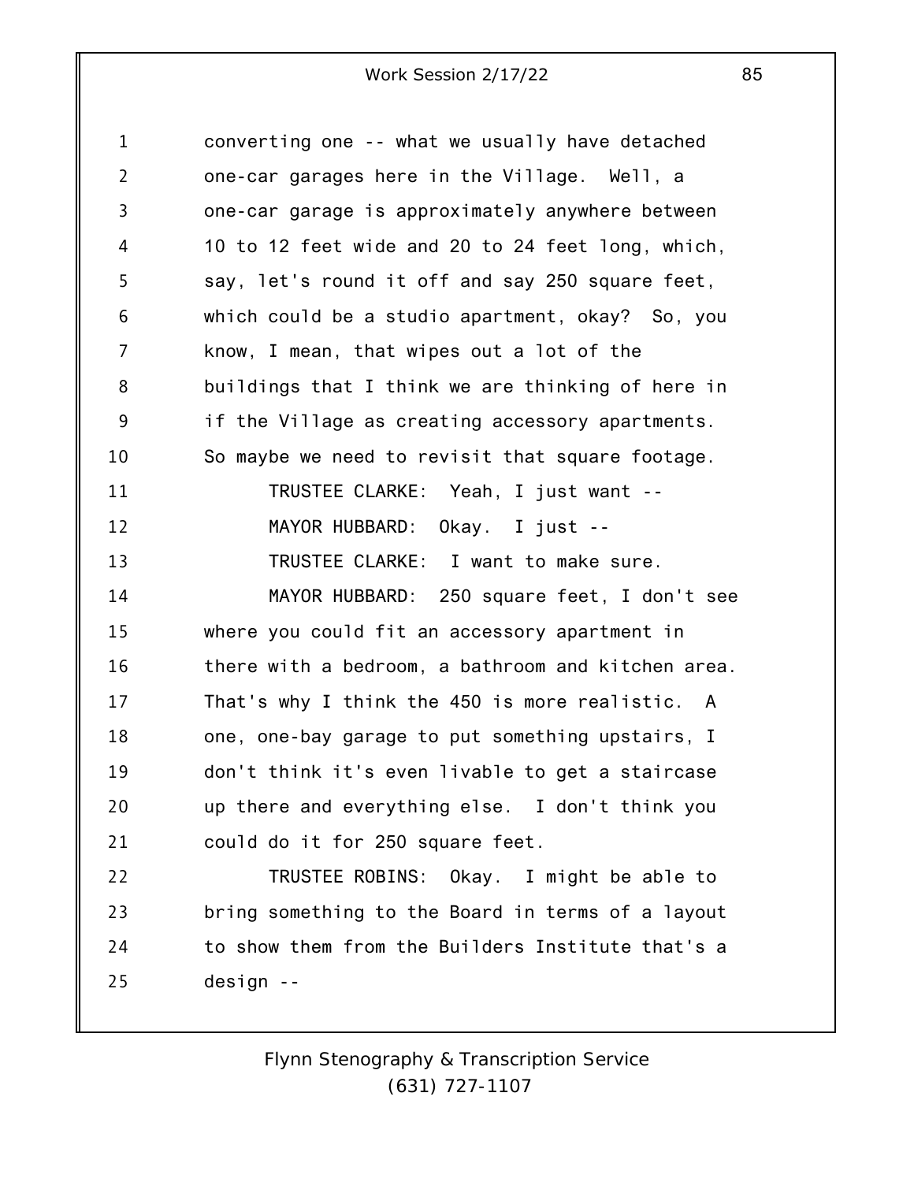converting one -- what we usually have detached one-car garages here in the Village. Well, a one-car garage is approximately anywhere between 10 to 12 feet wide and 20 to 24 feet long, which, say, let's round it off and say 250 square feet, which could be a studio apartment, okay? So, you know, I mean, that wipes out a lot of the buildings that I think we are thinking of here in if the Village as creating accessory apartments. So maybe we need to revisit that square footage.

TRUSTEE CLARKE: Yeah, I just want --

MAYOR HUBBARD: Okay. I just --

TRUSTEE CLARKE: I want to make sure.

MAYOR HUBBARD: 250 square feet, I don't see where you could fit an accessory apartment in there with a bedroom, a bathroom and kitchen area. That's why I think the 450 is more realistic. A one, one-bay garage to put something upstairs, I don't think it's even livable to get a staircase up there and everything else. I don't think you could do it for 250 square feet.

TRUSTEE ROBINS: Okay. I might be able to bring something to the Board in terms of a layout to show them from the Builders Institute that's a design --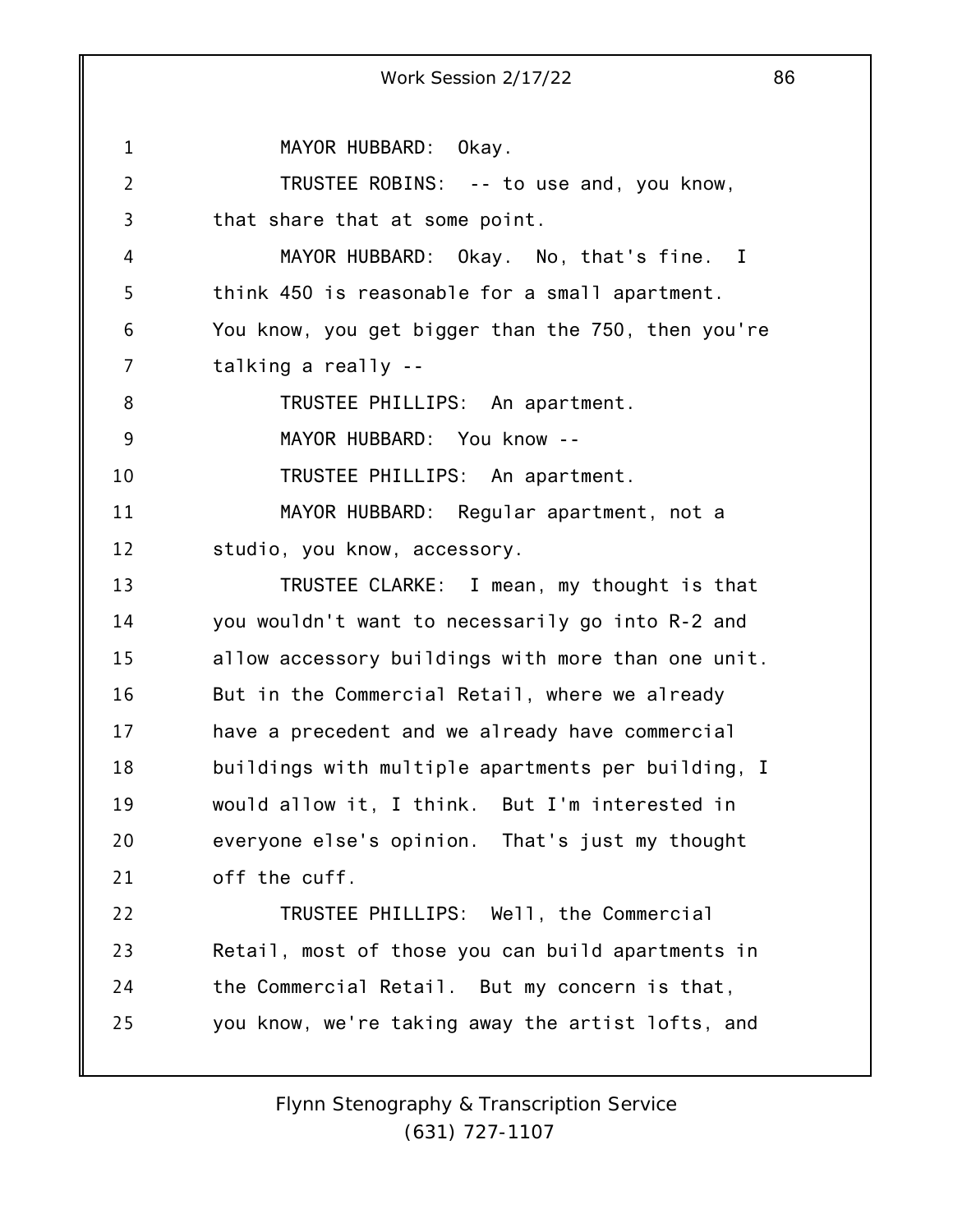MAYOR HUBBARD: Okay.

TRUSTEE ROBINS: -- to use and, you know, that share that at some point.

MAYOR HUBBARD: Okay. No, that's fine. I think 450 is reasonable for a small apartment. You know, you get bigger than the 750, then you're talking a really --

TRUSTEE PHILLIPS: An apartment.

MAYOR HUBBARD: You know --

TRUSTEE PHILLIPS: An apartment.

MAYOR HUBBARD: Regular apartment, not a studio, you know, accessory.

TRUSTEE CLARKE: I mean, my thought is that you wouldn't want to necessarily go into R-2 and allow accessory buildings with more than one unit. But in the Commercial Retail, where we already have a precedent and we already have commercial buildings with multiple apartments per building, I would allow it, I think. But I'm interested in everyone else's opinion. That's just my thought off the cuff.

TRUSTEE PHILLIPS: Well, the Commercial Retail, most of those you can build apartments in the Commercial Retail. But my concern is that, you know, we're taking away the artist lofts, and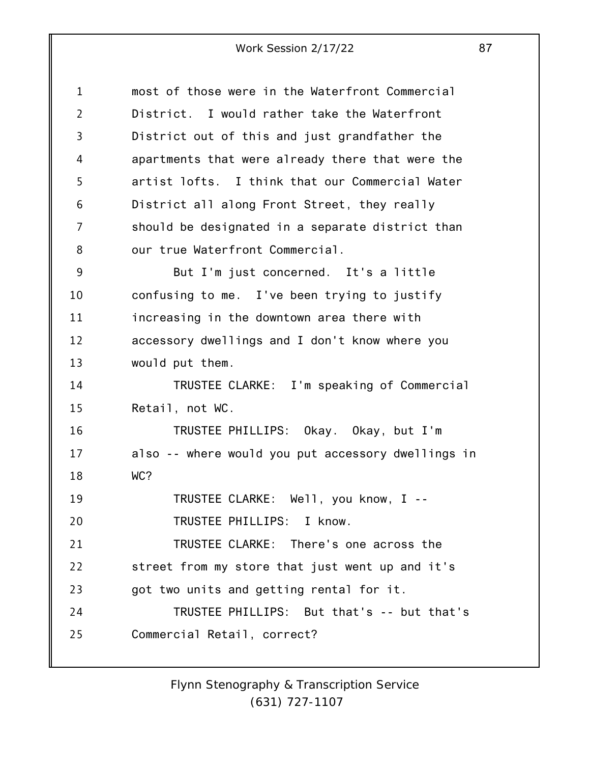most of those were in the Waterfront Commercial District. I would rather take the Waterfront District out of this and just grandfather the apartments that were already there that were the artist lofts. I think that our Commercial Water District all along Front Street, they really should be designated in a separate district than our true Waterfront Commercial.

But I'm just concerned. It's a little confusing to me. I've been trying to justify increasing in the downtown area there with accessory dwellings and I don't know where you would put them.

TRUSTEE CLARKE: I'm speaking of Commercial Retail, not WC.

TRUSTEE PHILLIPS: Okay. Okay, but I'm also -- where would you put accessory dwellings in WC?

TRUSTEE CLARKE: Well, you know, I --

TRUSTEE PHILLIPS: I know.

TRUSTEE CLARKE: There's one across the street from my store that just went up and it's got two units and getting rental for it.

TRUSTEE PHILLIPS: But that's -- but that's Commercial Retail, correct?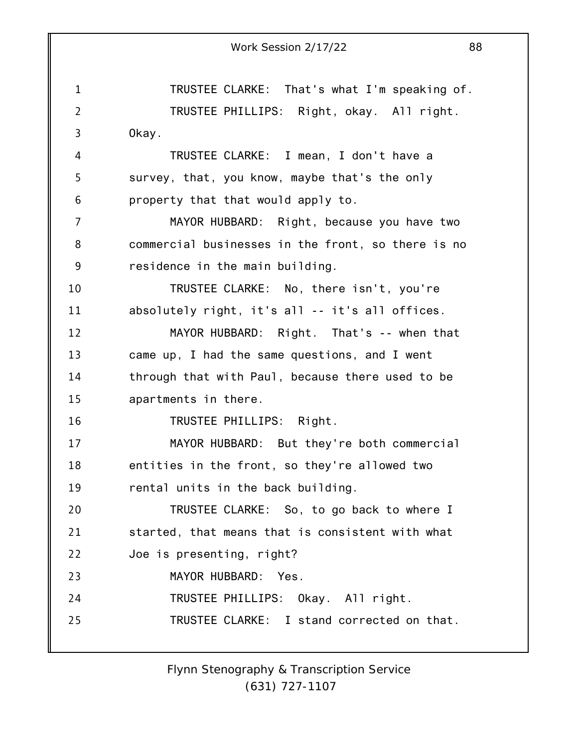TRUSTEE CLARKE: That's what I'm speaking of.

TRUSTEE PHILLIPS: Right, okay. All right. Okay.

TRUSTEE CLARKE: I mean, I don't have a survey, that, you know, maybe that's the only property that that would apply to.

MAYOR HUBBARD: Right, because you have two commercial businesses in the front, so there is no residence in the main building.

TRUSTEE CLARKE: No, there isn't, you're absolutely right, it's all -- it's all offices.

MAYOR HUBBARD: Right. That's -- when that came up, I had the same questions, and I went through that with Paul, because there used to be apartments in there.

TRUSTEE PHILLIPS: Right.

MAYOR HUBBARD: But they're both commercial entities in the front, so they're allowed two rental units in the back building.

TRUSTEE CLARKE: So, to go back to where I started, that means that is consistent with what Joe is presenting, right?

MAYOR HUBBARD: Yes.

TRUSTEE PHILLIPS: Okay. All right.

TRUSTEE CLARKE: I stand corrected on that.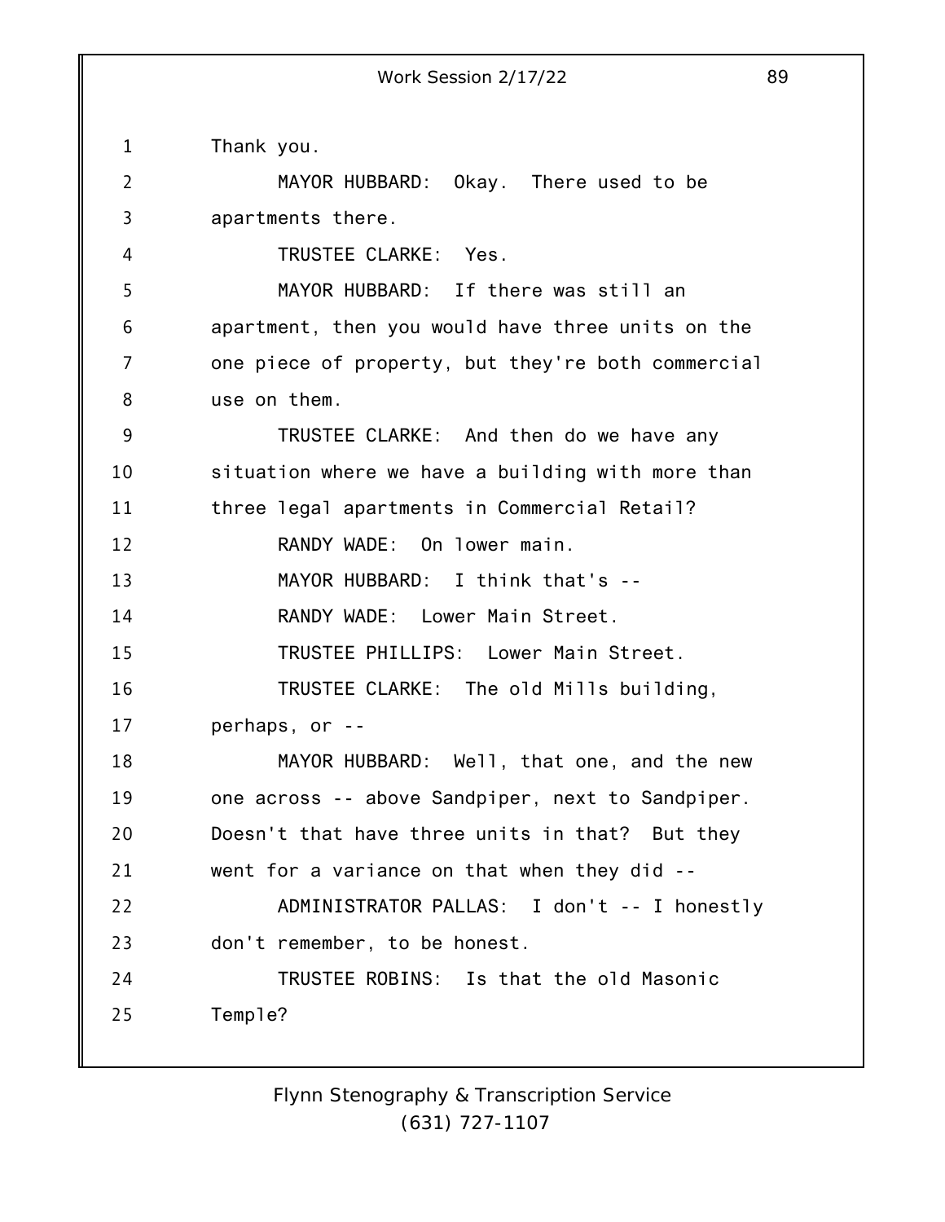Thank you.

MAYOR HUBBARD: Okay. There used to be apartments there.

TRUSTEE CLARKE: Yes.

MAYOR HUBBARD: If there was still an apartment, then you would have three units on the one piece of property, but they're both commercial use on them.

TRUSTEE CLARKE: And then do we have any situation where we have a building with more than three legal apartments in Commercial Retail?

RANDY WADE: On lower main.

MAYOR HUBBARD: I think that's --

RANDY WADE: Lower Main Street.

TRUSTEE PHILLIPS: Lower Main Street.

TRUSTEE CLARKE: The old Mills building, perhaps, or --

MAYOR HUBBARD: Well, that one, and the new one across -- above Sandpiper, next to Sandpiper. Doesn't that have three units in that? But they went for a variance on that when they did --

ADMINISTRATOR PALLAS: I don't -- I honestly don't remember, to be honest.

TRUSTEE ROBINS: Is that the old Masonic Temple?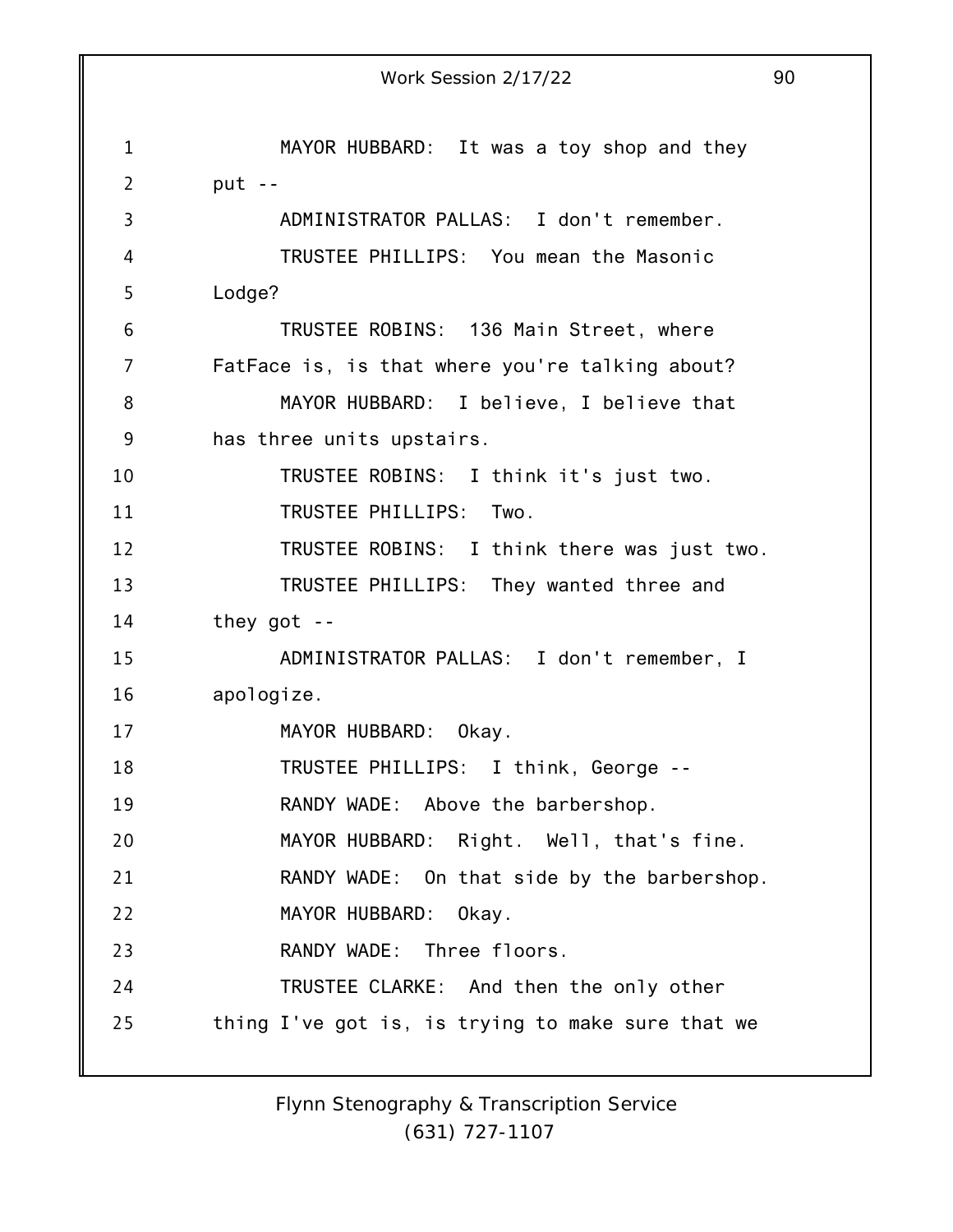MAYOR HUBBARD: It was a toy shop and they put --

ADMINISTRATOR PALLAS: I don't remember.

TRUSTEE PHILLIPS: You mean the Masonic Lodge?

TRUSTEE ROBINS: 136 Main Street, where FatFace is, is that where you're talking about?

MAYOR HUBBARD: I believe, I believe that has three units upstairs.

TRUSTEE ROBINS: I think it's just two.

TRUSTEE PHILLIPS: Two.

TRUSTEE ROBINS: I think there was just two.

TRUSTEE PHILLIPS: They wanted three and they got --

ADMINISTRATOR PALLAS: I don't remember, I apologize.

MAYOR HUBBARD: Okay.

TRUSTEE PHILLIPS: I think, George --

RANDY WADE: Above the barbershop.

MAYOR HUBBARD: Right. Well, that's fine.

RANDY WADE: On that side by the barbershop.

MAYOR HUBBARD: Okay.

RANDY WADE: Three floors.

TRUSTEE CLARKE: And then the only other thing I've got is, is trying to make sure that we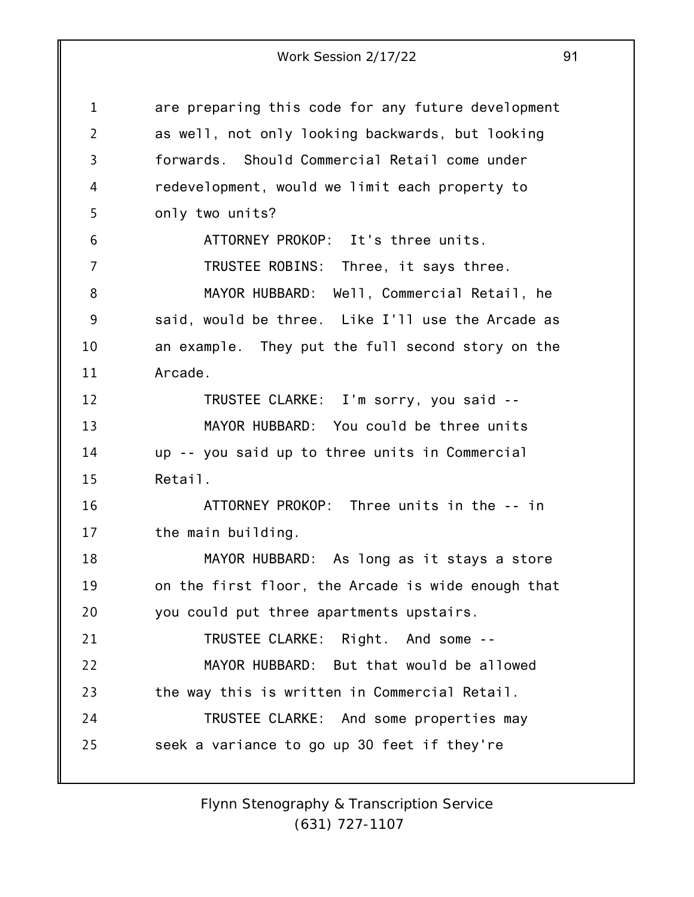are preparing this code for any future development as well, not only looking backwards, but looking forwards. Should Commercial Retail come under redevelopment, would we limit each property to only two units?

ATTORNEY PROKOP: It's three units.

TRUSTEE ROBINS: Three, it says three.

MAYOR HUBBARD: Well, Commercial Retail, he said, would be three. Like I'll use the Arcade as an example. They put the full second story on the Arcade.

TRUSTEE CLARKE: I'm sorry, you said --

MAYOR HUBBARD: You could be three units up -- you said up to three units in Commercial Retail.

ATTORNEY PROKOP: Three units in the -- in the main building.

MAYOR HUBBARD: As long as it stays a store on the first floor, the Arcade is wide enough that you could put three apartments upstairs.

TRUSTEE CLARKE: Right. And some --

MAYOR HUBBARD: But that would be allowed the way this is written in Commercial Retail.

TRUSTEE CLARKE: And some properties may seek a variance to go up 30 feet if they're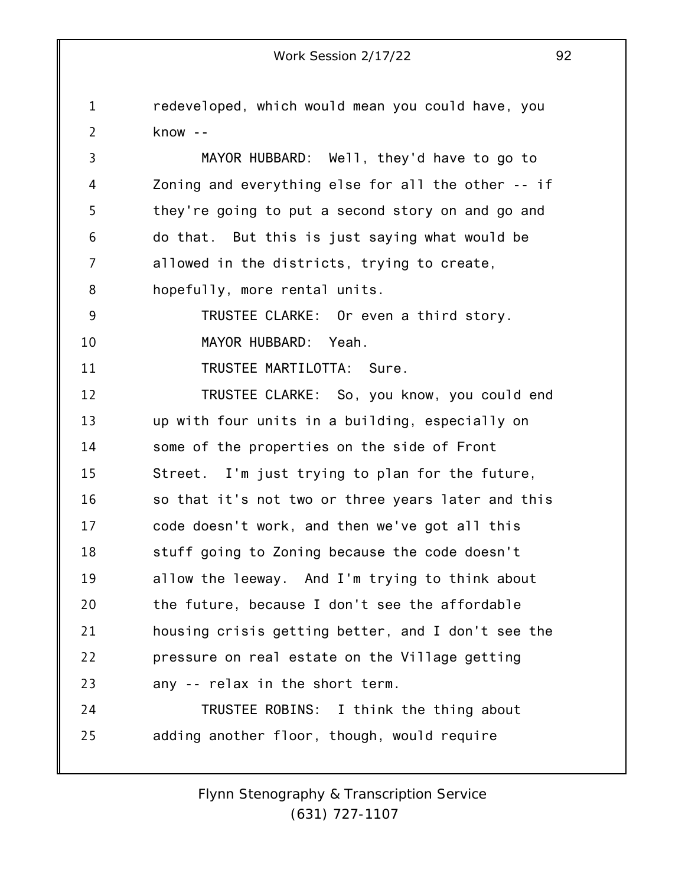redeveloped, which would mean you could have, you know --

MAYOR HUBBARD: Well, they'd have to go to Zoning and everything else for all the other -- if they're going to put a second story on and go and do that. But this is just saying what would be allowed in the districts, trying to create, hopefully, more rental units.

TRUSTEE CLARKE: Or even a third story.

MAYOR HUBBARD: Yeah.

TRUSTEE MARTILOTTA: Sure.

TRUSTEE CLARKE: So, you know, you could end up with four units in a building, especially on some of the properties on the side of Front Street. I'm just trying to plan for the future, so that it's not two or three years later and this code doesn't work, and then we've got all this stuff going to Zoning because the code doesn't allow the leeway. And I'm trying to think about the future, because I don't see the affordable housing crisis getting better, and I don't see the pressure on real estate on the Village getting any -- relax in the short term.

TRUSTEE ROBINS: I think the thing about adding another floor, though, would require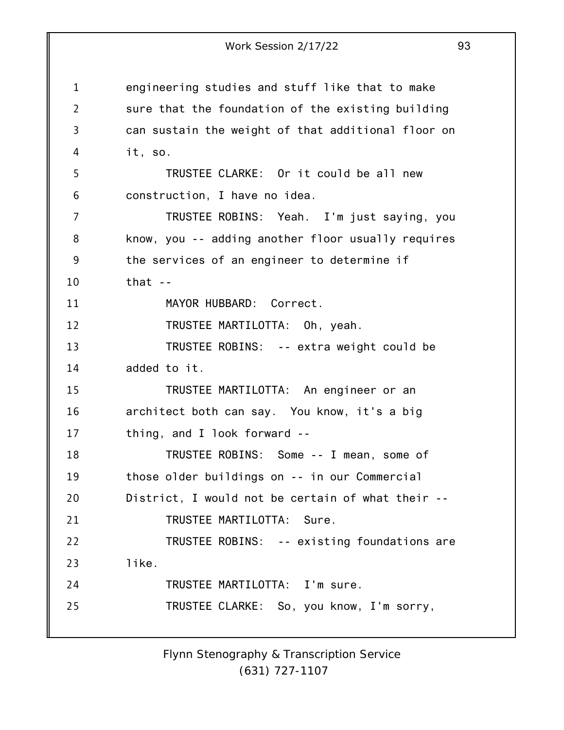engineering studies and stuff like that to make sure that the foundation of the existing building can sustain the weight of that additional floor on it, so.

TRUSTEE CLARKE: Or it could be all new construction, I have no idea.

TRUSTEE ROBINS: Yeah. I'm just saying, you know, you -- adding another floor usually requires the services of an engineer to determine if that --

MAYOR HUBBARD: Correct.

TRUSTEE MARTILOTTA: Oh, yeah.

TRUSTEE ROBINS: -- extra weight could be added to it.

TRUSTEE MARTILOTTA: An engineer or an architect both can say. You know, it's a big thing, and I look forward --

TRUSTEE ROBINS: Some -- I mean, some of those older buildings on -- in our Commercial District, I would not be certain of what their --

TRUSTEE MARTILOTTA: Sure.

TRUSTEE ROBINS: -- existing foundations are like.

TRUSTEE MARTILOTTA: I'm sure.

TRUSTEE CLARKE: So, you know, I'm sorry,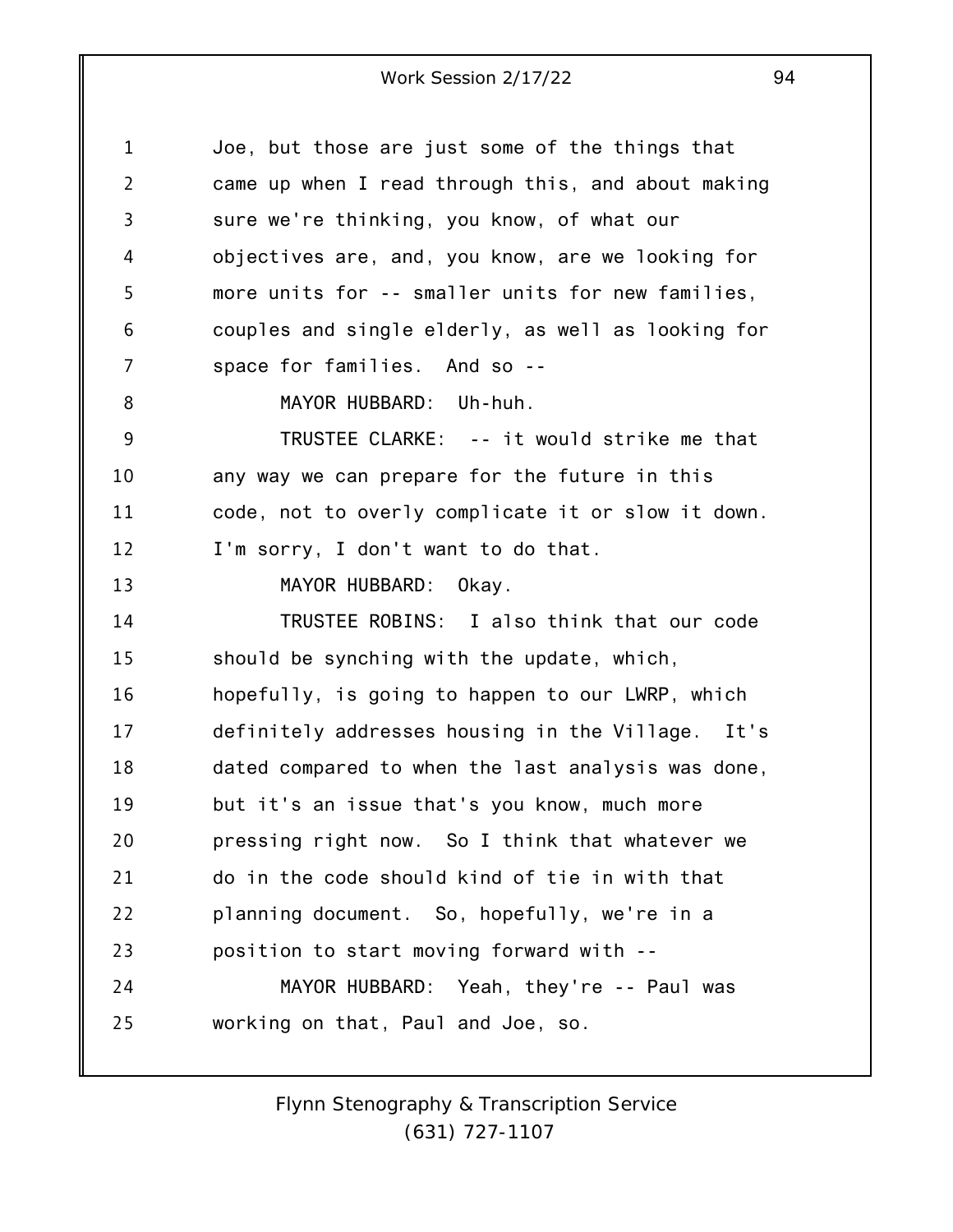Joe, but those are just some of the things that came up when I read through this, and about making sure we're thinking, you know, of what our objectives are, and, you know, are we looking for more units for -- smaller units for new families, couples and single elderly, as well as looking for space for families. And so --

MAYOR HUBBARD: Uh-huh.

TRUSTEE CLARKE: -- it would strike me that any way we can prepare for the future in this code, not to overly complicate it or slow it down. I'm sorry, I don't want to do that.

MAYOR HUBBARD: Okay.

TRUSTEE ROBINS: I also think that our code should be synching with the update, which, hopefully, is going to happen to our LWRP, which definitely addresses housing in the Village. It's dated compared to when the last analysis was done, but it's an issue that's you know, much more pressing right now. So I think that whatever we do in the code should kind of tie in with that planning document. So, hopefully, we're in a position to start moving forward with --

MAYOR HUBBARD: Yeah, they're -- Paul was working on that, Paul and Joe, so.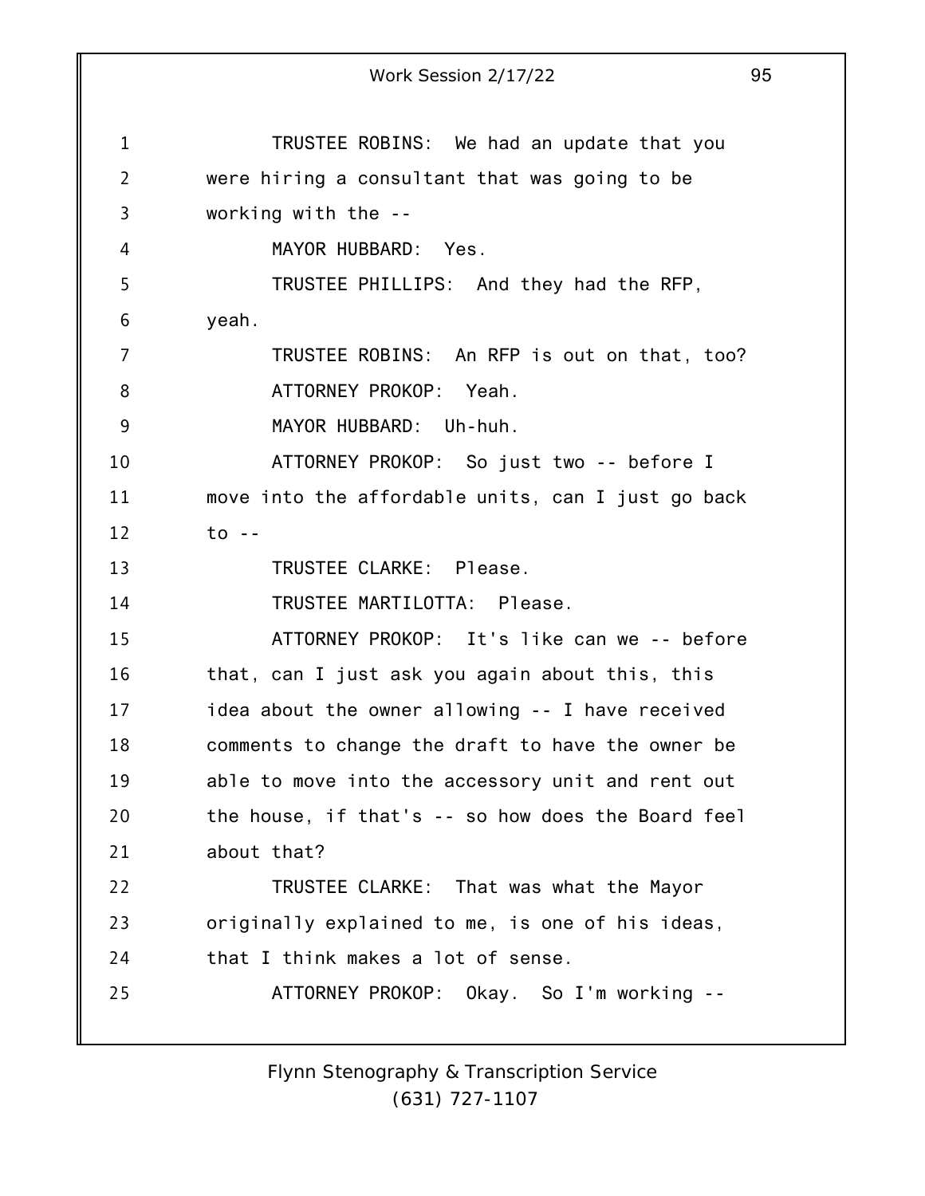TRUSTEE ROBINS: We had an update that you were hiring a consultant that was going to be working with the --

MAYOR HUBBARD: Yes.

TRUSTEE PHILLIPS: And they had the RFP, yeah.

TRUSTEE ROBINS: An RFP is out on that, too?

ATTORNEY PROKOP: Yeah.

MAYOR HUBBARD: Uh-huh.

ATTORNEY PROKOP: So just two -- before I move into the affordable units, can I just go back to --

TRUSTEE CLARKE: Please.

TRUSTEE MARTILOTTA: Please.

ATTORNEY PROKOP: It's like can we -- before that, can I just ask you again about this, this idea about the owner allowing -- I have received comments to change the draft to have the owner be able to move into the accessory unit and rent out the house, if that's -- so how does the Board feel about that?

TRUSTEE CLARKE: That was what the Mayor originally explained to me, is one of his ideas, that I think makes a lot of sense.

ATTORNEY PROKOP: Okay. So I'm working --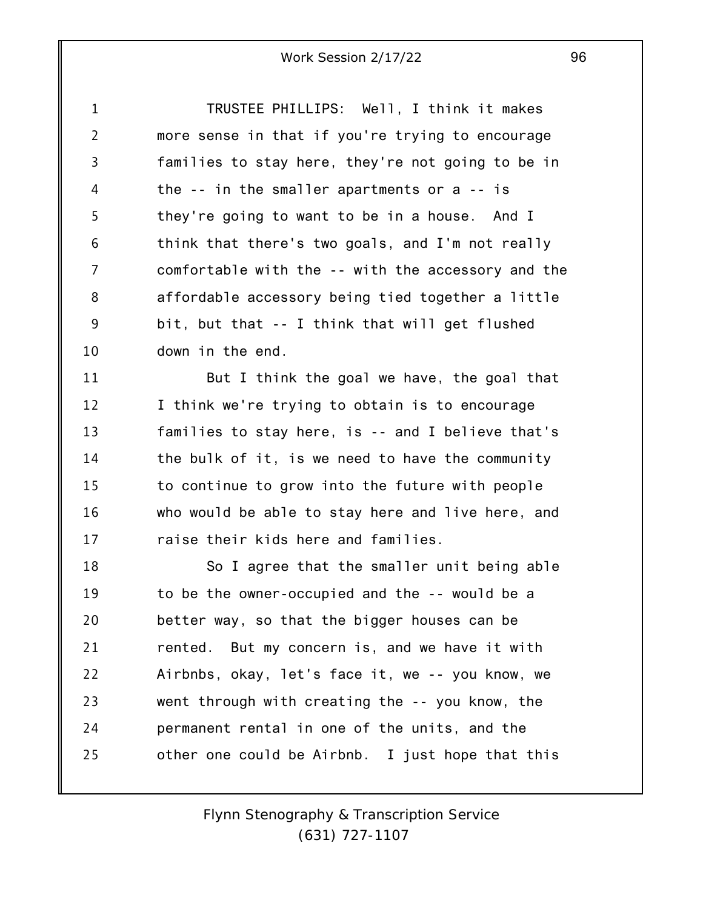TRUSTEE PHILLIPS: Well, I think it makes more sense in that if you're trying to encourage families to stay here, they're not going to be in the -- in the smaller apartments or a -- is they're going to want to be in a house. And I think that there's two goals, and I'm not really comfortable with the -- with the accessory and the affordable accessory being tied together a little bit, but that -- I think that will get flushed down in the end.

But I think the goal we have, the goal that I think we're trying to obtain is to encourage families to stay here, is -- and I believe that's the bulk of it, is we need to have the community to continue to grow into the future with people who would be able to stay here and live here, and raise their kids here and families.

So I agree that the smaller unit being able to be the owner-occupied and the -- would be a better way, so that the bigger houses can be rented. But my concern is, and we have it with Airbnbs, okay, let's face it, we -- you know, we went through with creating the -- you know, the permanent rental in one of the units, and the other one could be Airbnb. I just hope that this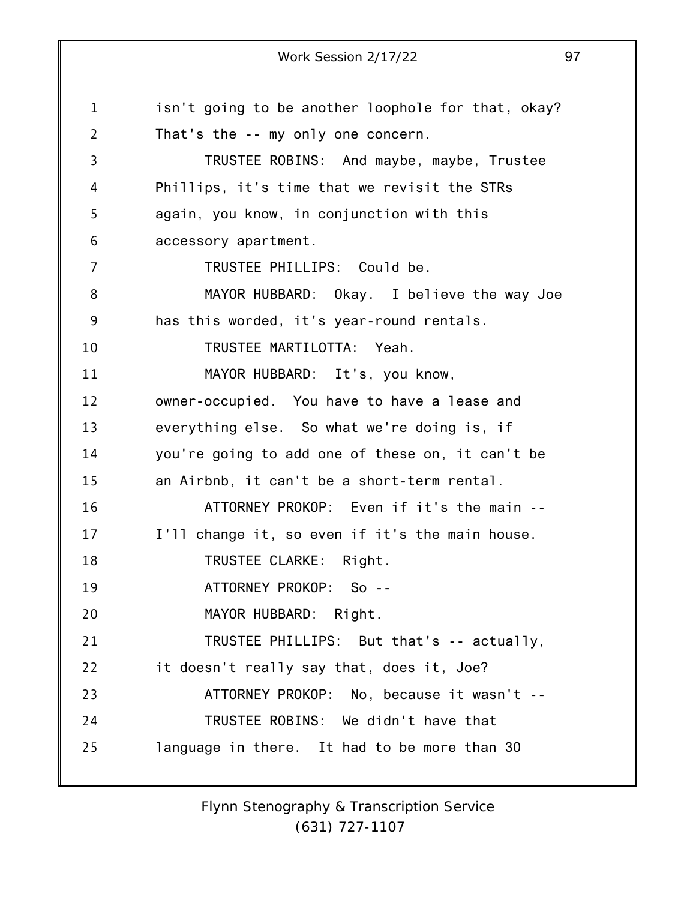isn't going to be another loophole for that, okay? That's the -- my only one concern.

TRUSTEE ROBINS: And maybe, maybe, Trustee Phillips, it's time that we revisit the STRs again, you know, in conjunction with this accessory apartment.

TRUSTEE PHILLIPS: Could be.

MAYOR HUBBARD: Okay. I believe the way Joe has this worded, it's year-round rentals.

TRUSTEE MARTILOTTA: Yeah.

MAYOR HUBBARD: It's, you know, owner-occupied. You have to have a lease and everything else. So what we're doing is, if you're going to add one of these on, it can't be an Airbnb, it can't be a short-term rental.

ATTORNEY PROKOP: Even if it's the main -- I'll change it, so even if it's the main house.

TRUSTEE CLARKE: Right.

ATTORNEY PROKOP: So --

MAYOR HUBBARD: Right.

TRUSTEE PHILLIPS: But that's -- actually, it doesn't really say that, does it, Joe?

ATTORNEY PROKOP: No, because it wasn't --

TRUSTEE ROBINS: We didn't have that language in there. It had to be more than 30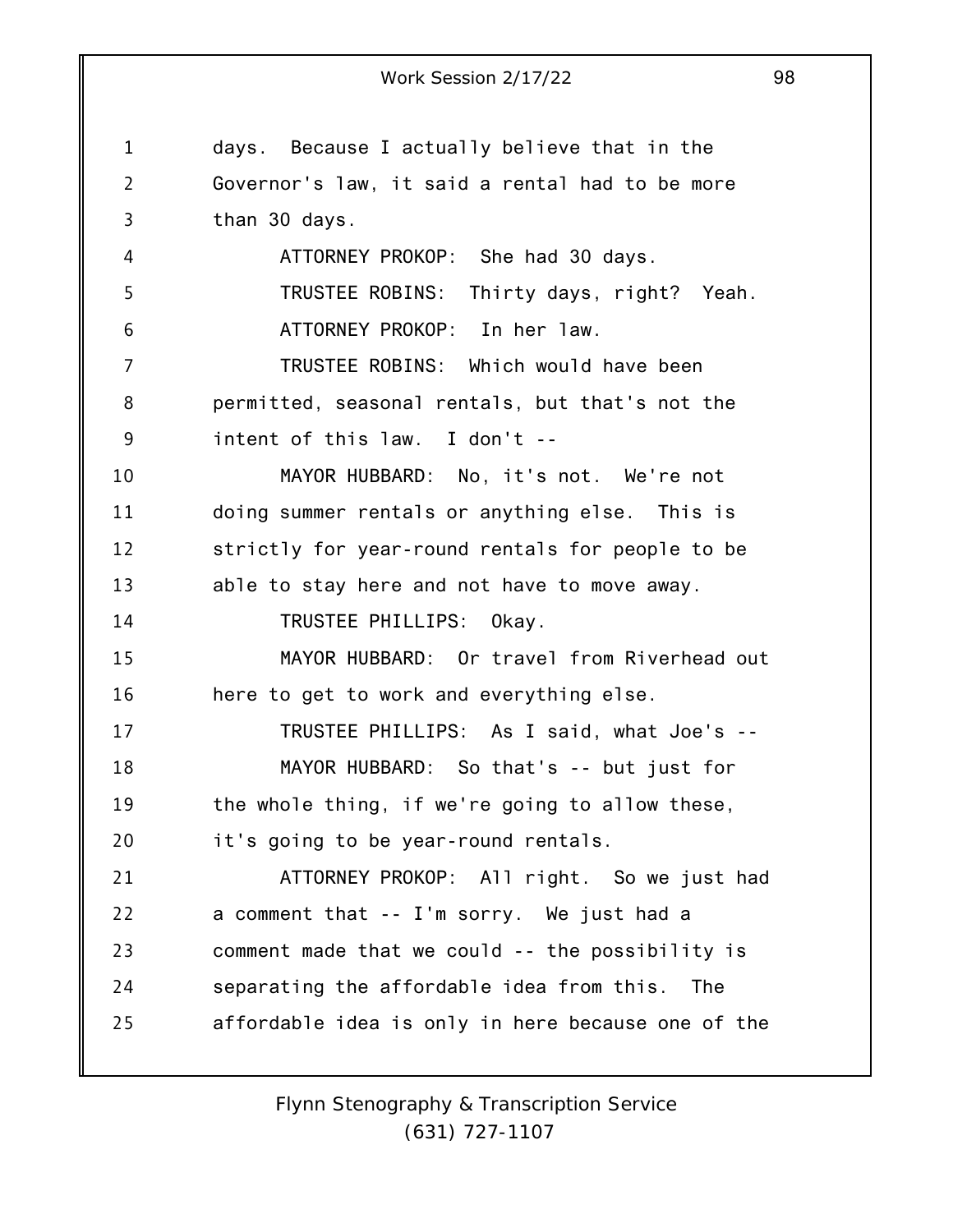days. Because I actually believe that in the Governor's law, it said a rental had to be more than 30 days.

ATTORNEY PROKOP: She had 30 days.

TRUSTEE ROBINS: Thirty days, right? Yeah.

ATTORNEY PROKOP: In her law.

TRUSTEE ROBINS: Which would have been permitted, seasonal rentals, but that's not the intent of this law. I don't --

MAYOR HUBBARD: No, it's not. We're not doing summer rentals or anything else. This is strictly for year-round rentals for people to be able to stay here and not have to move away.

TRUSTEE PHILLIPS: Okay.

MAYOR HUBBARD: Or travel from Riverhead out here to get to work and everything else.

TRUSTEE PHILLIPS: As I said, what Joe's --

MAYOR HUBBARD: So that's -- but just for the whole thing, if we're going to allow these, it's going to be year-round rentals.

ATTORNEY PROKOP: All right. So we just had a comment that -- I'm sorry. We just had a comment made that we could -- the possibility is separating the affordable idea from this. The affordable idea is only in here because one of the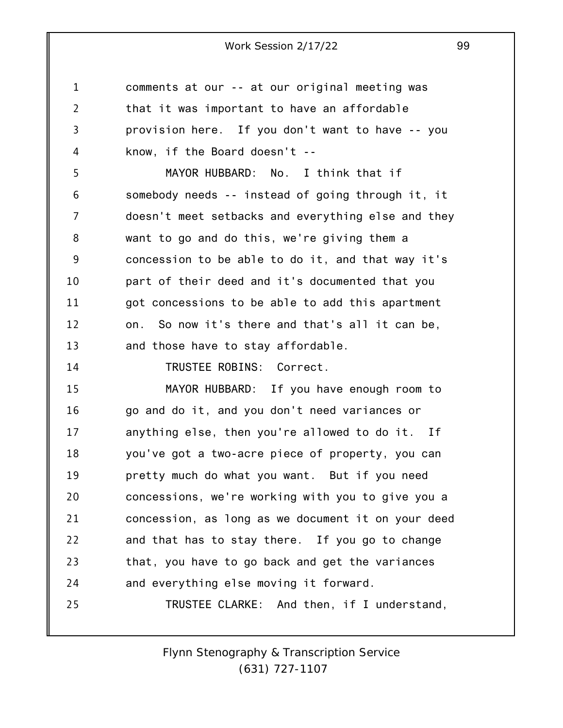comments at our -- at our original meeting was that it was important to have an affordable provision here. If you don't want to have -- you know, if the Board doesn't --

MAYOR HUBBARD: No. I think that if somebody needs -- instead of going through it, it doesn't meet setbacks and everything else and they want to go and do this, we're giving them a concession to be able to do it, and that way it's part of their deed and it's documented that you got concessions to be able to add this apartment on. So now it's there and that's all it can be, and those have to stay affordable.

TRUSTEE ROBINS: Correct.

MAYOR HUBBARD: If you have enough room to go and do it, and you don't need variances or anything else, then you're allowed to do it. If you've got a two-acre piece of property, you can pretty much do what you want. But if you need concessions, we're working with you to give you a concession, as long as we document it on your deed and that has to stay there. If you go to change that, you have to go back and get the variances and everything else moving it forward.

TRUSTEE CLARKE: And then, if I understand,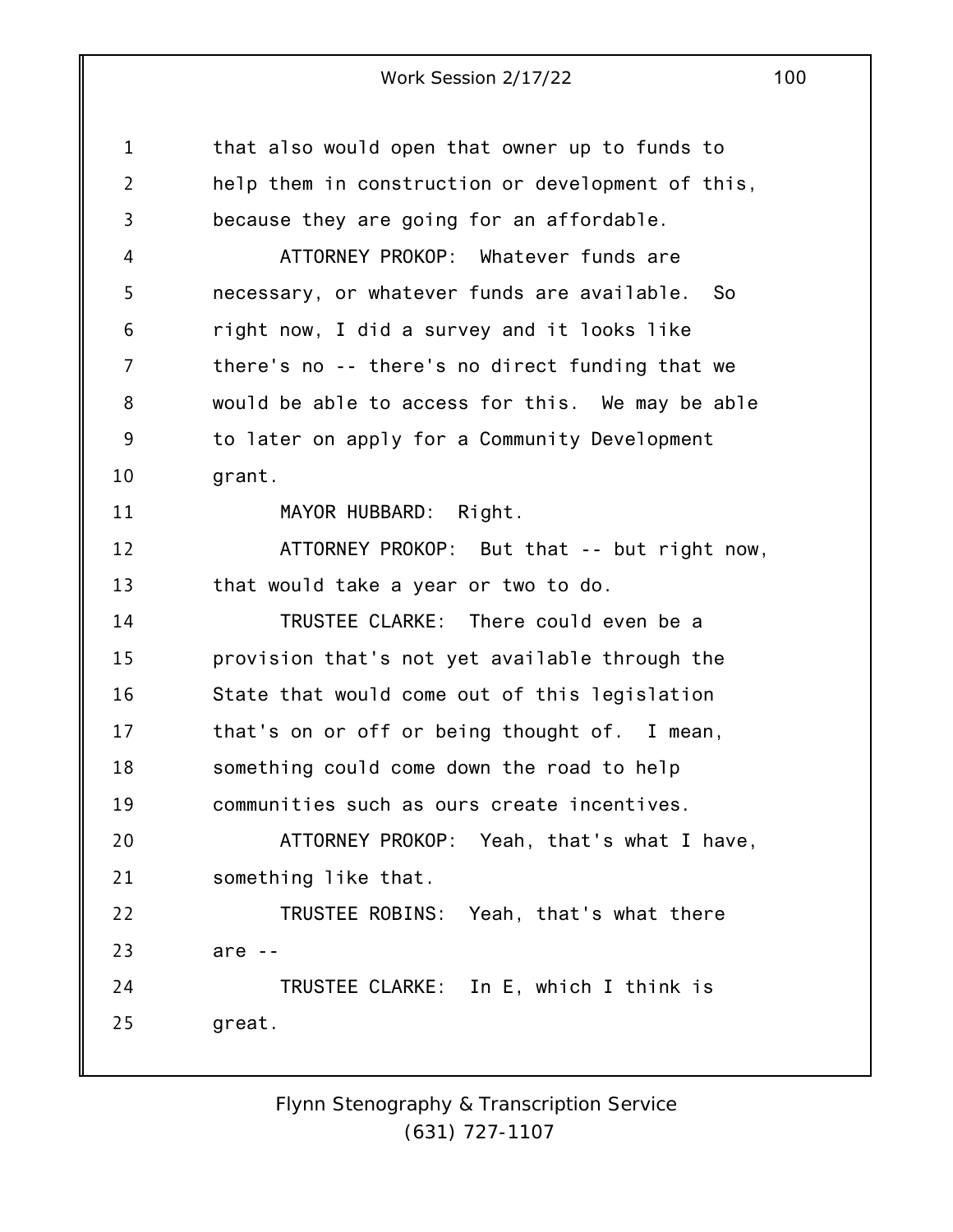that also would open that owner up to funds to help them in construction or development of this, because they are going for an affordable.

ATTORNEY PROKOP: Whatever funds are necessary, or whatever funds are available. So right now, I did a survey and it looks like there's no -- there's no direct funding that we would be able to access for this. We may be able to later on apply for a Community Development grant.

MAYOR HUBBARD: Right.

ATTORNEY PROKOP: But that -- but right now, that would take a year or two to do.

TRUSTEE CLARKE: There could even be a provision that's not yet available through the State that would come out of this legislation that's on or off or being thought of. I mean, something could come down the road to help communities such as ours create incentives.

ATTORNEY PROKOP: Yeah, that's what I have, something like that.

TRUSTEE ROBINS: Yeah, that's what there are --

TRUSTEE CLARKE: In E, which I think is great.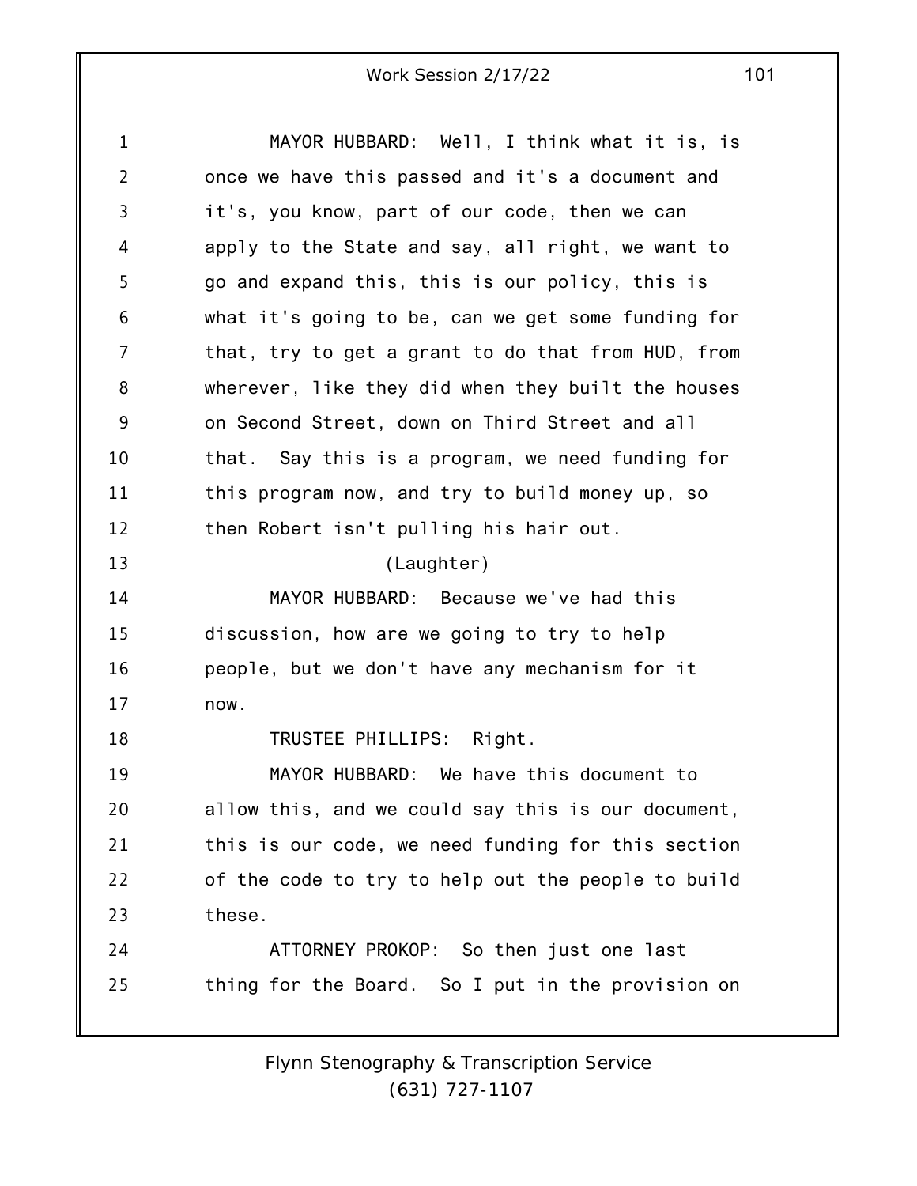MAYOR HUBBARD: Well, I think what it is, is once we have this passed and it's a document and it's, you know, part of our code, then we can apply to the State and say, all right, we want to go and expand this, this is our policy, this is what it's going to be, can we get some funding for that, try to get a grant to do that from HUD, from wherever, like they did when they built the houses on Second Street, down on Third Street and all that. Say this is a program, we need funding for this program now, and try to build money up, so then Robert isn't pulling his hair out.

(Laughter)

MAYOR HUBBARD: Because we've had this discussion, how are we going to try to help people, but we don't have any mechanism for it now.

TRUSTEE PHILLIPS: Right.

MAYOR HUBBARD: We have this document to allow this, and we could say this is our document, this is our code, we need funding for this section of the code to try to help out the people to build these.

ATTORNEY PROKOP: So then just one last thing for the Board. So I put in the provision on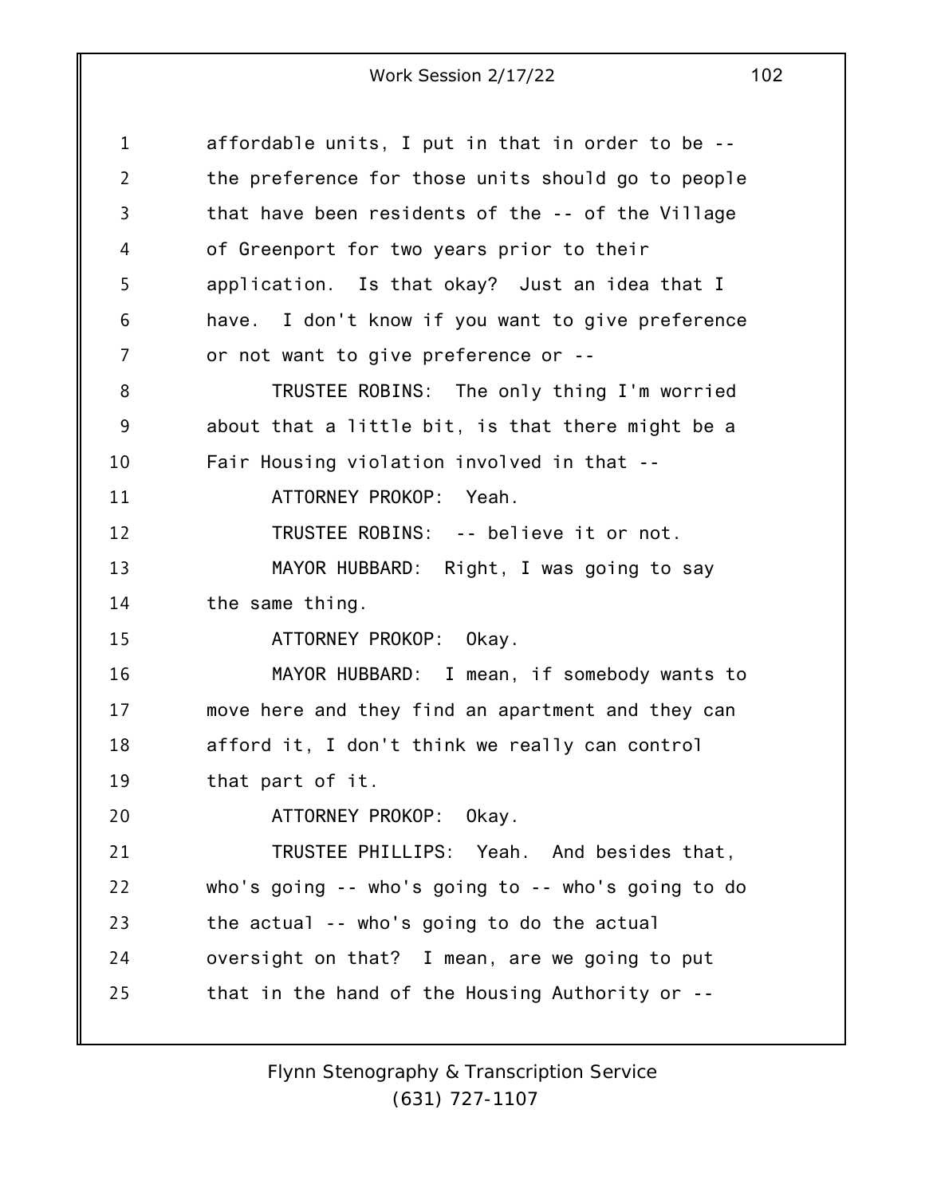affordable units, I put in that in order to be -- the preference for those units should go to people that have been residents of the -- of the Village of Greenport for two years prior to their application. Is that okay? Just an idea that I have. I don't know if you want to give preference or not want to give preference or --

TRUSTEE ROBINS: The only thing I'm worried about that a little bit, is that there might be a Fair Housing violation involved in that --

ATTORNEY PROKOP: Yeah.

TRUSTEE ROBINS: -- believe it or not.

MAYOR HUBBARD: Right, I was going to say the same thing.

ATTORNEY PROKOP: Okay.

MAYOR HUBBARD: I mean, if somebody wants to move here and they find an apartment and they can afford it, I don't think we really can control that part of it.

ATTORNEY PROKOP: Okay.

TRUSTEE PHILLIPS: Yeah. And besides that, who's going -- who's going to -- who's going to do the actual -- who's going to do the actual oversight on that? I mean, are we going to put that in the hand of the Housing Authority or --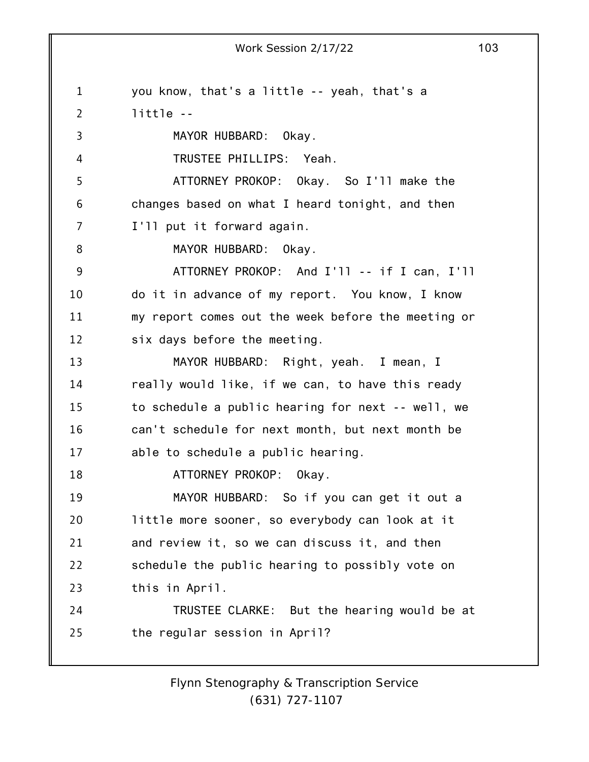you know, that's a little -- yeah, that's a little --

MAYOR HUBBARD: Okay.

TRUSTEE PHILLIPS: Yeah.

ATTORNEY PROKOP: Okay. So I'll make the changes based on what I heard tonight, and then I'll put it forward again.

MAYOR HUBBARD: Okay.

ATTORNEY PROKOP: And I'll -- if I can, I'll do it in advance of my report. You know, I know my report comes out the week before the meeting or six days before the meeting.

MAYOR HUBBARD: Right, yeah. I mean, I really would like, if we can, to have this ready to schedule a public hearing for next -- well, we can't schedule for next month, but next month be able to schedule a public hearing.

ATTORNEY PROKOP: Okay.

MAYOR HUBBARD: So if you can get it out a little more sooner, so everybody can look at it and review it, so we can discuss it, and then schedule the public hearing to possibly vote on this in April.

TRUSTEE CLARKE: But the hearing would be at the regular session in April?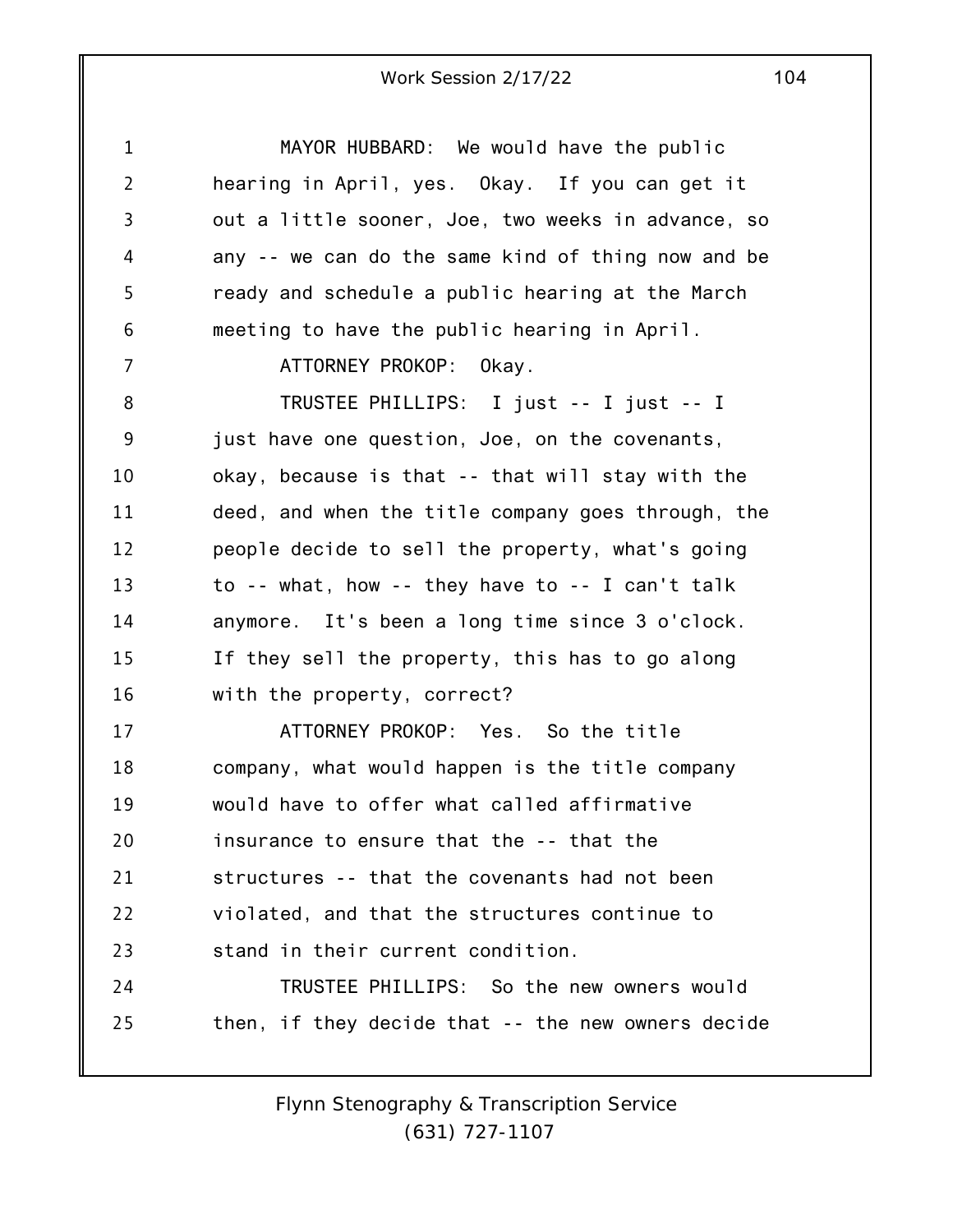MAYOR HUBBARD: We would have the public hearing in April, yes. Okay. If you can get it out a little sooner, Joe, two weeks in advance, so any -- we can do the same kind of thing now and be ready and schedule a public hearing at the March meeting to have the public hearing in April.

ATTORNEY PROKOP: Okay.

TRUSTEE PHILLIPS: I just -- I just -- I just have one question, Joe, on the covenants, okay, because is that -- that will stay with the deed, and when the title company goes through, the people decide to sell the property, what's going to -- what, how -- they have to -- I can't talk anymore. It's been a long time since 3 o'clock. If they sell the property, this has to go along with the property, correct?

ATTORNEY PROKOP: Yes. So the title company, what would happen is the title company would have to offer what called affirmative insurance to ensure that the -- that the structures -- that the covenants had not been violated, and that the structures continue to stand in their current condition.

TRUSTEE PHILLIPS: So the new owners would then, if they decide that -- the new owners decide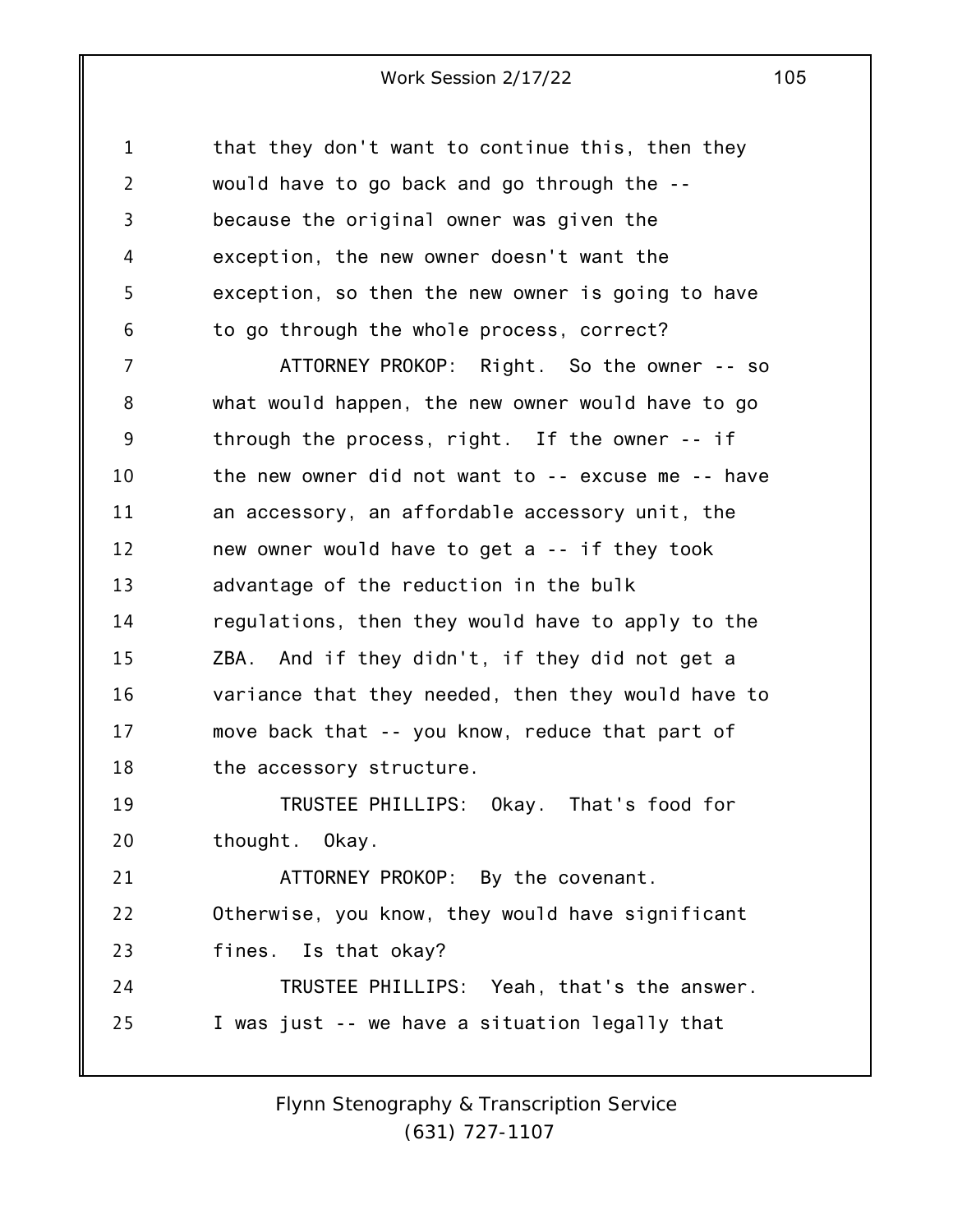that they don't want to continue this, then they would have to go back and go through the -- because the original owner was given the exception, the new owner doesn't want the exception, so then the new owner is going to have to go through the whole process, correct?

ATTORNEY PROKOP: Right. So the owner -- so what would happen, the new owner would have to go through the process, right. If the owner -- if the new owner did not want to -- excuse me -- have an accessory, an affordable accessory unit, the new owner would have to get a -- if they took advantage of the reduction in the bulk regulations, then they would have to apply to the ZBA. And if they didn't, if they did not get a variance that they needed, then they would have to move back that -- you know, reduce that part of the accessory structure.

TRUSTEE PHILLIPS: Okay. That's food for thought. Okay.

ATTORNEY PROKOP: By the covenant. Otherwise, you know, they would have significant fines. Is that okay?

TRUSTEE PHILLIPS: Yeah, that's the answer. I was just -- we have a situation legally that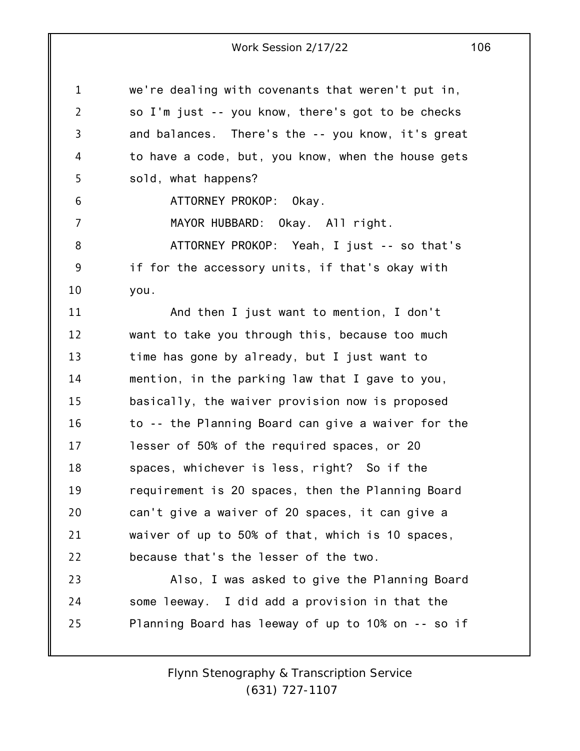we're dealing with covenants that weren't put in, so I'm just -- you know, there's got to be checks and balances. There's the -- you know, it's great to have a code, but, you know, when the house gets sold, what happens?

ATTORNEY PROKOP: Okay.

MAYOR HUBBARD: Okay. All right.

ATTORNEY PROKOP: Yeah, I just -- so that's if for the accessory units, if that's okay with you.

And then I just want to mention, I don't want to take you through this, because too much time has gone by already, but I just want to mention, in the parking law that I gave to you, basically, the waiver provision now is proposed to -- the Planning Board can give a waiver for the lesser of 50% of the required spaces, or 20 spaces, whichever is less, right? So if the requirement is 20 spaces, then the Planning Board can't give a waiver of 20 spaces, it can give a waiver of up to 50% of that, which is 10 spaces, because that's the lesser of the two.

Also, I was asked to give the Planning Board some leeway. I did add a provision in that the Planning Board has leeway of up to 10% on -- so if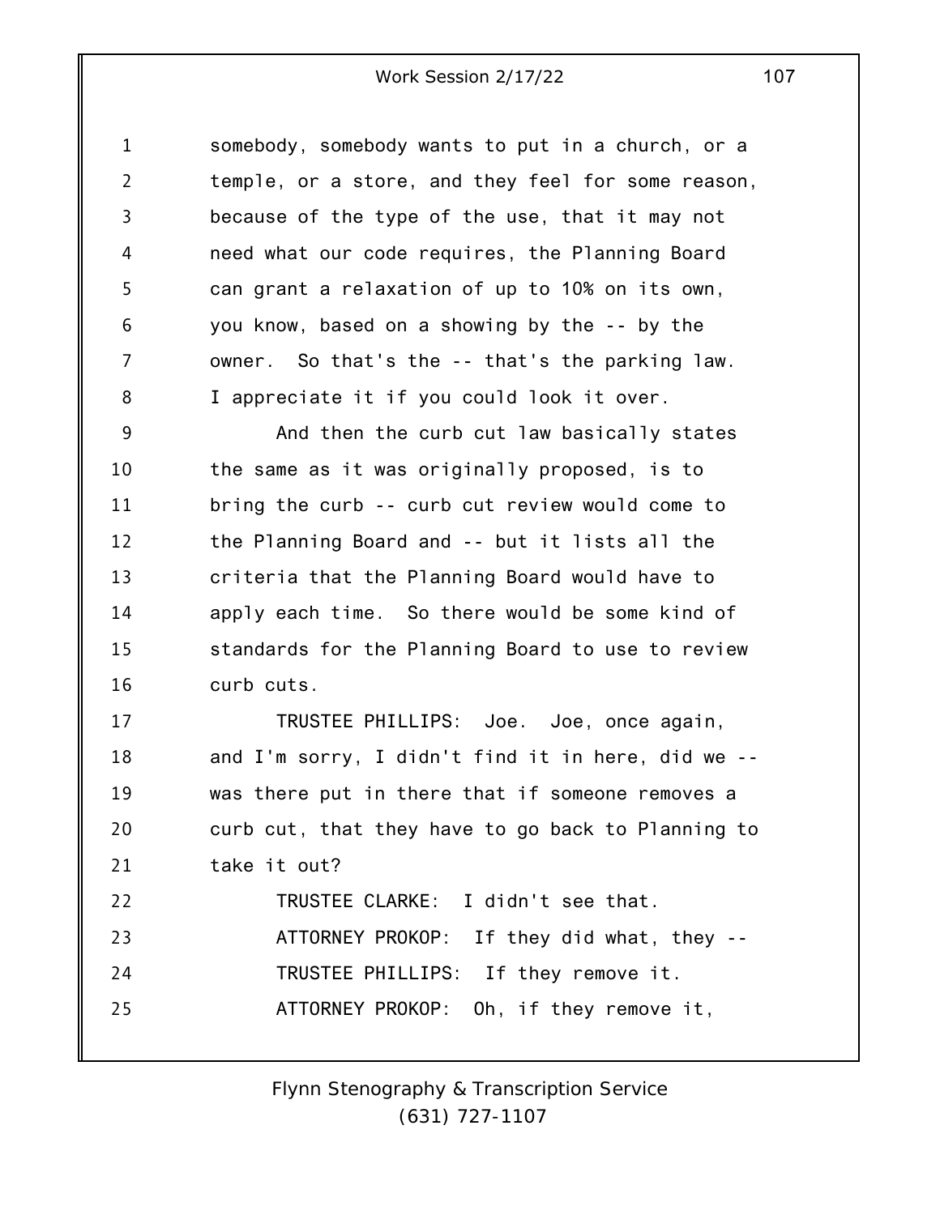somebody, somebody wants to put in a church, or a temple, or a store, and they feel for some reason, because of the type of the use, that it may not need what our code requires, the Planning Board can grant a relaxation of up to 10% on its own, you know, based on a showing by the -- by the owner. So that's the -- that's the parking law. I appreciate it if you could look it over.

And then the curb cut law basically states the same as it was originally proposed, is to bring the curb -- curb cut review would come to the Planning Board and -- but it lists all the criteria that the Planning Board would have to apply each time. So there would be some kind of standards for the Planning Board to use to review curb cuts.

TRUSTEE PHILLIPS: Joe. Joe, once again, and I'm sorry, I didn't find it in here, did we -- was there put in there that if someone removes a curb cut, that they have to go back to Planning to take it out?

TRUSTEE CLARKE: I didn't see that.

ATTORNEY PROKOP: If they did what, they --

TRUSTEE PHILLIPS: If they remove it.

ATTORNEY PROKOP: Oh, if they remove it,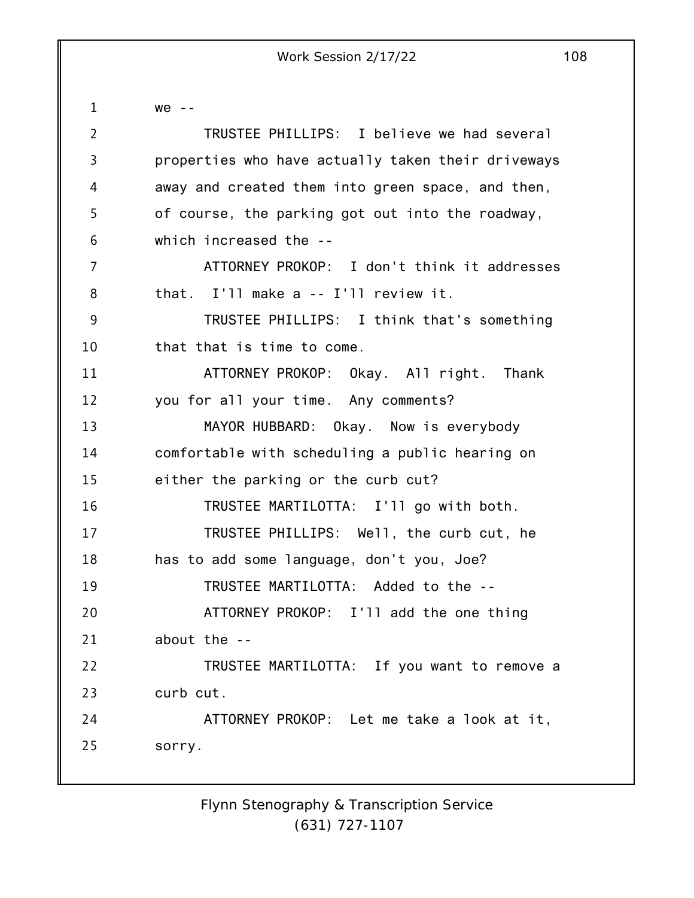we --

TRUSTEE PHILLIPS: I believe we had several properties who have actually taken their driveways away and created them into green space, and then, of course, the parking got out into the roadway, which increased the --

ATTORNEY PROKOP: I don't think it addresses that. I'll make a -- I'll review it.

TRUSTEE PHILLIPS: I think that's something that that is time to come.

ATTORNEY PROKOP: Okay. All right. Thank you for all your time. Any comments?

MAYOR HUBBARD: Okay. Now is everybody comfortable with scheduling a public hearing on either the parking or the curb cut?

TRUSTEE MARTILOTTA: I'll go with both.

TRUSTEE PHILLIPS: Well, the curb cut, he has to add some language, don't you, Joe?

TRUSTEE MARTILOTTA: Added to the --

ATTORNEY PROKOP: I'll add the one thing about the --

TRUSTEE MARTILOTTA: If you want to remove a curb cut.

ATTORNEY PROKOP: Let me take a look at it, sorry.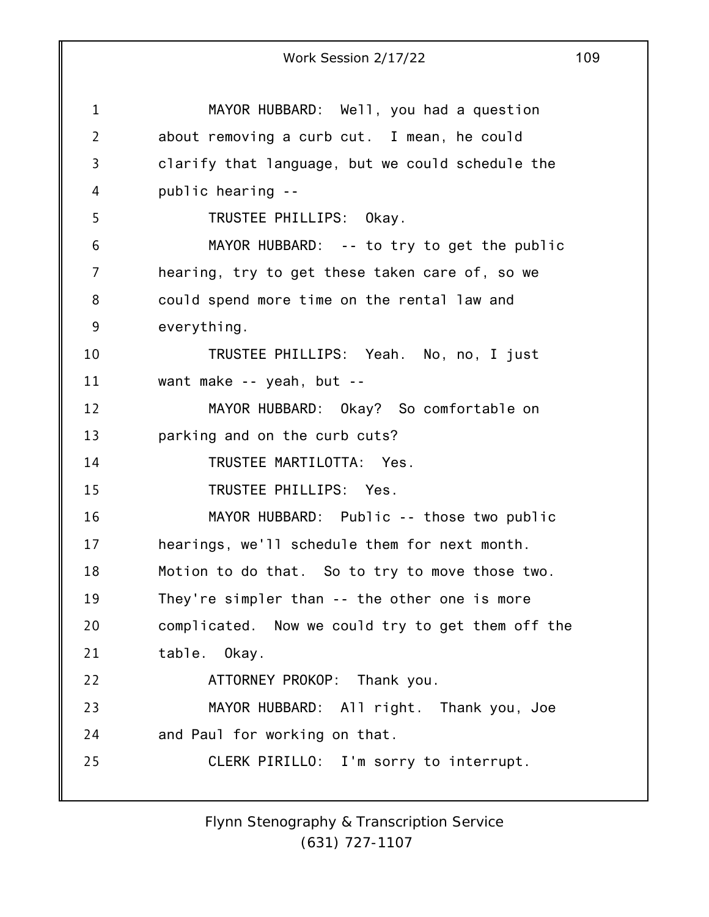MAYOR HUBBARD: Well, you had a question about removing a curb cut. I mean, he could clarify that language, but we could schedule the public hearing --

TRUSTEE PHILLIPS: Okay.

MAYOR HUBBARD: -- to try to get the public hearing, try to get these taken care of, so we could spend more time on the rental law and everything.

TRUSTEE PHILLIPS: Yeah. No, no, I just want make -- yeah, but --

MAYOR HUBBARD: Okay? So comfortable on parking and on the curb cuts?

TRUSTEE MARTILOTTA: Yes.

TRUSTEE PHILLIPS: Yes.

MAYOR HUBBARD: Public -- those two public hearings, we'll schedule them for next month. Motion to do that. So to try to move those two. They're simpler than -- the other one is more complicated. Now we could try to get them off the table. Okay.

ATTORNEY PROKOP: Thank you.

MAYOR HUBBARD: All right. Thank you, Joe and Paul for working on that.

CLERK PIRILLO: I'm sorry to interrupt.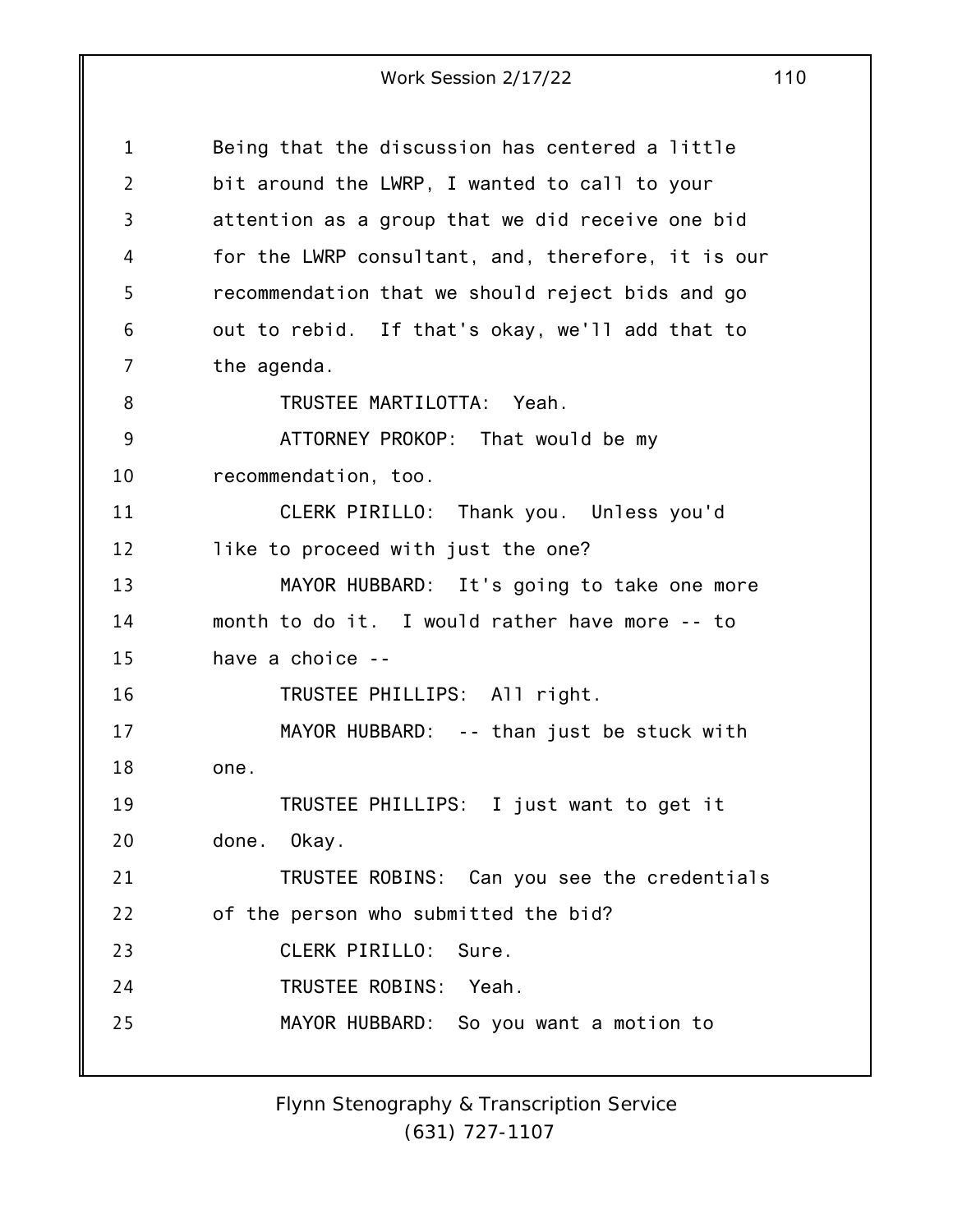Being that the discussion has centered a little bit around the LWRP, I wanted to call to your attention as a group that we did receive one bid for the LWRP consultant, and, therefore, it is our recommendation that we should reject bids and go out to rebid. If that's okay, we'll add that to the agenda.

TRUSTEE MARTILOTTA: Yeah.

ATTORNEY PROKOP: That would be my recommendation, too.

CLERK PIRILLO: Thank you. Unless you'd like to proceed with just the one?

MAYOR HUBBARD: It's going to take one more month to do it. I would rather have more -- to have a choice --

TRUSTEE PHILLIPS: All right.

MAYOR HUBBARD: -- than just be stuck with one.

TRUSTEE PHILLIPS: I just want to get it done. Okay.

TRUSTEE ROBINS: Can you see the credentials of the person who submitted the bid?

CLERK PIRILLO: Sure.

TRUSTEE ROBINS: Yeah.

MAYOR HUBBARD: So you want a motion to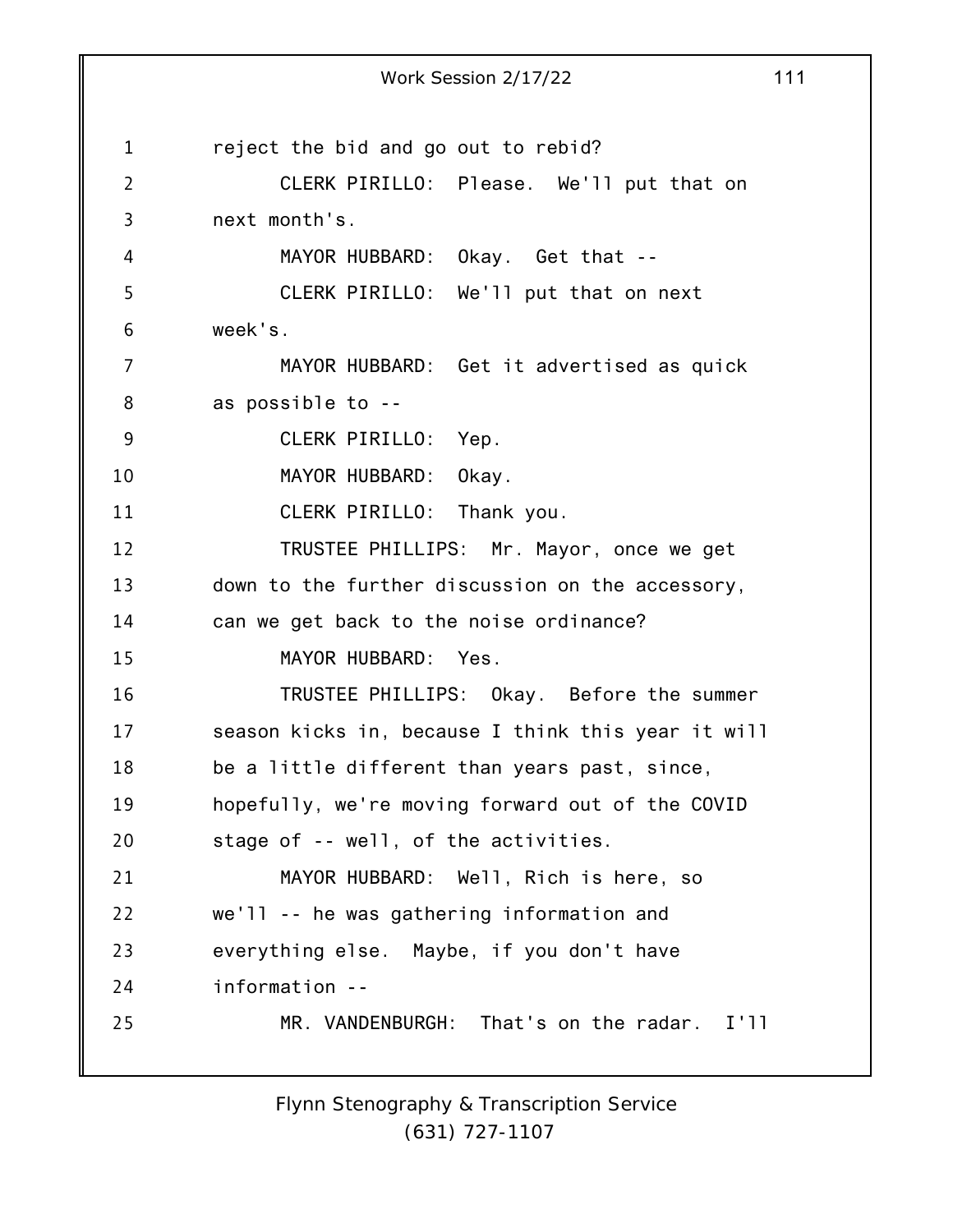reject the bid and go out to rebid?

CLERK PIRILLO: Please. We'll put that on next month's.

MAYOR HUBBARD: Okay. Get that --

CLERK PIRILLO: We'll put that on next week's.

MAYOR HUBBARD: Get it advertised as quick as possible to --

CLERK PIRILLO: Yep.

MAYOR HUBBARD: Okay.

CLERK PIRILLO: Thank you.

TRUSTEE PHILLIPS: Mr. Mayor, once we get down to the further discussion on the accessory, can we get back to the noise ordinance?

MAYOR HUBBARD: Yes.

TRUSTEE PHILLIPS: Okay. Before the summer season kicks in, because I think this year it will be a little different than years past, since, hopefully, we're moving forward out of the COVID stage of -- well, of the activities.

MAYOR HUBBARD: Well, Rich is here, so we'll -- he was gathering information and everything else. Maybe, if you don't have information --

MR. VANDENBURGH: That's on the radar. I'll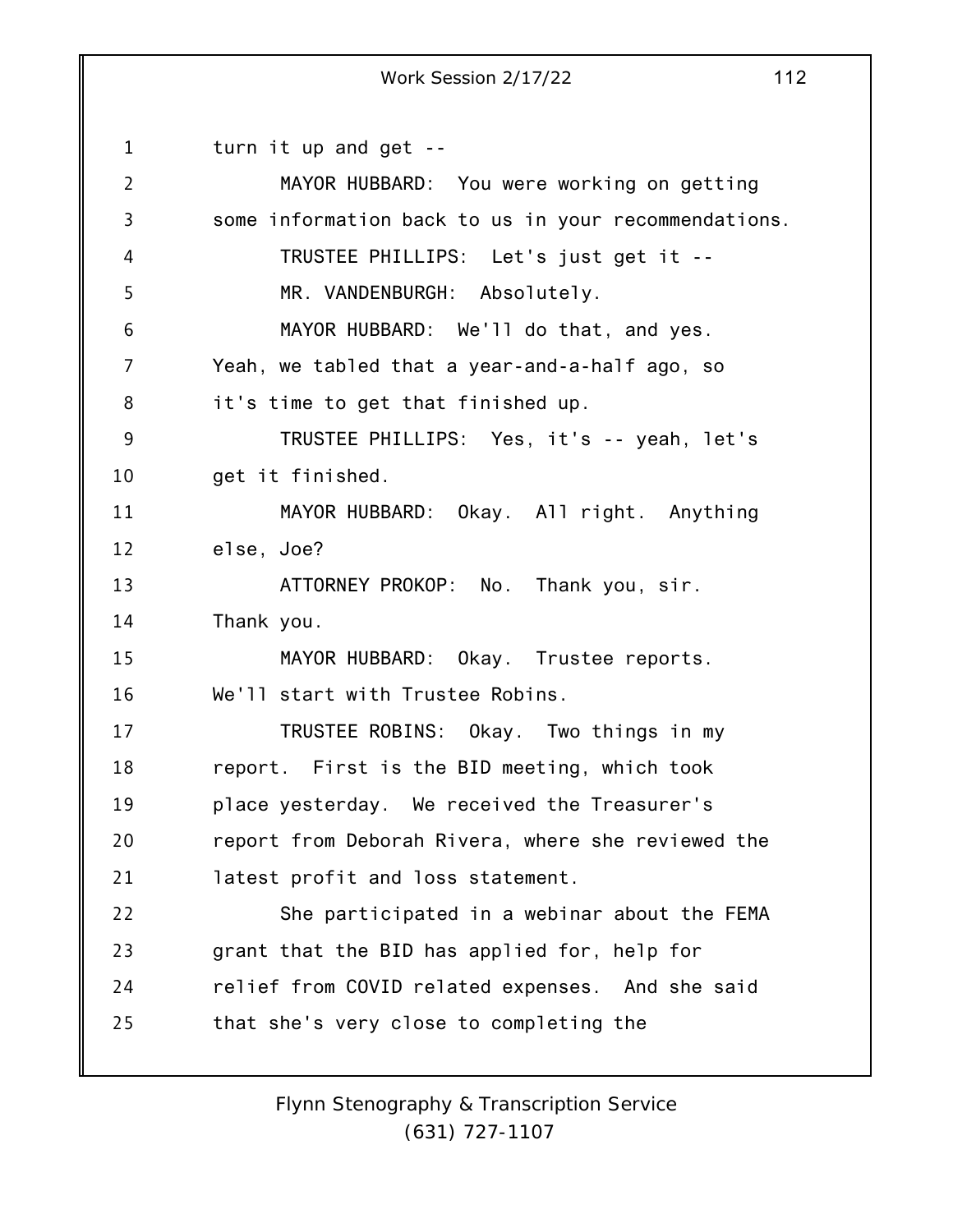turn it up and get --

MAYOR HUBBARD: You were working on getting some information back to us in your recommendations.

TRUSTEE PHILLIPS: Let's just get it --

MR. VANDENBURGH: Absolutely.

MAYOR HUBBARD: We'll do that, and yes. Yeah, we tabled that a year-and-a-half ago, so it's time to get that finished up.

TRUSTEE PHILLIPS: Yes, it's -- yeah, let's get it finished.

MAYOR HUBBARD: Okay. All right. Anything else, Joe?

ATTORNEY PROKOP: No. Thank you, sir. Thank you.

MAYOR HUBBARD: Okay. Trustee reports. We'll start with Trustee Robins.

TRUSTEE ROBINS: Okay. Two things in my report. First is the BID meeting, which took place yesterday. We received the Treasurer's report from Deborah Rivera, where she reviewed the latest profit and loss statement.

She participated in a webinar about the FEMA grant that the BID has applied for, help for relief from COVID related expenses. And she said that she's very close to completing the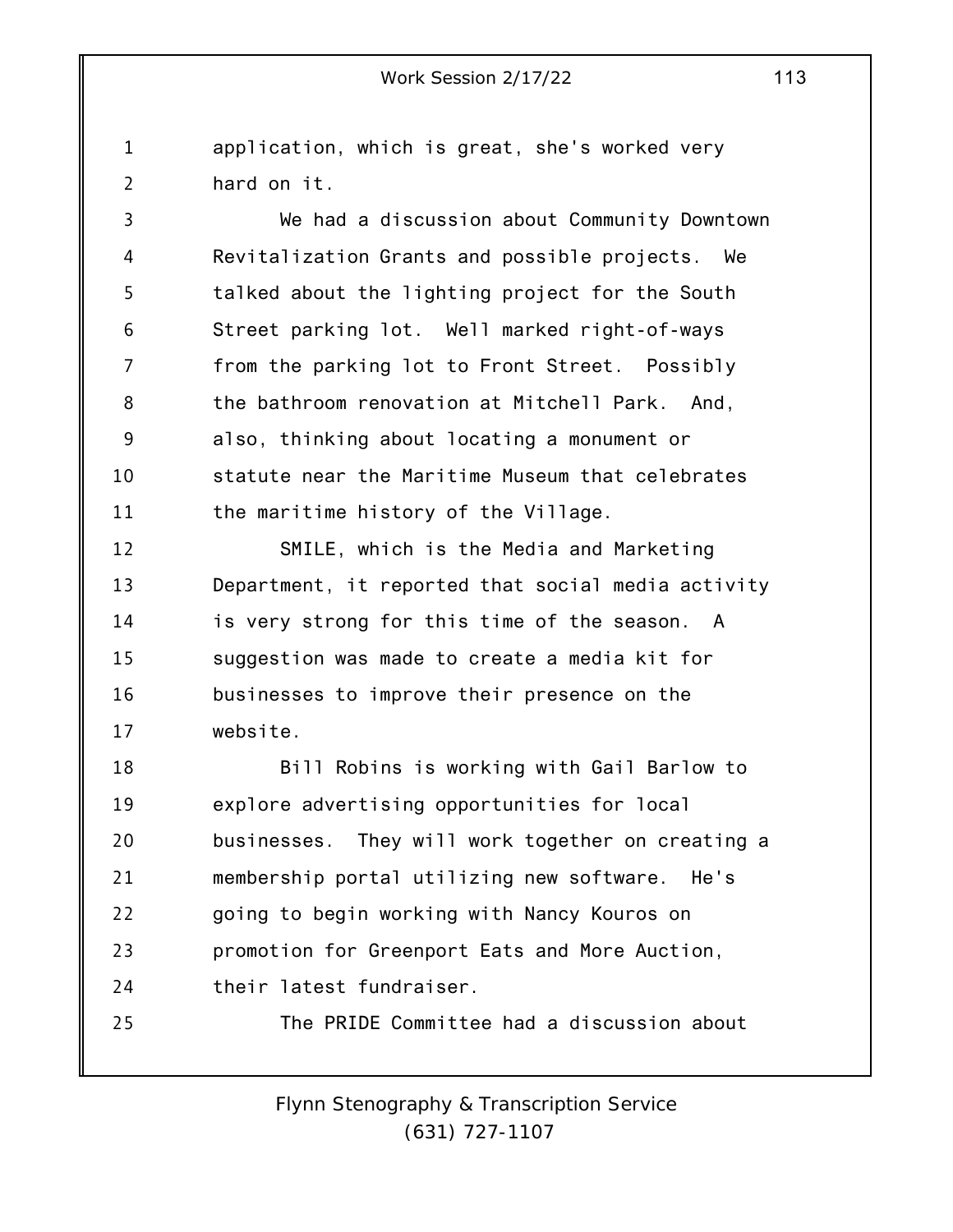application, which is great, she's worked very hard on it.

We had a discussion about Community Downtown Revitalization Grants and possible projects. We talked about the lighting project for the South Street parking lot. Well marked right-of-ways from the parking lot to Front Street. Possibly the bathroom renovation at Mitchell Park. And, also, thinking about locating a monument or statute near the Maritime Museum that celebrates the maritime history of the Village.

SMILE, which is the Media and Marketing Department, it reported that social media activity is very strong for this time of the season. A suggestion was made to create a media kit for businesses to improve their presence on the website.

Bill Robins is working with Gail Barlow to explore advertising opportunities for local businesses. They will work together on creating a membership portal utilizing new software. He's going to begin working with Nancy Kouros on promotion for Greenport Eats and More Auction, their latest fundraiser.

The PRIDE Committee had a discussion about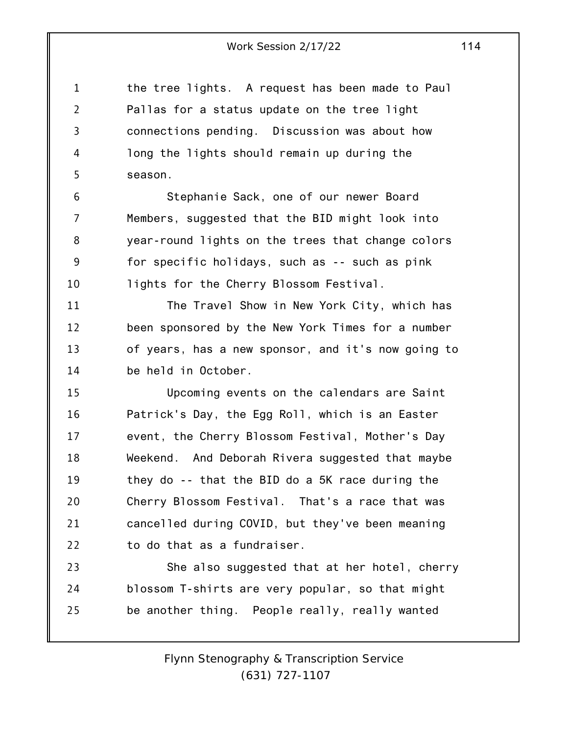the tree lights. A request has been made to Paul Pallas for a status update on the tree light connections pending. Discussion was about how long the lights should remain up during the season.

Stephanie Sack, one of our newer Board Members, suggested that the BID might look into year-round lights on the trees that change colors for specific holidays, such as -- such as pink lights for the Cherry Blossom Festival.

The Travel Show in New York City, which has been sponsored by the New York Times for a number of years, has a new sponsor, and it's now going to be held in October.

Upcoming events on the calendars are Saint Patrick's Day, the Egg Roll, which is an Easter event, the Cherry Blossom Festival, Mother's Day Weekend. And Deborah Rivera suggested that maybe they do -- that the BID do a 5K race during the Cherry Blossom Festival. That's a race that was cancelled during COVID, but they've been meaning to do that as a fundraiser.

She also suggested that at her hotel, cherry blossom T-shirts are very popular, so that might be another thing. People really, really wanted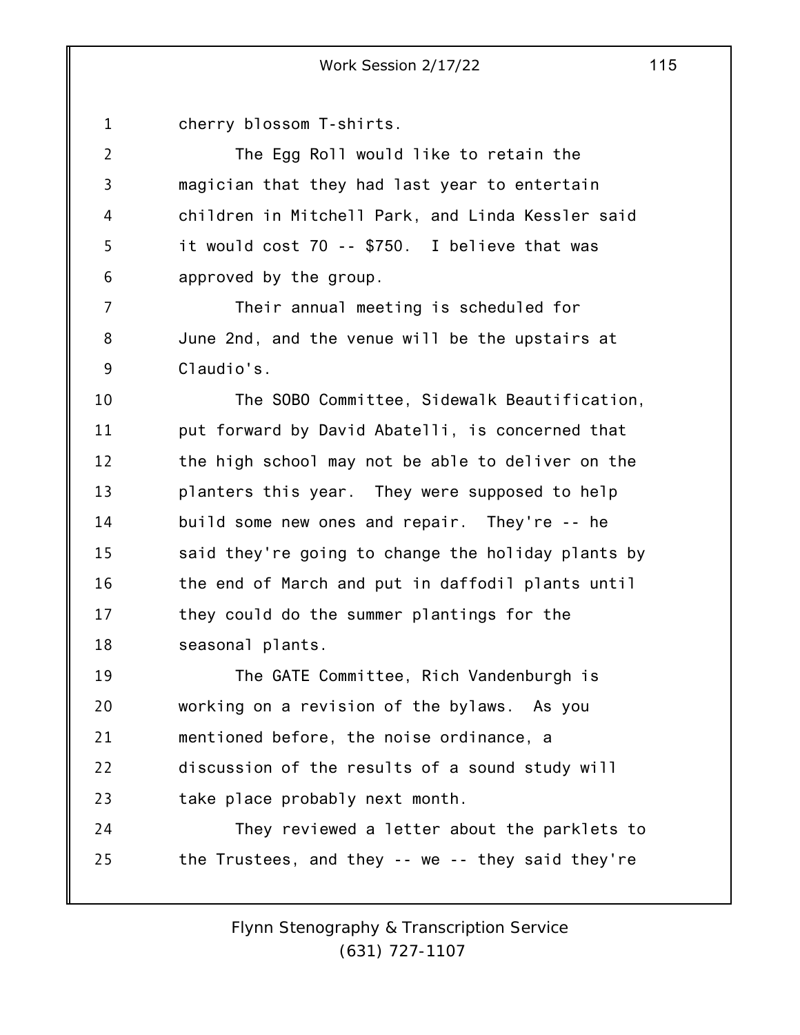cherry blossom T-shirts.

The Egg Roll would like to retain the magician that they had last year to entertain children in Mitchell Park, and Linda Kessler said it would cost 70 -- $750. I believe that was approved by the group.

Their annual meeting is scheduled for June 2nd, and the venue will be the upstairs at Claudio's.

The SOBO Committee, Sidewalk Beautification, put forward by David Abatelli, is concerned that the high school may not be able to deliver on the planters this year. They were supposed to help build some new ones and repair. They're -- he said they're going to change the holiday plants by the end of March and put in daffodil plants until they could do the summer plantings for the seasonal plants.

The GATE Committee, Rich Vandenburgh is working on a revision of the bylaws. As you mentioned before, the noise ordinance, a discussion of the results of a sound study will take place probably next month.

They reviewed a letter about the parklets to the Trustees, and they -- we -- they said they're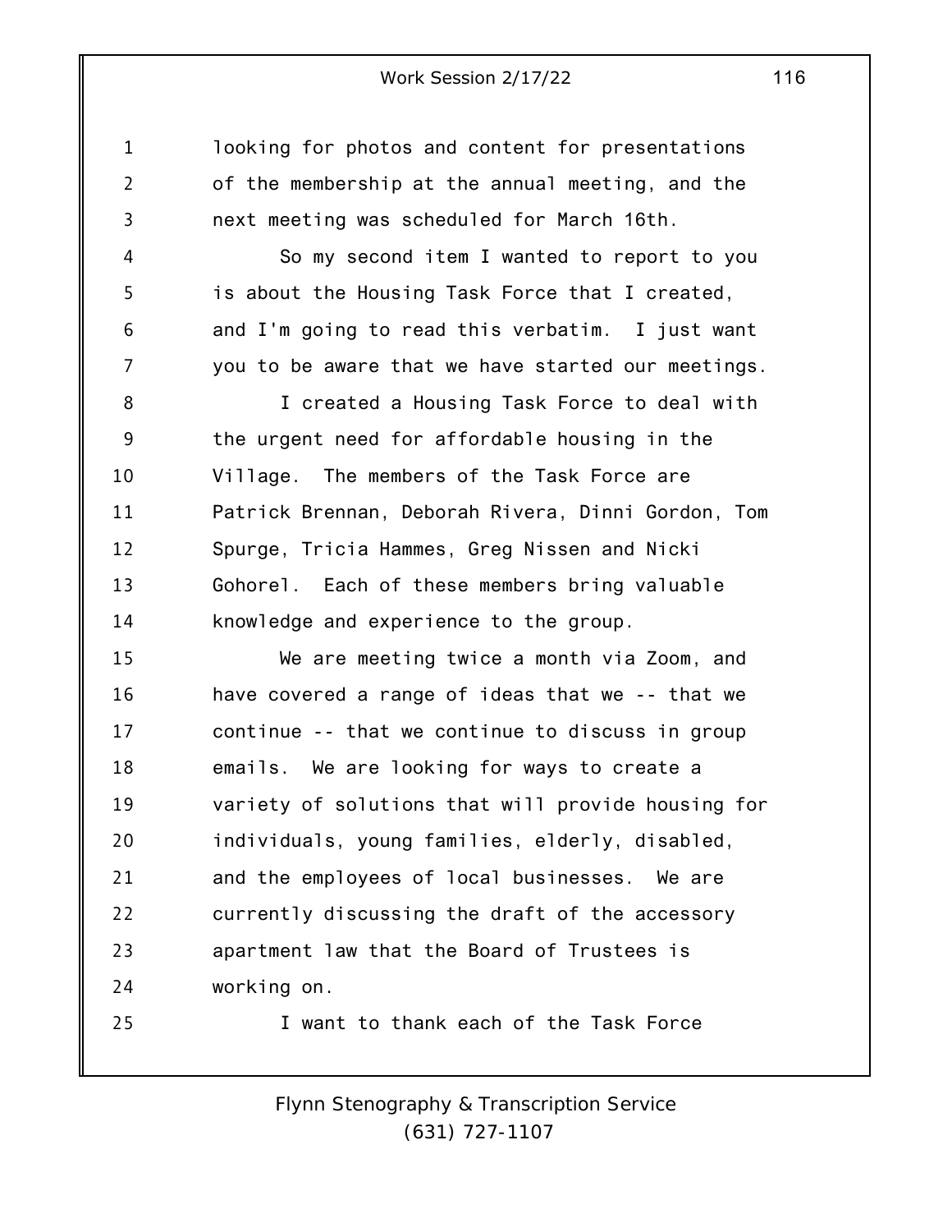looking for photos and content for presentations of the membership at the annual meeting, and the next meeting was scheduled for March 16th.

So my second item I wanted to report to you is about the Housing Task Force that I created, and I'm going to read this verbatim. I just want you to be aware that we have started our meetings.

I created a Housing Task Force to deal with the urgent need for affordable housing in the Village. The members of the Task Force are Patrick Brennan, Deborah Rivera, Dinni Gordon, Tom Spurge, Tricia Hammes, Greg Nissen and Nicki Gohorel. Each of these members bring valuable knowledge and experience to the group.

We are meeting twice a month via Zoom, and have covered a range of ideas that we -- that we continue -- that we continue to discuss in group emails. We are looking for ways to create a variety of solutions that will provide housing for individuals, young families, elderly, disabled, and the employees of local businesses. We are currently discussing the draft of the accessory apartment law that the Board of Trustees is working on.

I want to thank each of the Task Force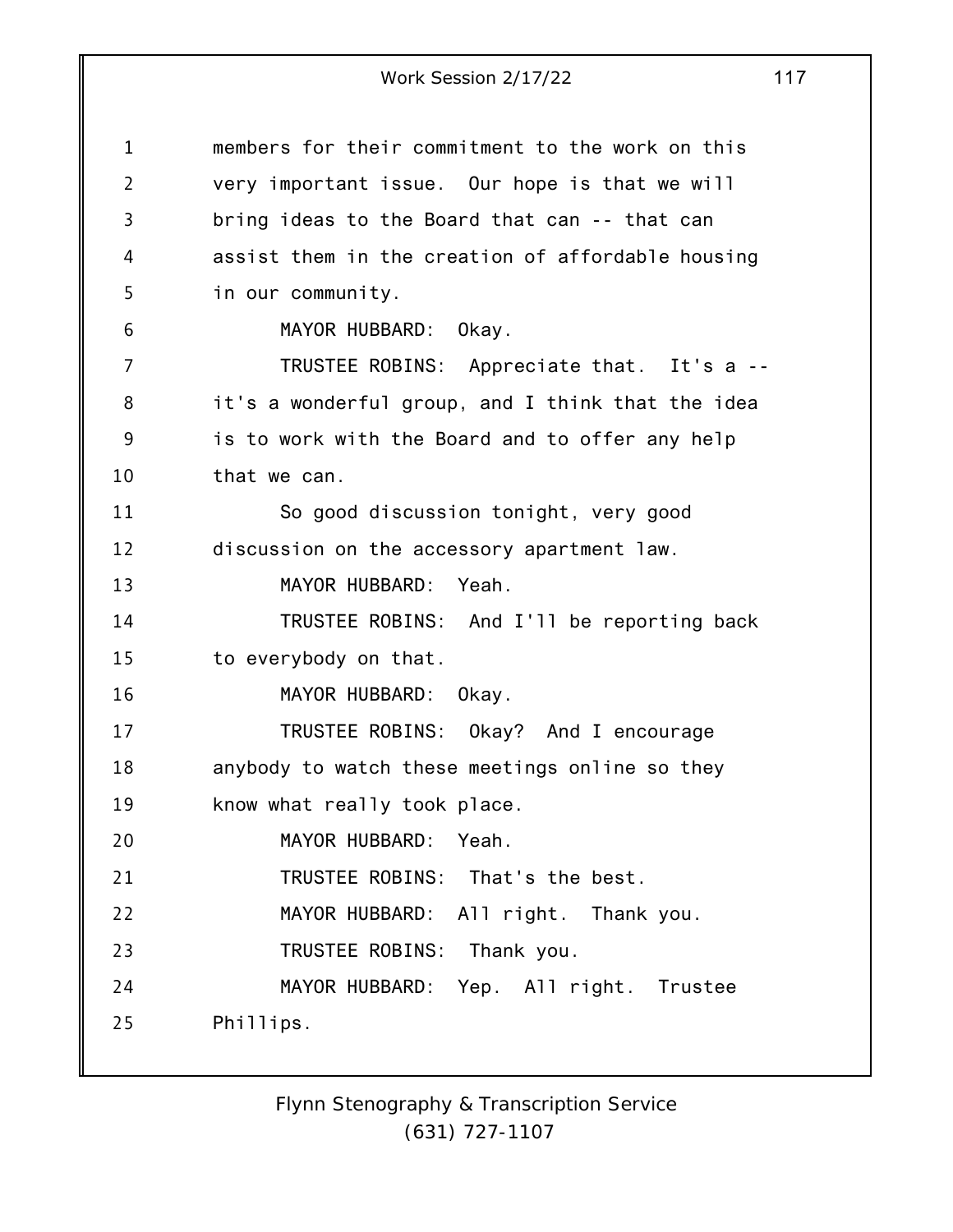members for their commitment to the work on this very important issue. Our hope is that we will bring ideas to the Board that can -- that can assist them in the creation of affordable housing in our community.

MAYOR HUBBARD: Okay.

TRUSTEE ROBINS: Appreciate that. It's a -- it's a wonderful group, and I think that the idea is to work with the Board and to offer any help that we can.

So good discussion tonight, very good discussion on the accessory apartment law.

MAYOR HUBBARD: Yeah.

TRUSTEE ROBINS: And I'll be reporting back to everybody on that.

MAYOR HUBBARD: Okay.

TRUSTEE ROBINS: Okay? And I encourage anybody to watch these meetings online so they know what really took place.

MAYOR HUBBARD: Yeah.

TRUSTEE ROBINS: That's the best.

MAYOR HUBBARD: All right. Thank you.

TRUSTEE ROBINS: Thank you.

MAYOR HUBBARD: Yep. All right. Trustee Phillips.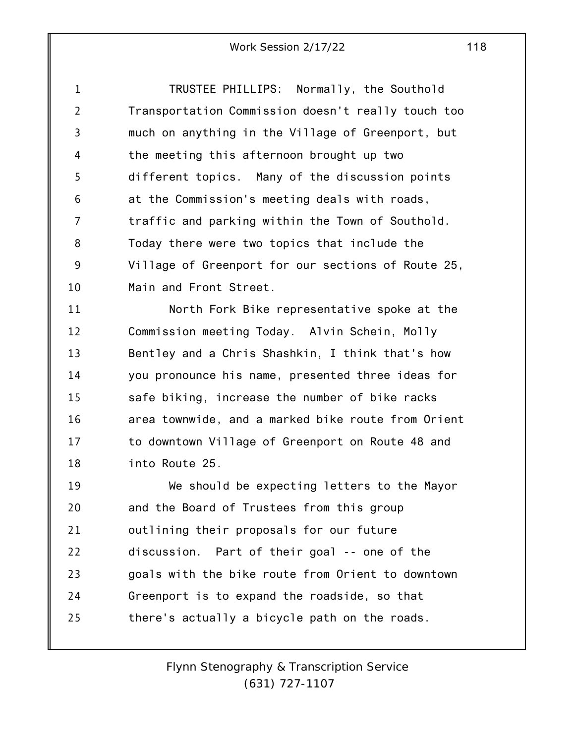TRUSTEE PHILLIPS: Normally, the Southold Transportation Commission doesn't really touch too much on anything in the Village of Greenport, but the meeting this afternoon brought up two different topics. Many of the discussion points at the Commission's meeting deals with roads, traffic and parking within the Town of Southold. Today there were two topics that include the Village of Greenport for our sections of Route 25, Main and Front Street.

North Fork Bike representative spoke at the Commission meeting Today. Alvin Schein, Molly Bentley and a Chris Shashkin, I think that's how you pronounce his name, presented three ideas for safe biking, increase the number of bike racks area townwide, and a marked bike route from Orient to downtown Village of Greenport on Route 48 and into Route 25.

We should be expecting letters to the Mayor and the Board of Trustees from this group outlining their proposals for our future discussion. Part of their goal -- one of the goals with the bike route from Orient to downtown Greenport is to expand the roadside, so that there's actually a bicycle path on the roads.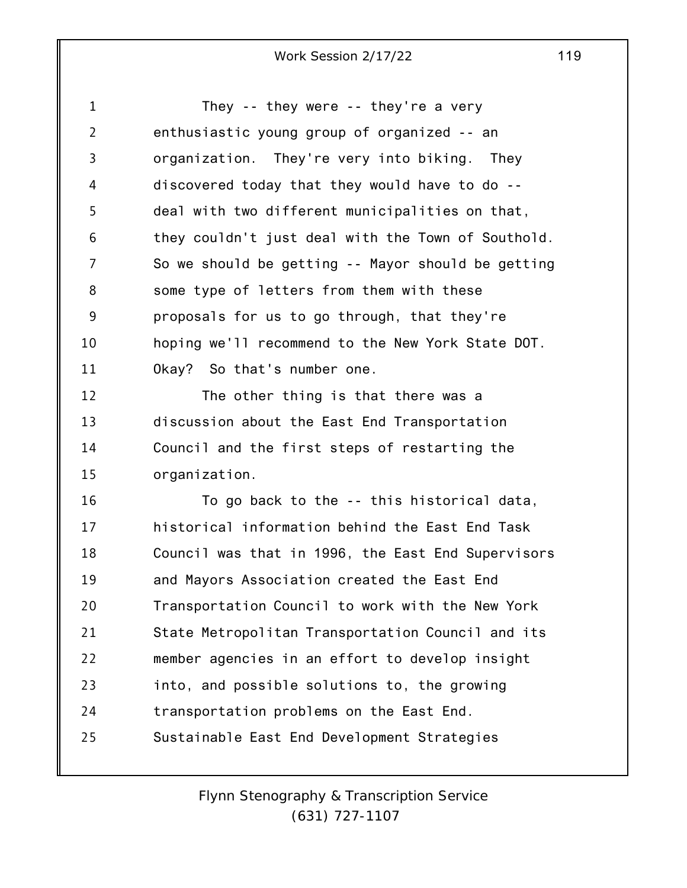They -- they were -- they're a very enthusiastic young group of organized -- an organization. They're very into biking. They discovered today that they would have to do -- deal with two different municipalities on that, they couldn't just deal with the Town of Southold. So we should be getting -- Mayor should be getting some type of letters from them with these proposals for us to go through, that they're hoping we'll recommend to the New York State DOT. Okay? So that's number one.

The other thing is that there was a discussion about the East End Transportation Council and the first steps of restarting the organization.

To go back to the -- this historical data, historical information behind the East End Task Council was that in 1996, the East End Supervisors and Mayors Association created the East End Transportation Council to work with the New York State Metropolitan Transportation Council and its member agencies in an effort to develop insight into, and possible solutions to, the growing transportation problems on the East End. Sustainable East End Development Strategies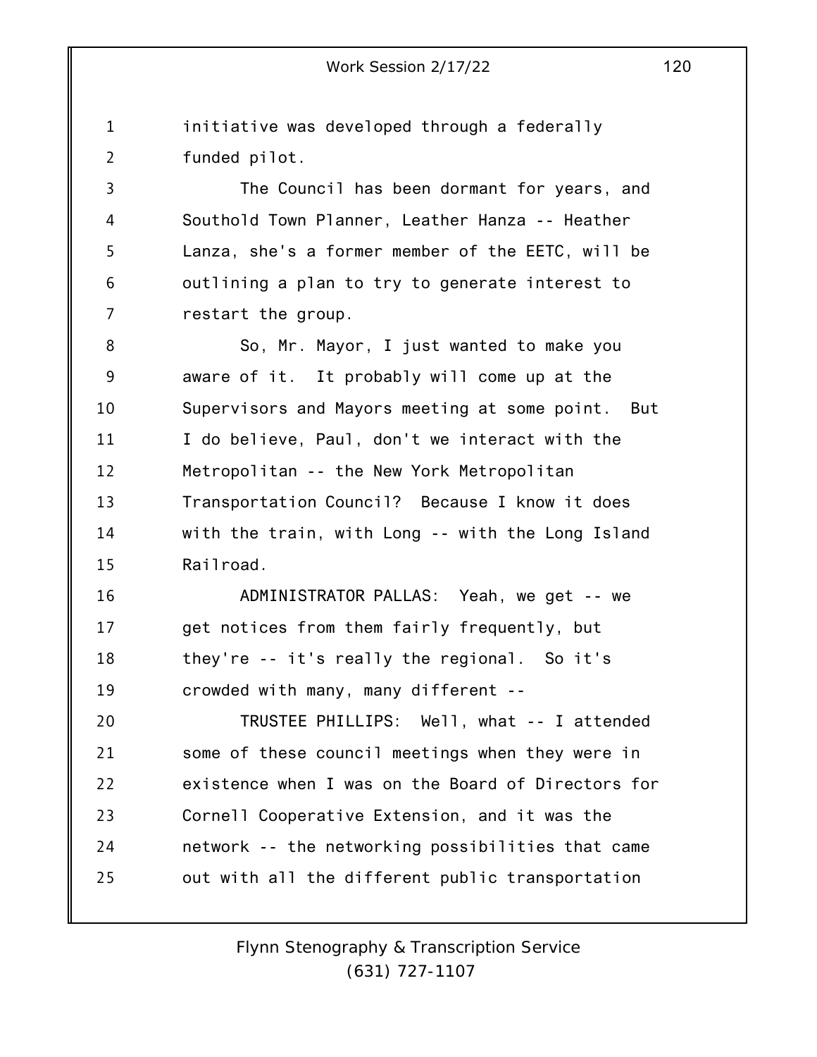initiative was developed through a federally funded pilot.

The Council has been dormant for years, and Southold Town Planner, Leather Hanza -- Heather Lanza, she's a former member of the EETC, will be outlining a plan to try to generate interest to restart the group.

So, Mr. Mayor, I just wanted to make you aware of it. It probably will come up at the Supervisors and Mayors meeting at some point. But I do believe, Paul, don't we interact with the Metropolitan -- the New York Metropolitan Transportation Council? Because I know it does with the train, with Long -- with the Long Island Railroad.

ADMINISTRATOR PALLAS: Yeah, we get -- we get notices from them fairly frequently, but they're -- it's really the regional. So it's crowded with many, many different --

TRUSTEE PHILLIPS: Well, what -- I attended some of these council meetings when they were in existence when I was on the Board of Directors for Cornell Cooperative Extension, and it was the network -- the networking possibilities that came out with all the different public transportation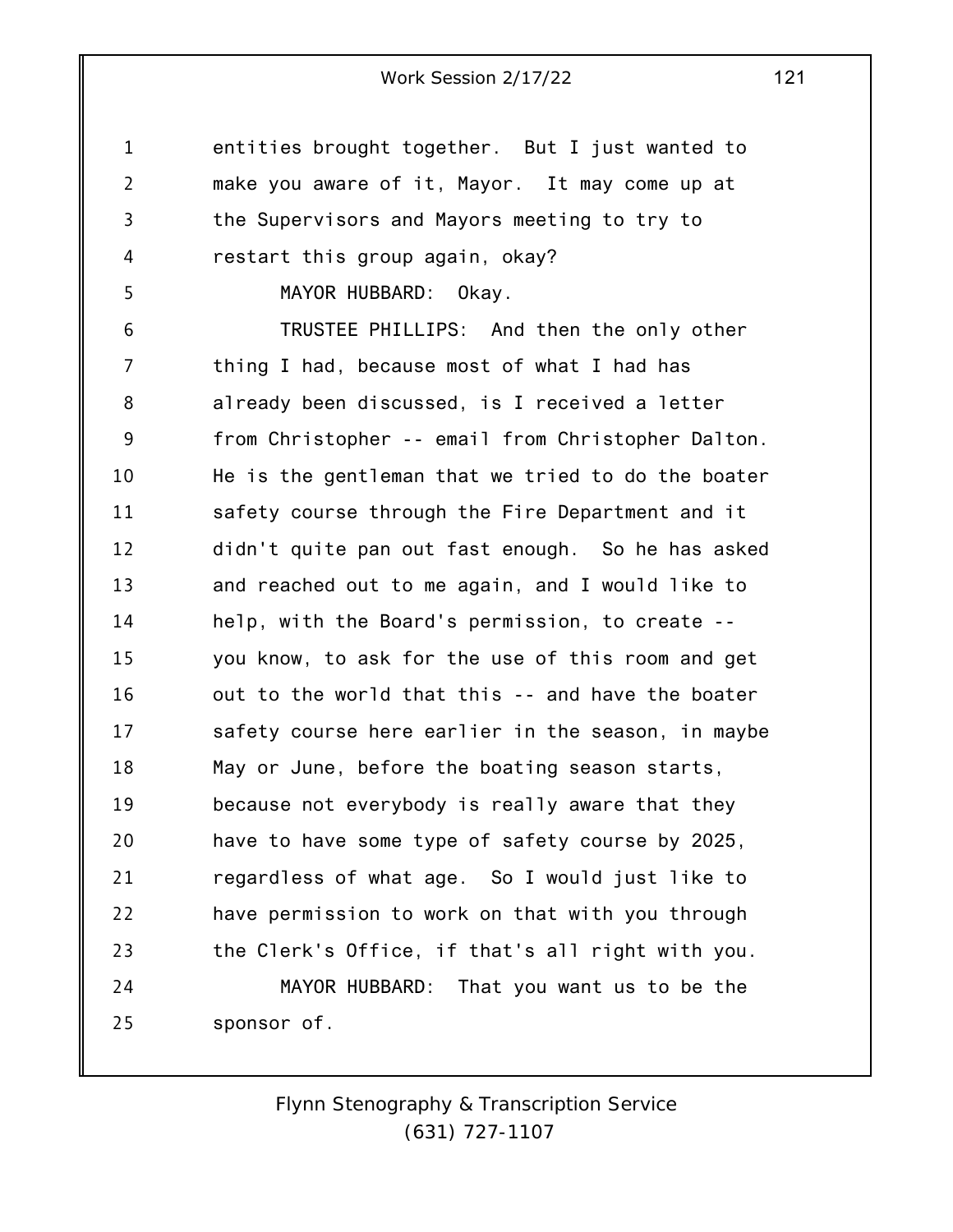entities brought together. But I just wanted to make you aware of it, Mayor. It may come up at the Supervisors and Mayors meeting to try to restart this group again, okay?

MAYOR HUBBARD: Okay.

TRUSTEE PHILLIPS: And then the only other thing I had, because most of what I had has already been discussed, is I received a letter from Christopher -- email from Christopher Dalton. He is the gentleman that we tried to do the boater safety course through the Fire Department and it didn't quite pan out fast enough. So he has asked and reached out to me again, and I would like to help, with the Board's permission, to create -- you know, to ask for the use of this room and get out to the world that this -- and have the boater safety course here earlier in the season, in maybe May or June, before the boating season starts, because not everybody is really aware that they have to have some type of safety course by 2025, regardless of what age. So I would just like to have permission to work on that with you through the Clerk's Office, if that's all right with you.

MAYOR HUBBARD: That you want us to be the sponsor of.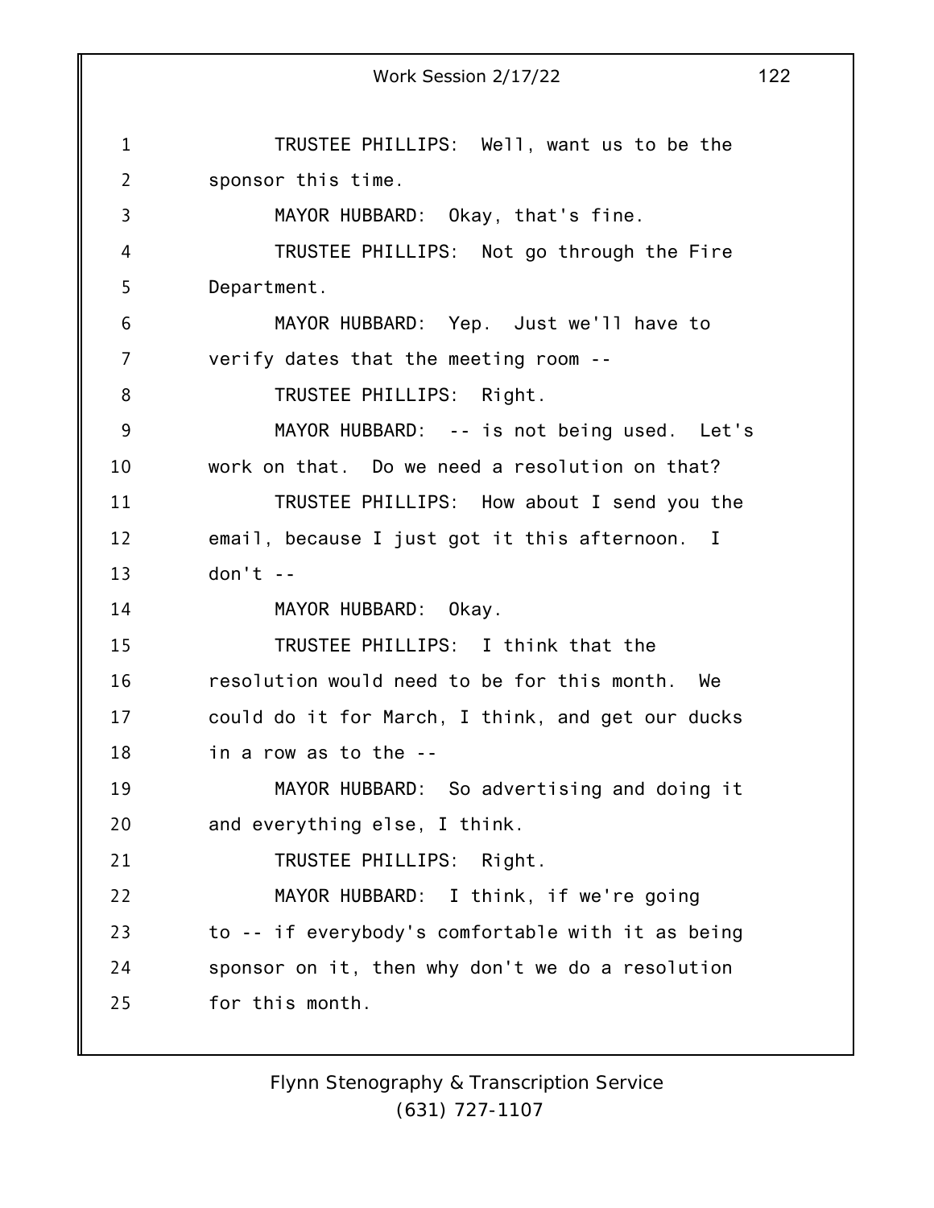TRUSTEE PHILLIPS: Well, want us to be the sponsor this time.

MAYOR HUBBARD: Okay, that's fine.

TRUSTEE PHILLIPS: Not go through the Fire Department.

MAYOR HUBBARD: Yep. Just we'll have to verify dates that the meeting room --

TRUSTEE PHILLIPS: Right.

MAYOR HUBBARD: -- is not being used. Let's work on that. Do we need a resolution on that?

TRUSTEE PHILLIPS: How about I send you the email, because I just got it this afternoon. I don't --

MAYOR HUBBARD: Okay.

TRUSTEE PHILLIPS: I think that the resolution would need to be for this month. We could do it for March, I think, and get our ducks in a row as to the --

MAYOR HUBBARD: So advertising and doing it and everything else, I think.

TRUSTEE PHILLIPS: Right.

MAYOR HUBBARD: I think, if we're going to -- if everybody's comfortable with it as being sponsor on it, then why don't we do a resolution for this month.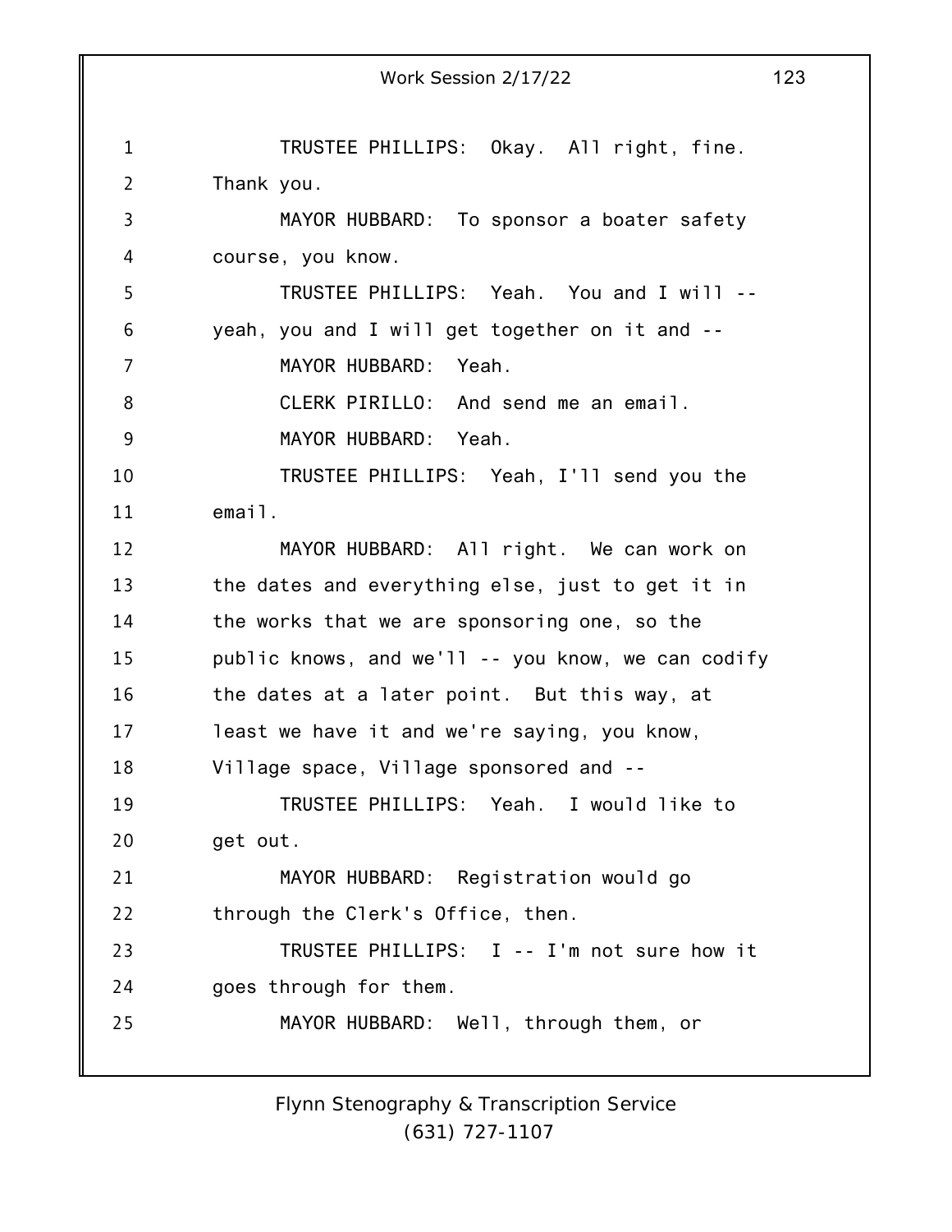TRUSTEE PHILLIPS: Okay. All right, fine. Thank you.

MAYOR HUBBARD: To sponsor a boater safety course, you know.

TRUSTEE PHILLIPS: Yeah. You and I will -- yeah, you and I will get together on it and --

MAYOR HUBBARD: Yeah.

CLERK PIRILLO: And send me an email.

MAYOR HUBBARD: Yeah.

TRUSTEE PHILLIPS: Yeah, I'll send you the email.

MAYOR HUBBARD: All right. We can work on the dates and everything else, just to get it in the works that we are sponsoring one, so the public knows, and we'll -- you know, we can codify the dates at a later point. But this way, at least we have it and we're saying, you know, Village space, Village sponsored and --

TRUSTEE PHILLIPS: Yeah. I would like to get out.

MAYOR HUBBARD: Registration would go through the Clerk's Office, then.

TRUSTEE PHILLIPS: I -- I'm not sure how it goes through for them.

MAYOR HUBBARD: Well, through them, or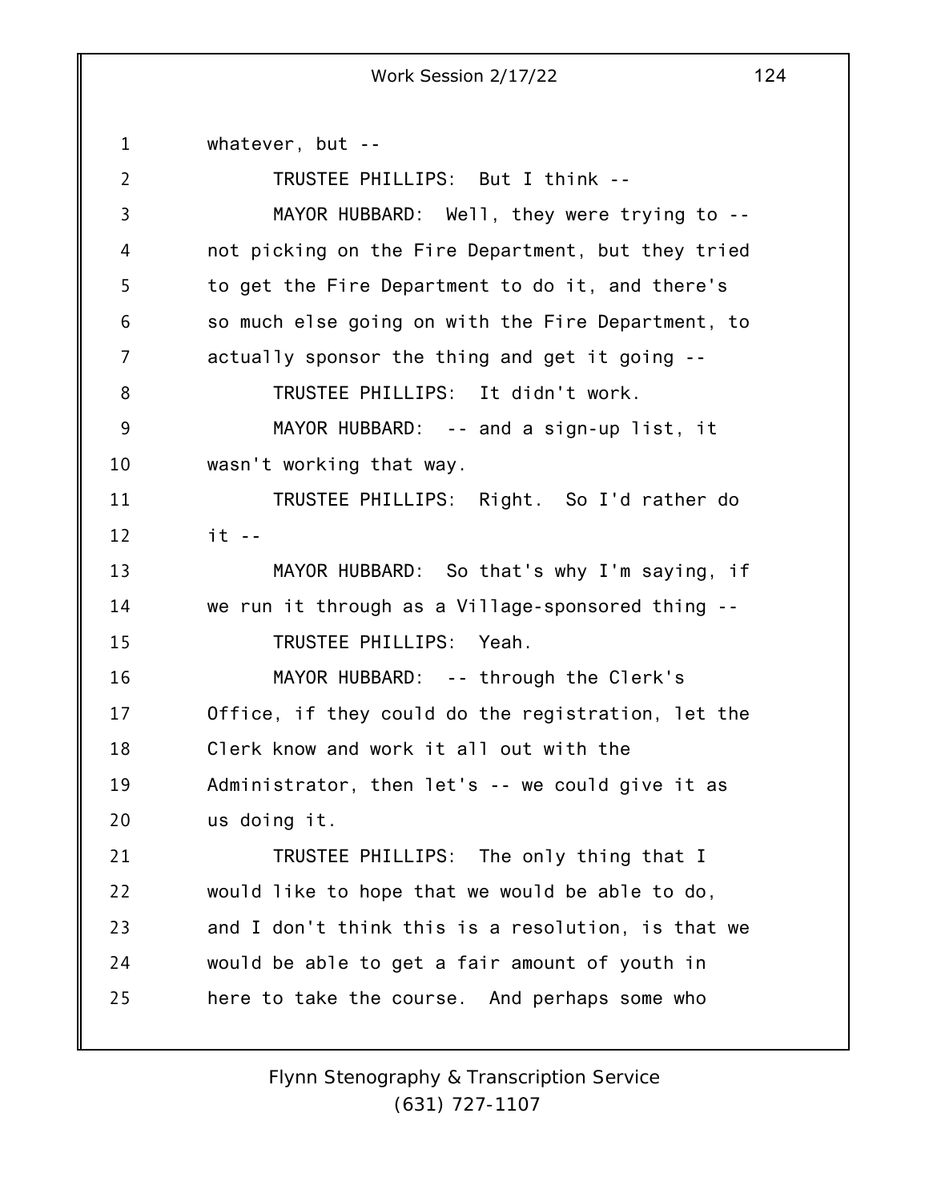whatever, but --

TRUSTEE PHILLIPS: But I think --

MAYOR HUBBARD: Well, they were trying to -- not picking on the Fire Department, but they tried to get the Fire Department to do it, and there's so much else going on with the Fire Department, to actually sponsor the thing and get it going --

TRUSTEE PHILLIPS: It didn't work.

MAYOR HUBBARD: -- and a sign-up list, it wasn't working that way.

TRUSTEE PHILLIPS: Right. So I'd rather do it --

MAYOR HUBBARD: So that's why I'm saying, if we run it through as a Village-sponsored thing --

TRUSTEE PHILLIPS: Yeah.

MAYOR HUBBARD: -- through the Clerk's Office, if they could do the registration, let the Clerk know and work it all out with the Administrator, then let's -- we could give it as us doing it.

TRUSTEE PHILLIPS: The only thing that I would like to hope that we would be able to do, and I don't think this is a resolution, is that we would be able to get a fair amount of youth in here to take the course. And perhaps some who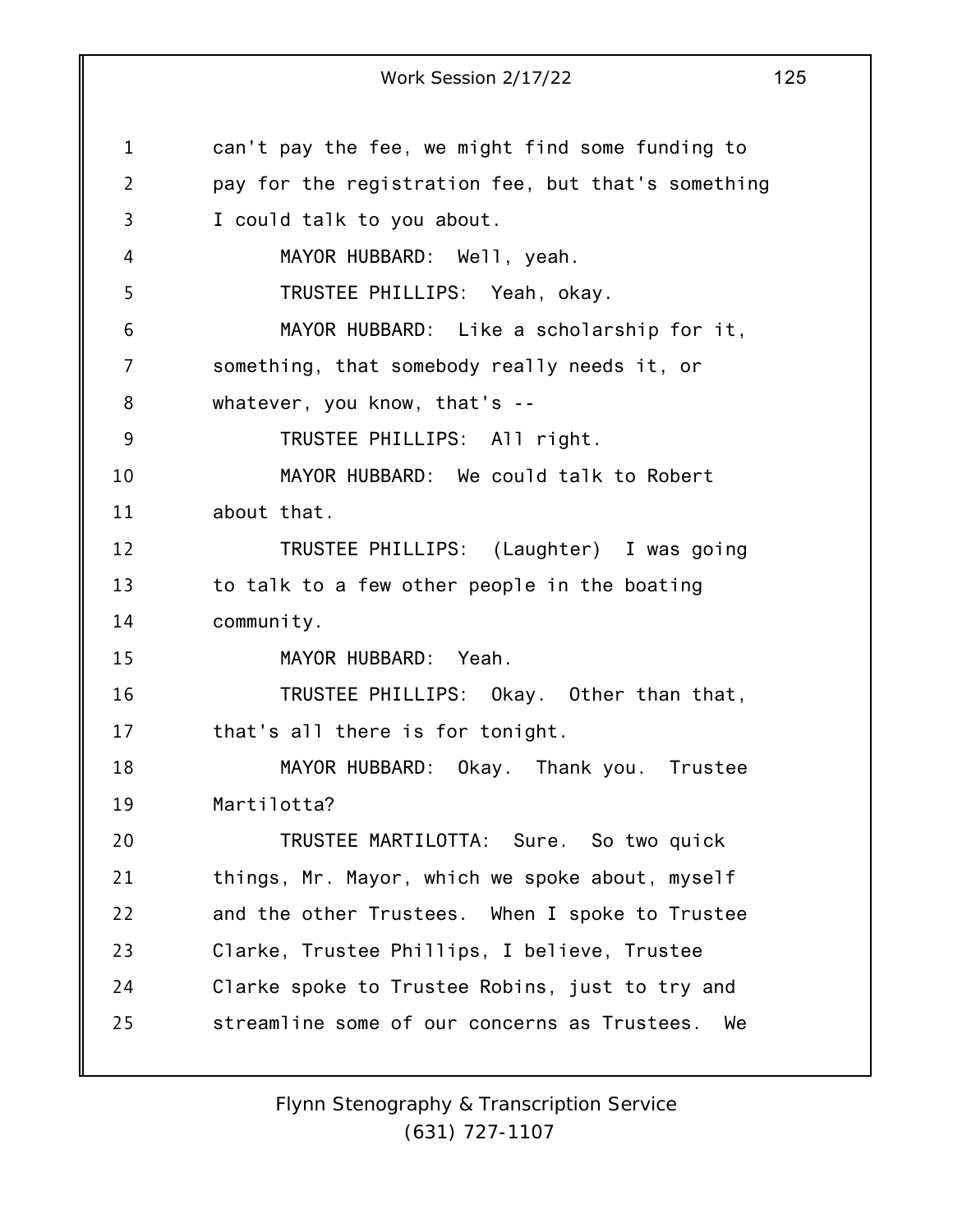can't pay the fee, we might find some funding to pay for the registration fee, but that's something I could talk to you about.

MAYOR HUBBARD: Well, yeah.

TRUSTEE PHILLIPS: Yeah, okay.

MAYOR HUBBARD: Like a scholarship for it, something, that somebody really needs it, or whatever, you know, that's --

TRUSTEE PHILLIPS: All right.

MAYOR HUBBARD: We could talk to Robert about that.

TRUSTEE PHILLIPS: (Laughter) I was going to talk to a few other people in the boating community.

MAYOR HUBBARD: Yeah.

TRUSTEE PHILLIPS: Okay. Other than that, that's all there is for tonight.

MAYOR HUBBARD: Okay. Thank you. Trustee Martilotta?

TRUSTEE MARTILOTTA: Sure. So two quick things, Mr. Mayor, which we spoke about, myself and the other Trustees. When I spoke to Trustee Clarke, Trustee Phillips, I believe, Trustee Clarke spoke to Trustee Robins, just to try and streamline some of our concerns as Trustees. We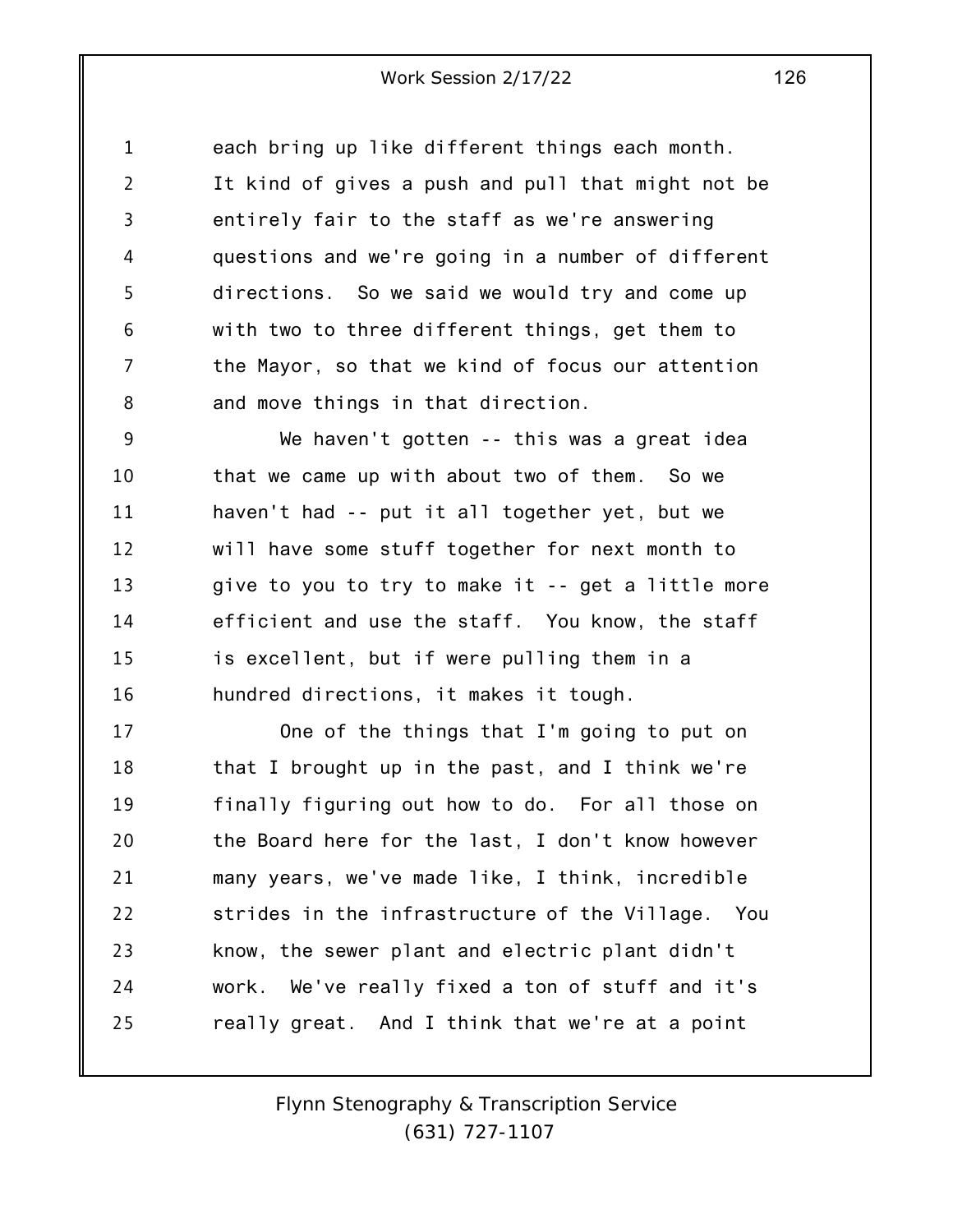each bring up like different things each month. It kind of gives a push and pull that might not be entirely fair to the staff as we're answering questions and we're going in a number of different directions. So we said we would try and come up with two to three different things, get them to the Mayor, so that we kind of focus our attention and move things in that direction.

We haven't gotten -- this was a great idea that we came up with about two of them. So we haven't had -- put it all together yet, but we will have some stuff together for next month to give to you to try to make it -- get a little more efficient and use the staff. You know, the staff is excellent, but if were pulling them in a hundred directions, it makes it tough.

One of the things that I'm going to put on that I brought up in the past, and I think we're finally figuring out how to do. For all those on the Board here for the last, I don't know however many years, we've made like, I think, incredible strides in the infrastructure of the Village. You know, the sewer plant and electric plant didn't work. We've really fixed a ton of stuff and it's really great. And I think that we're at a point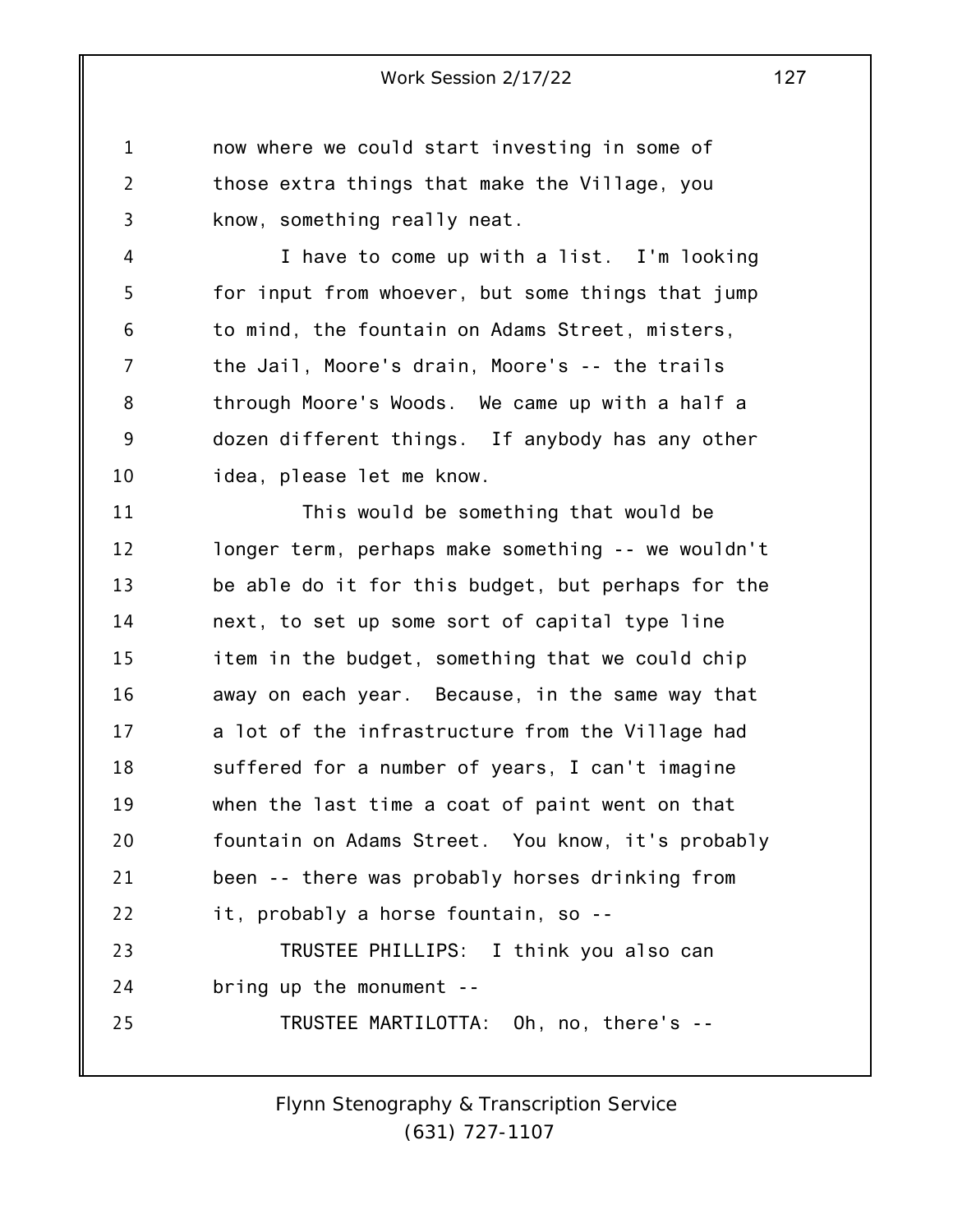now where we could start investing in some of those extra things that make the Village, you know, something really neat.

I have to come up with a list. I'm looking for input from whoever, but some things that jump to mind, the fountain on Adams Street, misters, the Jail, Moore's drain, Moore's -- the trails through Moore's Woods. We came up with a half a dozen different things. If anybody has any other idea, please let me know.

This would be something that would be longer term, perhaps make something -- we wouldn't be able do it for this budget, but perhaps for the next, to set up some sort of capital type line item in the budget, something that we could chip away on each year. Because, in the same way that a lot of the infrastructure from the Village had suffered for a number of years, I can't imagine when the last time a coat of paint went on that fountain on Adams Street. You know, it's probably been -- there was probably horses drinking from it, probably a horse fountain, so --

TRUSTEE PHILLIPS: I think you also can bring up the monument --

TRUSTEE MARTILOTTA: Oh, no, there's --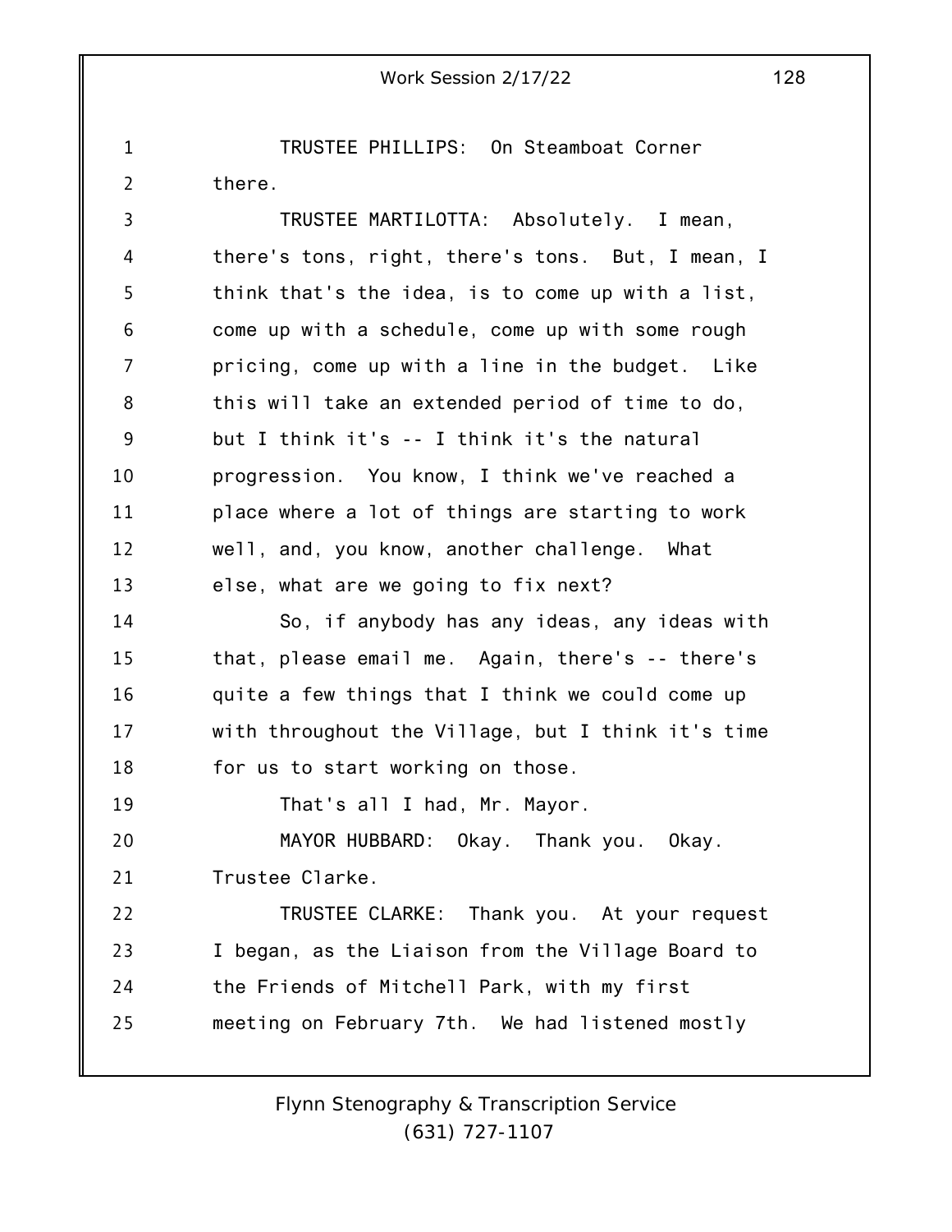TRUSTEE PHILLIPS: On Steamboat Corner there.

TRUSTEE MARTILOTTA: Absolutely. I mean, there's tons, right, there's tons. But, I mean, I think that's the idea, is to come up with a list, come up with a schedule, come up with some rough pricing, come up with a line in the budget. Like this will take an extended period of time to do, but I think it's -- I think it's the natural progression. You know, I think we've reached a place where a lot of things are starting to work well, and, you know, another challenge. What else, what are we going to fix next?

So, if anybody has any ideas, any ideas with that, please email me. Again, there's -- there's quite a few things that I think we could come up with throughout the Village, but I think it's time for us to start working on those.

That's all I had, Mr. Mayor.

MAYOR HUBBARD: Okay. Thank you. Okay. Trustee Clarke.

TRUSTEE CLARKE: Thank you. At your request I began, as the Liaison from the Village Board to the Friends of Mitchell Park, with my first meeting on February 7th. We had listened mostly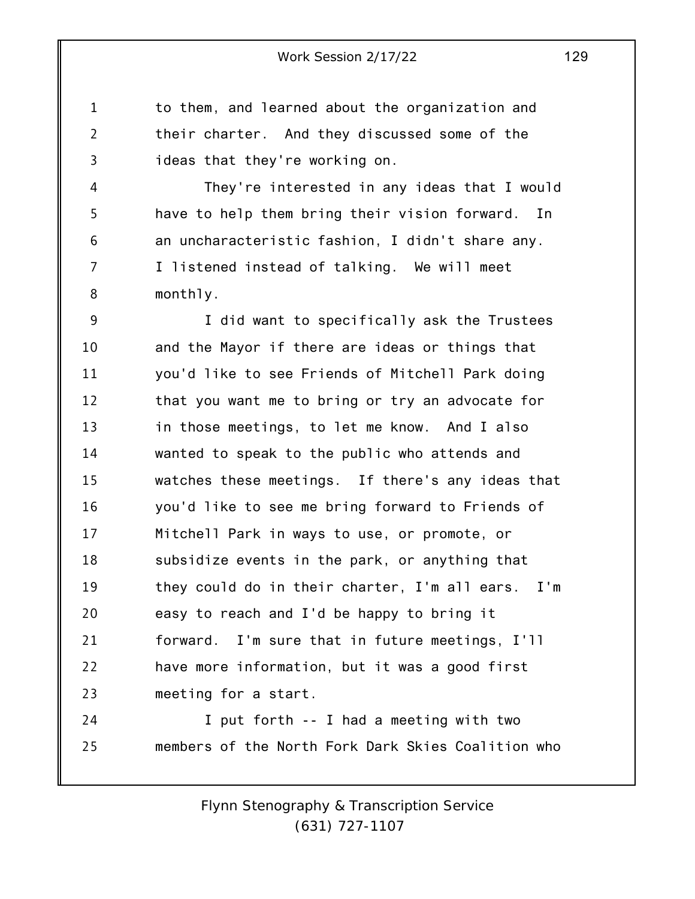to them, and learned about the organization and their charter. And they discussed some of the ideas that they're working on.

They're interested in any ideas that I would have to help them bring their vision forward. In an uncharacteristic fashion, I didn't share any. I listened instead of talking. We will meet monthly.

I did want to specifically ask the Trustees and the Mayor if there are ideas or things that you'd like to see Friends of Mitchell Park doing that you want me to bring or try an advocate for in those meetings, to let me know. And I also wanted to speak to the public who attends and watches these meetings. If there's any ideas that you'd like to see me bring forward to Friends of Mitchell Park in ways to use, or promote, or subsidize events in the park, or anything that they could do in their charter, I'm all ears. I'm easy to reach and I'd be happy to bring it forward. I'm sure that in future meetings, I'll have more information, but it was a good first meeting for a start.

I put forth -- I had a meeting with two members of the North Fork Dark Skies Coalition who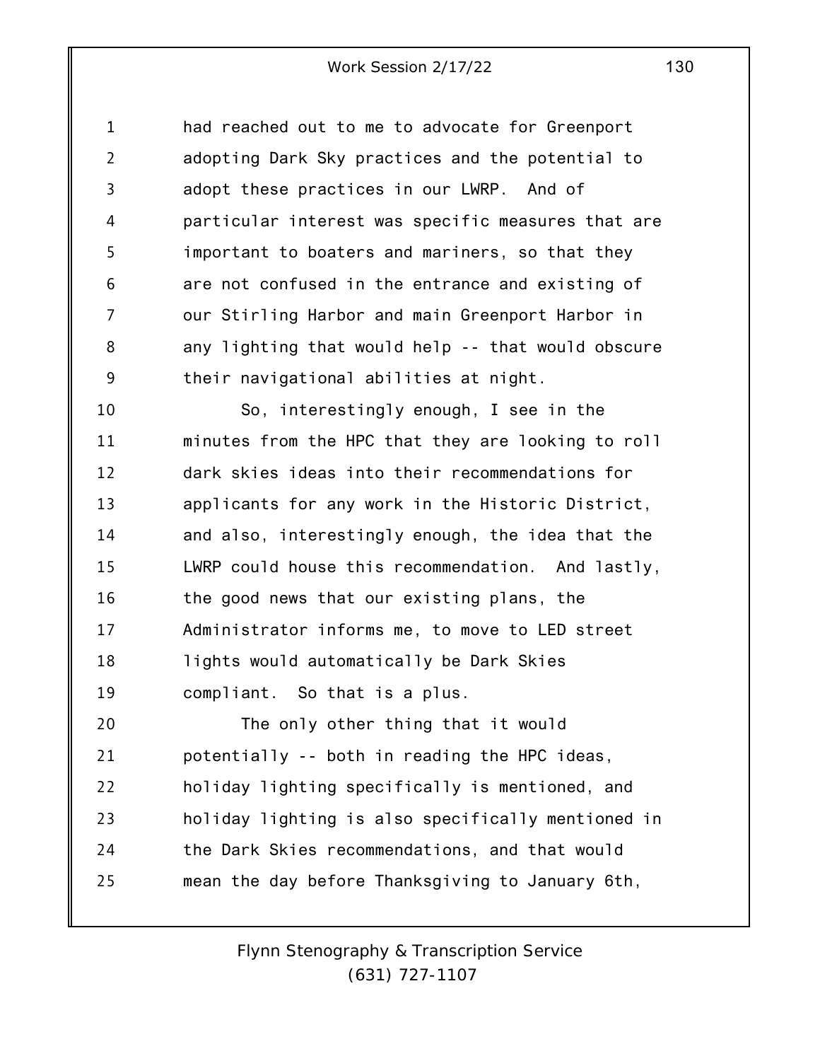had reached out to me to advocate for Greenport adopting Dark Sky practices and the potential to adopt these practices in our LWRP. And of particular interest was specific measures that are important to boaters and mariners, so that they are not confused in the entrance and existing of our Stirling Harbor and main Greenport Harbor in any lighting that would help -- that would obscure their navigational abilities at night.

So, interestingly enough, I see in the minutes from the HPC that they are looking to roll dark skies ideas into their recommendations for applicants for any work in the Historic District, and also, interestingly enough, the idea that the LWRP could house this recommendation. And lastly, the good news that our existing plans, the Administrator informs me, to move to LED street lights would automatically be Dark Skies compliant. So that is a plus.

The only other thing that it would potentially -- both in reading the HPC ideas, holiday lighting specifically is mentioned, and holiday lighting is also specifically mentioned in the Dark Skies recommendations, and that would mean the day before Thanksgiving to January 6th,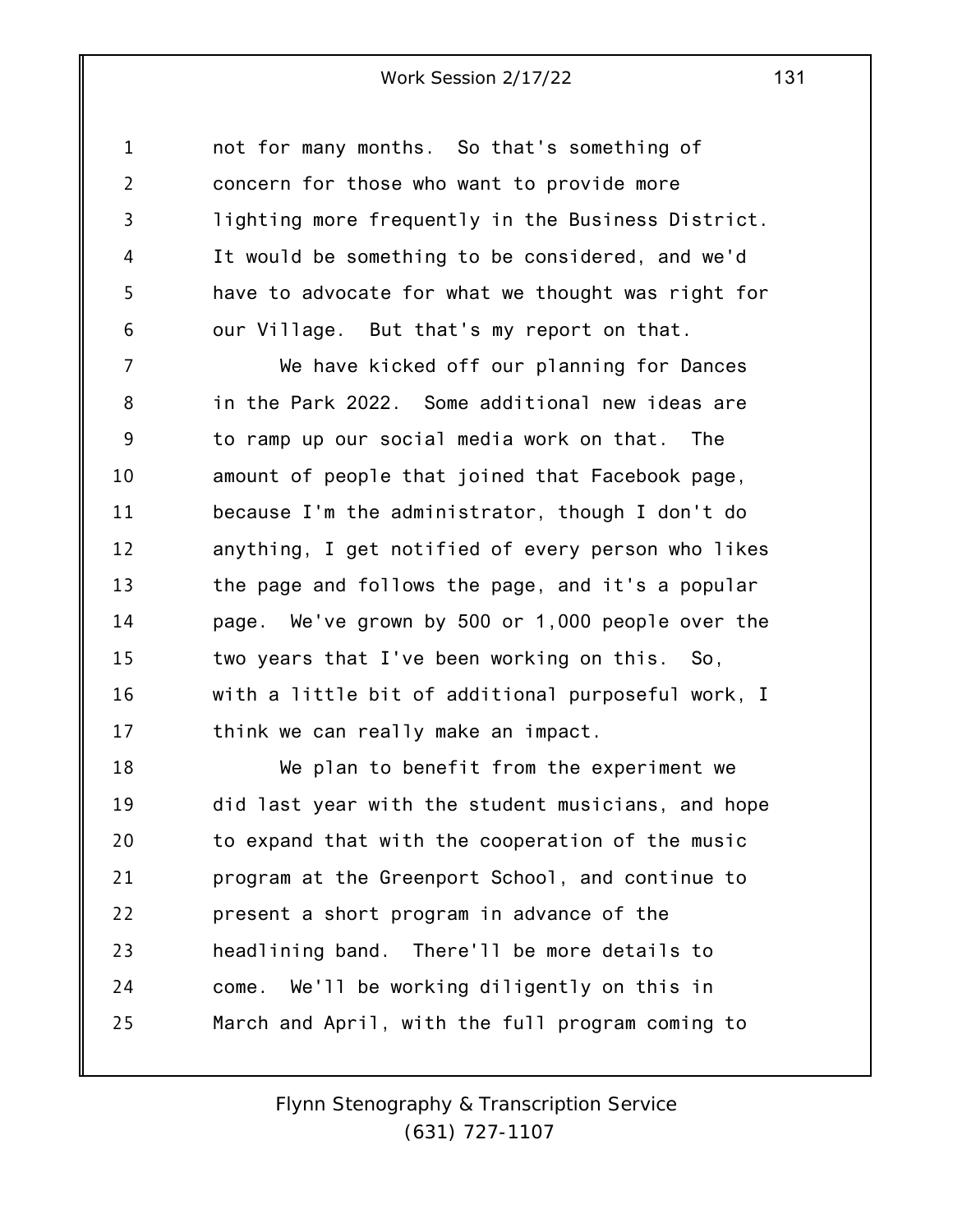not for many months. So that's something of concern for those who want to provide more lighting more frequently in the Business District. It would be something to be considered, and we'd have to advocate for what we thought was right for our Village. But that's my report on that.

We have kicked off our planning for Dances in the Park 2022. Some additional new ideas are to ramp up our social media work on that. The amount of people that joined that Facebook page, because I'm the administrator, though I don't do anything, I get notified of every person who likes the page and follows the page, and it's a popular page. We've grown by 500 or 1,000 people over the two years that I've been working on this. So, with a little bit of additional purposeful work, I think we can really make an impact.

We plan to benefit from the experiment we did last year with the student musicians, and hope to expand that with the cooperation of the music program at the Greenport School, and continue to present a short program in advance of the headlining band. There'll be more details to come. We'll be working diligently on this in March and April, with the full program coming to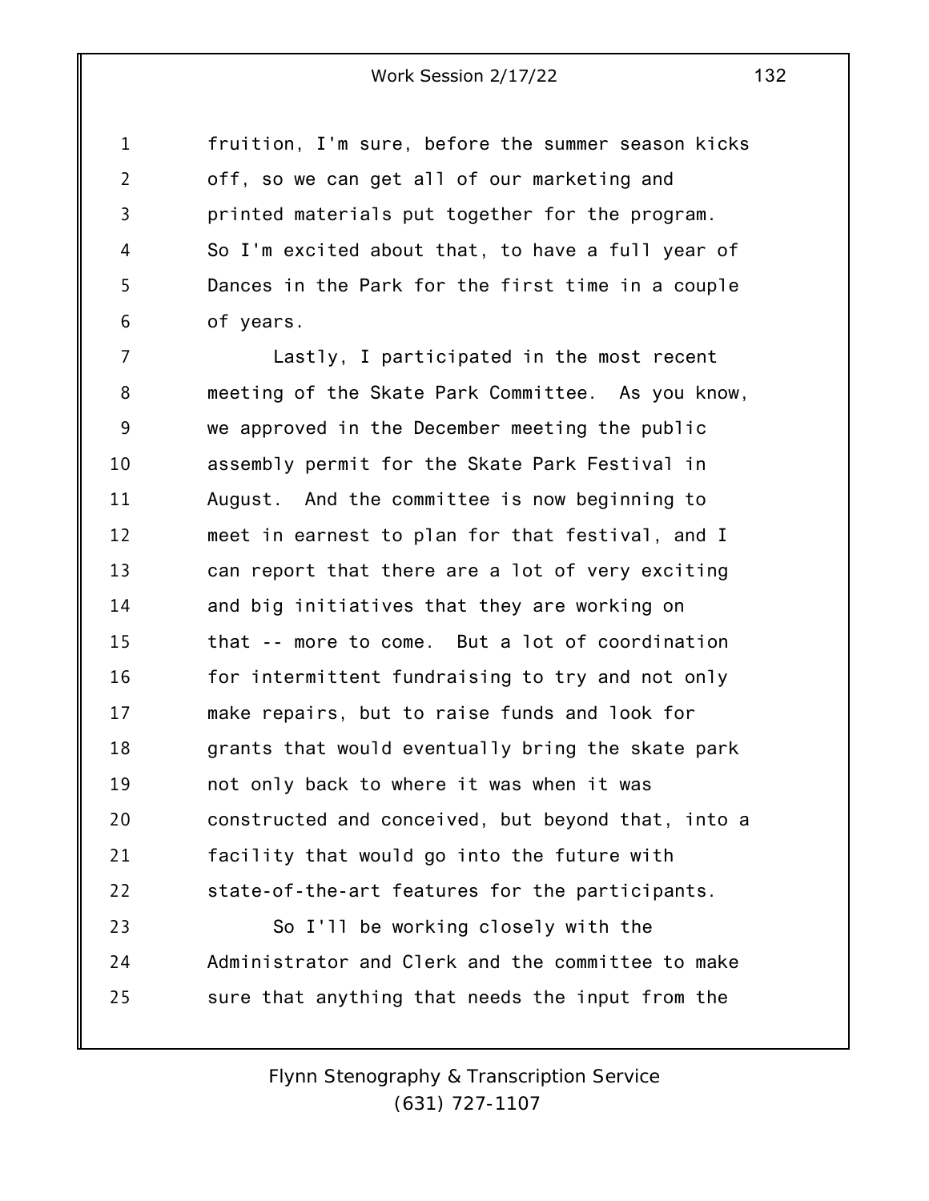fruition, I'm sure, before the summer season kicks off, so we can get all of our marketing and printed materials put together for the program. So I'm excited about that, to have a full year of Dances in the Park for the first time in a couple of years.

Lastly, I participated in the most recent meeting of the Skate Park Committee. As you know, we approved in the December meeting the public assembly permit for the Skate Park Festival in August. And the committee is now beginning to meet in earnest to plan for that festival, and I can report that there are a lot of very exciting and big initiatives that they are working on that -- more to come. But a lot of coordination for intermittent fundraising to try and not only make repairs, but to raise funds and look for grants that would eventually bring the skate park not only back to where it was when it was constructed and conceived, but beyond that, into a facility that would go into the future with state-of-the-art features for the participants.

So I'll be working closely with the Administrator and Clerk and the committee to make sure that anything that needs the input from the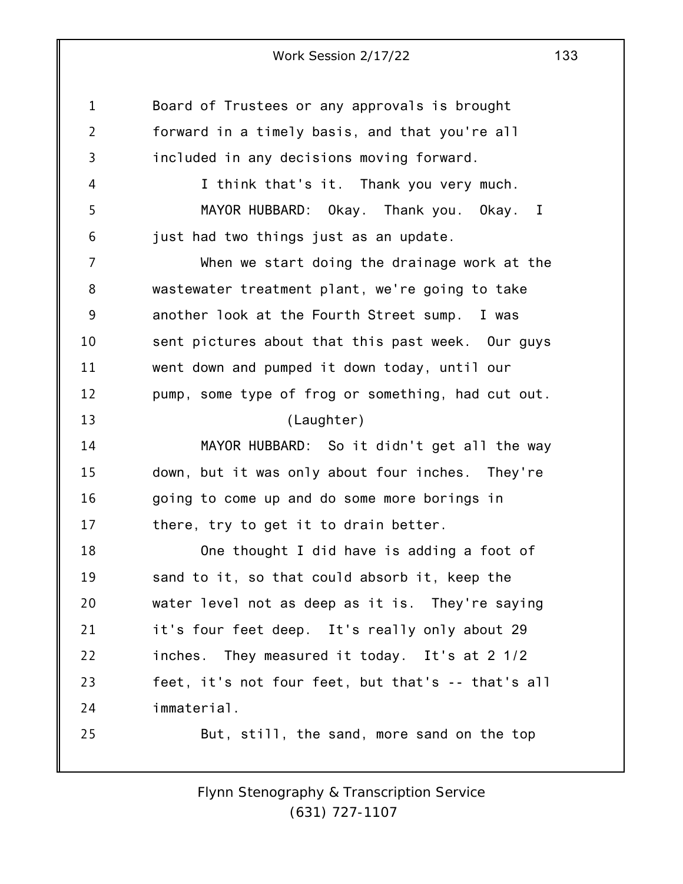Board of Trustees or any approvals is brought forward in a timely basis, and that you're all included in any decisions moving forward.

I think that's it. Thank you very much.

MAYOR HUBBARD: Okay. Thank you. Okay. I just had two things just as an update.

When we start doing the drainage work at the wastewater treatment plant, we're going to take another look at the Fourth Street sump. I was sent pictures about that this past week. Our guys went down and pumped it down today, until our pump, some type of frog or something, had cut out.

(Laughter)

MAYOR HUBBARD: So it didn't get all the way down, but it was only about four inches. They're going to come up and do some more borings in there, try to get it to drain better.

One thought I did have is adding a foot of sand to it, so that could absorb it, keep the water level not as deep as it is. They're saying it's four feet deep. It's really only about 29 inches. They measured it today. It's at 2 1/2 feet, it's not four feet, but that's -- that's all immaterial.

But, still, the sand, more sand on the top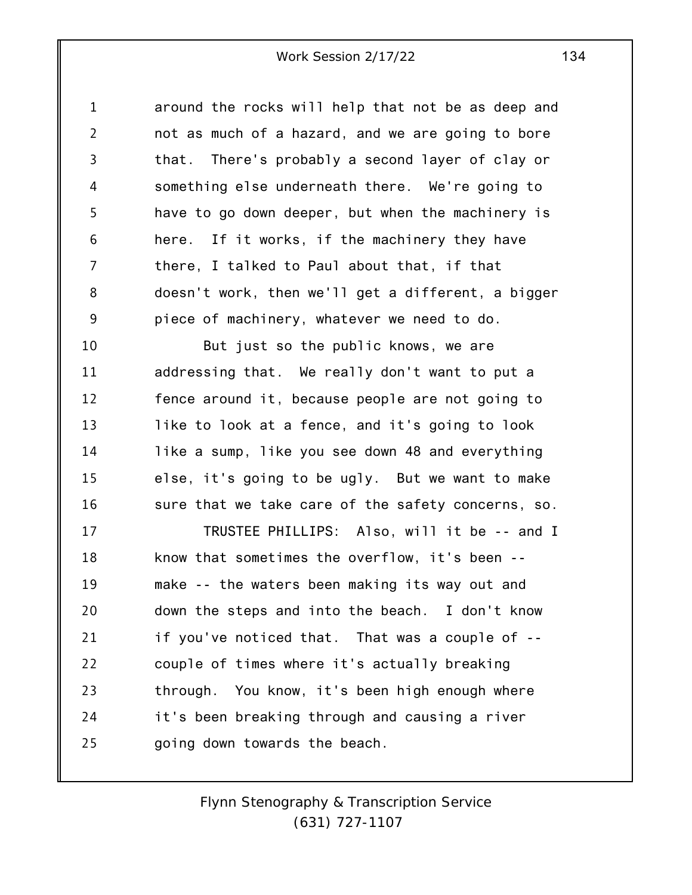around the rocks will help that not be as deep and not as much of a hazard, and we are going to bore that. There's probably a second layer of clay or something else underneath there. We're going to have to go down deeper, but when the machinery is here. If it works, if the machinery they have there, I talked to Paul about that, if that doesn't work, then we'll get a different, a bigger piece of machinery, whatever we need to do.

But just so the public knows, we are addressing that. We really don't want to put a fence around it, because people are not going to like to look at a fence, and it's going to look like a sump, like you see down 48 and everything else, it's going to be ugly. But we want to make sure that we take care of the safety concerns, so.

TRUSTEE PHILLIPS: Also, will it be -- and I know that sometimes the overflow, it's been -- make -- the waters been making its way out and down the steps and into the beach. I don't know if you've noticed that. That was a couple of -- couple of times where it's actually breaking through. You know, it's been high enough where it's been breaking through and causing a river going down towards the beach.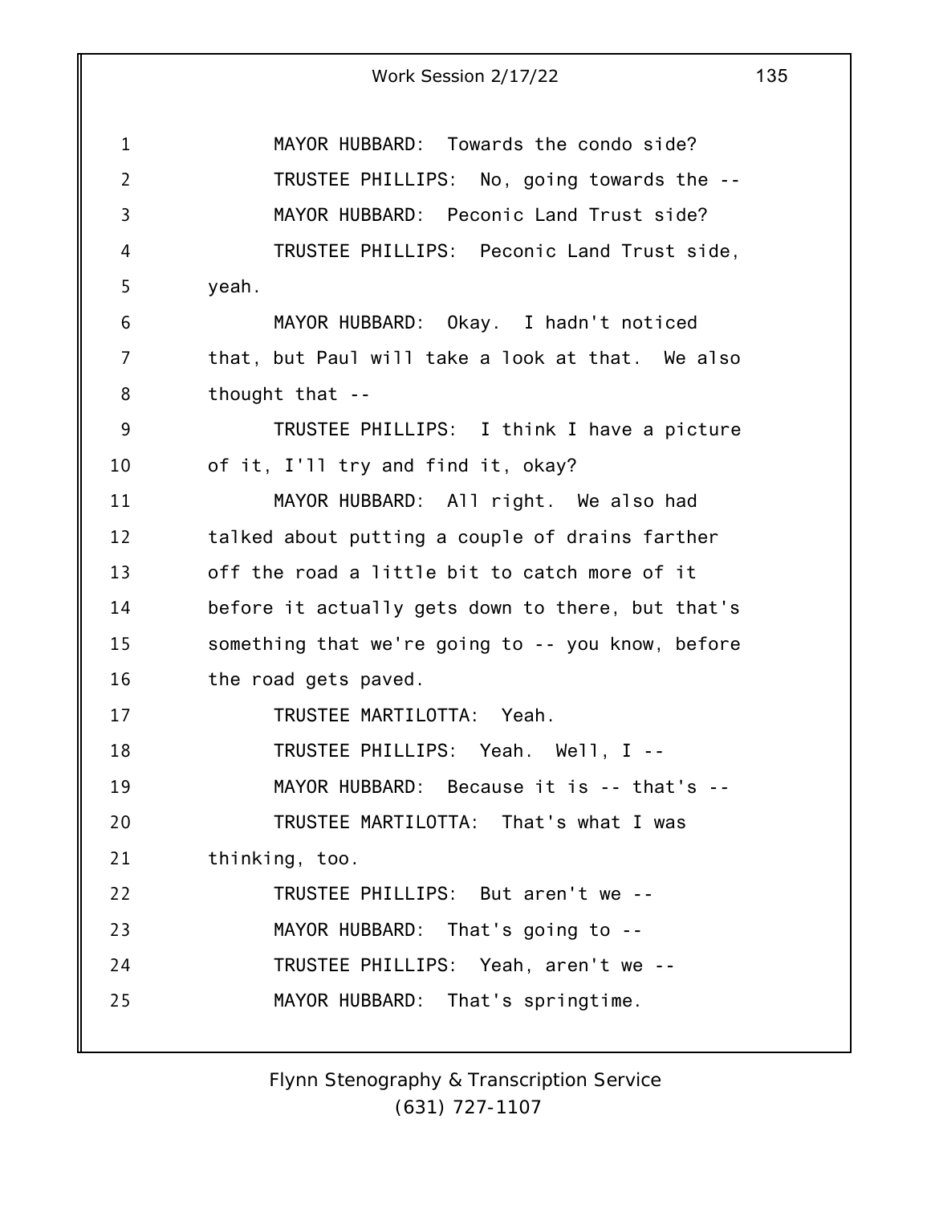MAYOR HUBBARD: Towards the condo side?

TRUSTEE PHILLIPS: No, going towards the --

MAYOR HUBBARD: Peconic Land Trust side?

TRUSTEE PHILLIPS: Peconic Land Trust side, yeah.

MAYOR HUBBARD: Okay. I hadn't noticed that, but Paul will take a look at that. We also thought that --

TRUSTEE PHILLIPS: I think I have a picture of it, I'll try and find it, okay?

MAYOR HUBBARD: All right. We also had talked about putting a couple of drains farther off the road a little bit to catch more of it before it actually gets down to there, but that's something that we're going to -- you know, before the road gets paved.

TRUSTEE MARTILOTTA: Yeah.

TRUSTEE PHILLIPS: Yeah. Well, I --

MAYOR HUBBARD: Because it is -- that's --

TRUSTEE MARTILOTTA: That's what I was thinking, too.

TRUSTEE PHILLIPS: But aren't we --

MAYOR HUBBARD: That's going to --

TRUSTEE PHILLIPS: Yeah, aren't we --

MAYOR HUBBARD: That's springtime.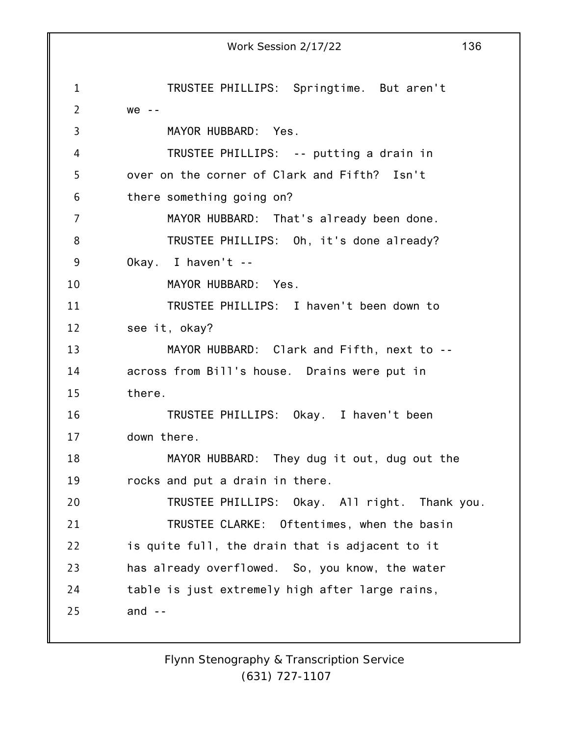TRUSTEE PHILLIPS: Springtime. But aren't we --

MAYOR HUBBARD: Yes.

TRUSTEE PHILLIPS: -- putting a drain in over on the corner of Clark and Fifth? Isn't there something going on?

MAYOR HUBBARD: That's already been done.

TRUSTEE PHILLIPS: Oh, it's done already? Okay. I haven't --

MAYOR HUBBARD: Yes.

TRUSTEE PHILLIPS: I haven't been down to see it, okay?

MAYOR HUBBARD: Clark and Fifth, next to -- across from Bill's house. Drains were put in there.

TRUSTEE PHILLIPS: Okay. I haven't been down there.

MAYOR HUBBARD: They dug it out, dug out the rocks and put a drain in there.

TRUSTEE PHILLIPS: Okay. All right. Thank you.

TRUSTEE CLARKE: Oftentimes, when the basin is quite full, the drain that is adjacent to it has already overflowed. So, you know, the water table is just extremely high after large rains, and --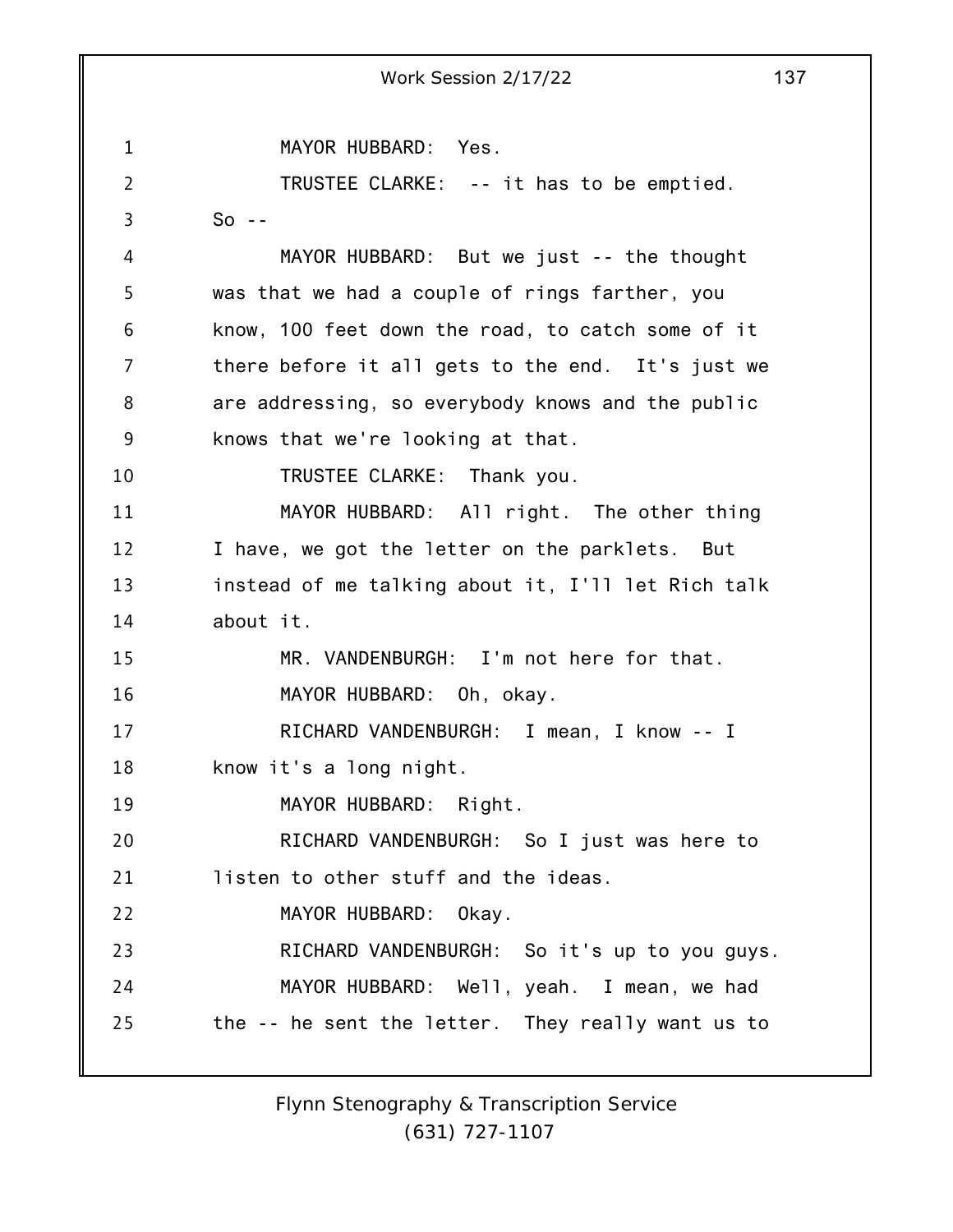MAYOR HUBBARD: Yes.

TRUSTEE CLARKE: -- it has to be emptied. So --

MAYOR HUBBARD: But we just -- the thought was that we had a couple of rings farther, you know, 100 feet down the road, to catch some of it there before it all gets to the end. It's just we are addressing, so everybody knows and the public knows that we're looking at that.

TRUSTEE CLARKE: Thank you.

MAYOR HUBBARD: All right. The other thing I have, we got the letter on the parklets. But instead of me talking about it, I'll let Rich talk about it.

MR. VANDENBURGH: I'm not here for that.

MAYOR HUBBARD: Oh, okay.

RICHARD VANDENBURGH: I mean, I know -- I know it's a long night.

MAYOR HUBBARD: Right.

RICHARD VANDENBURGH: So I just was here to listen to other stuff and the ideas.

MAYOR HUBBARD: Okay.

RICHARD VANDENBURGH: So it's up to you guys.

MAYOR HUBBARD: Well, yeah. I mean, we had the -- he sent the letter. They really want us to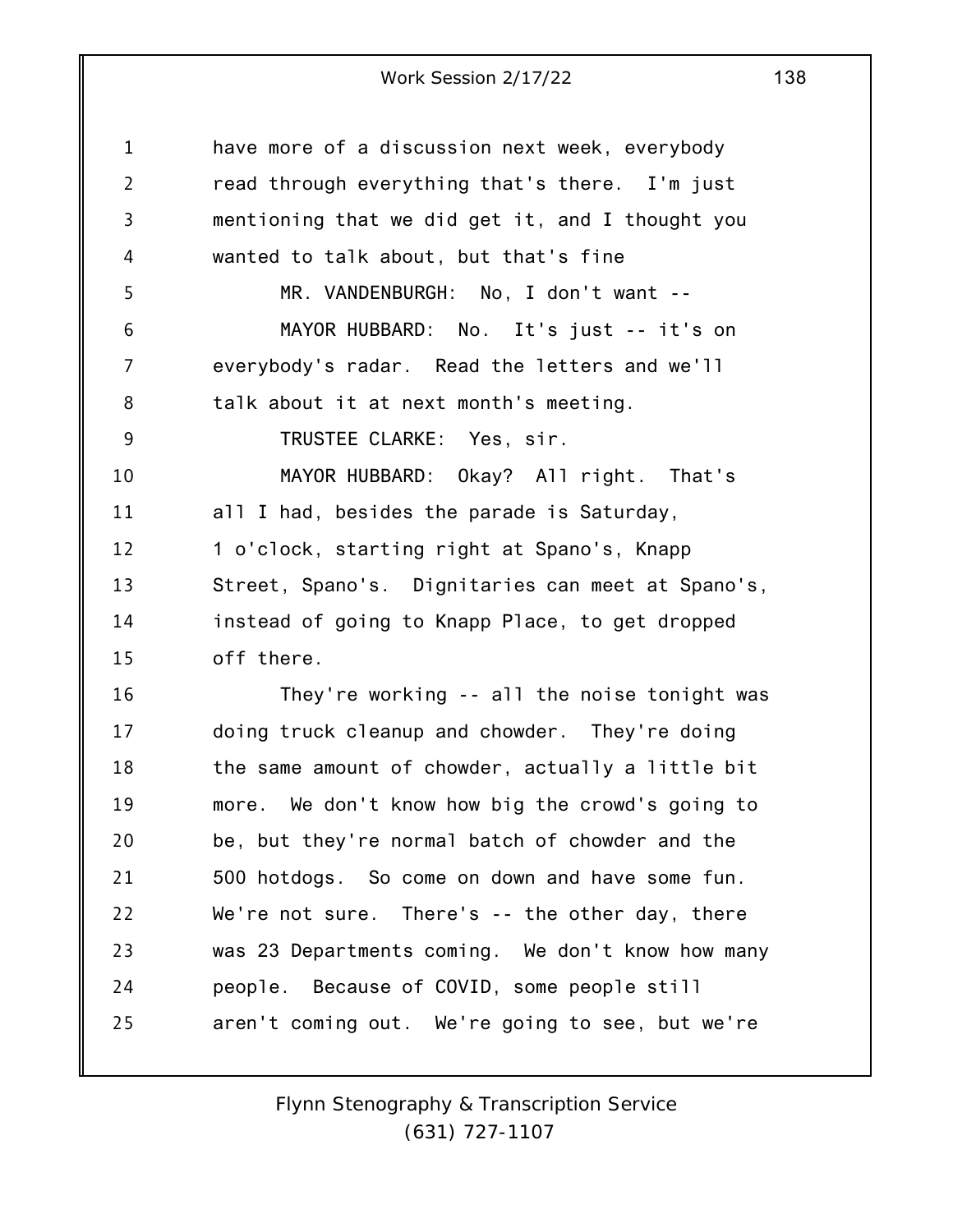have more of a discussion next week, everybody read through everything that's there. I'm just mentioning that we did get it, and I thought you wanted to talk about, but that's fine

MR. VANDENBURGH: No, I don't want --

MAYOR HUBBARD: No. It's just -- it's on everybody's radar. Read the letters and we'll talk about it at next month's meeting.

TRUSTEE CLARKE: Yes, sir.

MAYOR HUBBARD: Okay? All right. That's all I had, besides the parade is Saturday, 1 o'clock, starting right at Spano's, Knapp Street, Spano's. Dignitaries can meet at Spano's, instead of going to Knapp Place, to get dropped off there.

They're working -- all the noise tonight was doing truck cleanup and chowder. They're doing the same amount of chowder, actually a little bit more. We don't know how big the crowd's going to be, but they're normal batch of chowder and the 500 hotdogs. So come on down and have some fun. We're not sure. There's -- the other day, there was 23 Departments coming. We don't know how many people. Because of COVID, some people still aren't coming out. We're going to see, but we're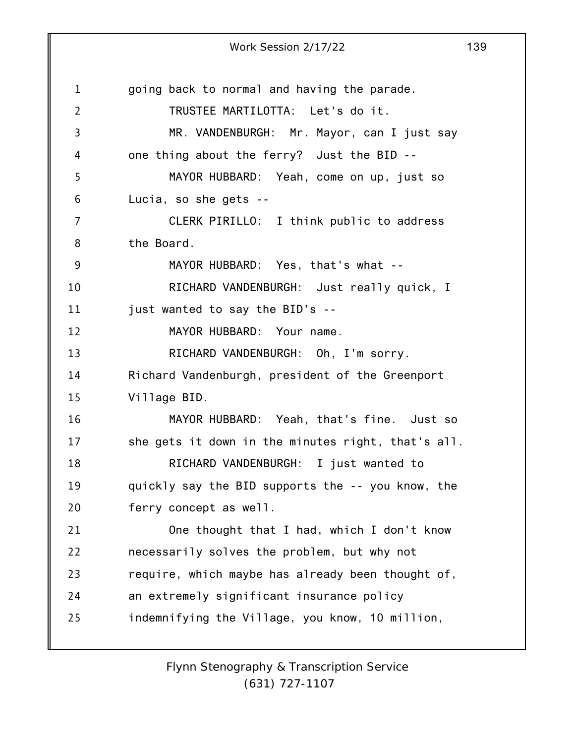going back to normal and having the parade.

TRUSTEE MARTILOTTA: Let's do it.

MR. VANDENBURGH: Mr. Mayor, can I just say one thing about the ferry? Just the BID --

MAYOR HUBBARD: Yeah, come on up, just so Lucia, so she gets --

CLERK PIRILLO: I think public to address the Board.

MAYOR HUBBARD: Yes, that's what --

RICHARD VANDENBURGH: Just really quick, I just wanted to say the BID's --

MAYOR HUBBARD: Your name.

RICHARD VANDENBURGH: Oh, I'm sorry. Richard Vandenburgh, president of the Greenport Village BID.

MAYOR HUBBARD: Yeah, that's fine. Just so she gets it down in the minutes right, that's all.

RICHARD VANDENBURGH: I just wanted to quickly say the BID supports the -- you know, the ferry concept as well.

One thought that I had, which I don't know necessarily solves the problem, but why not require, which maybe has already been thought of, an extremely significant insurance policy indemnifying the Village, you know, 10 million,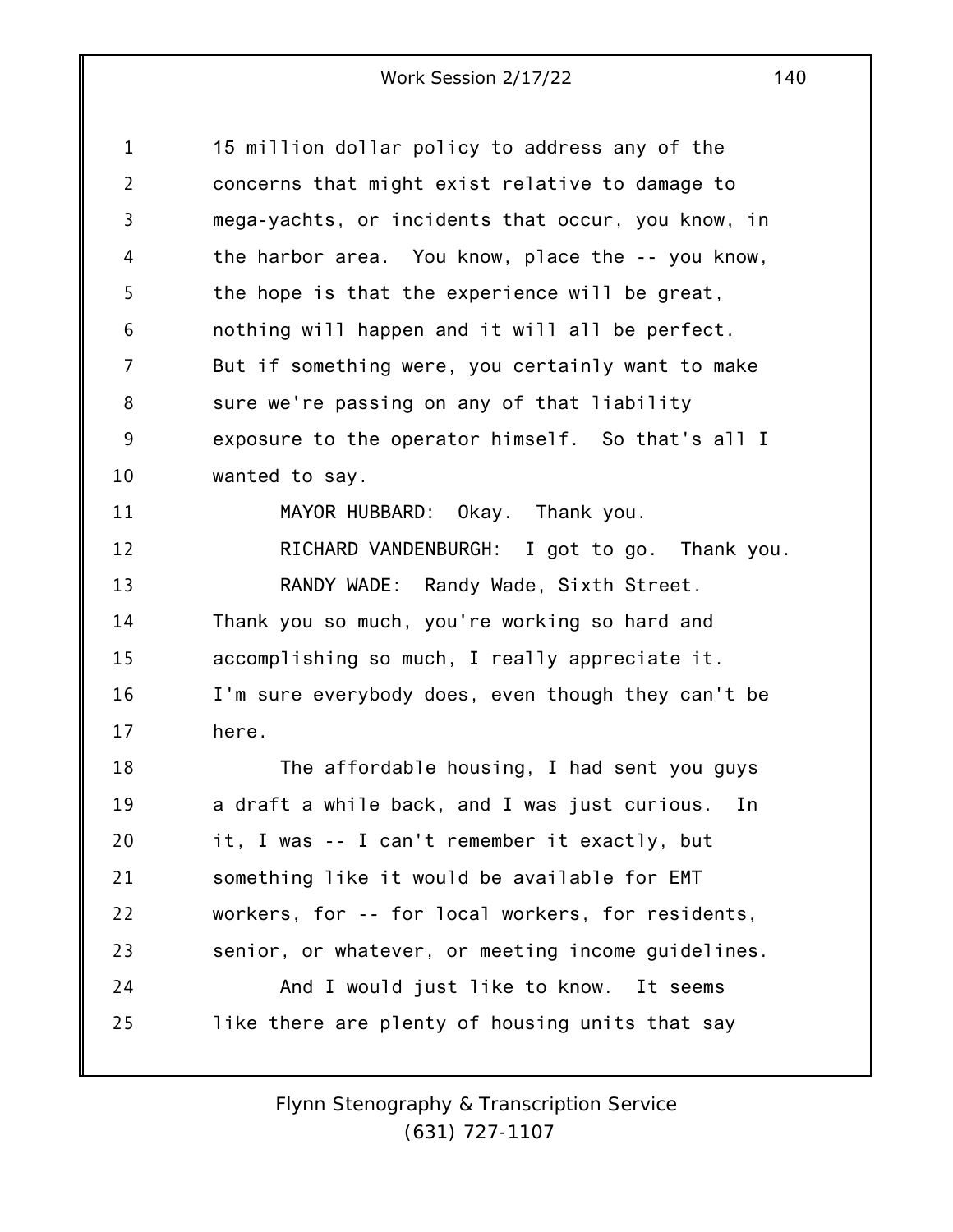15 million dollar policy to address any of the concerns that might exist relative to damage to mega-yachts, or incidents that occur, you know, in the harbor area. You know, place the -- you know, the hope is that the experience will be great, nothing will happen and it will all be perfect. But if something were, you certainly want to make sure we're passing on any of that liability exposure to the operator himself. So that's all I wanted to say.

MAYOR HUBBARD: Okay. Thank you.

RICHARD VANDENBURGH: I got to go. Thank you.

RANDY WADE: Randy Wade, Sixth Street. Thank you so much, you're working so hard and accomplishing so much, I really appreciate it. I'm sure everybody does, even though they can't be here.

The affordable housing, I had sent you guys a draft a while back, and I was just curious. In it, I was -- I can't remember it exactly, but something like it would be available for EMT workers, for -- for local workers, for residents, senior, or whatever, or meeting income guidelines.

And I would just like to know. It seems like there are plenty of housing units that say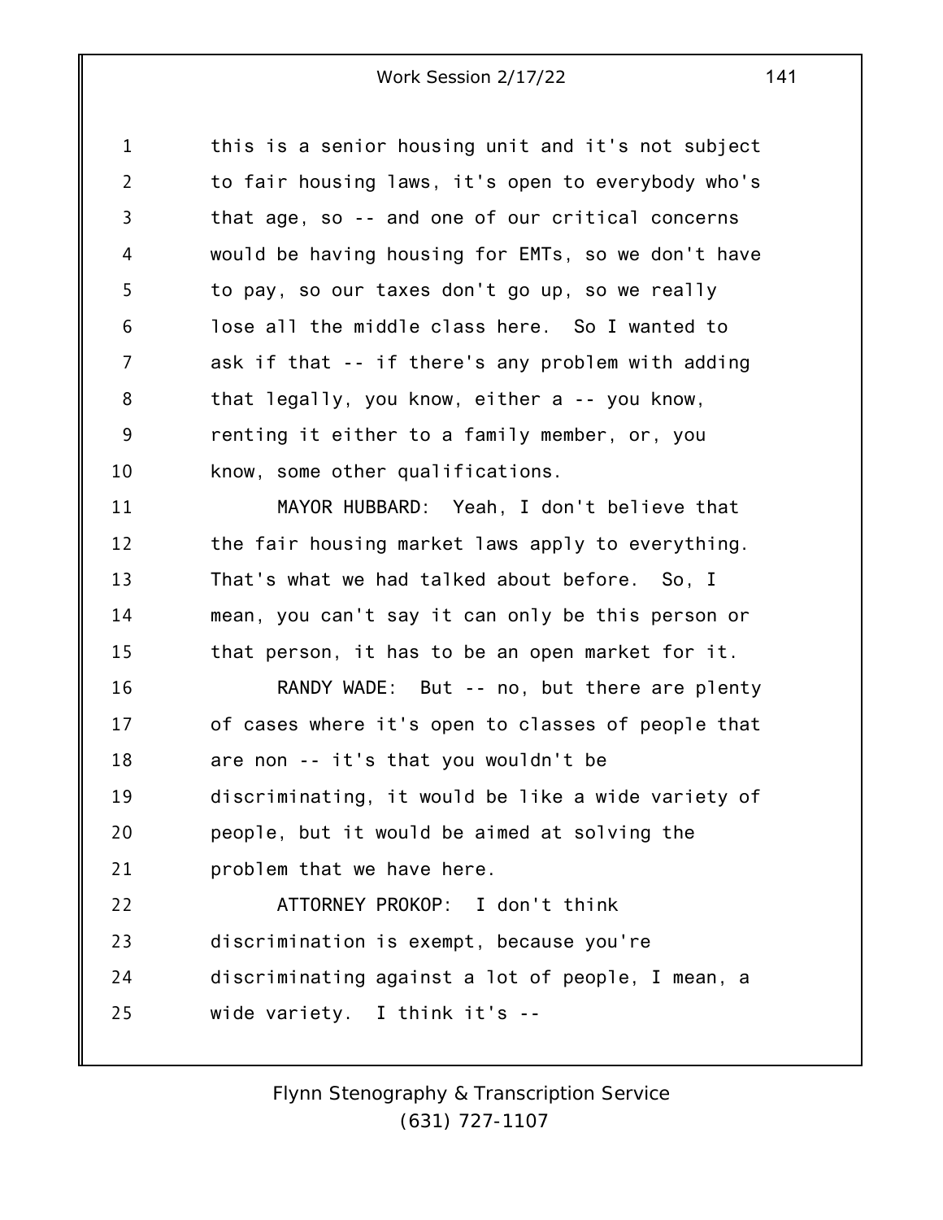this is a senior housing unit and it's not subject to fair housing laws, it's open to everybody who's that age, so -- and one of our critical concerns would be having housing for EMTs, so we don't have to pay, so our taxes don't go up, so we really lose all the middle class here. So I wanted to ask if that -- if there's any problem with adding that legally, you know, either a -- you know, renting it either to a family member, or, you know, some other qualifications.

MAYOR HUBBARD: Yeah, I don't believe that the fair housing market laws apply to everything. That's what we had talked about before. So, I mean, you can't say it can only be this person or that person, it has to be an open market for it.

RANDY WADE: But -- no, but there are plenty of cases where it's open to classes of people that are non -- it's that you wouldn't be discriminating, it would be like a wide variety of people, but it would be aimed at solving the problem that we have here.

ATTORNEY PROKOP: I don't think discrimination is exempt, because you're discriminating against a lot of people, I mean, a wide variety. I think it's --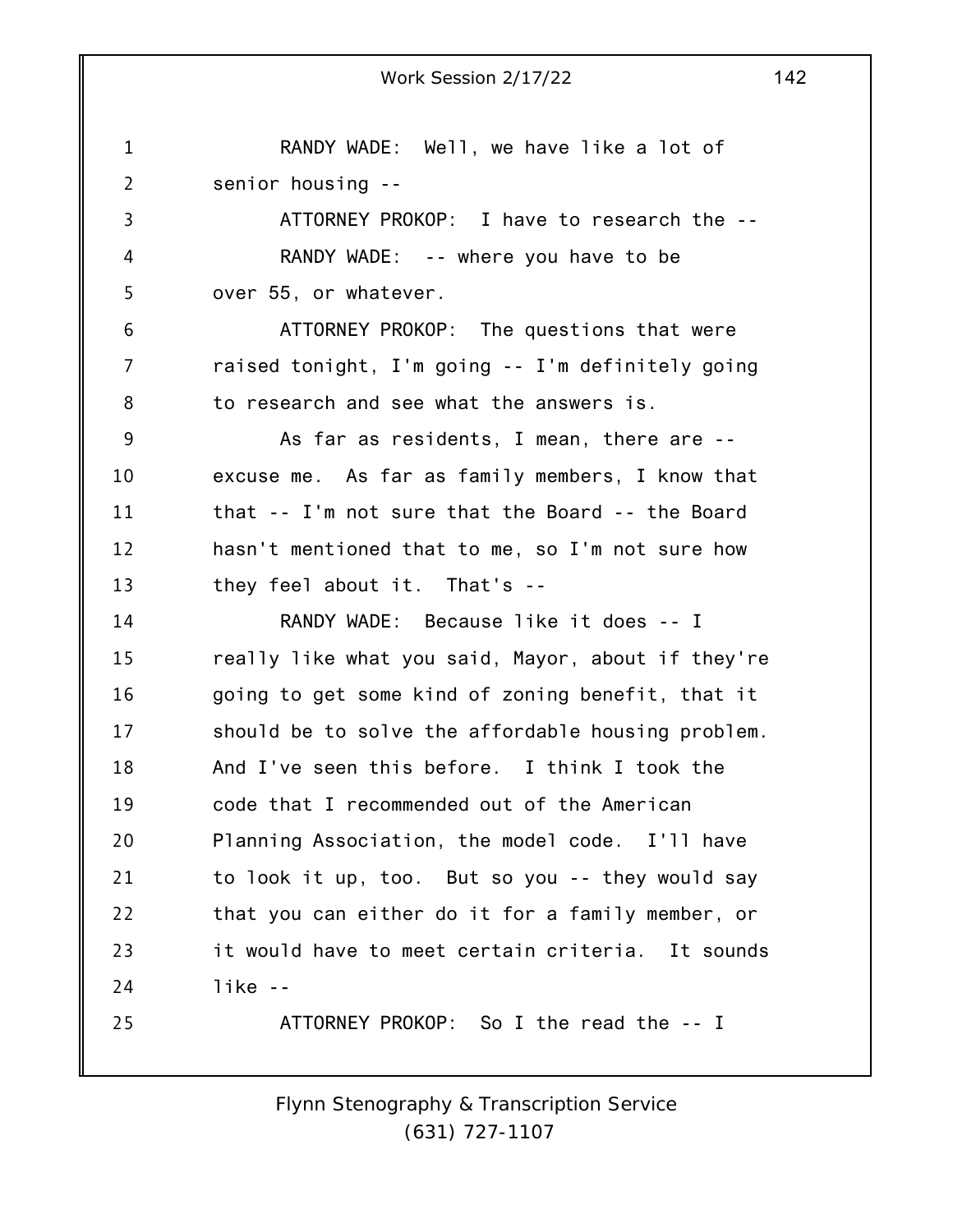RANDY WADE: Well, we have like a lot of senior housing --

ATTORNEY PROKOP: I have to research the --

RANDY WADE: -- where you have to be over 55, or whatever.

ATTORNEY PROKOP: The questions that were raised tonight, I'm going -- I'm definitely going to research and see what the answers is.

As far as residents, I mean, there are -- excuse me. As far as family members, I know that that -- I'm not sure that the Board -- the Board hasn't mentioned that to me, so I'm not sure how they feel about it. That's --

RANDY WADE: Because like it does -- I really like what you said, Mayor, about if they're going to get some kind of zoning benefit, that it should be to solve the affordable housing problem. And I've seen this before. I think I took the code that I recommended out of the American Planning Association, the model code. I'll have to look it up, too. But so you -- they would say that you can either do it for a family member, or it would have to meet certain criteria. It sounds like --

ATTORNEY PROKOP: So I the read the -- I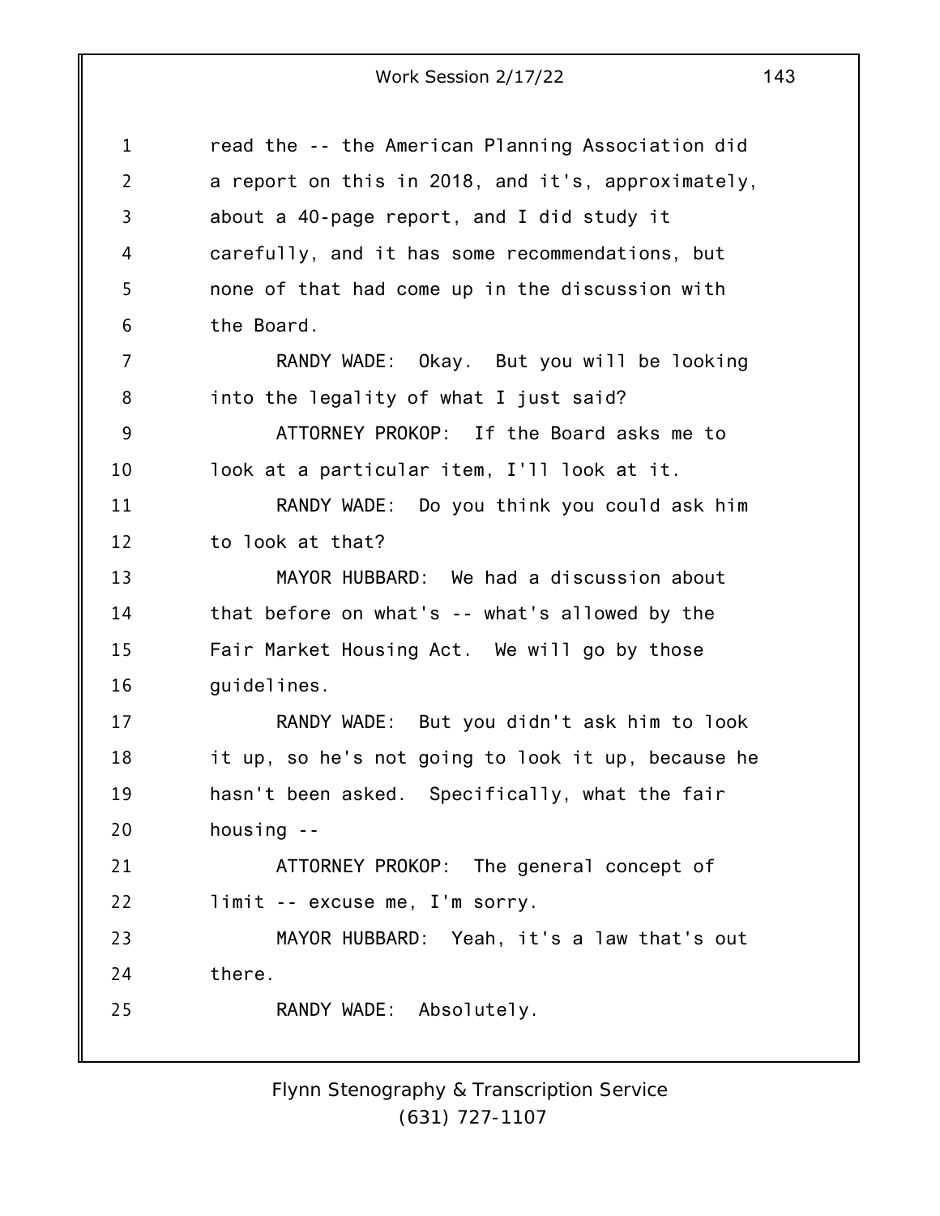read the -- the American Planning Association did a report on this in 2018, and it's, approximately, about a 40-page report, and I did study it carefully, and it has some recommendations, but none of that had come up in the discussion with the Board.

RANDY WADE: Okay. But you will be looking into the legality of what I just said?

ATTORNEY PROKOP: If the Board asks me to look at a particular item, I'll look at it.

RANDY WADE: Do you think you could ask him to look at that?

MAYOR HUBBARD: We had a discussion about that before on what's -- what's allowed by the Fair Market Housing Act. We will go by those guidelines.

RANDY WADE: But you didn't ask him to look it up, so he's not going to look it up, because he hasn't been asked. Specifically, what the fair housing --

ATTORNEY PROKOP: The general concept of limit -- excuse me, I'm sorry.

MAYOR HUBBARD: Yeah, it's a law that's out there.

RANDY WADE: Absolutely.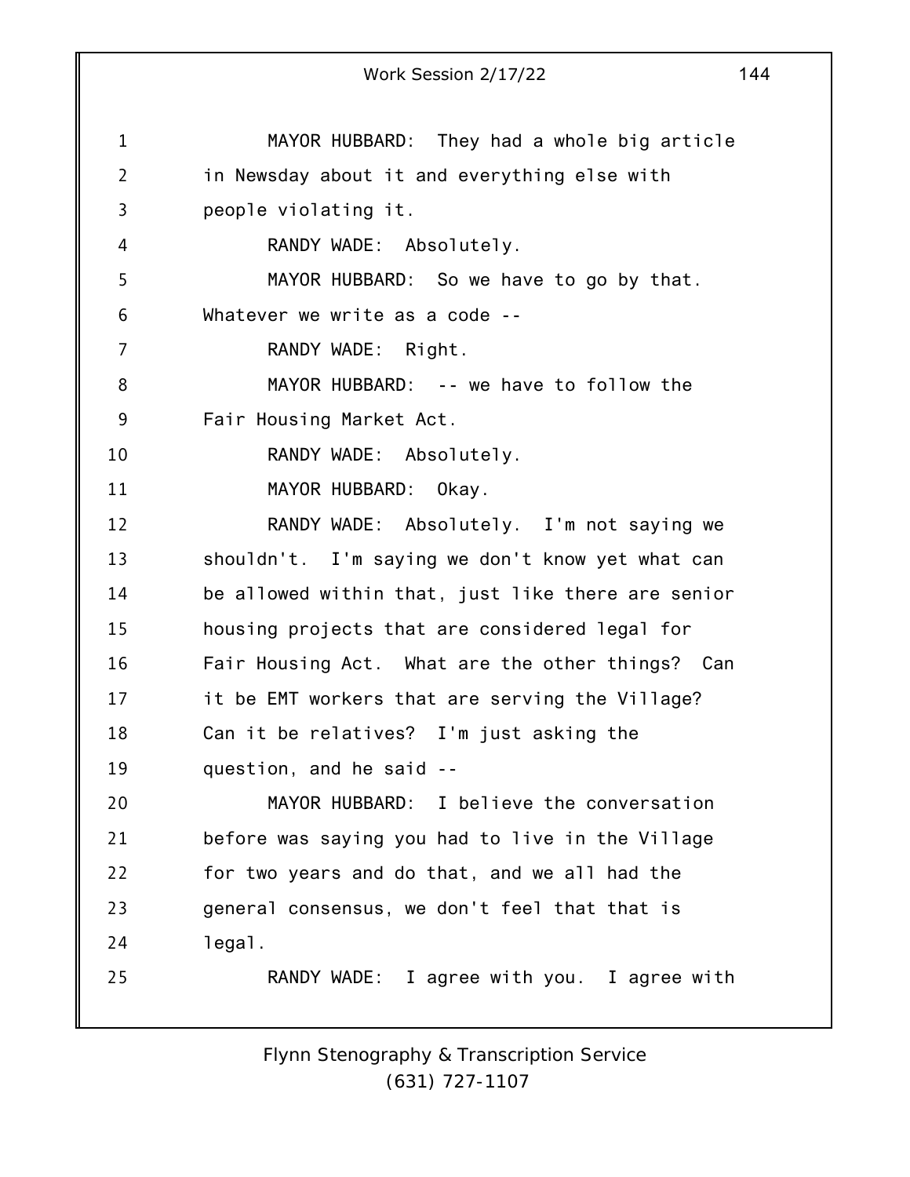MAYOR HUBBARD: They had a whole big article in Newsday about it and everything else with people violating it.

RANDY WADE: Absolutely.

MAYOR HUBBARD: So we have to go by that. Whatever we write as a code --

RANDY WADE: Right.

MAYOR HUBBARD: -- we have to follow the Fair Housing Market Act.

RANDY WADE: Absolutely.

MAYOR HUBBARD: Okay.

RANDY WADE: Absolutely. I'm not saying we shouldn't. I'm saying we don't know yet what can be allowed within that, just like there are senior housing projects that are considered legal for Fair Housing Act. What are the other things? Can it be EMT workers that are serving the Village? Can it be relatives? I'm just asking the question, and he said --

MAYOR HUBBARD: I believe the conversation before was saying you had to live in the Village for two years and do that, and we all had the general consensus, we don't feel that that is legal.

RANDY WADE: I agree with you. I agree with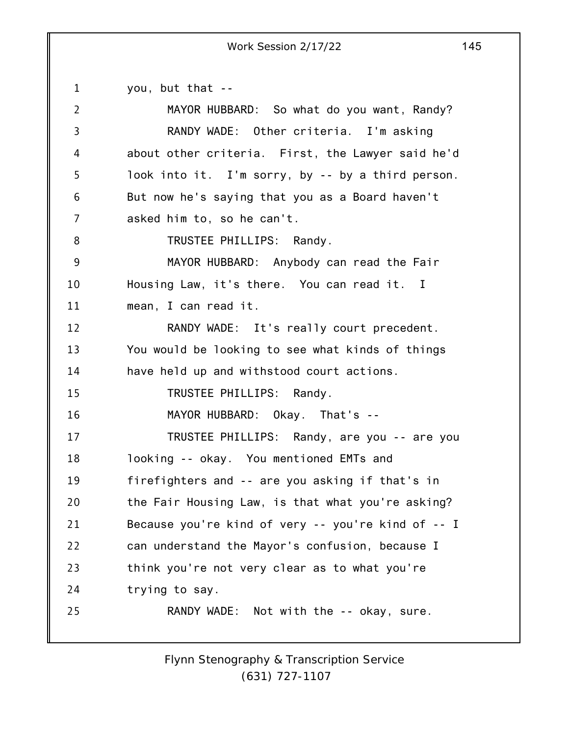you, but that --

MAYOR HUBBARD: So what do you want, Randy?

RANDY WADE: Other criteria. I'm asking about other criteria. First, the Lawyer said he'd look into it. I'm sorry, by -- by a third person. But now he's saying that you as a Board haven't asked him to, so he can't.

TRUSTEE PHILLIPS: Randy.

MAYOR HUBBARD: Anybody can read the Fair Housing Law, it's there. You can read it. I mean, I can read it.

RANDY WADE: It's really court precedent. You would be looking to see what kinds of things have held up and withstood court actions.

TRUSTEE PHILLIPS: Randy.

MAYOR HUBBARD: Okay. That's --

TRUSTEE PHILLIPS: Randy, are you -- are you looking -- okay. You mentioned EMTs and firefighters and -- are you asking if that's in the Fair Housing Law, is that what you're asking? Because you're kind of very -- you're kind of -- I can understand the Mayor's confusion, because I think you're not very clear as to what you're trying to say.

RANDY WADE: Not with the -- okay, sure.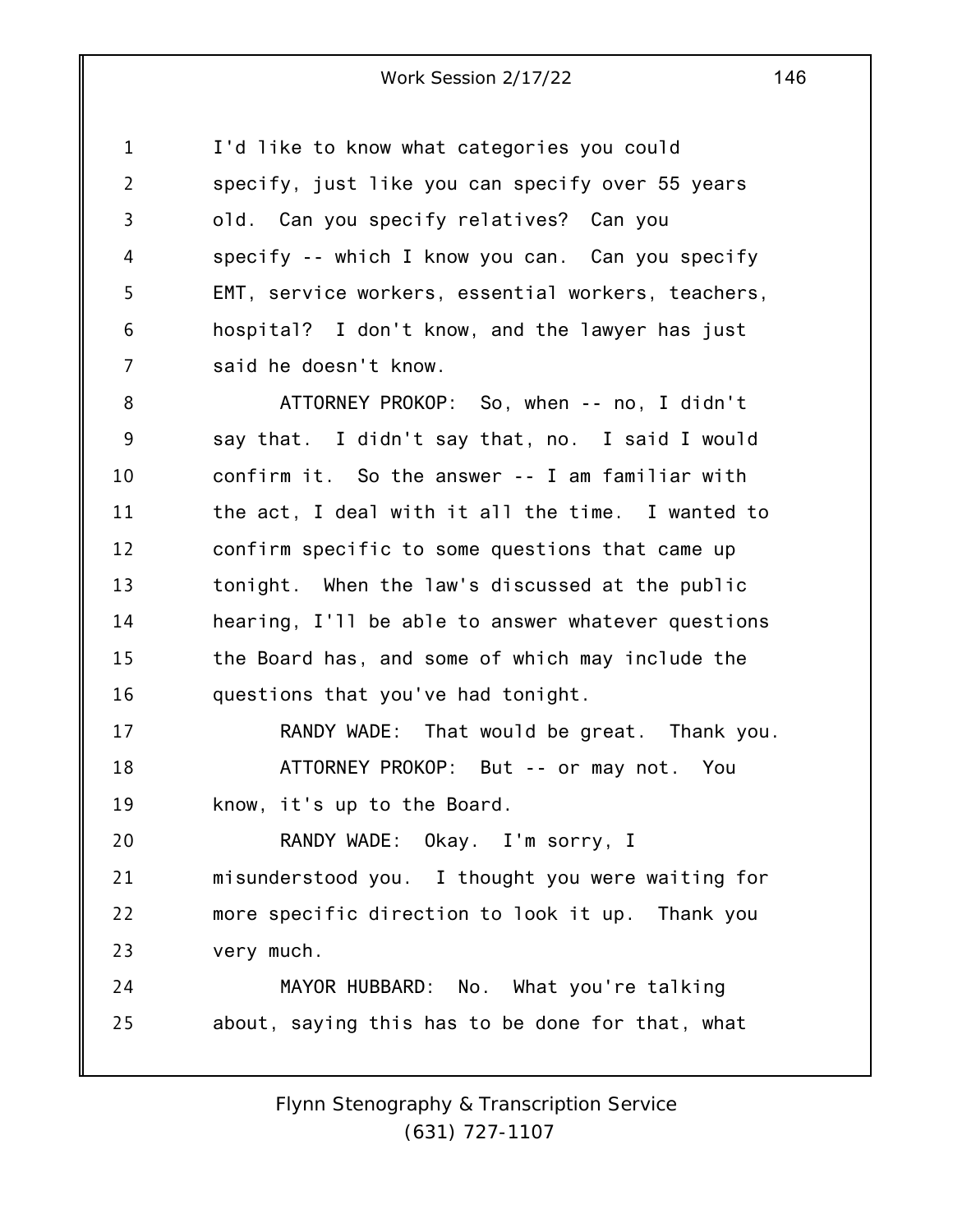I'd like to know what categories you could specify, just like you can specify over 55 years old. Can you specify relatives? Can you specify -- which I know you can. Can you specify EMT, service workers, essential workers, teachers, hospital? I don't know, and the lawyer has just said he doesn't know.

ATTORNEY PROKOP: So, when -- no, I didn't say that. I didn't say that, no. I said I would confirm it. So the answer -- I am familiar with the act, I deal with it all the time. I wanted to confirm specific to some questions that came up tonight. When the law's discussed at the public hearing, I'll be able to answer whatever questions the Board has, and some of which may include the questions that you've had tonight.

RANDY WADE: That would be great. Thank you.

ATTORNEY PROKOP: But -- or may not. You know, it's up to the Board.

RANDY WADE: Okay. I'm sorry, I misunderstood you. I thought you were waiting for more specific direction to look it up. Thank you very much.

MAYOR HUBBARD: No. What you're talking about, saying this has to be done for that, what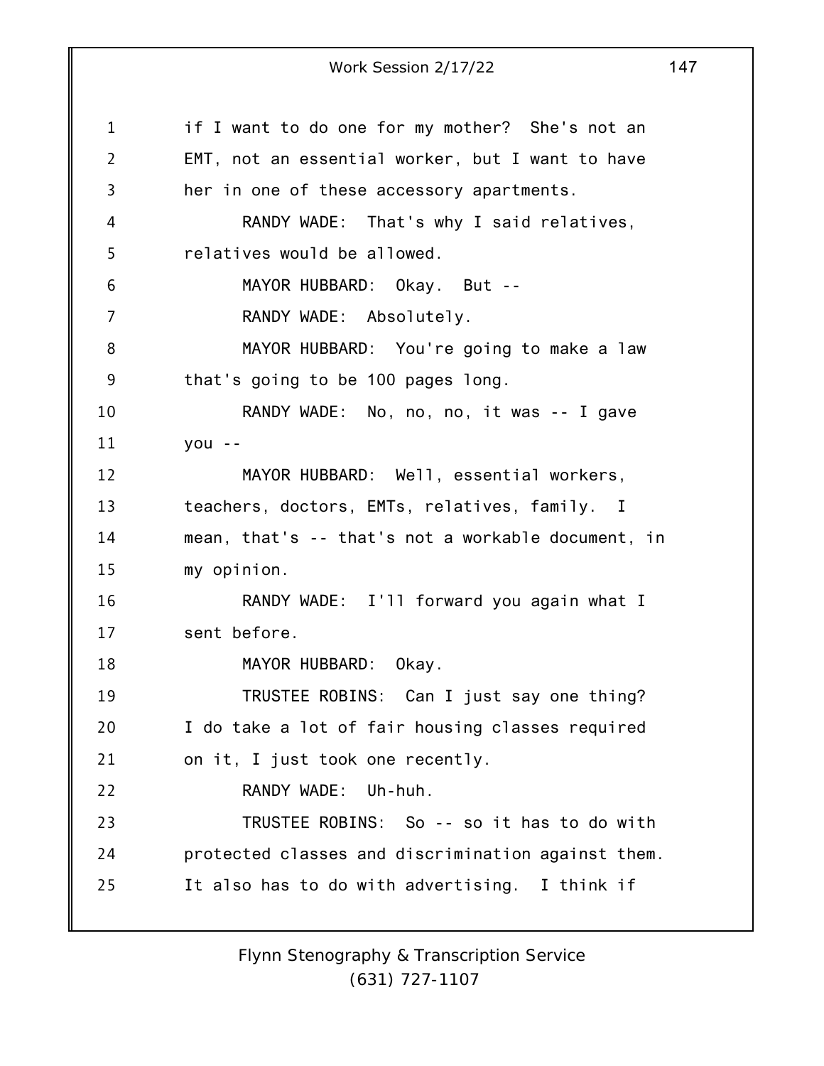if I want to do one for my mother? She's not an EMT, not an essential worker, but I want to have her in one of these accessory apartments.

RANDY WADE: That's why I said relatives, relatives would be allowed.

MAYOR HUBBARD: Okay. But --

RANDY WADE: Absolutely.

MAYOR HUBBARD: You're going to make a law that's going to be 100 pages long.

RANDY WADE: No, no, no, it was -- I gave you --

MAYOR HUBBARD: Well, essential workers, teachers, doctors, EMTs, relatives, family. I mean, that's -- that's not a workable document, in my opinion.

RANDY WADE: I'll forward you again what I sent before.

MAYOR HUBBARD: Okay.

TRUSTEE ROBINS: Can I just say one thing? I do take a lot of fair housing classes required on it, I just took one recently.

RANDY WADE: Uh-huh.

TRUSTEE ROBINS: So -- so it has to do with protected classes and discrimination against them. It also has to do with advertising. I think if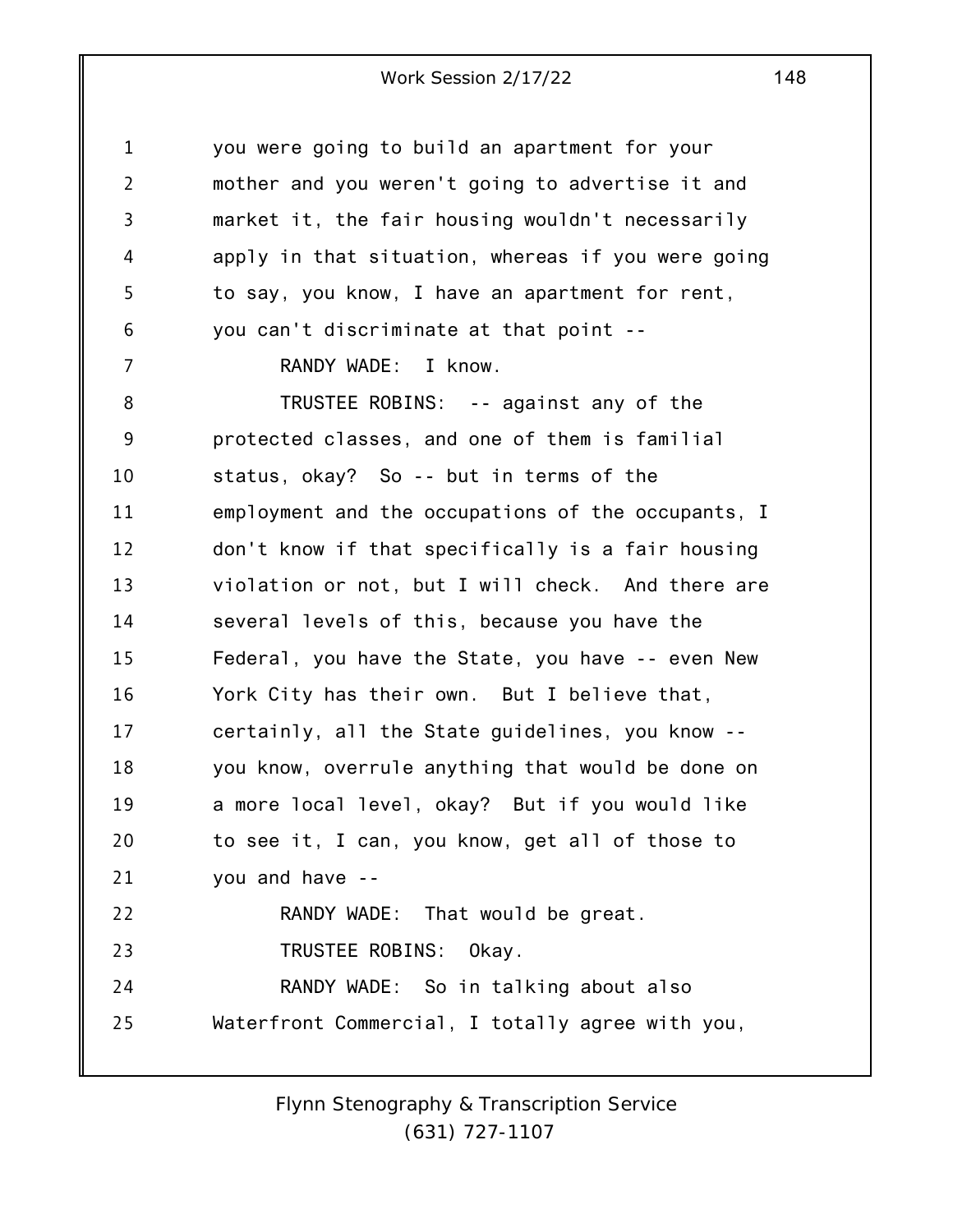you were going to build an apartment for your mother and you weren't going to advertise it and market it, the fair housing wouldn't necessarily apply in that situation, whereas if you were going to say, you know, I have an apartment for rent, you can't discriminate at that point --

RANDY WADE: I know.

TRUSTEE ROBINS: -- against any of the protected classes, and one of them is familial status, okay? So -- but in terms of the employment and the occupations of the occupants, I don't know if that specifically is a fair housing violation or not, but I will check. And there are several levels of this, because you have the Federal, you have the State, you have -- even New York City has their own. But I believe that, certainly, all the State guidelines, you know -- you know, overrule anything that would be done on a more local level, okay? But if you would like to see it, I can, you know, get all of those to you and have --

RANDY WADE: That would be great.

TRUSTEE ROBINS: Okay.

RANDY WADE: So in talking about also Waterfront Commercial, I totally agree with you,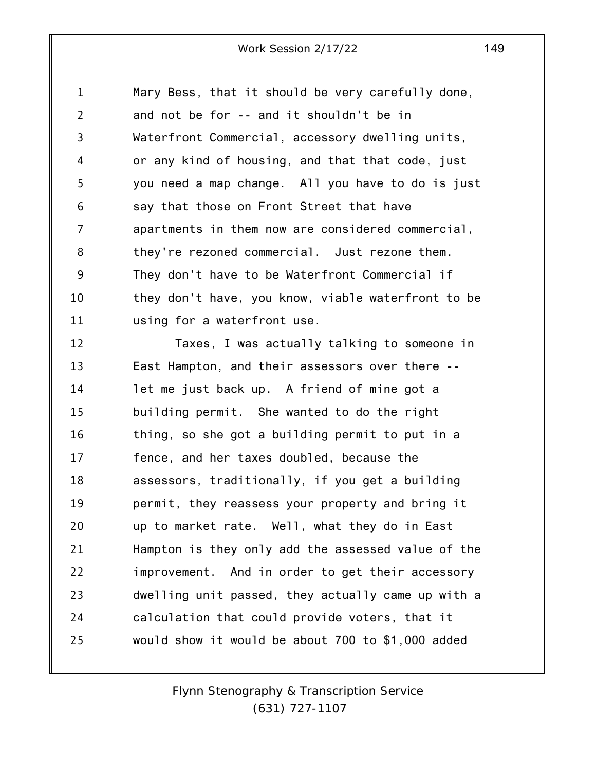Mary Bess, that it should be very carefully done, and not be for -- and it shouldn't be in Waterfront Commercial, accessory dwelling units, or any kind of housing, and that that code, just you need a map change. All you have to do is just say that those on Front Street that have apartments in them now are considered commercial, they're rezoned commercial. Just rezone them. They don't have to be Waterfront Commercial if they don't have, you know, viable waterfront to be using for a waterfront use.

Taxes, I was actually talking to someone in East Hampton, and their assessors over there -- let me just back up. A friend of mine got a building permit. She wanted to do the right thing, so she got a building permit to put in a fence, and her taxes doubled, because the assessors, traditionally, if you get a building permit, they reassess your property and bring it up to market rate. Well, what they do in East Hampton is they only add the assessed value of the improvement. And in order to get their accessory dwelling unit passed, they actually came up with a calculation that could provide voters, that it would show it would be about 700 to $1,000 added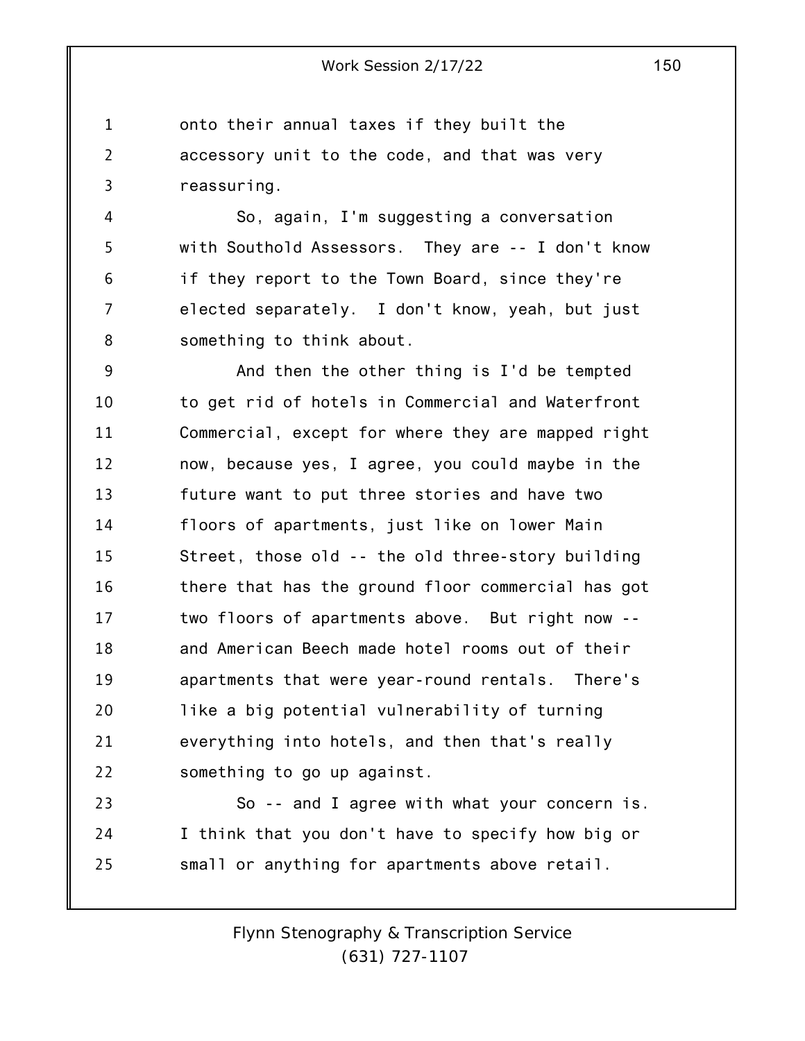onto their annual taxes if they built the accessory unit to the code, and that was very reassuring.

So, again, I'm suggesting a conversation with Southold Assessors. They are -- I don't know if they report to the Town Board, since they're elected separately. I don't know, yeah, but just something to think about.

And then the other thing is I'd be tempted to get rid of hotels in Commercial and Waterfront Commercial, except for where they are mapped right now, because yes, I agree, you could maybe in the future want to put three stories and have two floors of apartments, just like on lower Main Street, those old -- the old three-story building there that has the ground floor commercial has got two floors of apartments above. But right now -- and American Beech made hotel rooms out of their apartments that were year-round rentals. There's like a big potential vulnerability of turning everything into hotels, and then that's really something to go up against.

So -- and I agree with what your concern is. I think that you don't have to specify how big or small or anything for apartments above retail.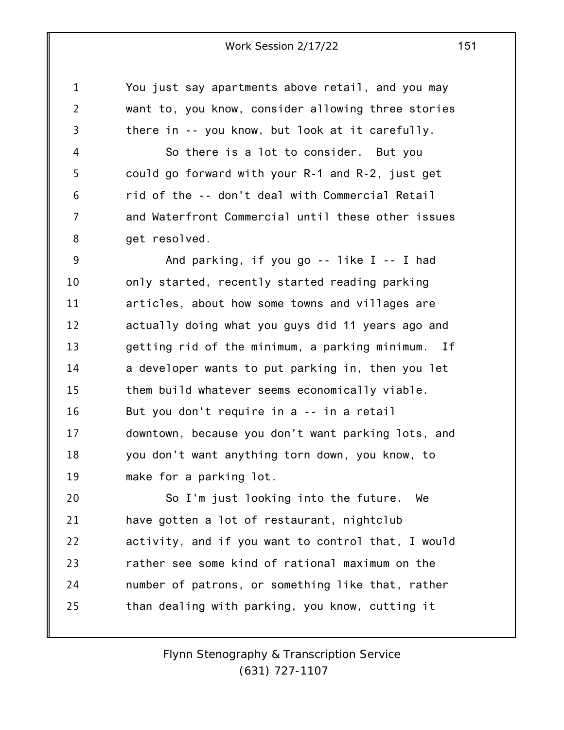You just say apartments above retail, and you may want to, you know, consider allowing three stories there in -- you know, but look at it carefully.

So there is a lot to consider. But you could go forward with your R-1 and R-2, just get rid of the -- don't deal with Commercial Retail and Waterfront Commercial until these other issues get resolved.

And parking, if you go -- like I -- I had only started, recently started reading parking articles, about how some towns and villages are actually doing what you guys did 11 years ago and getting rid of the minimum, a parking minimum. If a developer wants to put parking in, then you let them build whatever seems economically viable. But you don't require in a -- in a retail downtown, because you don't want parking lots, and you don't want anything torn down, you know, to make for a parking lot.

So I'm just looking into the future. We have gotten a lot of restaurant, nightclub activity, and if you want to control that, I would rather see some kind of rational maximum on the number of patrons, or something like that, rather than dealing with parking, you know, cutting it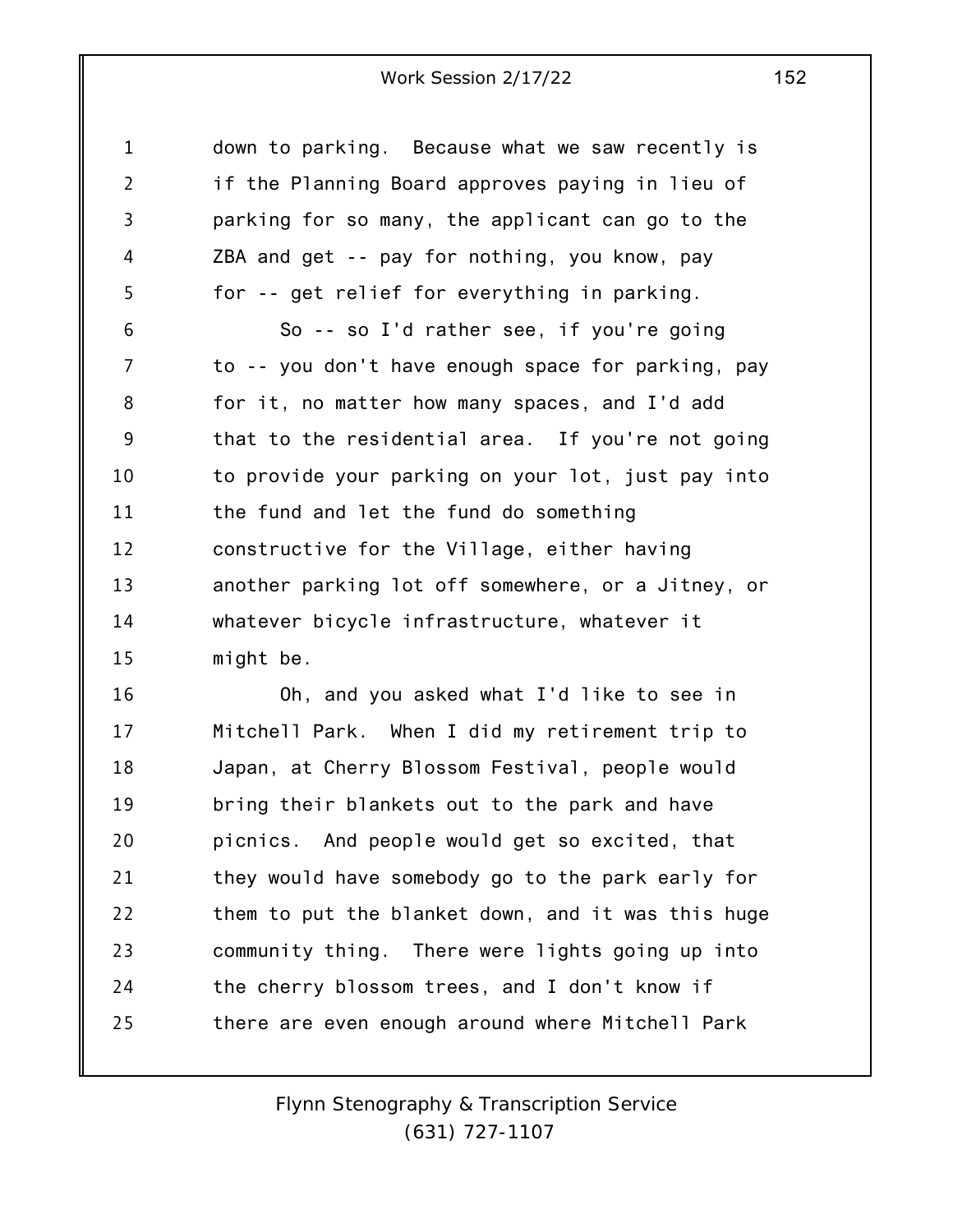down to parking. Because what we saw recently is if the Planning Board approves paying in lieu of parking for so many, the applicant can go to the ZBA and get -- pay for nothing, you know, pay for -- get relief for everything in parking.

So -- so I'd rather see, if you're going to -- you don't have enough space for parking, pay for it, no matter how many spaces, and I'd add that to the residential area. If you're not going to provide your parking on your lot, just pay into the fund and let the fund do something constructive for the Village, either having another parking lot off somewhere, or a Jitney, or whatever bicycle infrastructure, whatever it might be.

Oh, and you asked what I'd like to see in Mitchell Park. When I did my retirement trip to Japan, at Cherry Blossom Festival, people would bring their blankets out to the park and have picnics. And people would get so excited, that they would have somebody go to the park early for them to put the blanket down, and it was this huge community thing. There were lights going up into the cherry blossom trees, and I don't know if there are even enough around where Mitchell Park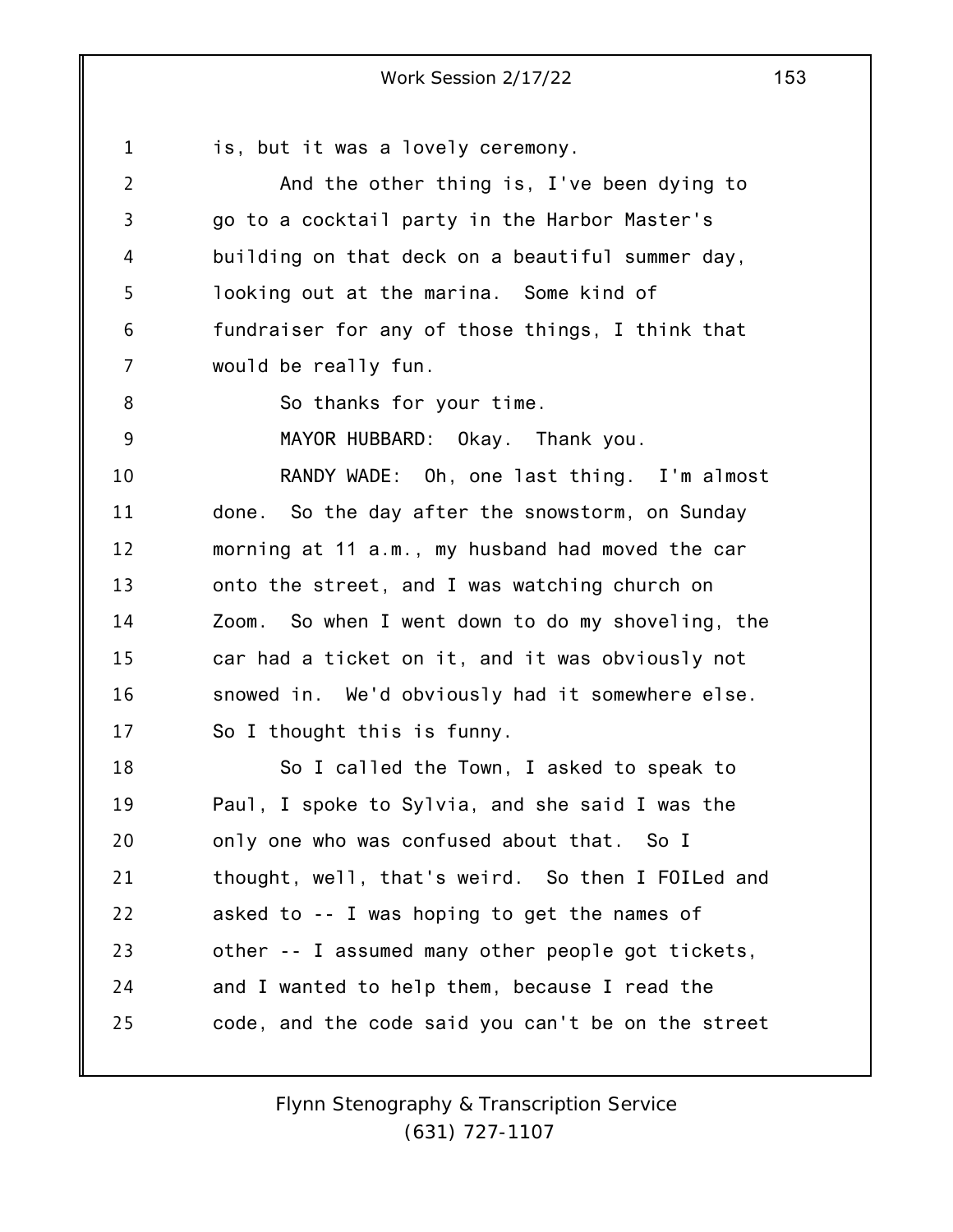is, but it was a lovely ceremony.

And the other thing is, I've been dying to go to a cocktail party in the Harbor Master's building on that deck on a beautiful summer day, looking out at the marina. Some kind of fundraiser for any of those things, I think that would be really fun.

So thanks for your time.

MAYOR HUBBARD: Okay. Thank you.

RANDY WADE: Oh, one last thing. I'm almost done. So the day after the snowstorm, on Sunday morning at 11 a.m., my husband had moved the car onto the street, and I was watching church on Zoom. So when I went down to do my shoveling, the car had a ticket on it, and it was obviously not snowed in. We'd obviously had it somewhere else. So I thought this is funny.

So I called the Town, I asked to speak to Paul, I spoke to Sylvia, and she said I was the only one who was confused about that. So I thought, well, that's weird. So then I FOILed and asked to -- I was hoping to get the names of other -- I assumed many other people got tickets, and I wanted to help them, because I read the code, and the code said you can't be on the street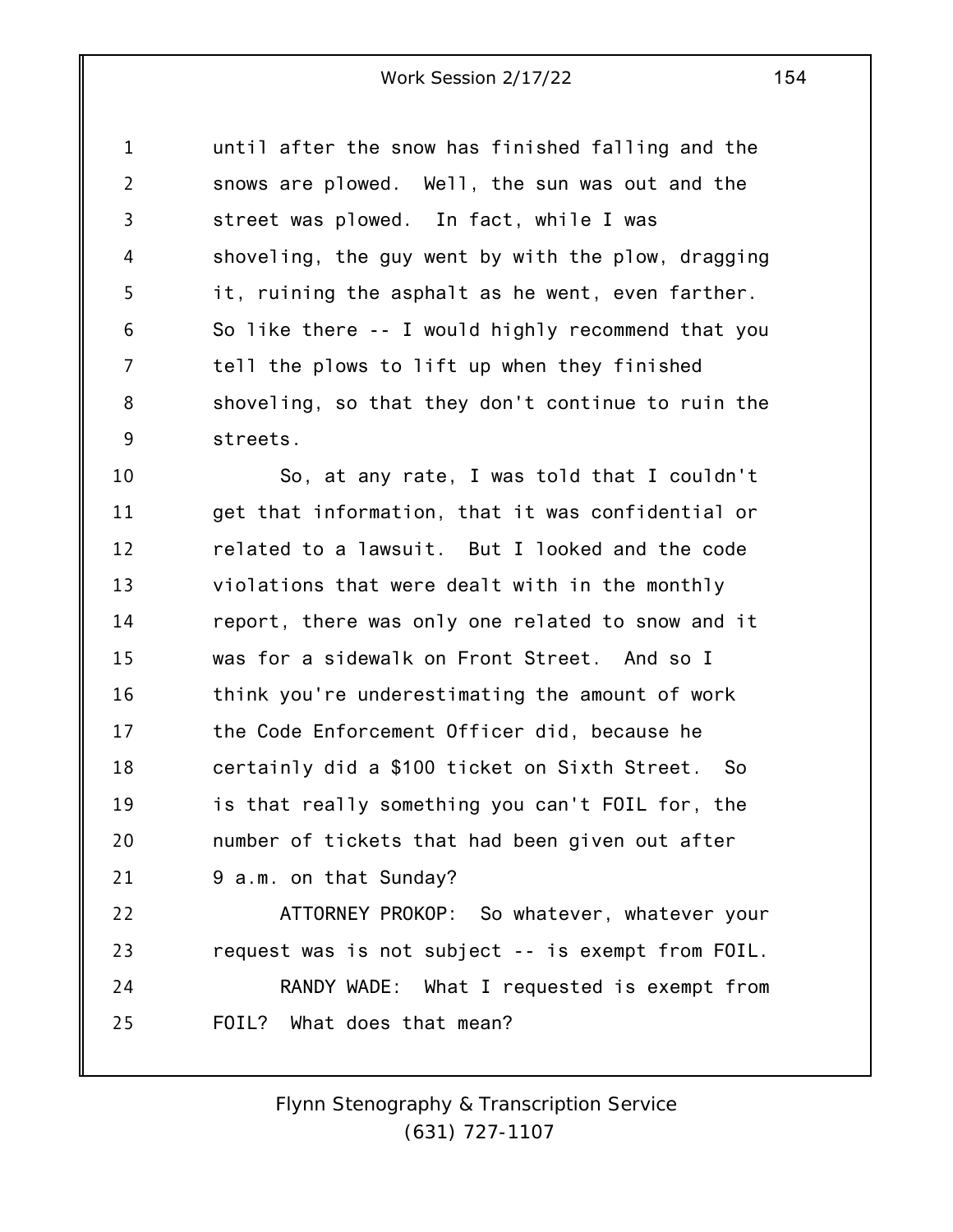until after the snow has finished falling and the snows are plowed. Well, the sun was out and the street was plowed. In fact, while I was shoveling, the guy went by with the plow, dragging it, ruining the asphalt as he went, even farther. So like there -- I would highly recommend that you tell the plows to lift up when they finished shoveling, so that they don't continue to ruin the streets.

So, at any rate, I was told that I couldn't get that information, that it was confidential or related to a lawsuit. But I looked and the code violations that were dealt with in the monthly report, there was only one related to snow and it was for a sidewalk on Front Street. And so I think you're underestimating the amount of work the Code Enforcement Officer did, because he certainly did a $100 ticket on Sixth Street. So is that really something you can't FOIL for, the number of tickets that had been given out after 9 a.m. on that Sunday?

ATTORNEY PROKOP: So whatever, whatever your request was is not subject -- is exempt from FOIL.

RANDY WADE: What I requested is exempt from FOIL? What does that mean?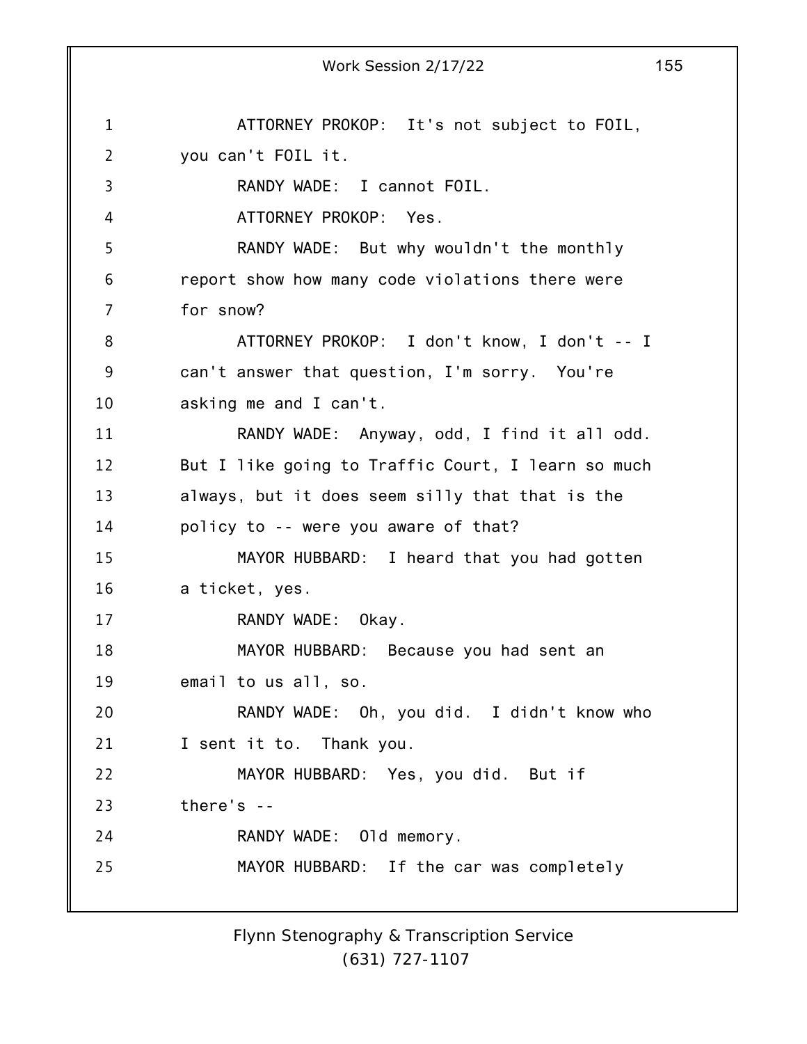ATTORNEY PROKOP: It's not subject to FOIL, you can't FOIL it.

RANDY WADE: I cannot FOIL.

ATTORNEY PROKOP: Yes.

RANDY WADE: But why wouldn't the monthly report show how many code violations there were for snow?

ATTORNEY PROKOP: I don't know, I don't -- I can't answer that question, I'm sorry. You're asking me and I can't.

RANDY WADE: Anyway, odd, I find it all odd. But I like going to Traffic Court, I learn so much always, but it does seem silly that that is the policy to -- were you aware of that?

MAYOR HUBBARD: I heard that you had gotten a ticket, yes.

RANDY WADE: Okay.

MAYOR HUBBARD: Because you had sent an email to us all, so.

RANDY WADE: Oh, you did. I didn't know who I sent it to. Thank you.

MAYOR HUBBARD: Yes, you did. But if there's --

RANDY WADE: Old memory.

MAYOR HUBBARD: If the car was completely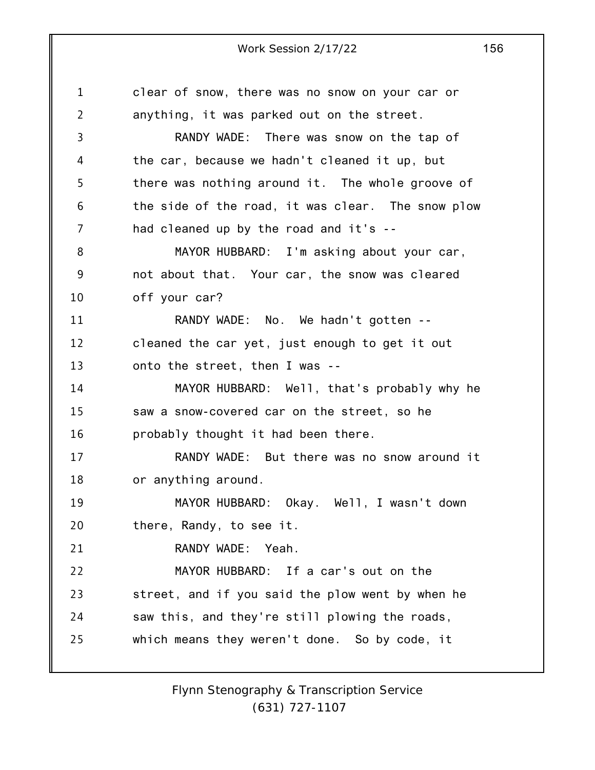clear of snow, there was no snow on your car or anything, it was parked out on the street.

RANDY WADE: There was snow on the tap of the car, because we hadn't cleaned it up, but there was nothing around it. The whole groove of the side of the road, it was clear. The snow plow had cleaned up by the road and it's --

MAYOR HUBBARD: I'm asking about your car, not about that. Your car, the snow was cleared off your car?

RANDY WADE: No. We hadn't gotten -- cleaned the car yet, just enough to get it out onto the street, then I was --

MAYOR HUBBARD: Well, that's probably why he saw a snow-covered car on the street, so he probably thought it had been there.

RANDY WADE: But there was no snow around it or anything around.

MAYOR HUBBARD: Okay. Well, I wasn't down there, Randy, to see it.

RANDY WADE: Yeah.

MAYOR HUBBARD: If a car's out on the street, and if you said the plow went by when he saw this, and they're still plowing the roads, which means they weren't done. So by code, it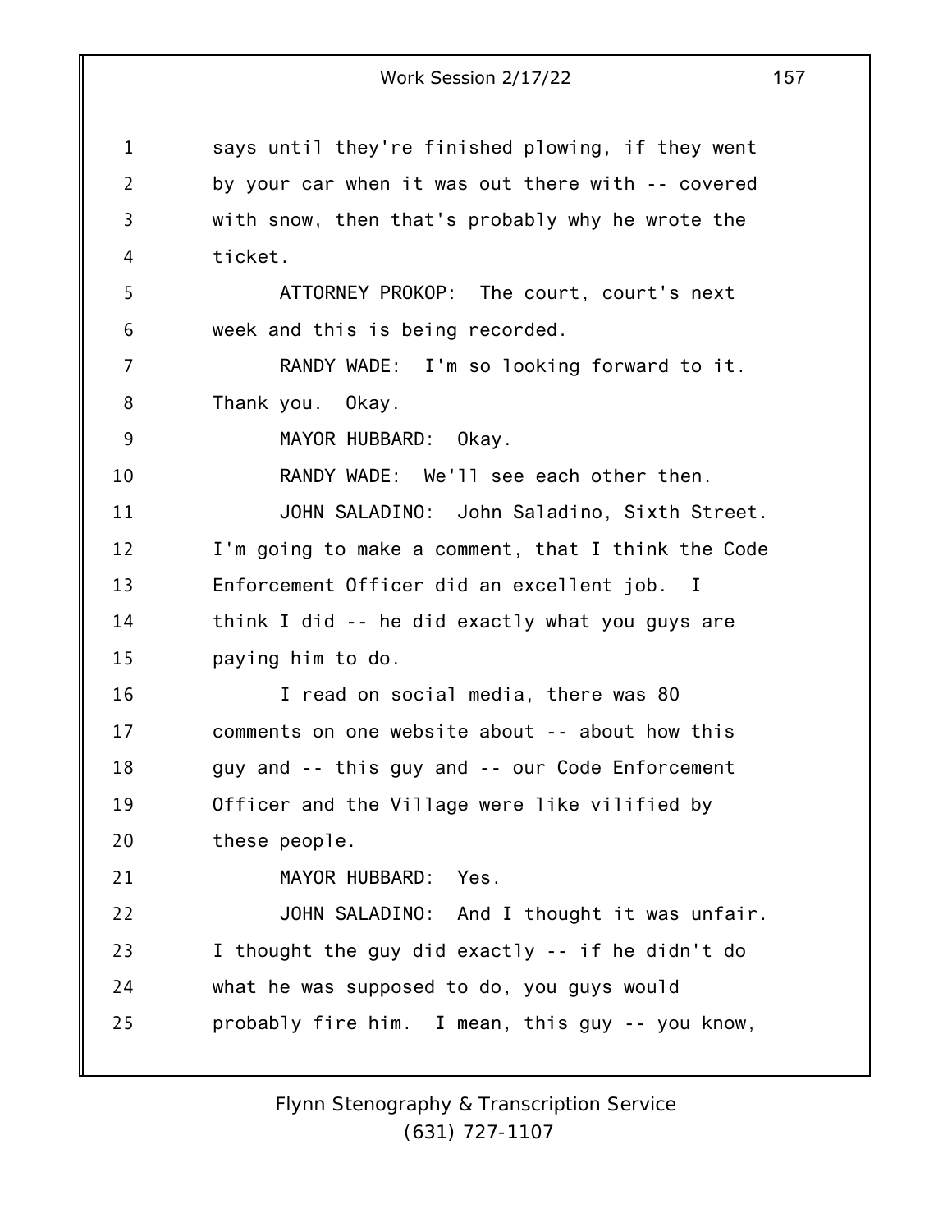says until they're finished plowing, if they went by your car when it was out there with -- covered with snow, then that's probably why he wrote the ticket.

ATTORNEY PROKOP: The court, court's next week and this is being recorded.

RANDY WADE: I'm so looking forward to it. Thank you. Okay.

MAYOR HUBBARD: Okay.

RANDY WADE: We'll see each other then.

JOHN SALADINO: John Saladino, Sixth Street. I'm going to make a comment, that I think the Code Enforcement Officer did an excellent job. I think I did -- he did exactly what you guys are paying him to do.

I read on social media, there was 80 comments on one website about -- about how this guy and -- this guy and -- our Code Enforcement Officer and the Village were like vilified by these people.

MAYOR HUBBARD: Yes.

JOHN SALADINO: And I thought it was unfair. I thought the guy did exactly -- if he didn't do what he was supposed to do, you guys would probably fire him. I mean, this guy -- you know,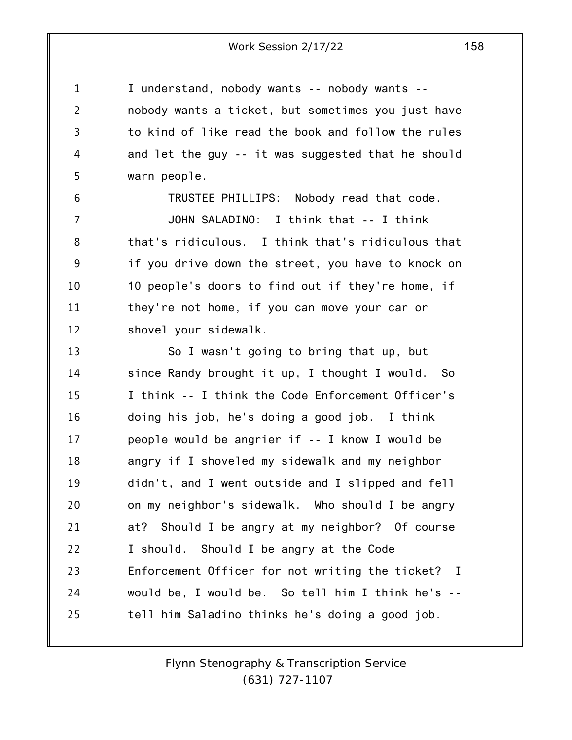I understand, nobody wants -- nobody wants -- nobody wants a ticket, but sometimes you just have to kind of like read the book and follow the rules and let the guy -- it was suggested that he should warn people.

TRUSTEE PHILLIPS: Nobody read that code.

JOHN SALADINO: I think that -- I think that's ridiculous. I think that's ridiculous that if you drive down the street, you have to knock on 10 people's doors to find out if they're home, if they're not home, if you can move your car or shovel your sidewalk.

So I wasn't going to bring that up, but since Randy brought it up, I thought I would. So I think -- I think the Code Enforcement Officer's doing his job, he's doing a good job. I think people would be angrier if -- I know I would be angry if I shoveled my sidewalk and my neighbor didn't, and I went outside and I slipped and fell on my neighbor's sidewalk. Who should I be angry at? Should I be angry at my neighbor? Of course I should. Should I be angry at the Code Enforcement Officer for not writing the ticket? I would be, I would be. So tell him I think he's -- tell him Saladino thinks he's doing a good job.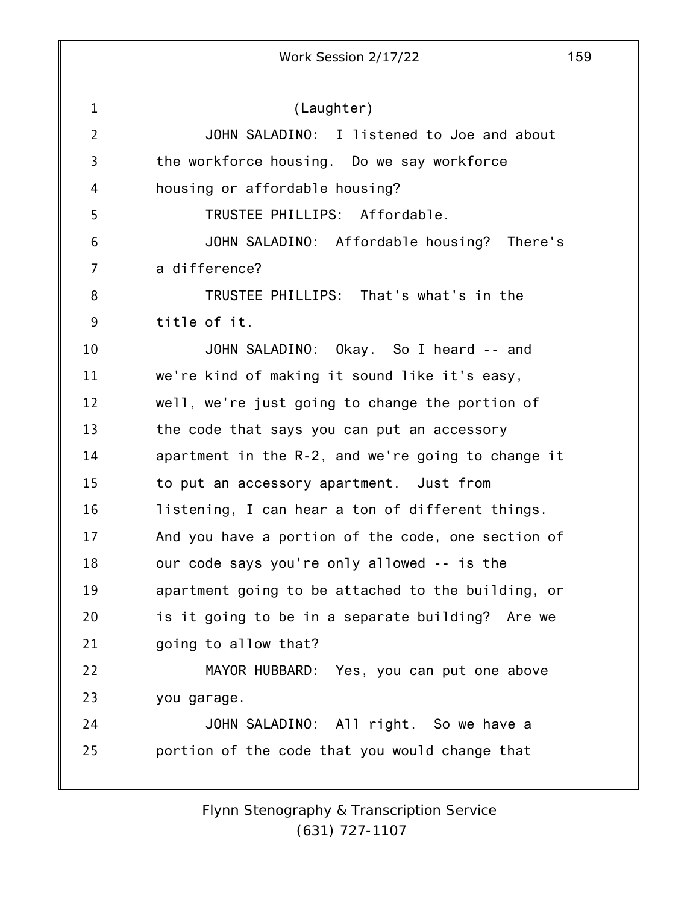(Laughter)

JOHN SALADINO: I listened to Joe and about the workforce housing. Do we say workforce housing or affordable housing?

TRUSTEE PHILLIPS: Affordable.

JOHN SALADINO: Affordable housing? There's a difference?

TRUSTEE PHILLIPS: That's what's in the title of it.

JOHN SALADINO: Okay. So I heard -- and we're kind of making it sound like it's easy, well, we're just going to change the portion of the code that says you can put an accessory apartment in the R-2, and we're going to change it to put an accessory apartment. Just from listening, I can hear a ton of different things. And you have a portion of the code, one section of our code says you're only allowed -- is the apartment going to be attached to the building, or is it going to be in a separate building? Are we going to allow that?

MAYOR HUBBARD: Yes, you can put one above you garage.

JOHN SALADINO: All right. So we have a portion of the code that you would change that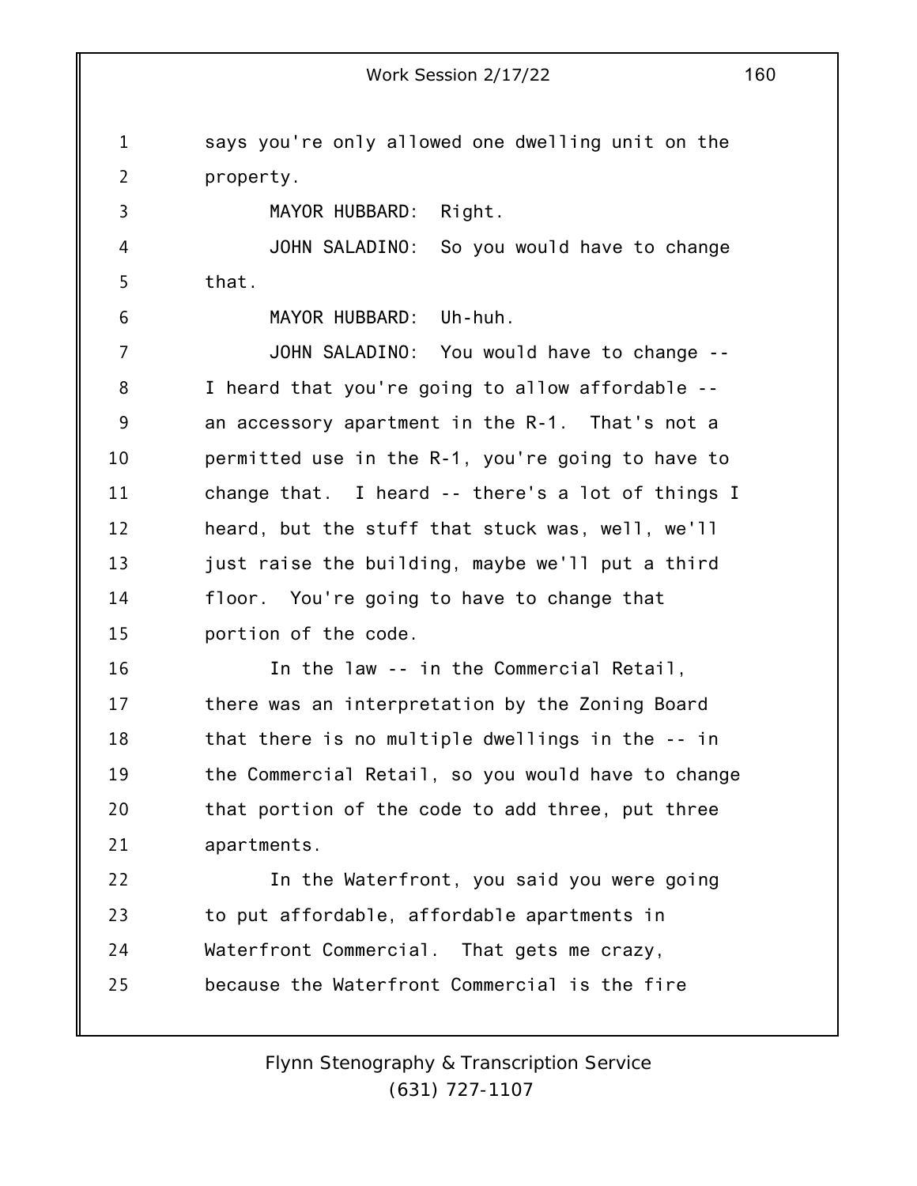says you're only allowed one dwelling unit on the property.

MAYOR HUBBARD: Right.

JOHN SALADINO: So you would have to change that.

MAYOR HUBBARD: Uh-huh.

JOHN SALADINO: You would have to change -- I heard that you're going to allow affordable -- an accessory apartment in the R-1. That's not a permitted use in the R-1, you're going to have to change that. I heard -- there's a lot of things I heard, but the stuff that stuck was, well, we'll just raise the building, maybe we'll put a third floor. You're going to have to change that portion of the code.

In the law -- in the Commercial Retail, there was an interpretation by the Zoning Board that there is no multiple dwellings in the -- in the Commercial Retail, so you would have to change that portion of the code to add three, put three apartments.

In the Waterfront, you said you were going to put affordable, affordable apartments in Waterfront Commercial. That gets me crazy, because the Waterfront Commercial is the fire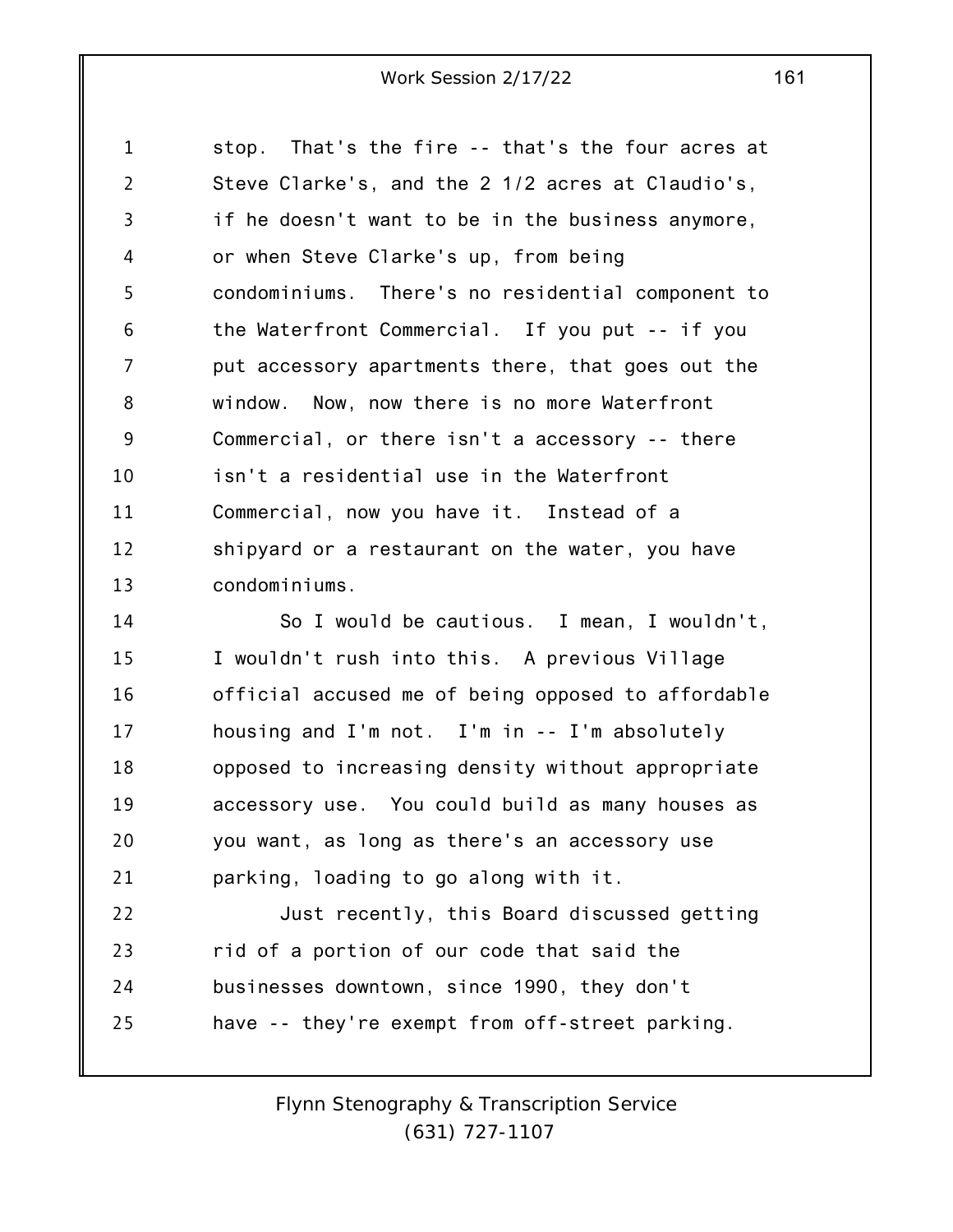stop. That's the fire -- that's the four acres at Steve Clarke's, and the 2 1/2 acres at Claudio's, if he doesn't want to be in the business anymore, or when Steve Clarke's up, from being condominiums. There's no residential component to the Waterfront Commercial. If you put -- if you put accessory apartments there, that goes out the window. Now, now there is no more Waterfront Commercial, or there isn't a accessory -- there isn't a residential use in the Waterfront Commercial, now you have it. Instead of a shipyard or a restaurant on the water, you have condominiums.

So I would be cautious. I mean, I wouldn't, I wouldn't rush into this. A previous Village official accused me of being opposed to affordable housing and I'm not. I'm in -- I'm absolutely opposed to increasing density without appropriate accessory use. You could build as many houses as you want, as long as there's an accessory use parking, loading to go along with it.

Just recently, this Board discussed getting rid of a portion of our code that said the businesses downtown, since 1990, they don't have -- they're exempt from off-street parking.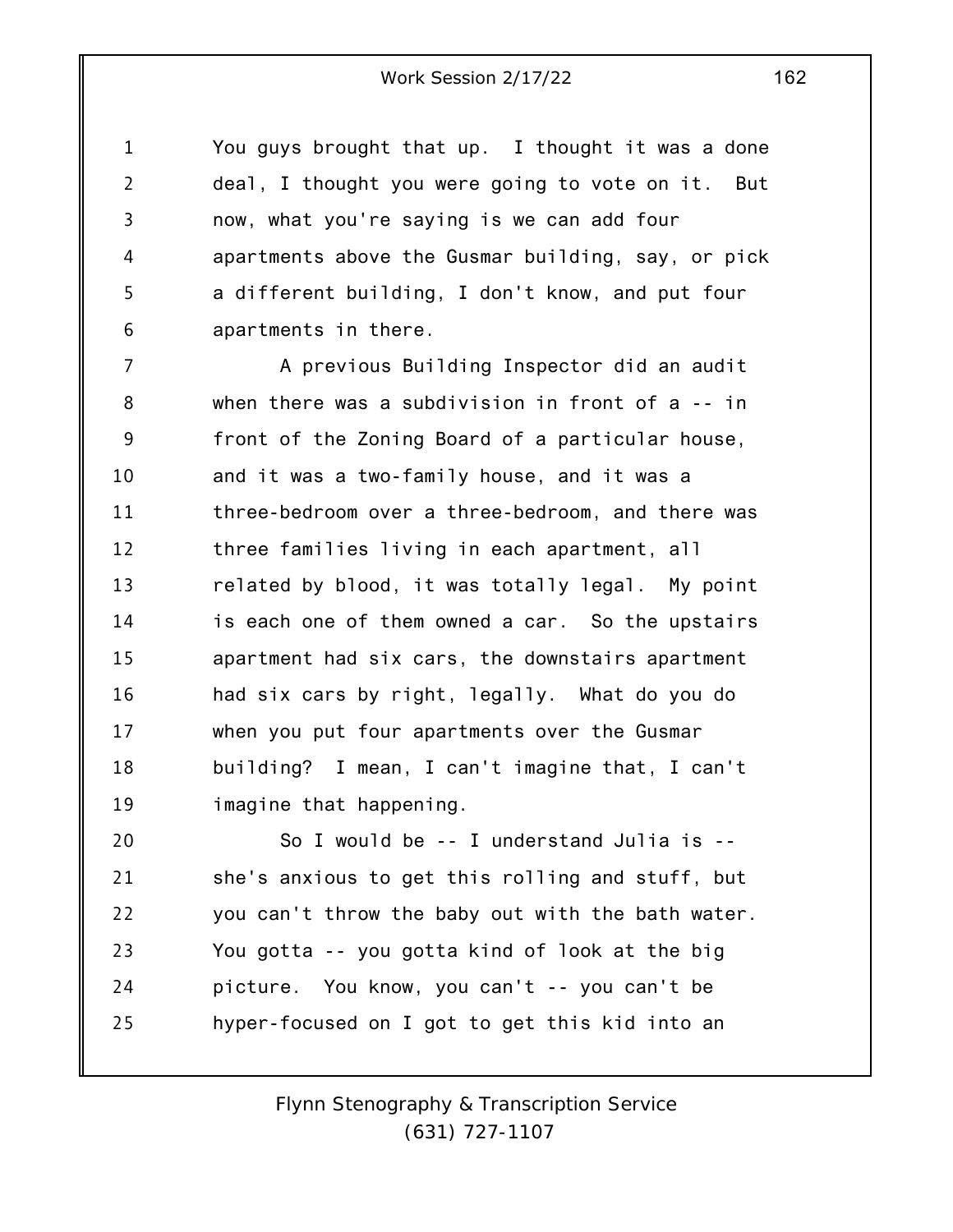You guys brought that up. I thought it was a done deal, I thought you were going to vote on it. But now, what you're saying is we can add four apartments above the Gusmar building, say, or pick a different building, I don't know, and put four apartments in there.

A previous Building Inspector did an audit when there was a subdivision in front of a -- in front of the Zoning Board of a particular house, and it was a two-family house, and it was a three-bedroom over a three-bedroom, and there was three families living in each apartment, all related by blood, it was totally legal. My point is each one of them owned a car. So the upstairs apartment had six cars, the downstairs apartment had six cars by right, legally. What do you do when you put four apartments over the Gusmar building? I mean, I can't imagine that, I can't imagine that happening.

So I would be -- I understand Julia is -- she's anxious to get this rolling and stuff, but you can't throw the baby out with the bath water. You gotta -- you gotta kind of look at the big picture. You know, you can't -- you can't be hyper-focused on I got to get this kid into an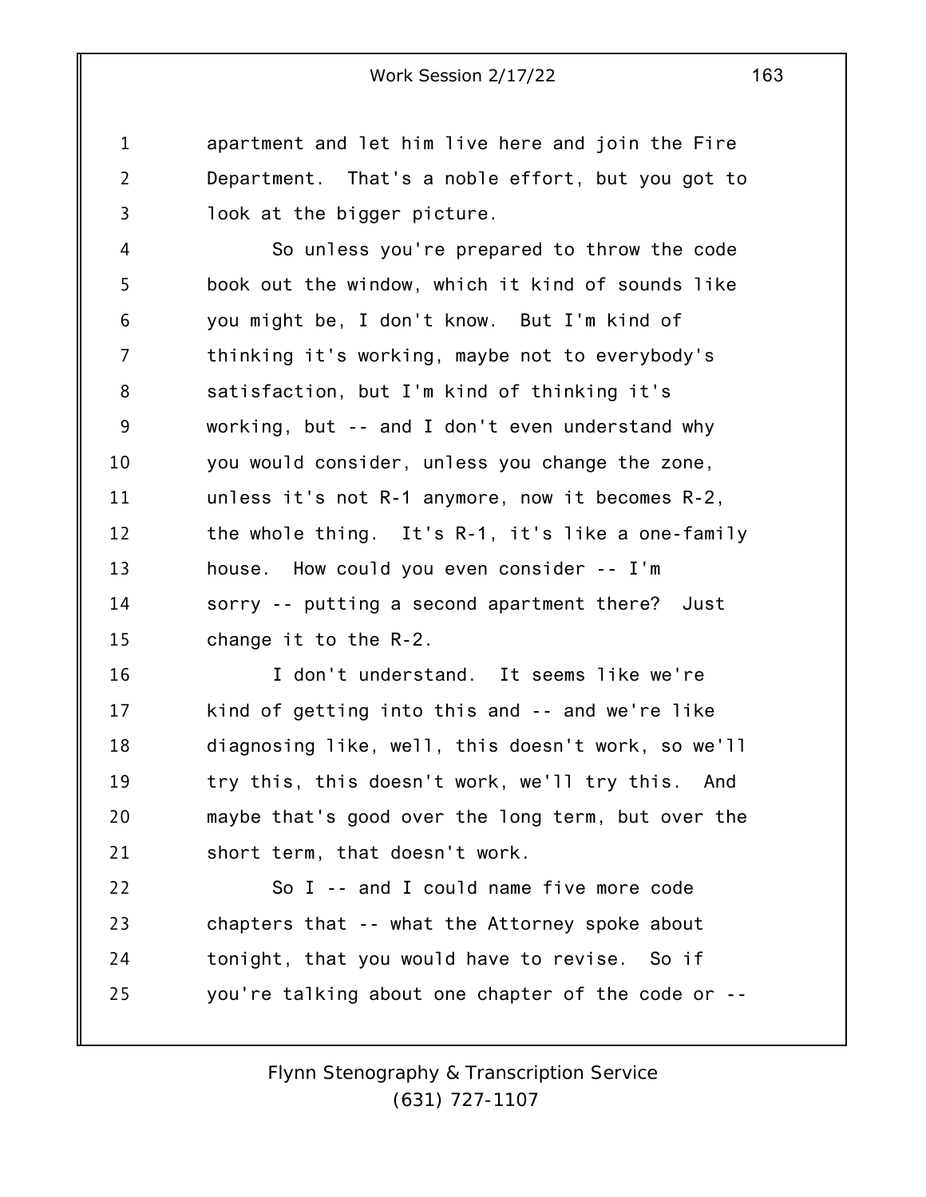apartment and let him live here and join the Fire Department. That's a noble effort, but you got to look at the bigger picture.

So unless you're prepared to throw the code book out the window, which it kind of sounds like you might be, I don't know. But I'm kind of thinking it's working, maybe not to everybody's satisfaction, but I'm kind of thinking it's working, but -- and I don't even understand why you would consider, unless you change the zone, unless it's not R-1 anymore, now it becomes R-2, the whole thing. It's R-1, it's like a one-family house. How could you even consider -- I'm sorry -- putting a second apartment there? Just change it to the R-2.

I don't understand. It seems like we're kind of getting into this and -- and we're like diagnosing like, well, this doesn't work, so we'll try this, this doesn't work, we'll try this. And maybe that's good over the long term, but over the short term, that doesn't work.

So I -- and I could name five more code chapters that -- what the Attorney spoke about tonight, that you would have to revise. So if you're talking about one chapter of the code or --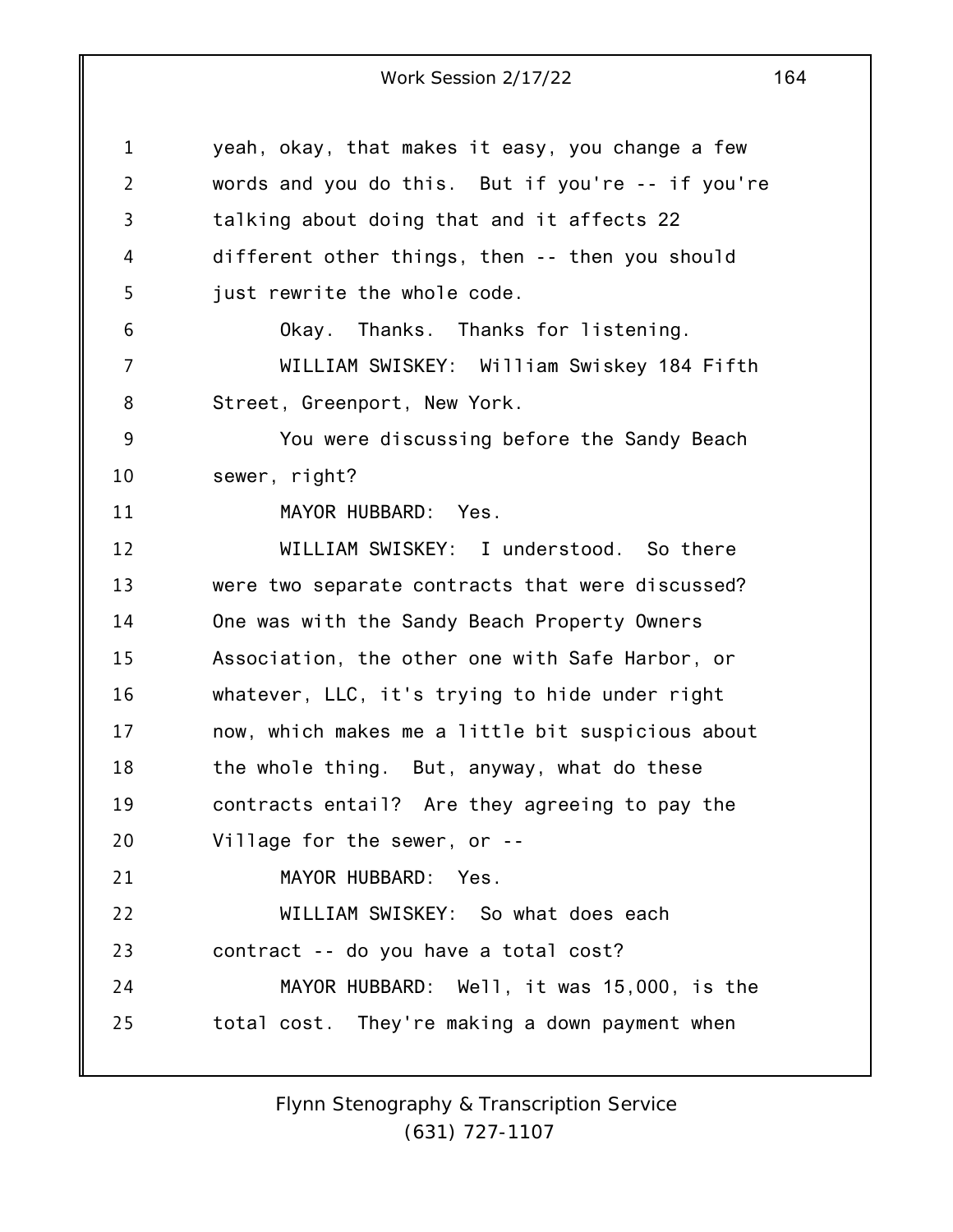yeah, okay, that makes it easy, you change a few words and you do this. But if you're -- if you're talking about doing that and it affects 22 different other things, then -- then you should just rewrite the whole code.

Okay. Thanks. Thanks for listening.

WILLIAM SWISKEY: William Swiskey 184 Fifth Street, Greenport, New York.

You were discussing before the Sandy Beach sewer, right?

MAYOR HUBBARD: Yes.

WILLIAM SWISKEY: I understood. So there were two separate contracts that were discussed? One was with the Sandy Beach Property Owners Association, the other one with Safe Harbor, or whatever, LLC, it's trying to hide under right now, which makes me a little bit suspicious about the whole thing. But, anyway, what do these contracts entail? Are they agreeing to pay the Village for the sewer, or --

MAYOR HUBBARD: Yes.

WILLIAM SWISKEY: So what does each contract -- do you have a total cost?

MAYOR HUBBARD: Well, it was 15,000, is the total cost. They're making a down payment when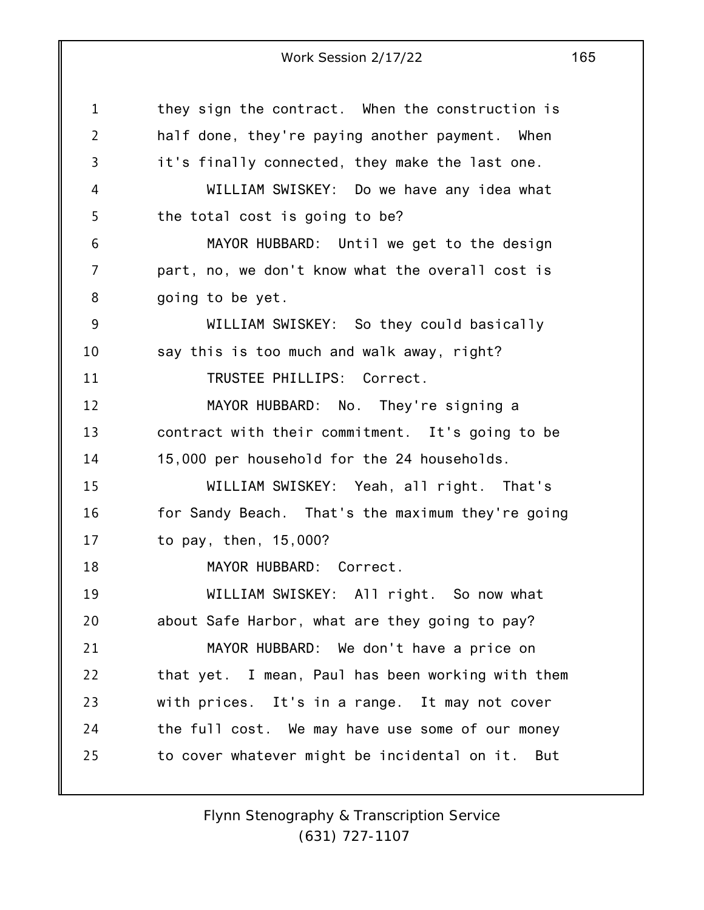they sign the contract. When the construction is half done, they're paying another payment. When it's finally connected, they make the last one.

WILLIAM SWISKEY: Do we have any idea what the total cost is going to be?

MAYOR HUBBARD: Until we get to the design part, no, we don't know what the overall cost is going to be yet.

WILLIAM SWISKEY: So they could basically say this is too much and walk away, right?

TRUSTEE PHILLIPS: Correct.

MAYOR HUBBARD: No. They're signing a contract with their commitment. It's going to be 15,000 per household for the 24 households.

WILLIAM SWISKEY: Yeah, all right. That's for Sandy Beach. That's the maximum they're going to pay, then, 15,000?

MAYOR HUBBARD: Correct.

WILLIAM SWISKEY: All right. So now what about Safe Harbor, what are they going to pay?

MAYOR HUBBARD: We don't have a price on that yet. I mean, Paul has been working with them with prices. It's in a range. It may not cover the full cost. We may have use some of our money to cover whatever might be incidental on it. But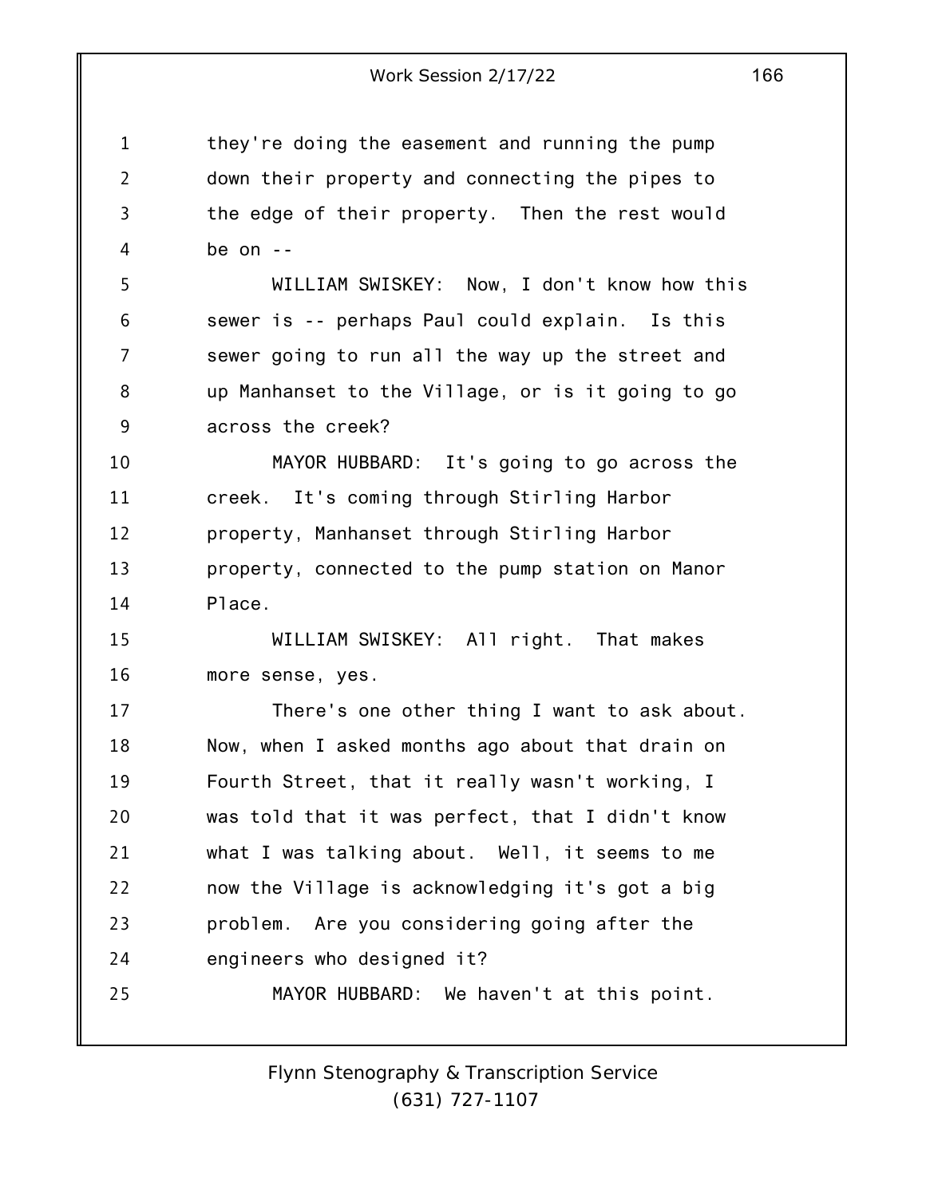they're doing the easement and running the pump down their property and connecting the pipes to the edge of their property. Then the rest would be on --

WILLIAM SWISKEY: Now, I don't know how this sewer is -- perhaps Paul could explain. Is this sewer going to run all the way up the street and up Manhanset to the Village, or is it going to go across the creek?

MAYOR HUBBARD: It's going to go across the creek. It's coming through Stirling Harbor property, Manhanset through Stirling Harbor property, connected to the pump station on Manor Place.

WILLIAM SWISKEY: All right. That makes more sense, yes.

There's one other thing I want to ask about. Now, when I asked months ago about that drain on Fourth Street, that it really wasn't working, I was told that it was perfect, that I didn't know what I was talking about. Well, it seems to me now the Village is acknowledging it's got a big problem. Are you considering going after the engineers who designed it?

MAYOR HUBBARD: We haven't at this point.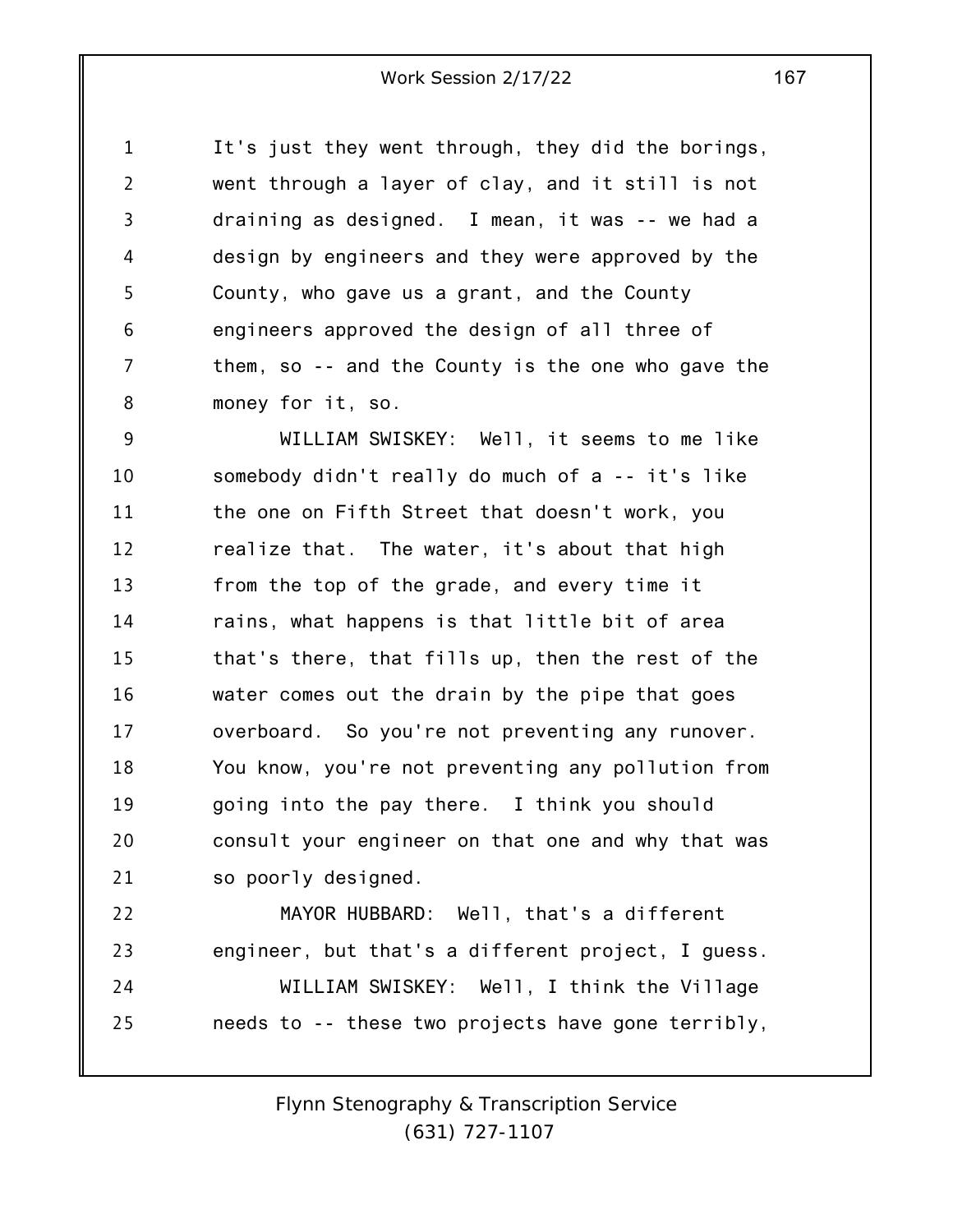It's just they went through, they did the borings, went through a layer of clay, and it still is not draining as designed. I mean, it was -- we had a design by engineers and they were approved by the County, who gave us a grant, and the County engineers approved the design of all three of them, so -- and the County is the one who gave the money for it, so.

WILLIAM SWISKEY: Well, it seems to me like somebody didn't really do much of a -- it's like the one on Fifth Street that doesn't work, you realize that. The water, it's about that high from the top of the grade, and every time it rains, what happens is that little bit of area that's there, that fills up, then the rest of the water comes out the drain by the pipe that goes overboard. So you're not preventing any runover. You know, you're not preventing any pollution from going into the pay there. I think you should consult your engineer on that one and why that was so poorly designed.

MAYOR HUBBARD: Well, that's a different engineer, but that's a different project, I guess.

WILLIAM SWISKEY: Well, I think the Village needs to -- these two projects have gone terribly,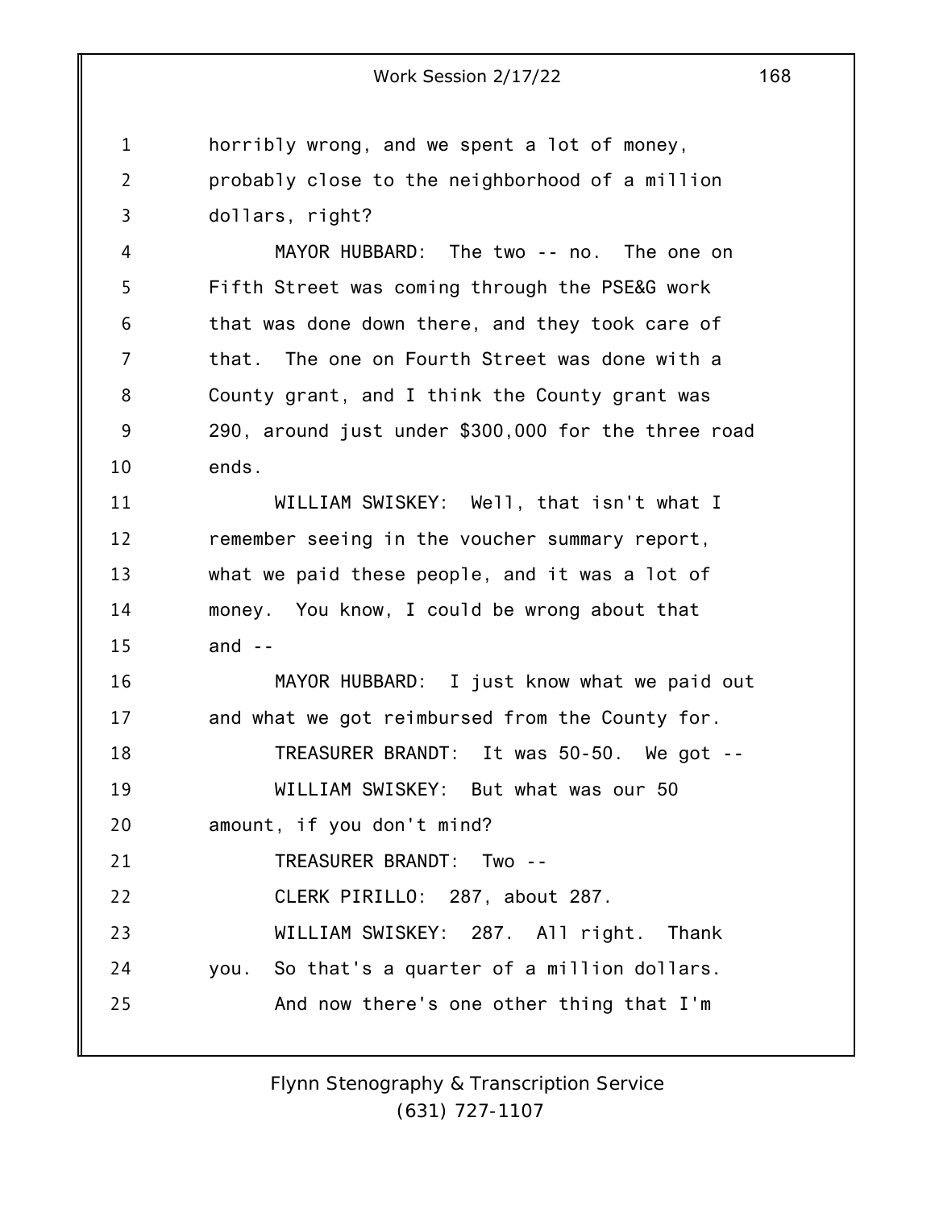horribly wrong, and we spent a lot of money, probably close to the neighborhood of a million dollars, right?

MAYOR HUBBARD: The two -- no. The one on Fifth Street was coming through the PSE&G work that was done down there, and they took care of that. The one on Fourth Street was done with a County grant, and I think the County grant was 290, around just under $300,000 for the three road ends.

WILLIAM SWISKEY: Well, that isn't what I remember seeing in the voucher summary report, what we paid these people, and it was a lot of money. You know, I could be wrong about that and --

MAYOR HUBBARD: I just know what we paid out and what we got reimbursed from the County for.

TREASURER BRANDT: It was 50-50. We got --

WILLIAM SWISKEY: But what was our 50 amount, if you don't mind?

TREASURER BRANDT: Two --

CLERK PIRILLO: 287, about 287.

WILLIAM SWISKEY: 287. All right. Thank you. So that's a quarter of a million dollars.

And now there's one other thing that I'm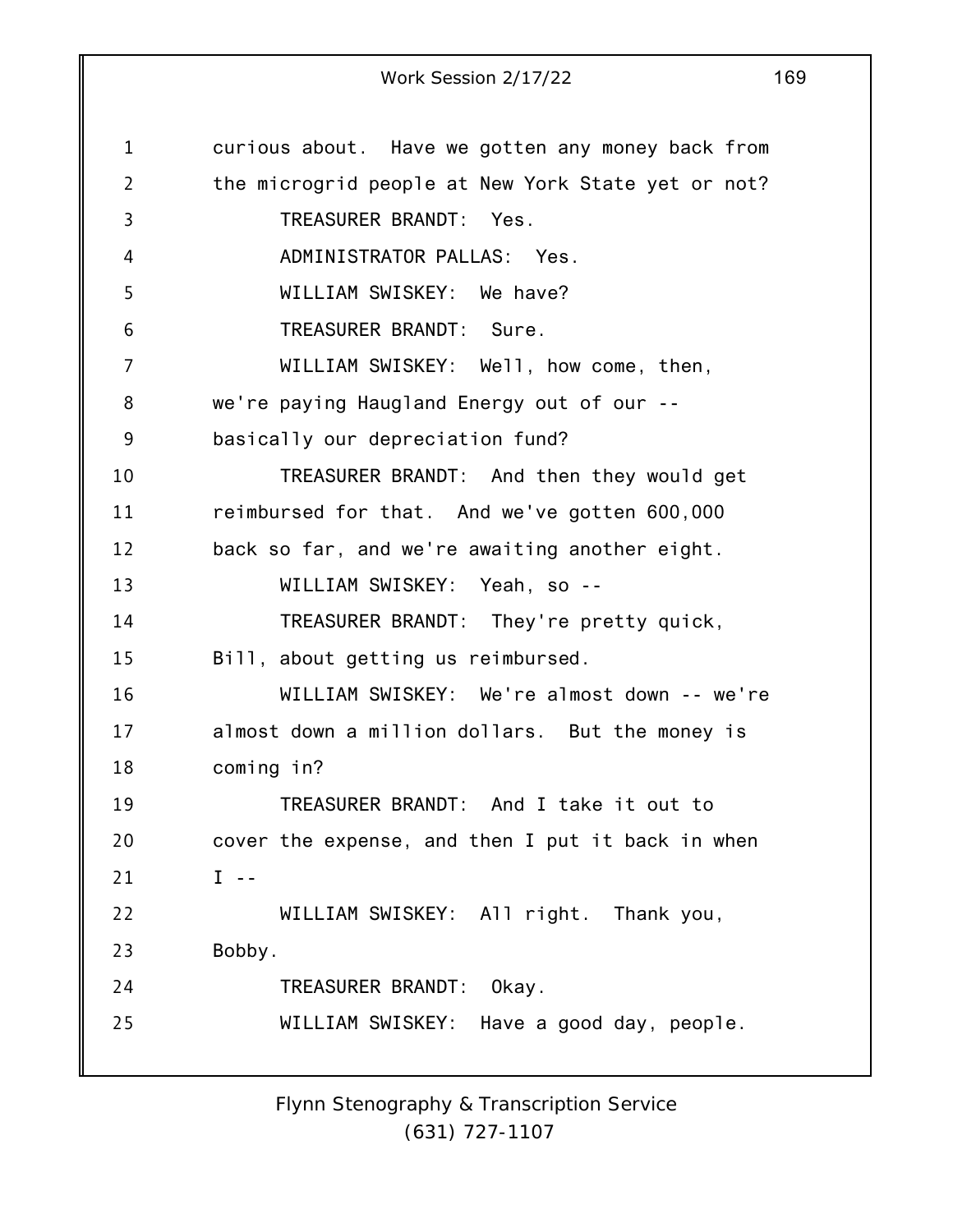curious about. Have we gotten any money back from the microgrid people at New York State yet or not?

TREASURER BRANDT: Yes.

ADMINISTRATOR PALLAS: Yes.

WILLIAM SWISKEY: We have?

TREASURER BRANDT: Sure.

WILLIAM SWISKEY: Well, how come, then, we're paying Haugland Energy out of our -- basically our depreciation fund?

TREASURER BRANDT: And then they would get reimbursed for that. And we've gotten 600,000 back so far, and we're awaiting another eight.

WILLIAM SWISKEY: Yeah, so --

TREASURER BRANDT: They're pretty quick, Bill, about getting us reimbursed.

WILLIAM SWISKEY: We're almost down -- we're almost down a million dollars. But the money is coming in?

TREASURER BRANDT: And I take it out to cover the expense, and then I put it back in when I --

WILLIAM SWISKEY: All right. Thank you, Bobby.

TREASURER BRANDT: Okay.

WILLIAM SWISKEY: Have a good day, people.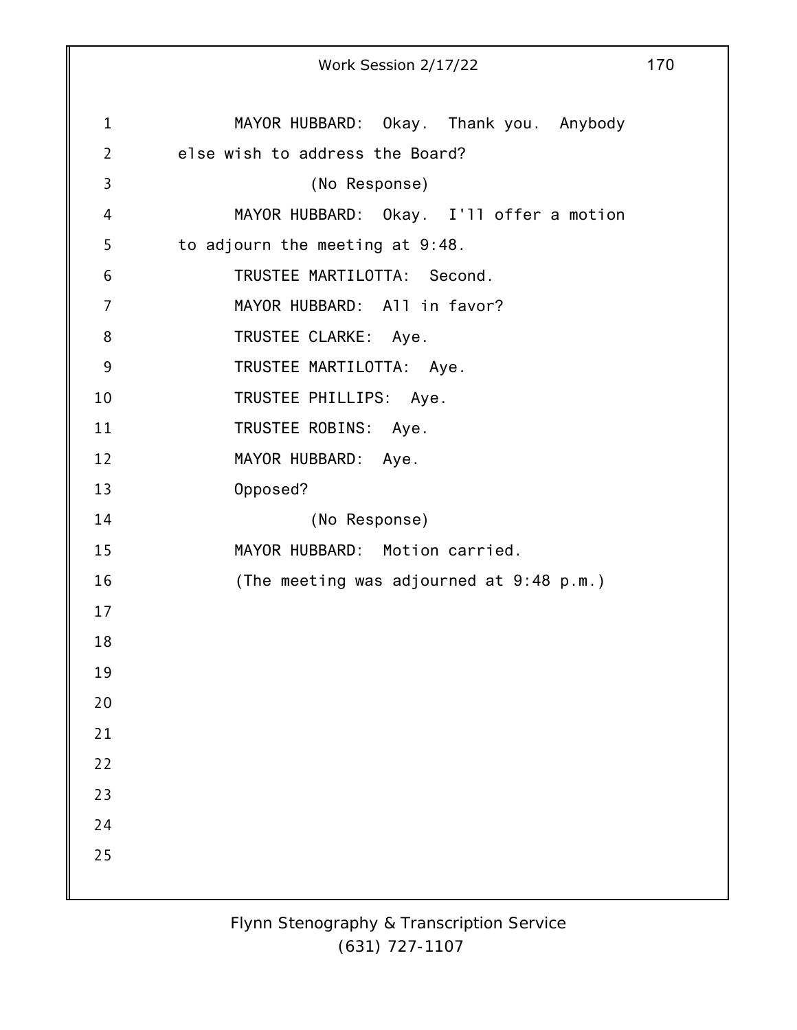MAYOR HUBBARD: Okay. Thank you. Anybody else wish to address the Board?

(No Response)

MAYOR HUBBARD: Okay. I'll offer a motion to adjourn the meeting at 9:48.

TRUSTEE MARTILOTTA: Second.

MAYOR HUBBARD: All in favor?

TRUSTEE CLARKE: Aye.

TRUSTEE MARTILOTTA: Aye.

TRUSTEE PHILLIPS: Aye.

TRUSTEE ROBINS: Aye.

MAYOR HUBBARD: Aye.

Opposed?

(No Response)

MAYOR HUBBARD: Motion carried.

(The meeting was adjourned at 9:48 p.m.)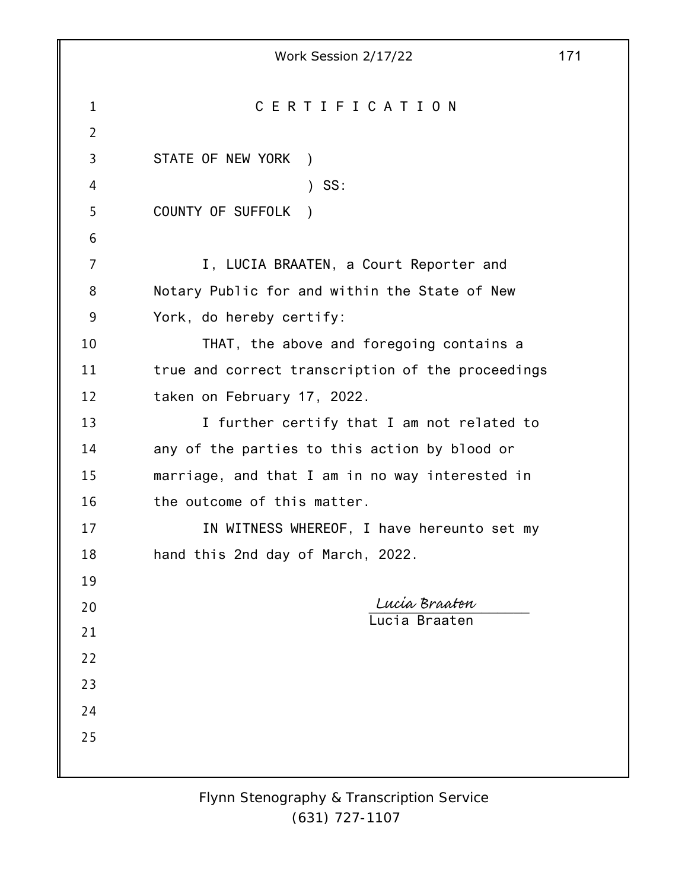# C E R T I F I C A T I O N

STATE OF NEW YORK )

) SS:

COUNTY OF SUFFOLK )

I, LUCIA BRAATEN, a Court Reporter and Notary Public for and within the State of New York, do hereby certify:

THAT, the above and foregoing contains a true and correct transcription of the proceedings taken on February 17, 2022.

I further certify that I am not related to any of the parties to this action by blood or marriage, and that I am in no way interested in the outcome of this matter.

IN WITNESS WHEREOF, I have hereunto set my hand this 2nd day of March, 2022.

*Lucia Braaten*

Lucia Braaten